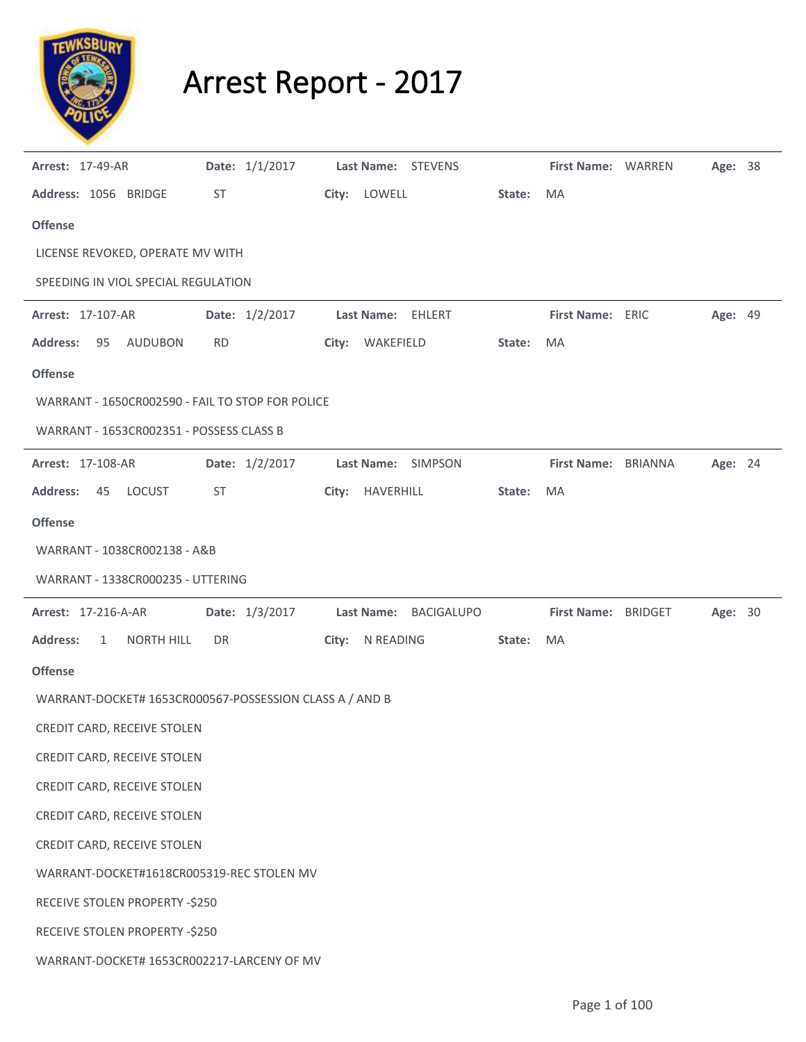# Arrest Report - 2017

---

**Arrest:** 17-49-AR **Date:** 1/1/2017 **Last Name:** STEVENS **First Name:** WARREN **Age:** 38

**Address:** 1056 BRIDGE ST **City:** LOWELL **State:** MA

**Offense**

LICENSE REVOKED, OPERATE MV WITH

SPEEDING IN VIOL SPECIAL REGULATION

---

**Arrest:** 17-107-AR **Date:** 1/2/2017 **Last Name:** EHLERT **First Name:** ERIC **Age:** 49

**Address:** 95 AUDUBON RD **City:** WAKEFIELD **State:** MA

**Offense**

WARRANT - 1650CR002590 - FAIL TO STOP FOR POLICE

WARRANT - 1653CR002351 - POSSESS CLASS B

---

**Arrest:** 17-108-AR **Date:** 1/2/2017 **Last Name:** SIMPSON **First Name:** BRIANNA **Age:** 24

**Address:** 45 LOCUST ST **City:** HAVERHILL **State:** MA

**Offense**

WARRANT - 1038CR002138 - A&B

WARRANT - 1338CR000235 - UTTERING

---

**Arrest:** 17-216-A-AR **Date:** 1/3/2017 **Last Name:** BACIGALUPO **First Name:** BRIDGET **Age:** 30

**Address:** 1 NORTH HILL DR **City:** N READING **State:** MA

**Offense**

WARRANT-DOCKET# 1653CR000567-POSSESSION CLASS A / AND B

CREDIT CARD, RECEIVE STOLEN

CREDIT CARD, RECEIVE STOLEN

CREDIT CARD, RECEIVE STOLEN

CREDIT CARD, RECEIVE STOLEN

CREDIT CARD, RECEIVE STOLEN

WARRANT-DOCKET#1618CR005319-REC STOLEN MV

RECEIVE STOLEN PROPERTY -$250

RECEIVE STOLEN PROPERTY -$250

WARRANT-DOCKET# 1653CR002217-LARCENY OF MV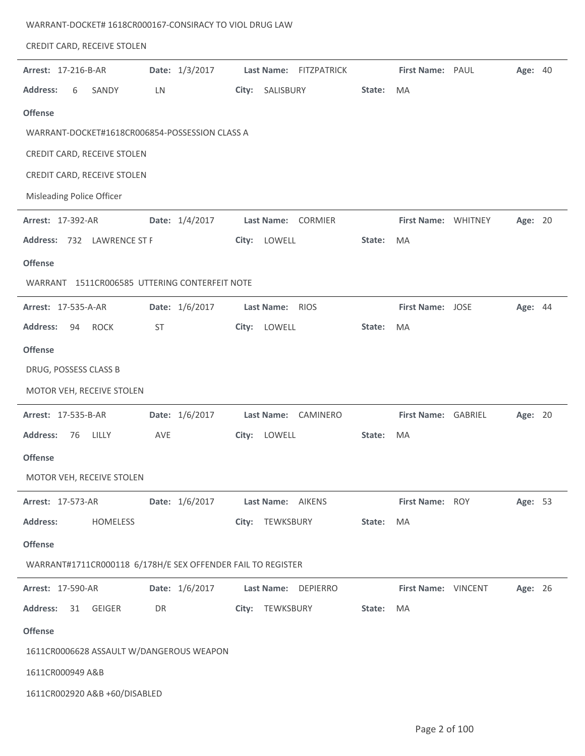WARRANT-DOCKET# 1618CR000167-CONSIRACY TO VIOL DRUG LAW

CREDIT CARD, RECEIVE STOLEN

---

**Arrest:** 17-216-B-AR **Date:** 1/3/2017 **Last Name:** FITZPATRICK **First Name:** PAUL **Age:** 40

**Address:** 6 SANDY LN **City:** SALISBURY **State:** MA

**Offense**

WARRANT-DOCKET#1618CR006854-POSSESSION CLASS A

CREDIT CARD, RECEIVE STOLEN

CREDIT CARD, RECEIVE STOLEN

Misleading Police Officer

---

**Arrest:** 17-392-AR **Date:** 1/4/2017 **Last Name:** CORMIER **First Name:** WHITNEY **Age:** 20

**Address:** 732 LAWRENCE ST F **City:** LOWELL **State:** MA

**Offense**

WARRANT 1511CR006585 UTTERING CONTERFEIT NOTE

---

**Arrest:** 17-535-A-AR **Date:** 1/6/2017 **Last Name:** RIOS **First Name:** JOSE **Age:** 44

**Address:** 94 ROCK ST **City:** LOWELL **State:** MA

**Offense**

DRUG, POSSESS CLASS B

MOTOR VEH, RECEIVE STOLEN

---

**Arrest:** 17-535-B-AR **Date:** 1/6/2017 **Last Name:** CAMINERO **First Name:** GABRIEL **Age:** 20

**Address:** 76 LILLY AVE **City:** LOWELL **State:** MA

**Offense**

MOTOR VEH, RECEIVE STOLEN

---

**Arrest:** 17-573-AR **Date:** 1/6/2017 **Last Name:** AIKENS **First Name:** ROY **Age:** 53

**Address:** HOMELESS **City:** TEWKSBURY **State:** MA

**Offense**

WARRANT#1711CR000118 6/178H/E SEX OFFENDER FAIL TO REGISTER

---

**Arrest:** 17-590-AR **Date:** 1/6/2017 **Last Name:** DEPIERRO **First Name:** VINCENT **Age:** 26

**Address:** 31 GEIGER DR **City:** TEWKSBURY **State:** MA

**Offense**

1611CR0006628 ASSAULT W/DANGEROUS WEAPON

1611CR000949 A&B

1611CR002920 A&B +60/DISABLED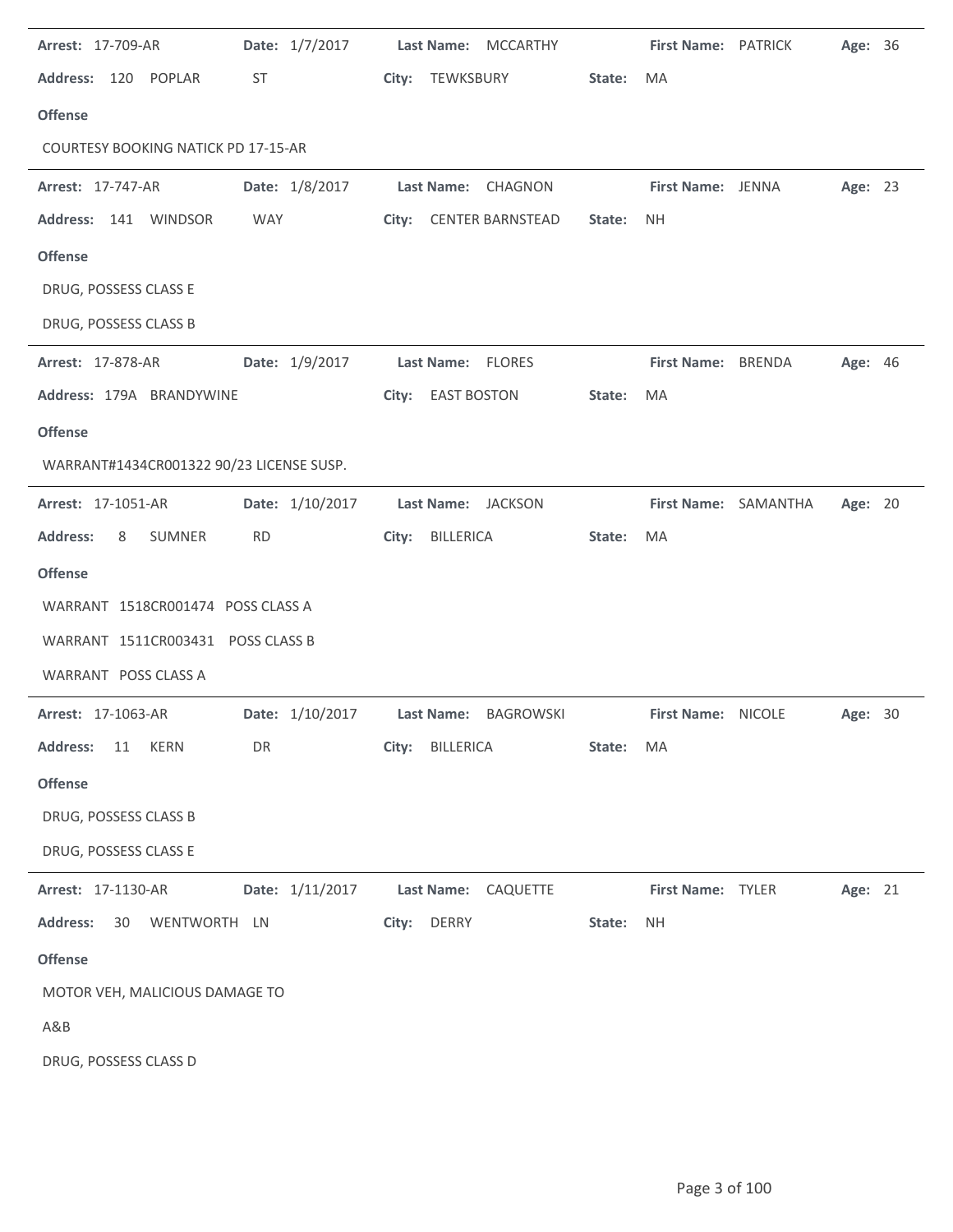**Arrest:** 17-709-AR **Date:** 1/7/2017 **Last Name:** MCCARTHY **First Name:** PATRICK **Age:** 36

**Address:** 120 POPLAR ST **City:** TEWKSBURY **State:** MA

**Offense**

COURTESY BOOKING NATICK PD 17-15-AR

---

**Arrest:** 17-747-AR **Date:** 1/8/2017 **Last Name:** CHAGNON **First Name:** JENNA **Age:** 23

**Address:** 141 WINDSOR WAY **City:** CENTER BARNSTEAD **State:** NH

**Offense**

DRUG, POSSESS CLASS E

DRUG, POSSESS CLASS B

---

**Arrest:** 17-878-AR **Date:** 1/9/2017 **Last Name:** FLORES **First Name:** BRENDA **Age:** 46

**Address:** 179A BRANDYWINE **City:** EAST BOSTON **State:** MA

**Offense**

WARRANT#1434CR001322 90/23 LICENSE SUSP.

---

**Arrest:** 17-1051-AR **Date:** 1/10/2017 **Last Name:** JACKSON **First Name:** SAMANTHA **Age:** 20

**Address:** 8 SUMNER RD **City:** BILLERICA **State:** MA

**Offense**

WARRANT 1518CR001474 POSS CLASS A

WARRANT 1511CR003431 POSS CLASS B

WARRANT POSS CLASS A

---

**Arrest:** 17-1063-AR **Date:** 1/10/2017 **Last Name:** BAGROWSKI **First Name:** NICOLE **Age:** 30

**Address:** 11 KERN DR **City:** BILLERICA **State:** MA

**Offense**

DRUG, POSSESS CLASS B

DRUG, POSSESS CLASS E

---

**Arrest:** 17-1130-AR **Date:** 1/11/2017 **Last Name:** CAQUETTE **First Name:** TYLER **Age:** 21

**Address:** 30 WENTWORTH LN **City:** DERRY **State:** NH

**Offense**

MOTOR VEH, MALICIOUS DAMAGE TO

A&B

DRUG, POSSESS CLASS D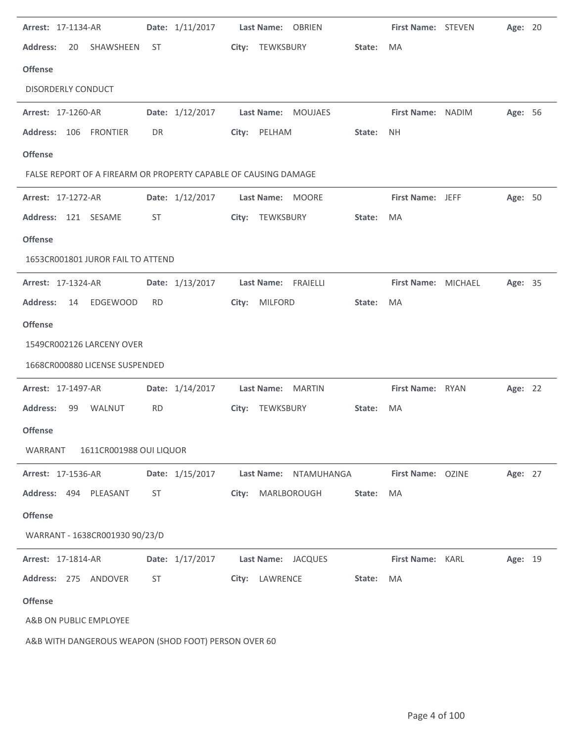**Arrest:** 17-1134-AR **Date:** 1/11/2017 **Last Name:** OBRIEN **First Name:** STEVEN **Age:** 20

**Address:** 20 SHAWSHEEN ST **City:** TEWKSBURY **State:** MA

**Offense**

DISORDERLY CONDUCT

---

**Arrest:** 17-1260-AR **Date:** 1/12/2017 **Last Name:** MOUJAES **First Name:** NADIM **Age:** 56

**Address:** 106 FRONTIER DR **City:** PELHAM **State:** NH

**Offense**

FALSE REPORT OF A FIREARM OR PROPERTY CAPABLE OF CAUSING DAMAGE

---

**Arrest:** 17-1272-AR **Date:** 1/12/2017 **Last Name:** MOORE **First Name:** JEFF **Age:** 50

**Address:** 121 SESAME ST **City:** TEWKSBURY **State:** MA

**Offense**

1653CR001801 JUROR FAIL TO ATTEND

---

**Arrest:** 17-1324-AR **Date:** 1/13/2017 **Last Name:** FRAIELLI **First Name:** MICHAEL **Age:** 35

**Address:** 14 EDGEWOOD RD **City:** MILFORD **State:** MA

**Offense**

1549CR002126 LARCENY OVER

1668CR000880 LICENSE SUSPENDED

---

**Arrest:** 17-1497-AR **Date:** 1/14/2017 **Last Name:** MARTIN **First Name:** RYAN **Age:** 22

**Address:** 99 WALNUT RD **City:** TEWKSBURY **State:** MA

**Offense**

WARRANT 1611CR001988 OUI LIQUOR

---

**Arrest:** 17-1536-AR **Date:** 1/15/2017 **Last Name:** NTAMUHANGA **First Name:** OZINE **Age:** 27

**Address:** 494 PLEASANT ST **City:** MARLBOROUGH **State:** MA

**Offense**

WARRANT - 1638CR001930 90/23/D

---

**Arrest:** 17-1814-AR **Date:** 1/17/2017 **Last Name:** JACQUES **First Name:** KARL **Age:** 19

**Address:** 275 ANDOVER ST **City:** LAWRENCE **State:** MA

**Offense**

A&B ON PUBLIC EMPLOYEE

A&B WITH DANGEROUS WEAPON (SHOD FOOT) PERSON OVER 60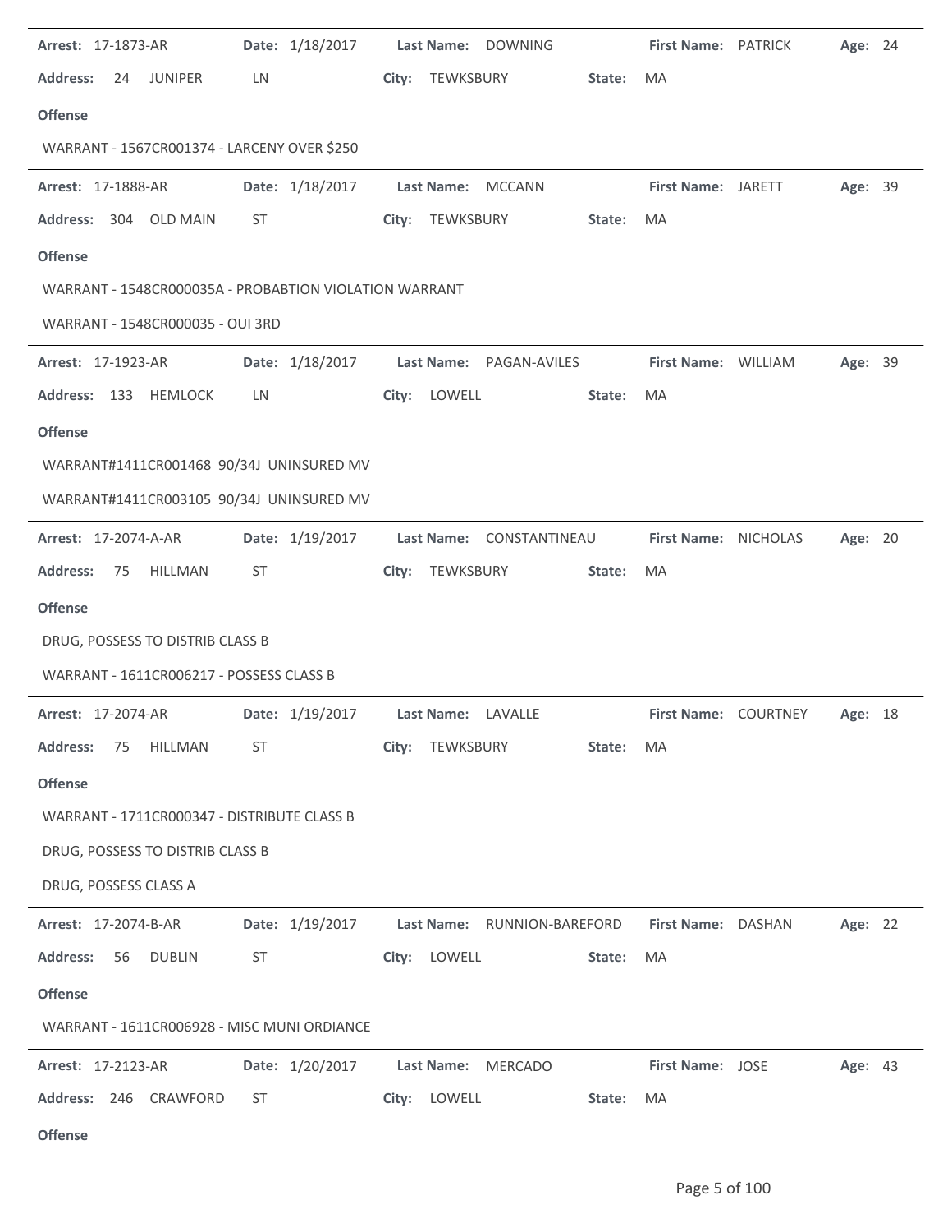**Arrest:** 17-1873-AR **Date:** 1/18/2017 **Last Name:** DOWNING **First Name:** PATRICK **Age:** 24

**Address:** 24 JUNIPER LN **City:** TEWKSBURY **State:** MA

**Offense**

WARRANT - 1567CR001374 - LARCENY OVER $250

---

**Arrest:** 17-1888-AR **Date:** 1/18/2017 **Last Name:** MCCANN **First Name:** JARETT **Age:** 39

**Address:** 304 OLD MAIN ST **City:** TEWKSBURY **State:** MA

**Offense**

WARRANT - 1548CR000035A - PROBABTION VIOLATION WARRANT

WARRANT - 1548CR000035 - OUI 3RD

---

**Arrest:** 17-1923-AR **Date:** 1/18/2017 **Last Name:** PAGAN-AVILES **First Name:** WILLIAM **Age:** 39

**Address:** 133 HEMLOCK LN **City:** LOWELL **State:** MA

**Offense**

WARRANT#1411CR001468 90/34J UNINSURED MV

WARRANT#1411CR003105 90/34J UNINSURED MV

---

**Arrest:** 17-2074-A-AR **Date:** 1/19/2017 **Last Name:** CONSTANTINEAU **First Name:** NICHOLAS **Age:** 20

**Address:** 75 HILLMAN ST **City:** TEWKSBURY **State:** MA

**Offense**

DRUG, POSSESS TO DISTRIB CLASS B

WARRANT - 1611CR006217 - POSSESS CLASS B

---

**Arrest:** 17-2074-AR **Date:** 1/19/2017 **Last Name:** LAVALLE **First Name:** COURTNEY **Age:** 18

**Address:** 75 HILLMAN ST **City:** TEWKSBURY **State:** MA

**Offense**

WARRANT - 1711CR000347 - DISTRIBUTE CLASS B

DRUG, POSSESS TO DISTRIB CLASS B

DRUG, POSSESS CLASS A

---

**Arrest:** 17-2074-B-AR **Date:** 1/19/2017 **Last Name:** RUNNION-BAREFORD **First Name:** DASHAN **Age:** 22

**Address:** 56 DUBLIN ST **City:** LOWELL **State:** MA

**Offense**

WARRANT - 1611CR006928 - MISC MUNI ORDIANCE

---

**Arrest:** 17-2123-AR **Date:** 1/20/2017 **Last Name:** MERCADO **First Name:** JOSE **Age:** 43

**Address:** 246 CRAWFORD ST **City:** LOWELL **State:** MA

**Offense**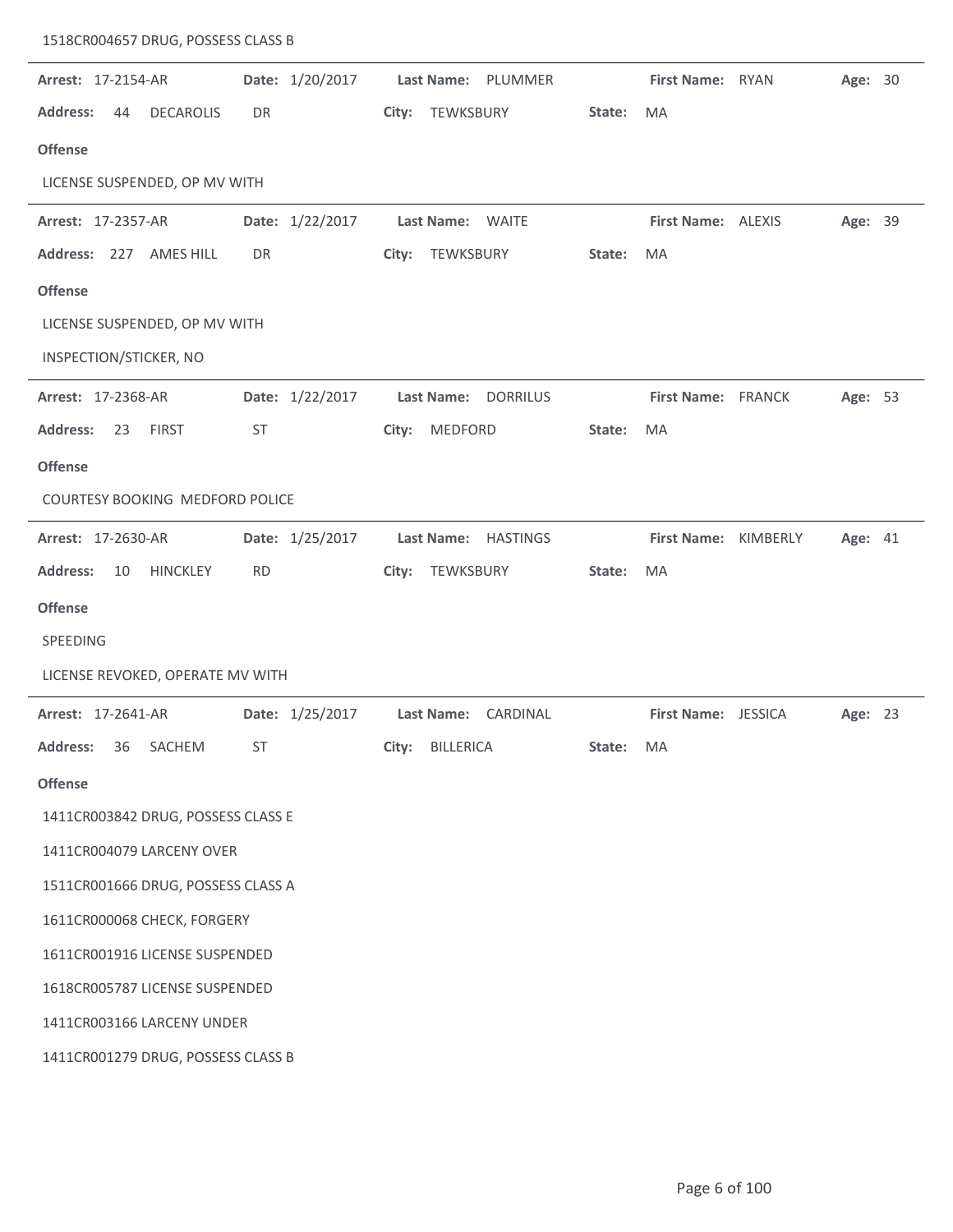1518CR004657 DRUG, POSSESS CLASS B

---

**Arrest:** 17-2154-AR **Date:** 1/20/2017 **Last Name:** PLUMMER **First Name:** RYAN **Age:** 30

**Address:** 44 DECAROLIS DR **City:** TEWKSBURY **State:** MA

**Offense**

LICENSE SUSPENDED, OP MV WITH

---

**Arrest:** 17-2357-AR **Date:** 1/22/2017 **Last Name:** WAITE **First Name:** ALEXIS **Age:** 39

**Address:** 227 AMES HILL DR **City:** TEWKSBURY **State:** MA

**Offense**

LICENSE SUSPENDED, OP MV WITH

INSPECTION/STICKER, NO

---

**Arrest:** 17-2368-AR **Date:** 1/22/2017 **Last Name:** DORRILUS **First Name:** FRANCK **Age:** 53

**Address:** 23 FIRST ST **City:** MEDFORD **State:** MA

**Offense**

COURTESY BOOKING MEDFORD POLICE

---

**Arrest:** 17-2630-AR **Date:** 1/25/2017 **Last Name:** HASTINGS **First Name:** KIMBERLY **Age:** 41

**Address:** 10 HINCKLEY RD **City:** TEWKSBURY **State:** MA

**Offense**

SPEEDING

LICENSE REVOKED, OPERATE MV WITH

---

**Arrest:** 17-2641-AR **Date:** 1/25/2017 **Last Name:** CARDINAL **First Name:** JESSICA **Age:** 23

**Address:** 36 SACHEM ST **City:** BILLERICA **State:** MA

**Offense**

1411CR003842 DRUG, POSSESS CLASS E

1411CR004079 LARCENY OVER

1511CR001666 DRUG, POSSESS CLASS A

1611CR000068 CHECK, FORGERY

1611CR001916 LICENSE SUSPENDED

1618CR005787 LICENSE SUSPENDED

1411CR003166 LARCENY UNDER

1411CR001279 DRUG, POSSESS CLASS B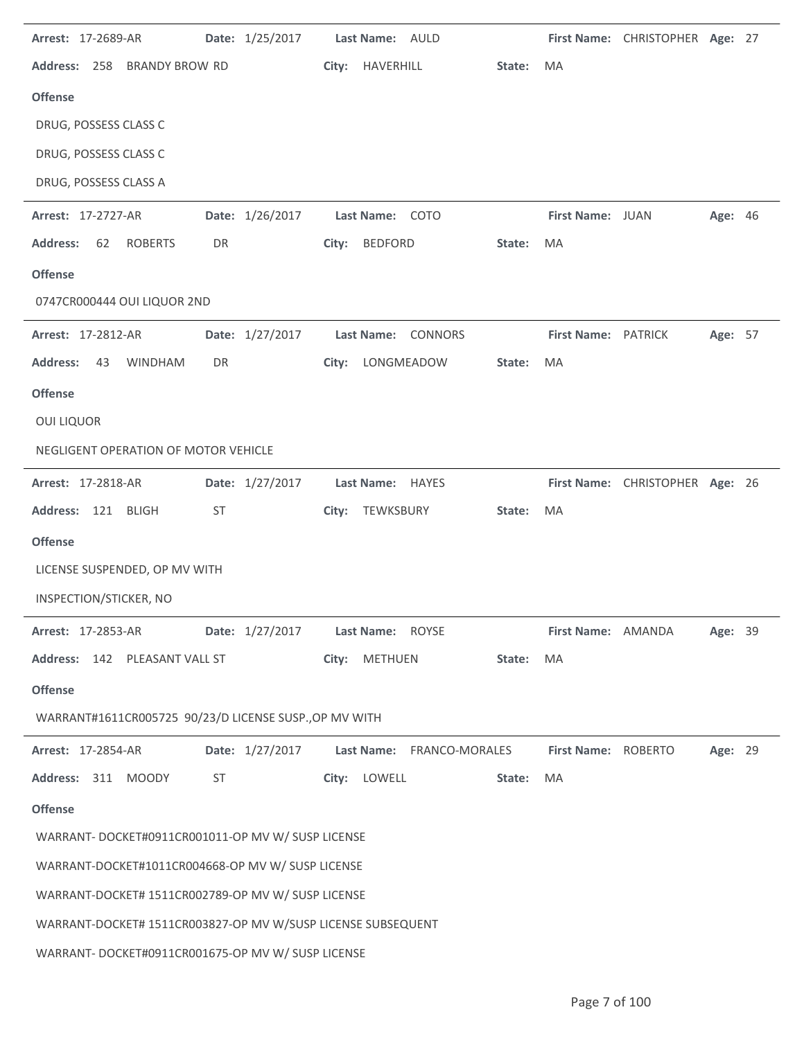**Arrest:** 17-2689-AR **Date:** 1/25/2017 **Last Name:** AULD **First Name:** CHRISTOPHER **Age:** 27

**Address:** 258 BRANDY BROW RD **City:** HAVERHILL **State:** MA

**Offense**

DRUG, POSSESS CLASS C

DRUG, POSSESS CLASS C

DRUG, POSSESS CLASS A

---

**Arrest:** 17-2727-AR **Date:** 1/26/2017 **Last Name:** COTO **First Name:** JUAN **Age:** 46

**Address:** 62 ROBERTS DR **City:** BEDFORD **State:** MA

**Offense**

0747CR000444 OUI LIQUOR 2ND

---

**Arrest:** 17-2812-AR **Date:** 1/27/2017 **Last Name:** CONNORS **First Name:** PATRICK **Age:** 57

**Address:** 43 WINDHAM DR **City:** LONGMEADOW **State:** MA

**Offense**

OUI LIQUOR

NEGLIGENT OPERATION OF MOTOR VEHICLE

---

**Arrest:** 17-2818-AR **Date:** 1/27/2017 **Last Name:** HAYES **First Name:** CHRISTOPHER **Age:** 26

**Address:** 121 BLIGH ST **City:** TEWKSBURY **State:** MA

**Offense**

LICENSE SUSPENDED, OP MV WITH

INSPECTION/STICKER, NO

---

**Arrest:** 17-2853-AR **Date:** 1/27/2017 **Last Name:** ROYSE **First Name:** AMANDA **Age:** 39

**Address:** 142 PLEASANT VALL ST **City:** METHUEN **State:** MA

**Offense**

WARRANT#1611CR005725 90/23/D LICENSE SUSP.,OP MV WITH

---

**Arrest:** 17-2854-AR **Date:** 1/27/2017 **Last Name:** FRANCO-MORALES **First Name:** ROBERTO **Age:** 29

**Address:** 311 MOODY ST **City:** LOWELL **State:** MA

**Offense**

WARRANT- DOCKET#0911CR001011-OP MV W/ SUSP LICENSE

WARRANT-DOCKET#1011CR004668-OP MV W/ SUSP LICENSE

WARRANT-DOCKET# 1511CR002789-OP MV W/ SUSP LICENSE

WARRANT-DOCKET# 1511CR003827-OP MV W/SUSP LICENSE SUBSEQUENT

WARRANT- DOCKET#0911CR001675-OP MV W/ SUSP LICENSE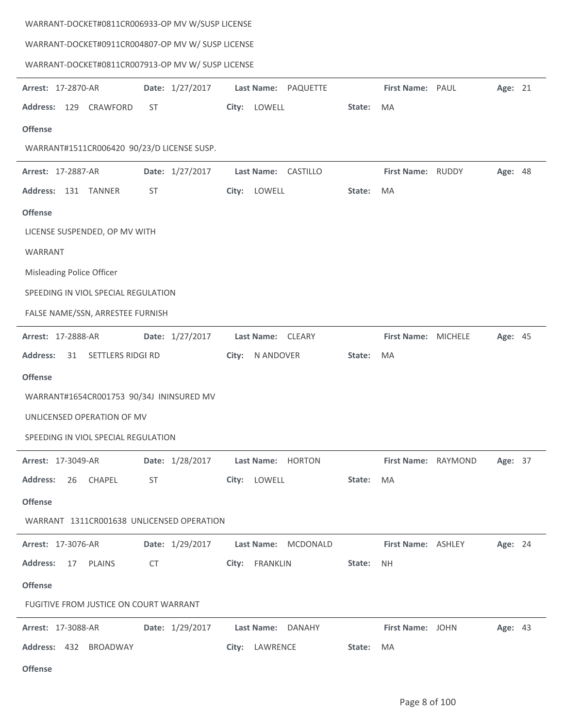WARRANT-DOCKET#0811CR006933-OP MV W/SUSP LICENSE

WARRANT-DOCKET#0911CR004807-OP MV W/ SUSP LICENSE

WARRANT-DOCKET#0811CR007913-OP MV W/ SUSP LICENSE

---

**Arrest:** 17-2870-AR **Date:** 1/27/2017 **Last Name:** PAQUETTE **First Name:** PAUL **Age:** 21

**Address:** 129 CRAWFORD ST **City:** LOWELL **State:** MA

**Offense**

WARRANT#1511CR006420 90/23/D LICENSE SUSP.

---

**Arrest:** 17-2887-AR **Date:** 1/27/2017 **Last Name:** CASTILLO **First Name:** RUDDY **Age:** 48

**Address:** 131 TANNER ST **City:** LOWELL **State:** MA

**Offense**

LICENSE SUSPENDED, OP MV WITH

WARRANT

Misleading Police Officer

SPEEDING IN VIOL SPECIAL REGULATION

FALSE NAME/SSN, ARRESTEE FURNISH

---

**Arrest:** 17-2888-AR **Date:** 1/27/2017 **Last Name:** CLEARY **First Name:** MICHELE **Age:** 45

**Address:** 31 SETTLERS RIDGI RD **City:** N ANDOVER **State:** MA

**Offense**

WARRANT#1654CR001753 90/34J ININSURED MV

UNLICENSED OPERATION OF MV

SPEEDING IN VIOL SPECIAL REGULATION

---

**Arrest:** 17-3049-AR **Date:** 1/28/2017 **Last Name:** HORTON **First Name:** RAYMOND **Age:** 37

**Address:** 26 CHAPEL ST **City:** LOWELL **State:** MA

**Offense**

WARRANT 1311CR001638 UNLICENSED OPERATION

---

**Arrest:** 17-3076-AR **Date:** 1/29/2017 **Last Name:** MCDONALD **First Name:** ASHLEY **Age:** 24

**Address:** 17 PLAINS CT **City:** FRANKLIN **State:** NH

**Offense**

FUGITIVE FROM JUSTICE ON COURT WARRANT

---

**Arrest:** 17-3088-AR **Date:** 1/29/2017 **Last Name:** DANAHY **First Name:** JOHN **Age:** 43

**Address:** 432 BROADWAY **City:** LAWRENCE **State:** MA

**Offense**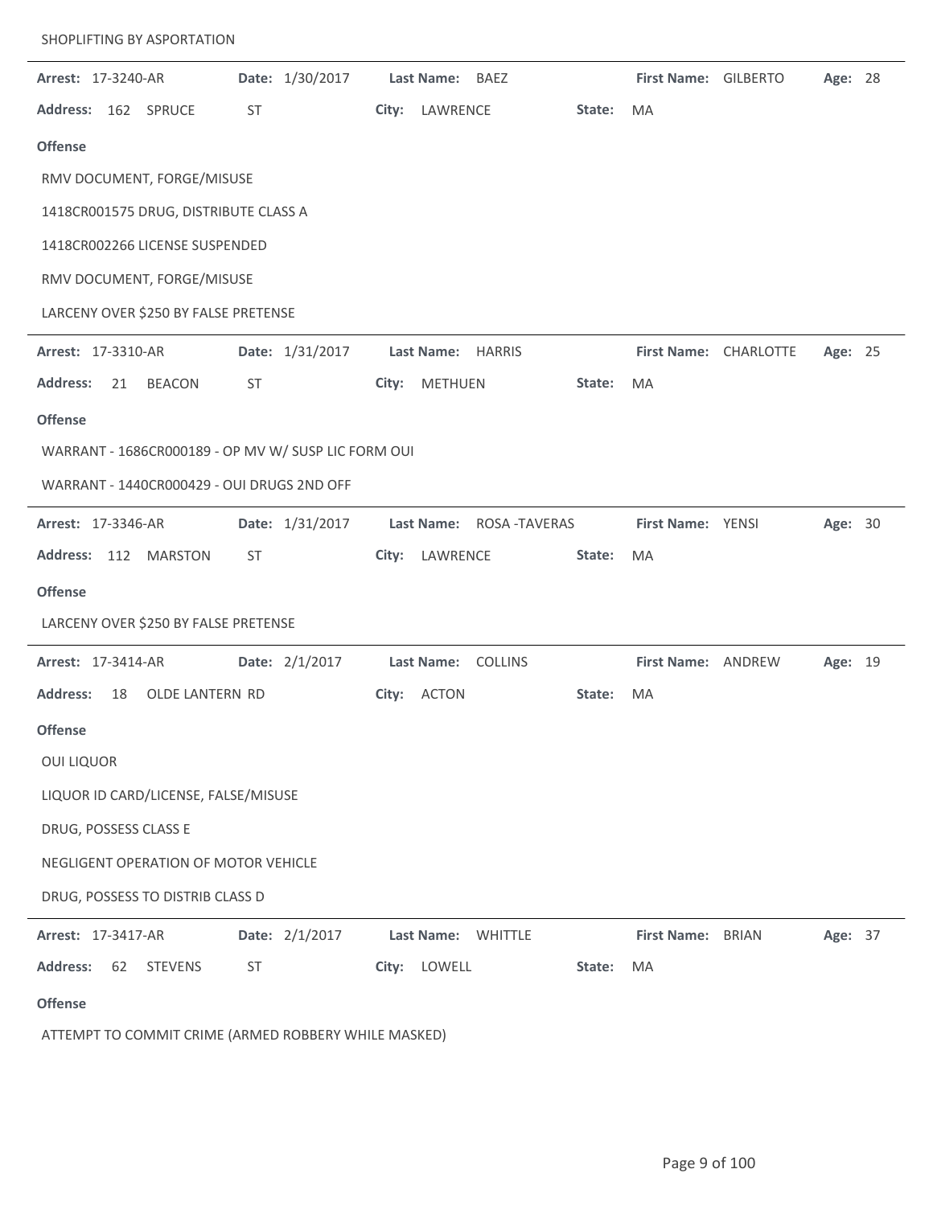SHOPLIFTING BY ASPORTATION

---

**Arrest:** 17-3240-AR **Date:** 1/30/2017 **Last Name:** BAEZ **First Name:** GILBERTO **Age:** 28

**Address:** 162 SPRUCE ST **City:** LAWRENCE **State:** MA

**Offense**

RMV DOCUMENT, FORGE/MISUSE

1418CR001575 DRUG, DISTRIBUTE CLASS A

1418CR002266 LICENSE SUSPENDED

RMV DOCUMENT, FORGE/MISUSE

LARCENY OVER $250 BY FALSE PRETENSE

---

**Arrest:** 17-3310-AR **Date:** 1/31/2017 **Last Name:** HARRIS **First Name:** CHARLOTTE **Age:** 25

**Address:** 21 BEACON ST **City:** METHUEN **State:** MA

**Offense**

WARRANT - 1686CR000189 - OP MV W/ SUSP LIC FORM OUI

WARRANT - 1440CR000429 - OUI DRUGS 2ND OFF

---

**Arrest:** 17-3346-AR **Date:** 1/31/2017 **Last Name:** ROSA -TAVERAS **First Name:** YENSI **Age:** 30

**Address:** 112 MARSTON ST **City:** LAWRENCE **State:** MA

**Offense**

LARCENY OVER $250 BY FALSE PRETENSE

---

**Arrest:** 17-3414-AR **Date:** 2/1/2017 **Last Name:** COLLINS **First Name:** ANDREW **Age:** 19

**Address:** 18 OLDE LANTERN RD **City:** ACTON **State:** MA

**Offense**

OUI LIQUOR

LIQUOR ID CARD/LICENSE, FALSE/MISUSE

DRUG, POSSESS CLASS E

NEGLIGENT OPERATION OF MOTOR VEHICLE

DRUG, POSSESS TO DISTRIB CLASS D

---

**Arrest:** 17-3417-AR **Date:** 2/1/2017 **Last Name:** WHITTLE **First Name:** BRIAN **Age:** 37

**Address:** 62 STEVENS ST **City:** LOWELL **State:** MA

**Offense**

ATTEMPT TO COMMIT CRIME (ARMED ROBBERY WHILE MASKED)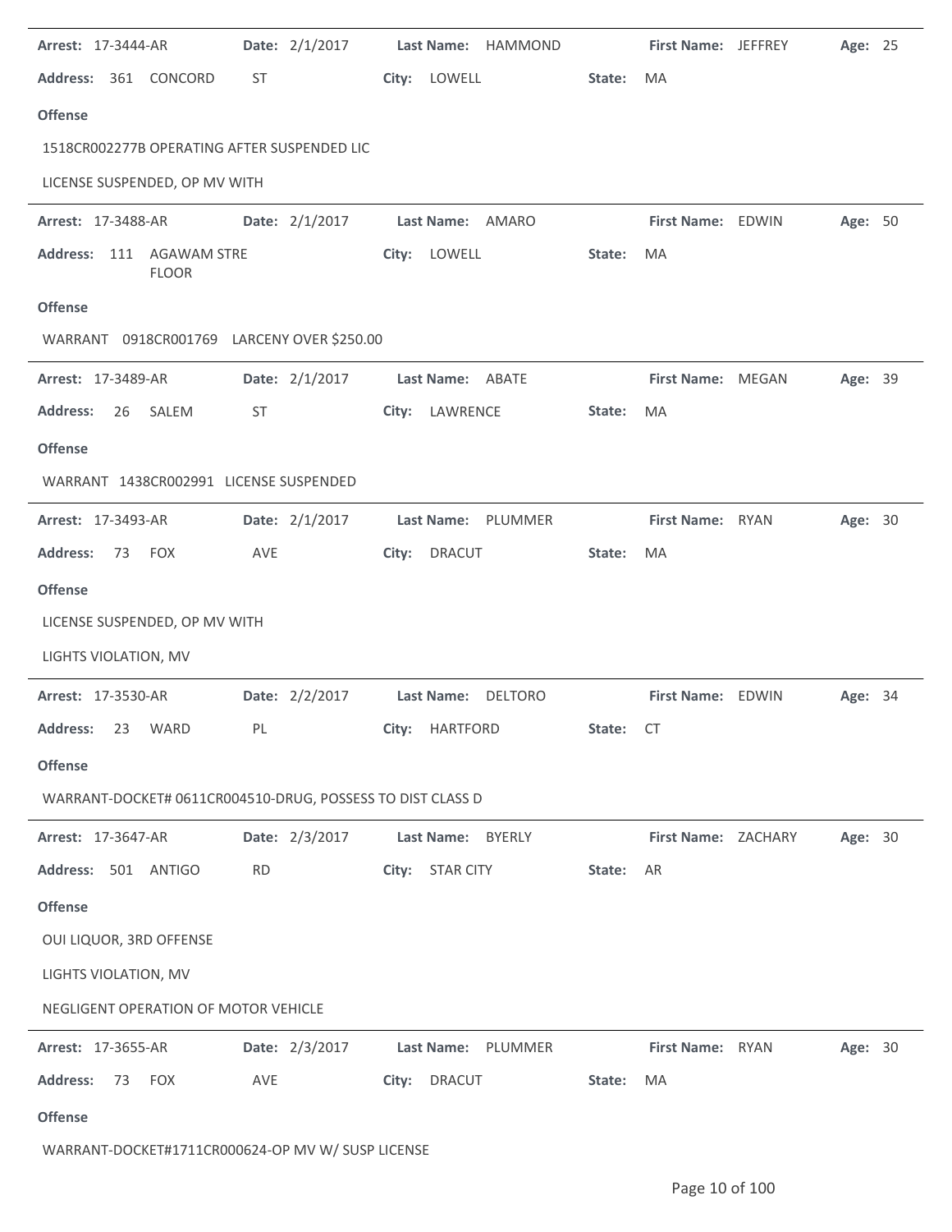**Arrest:** 17-3444-AR **Date:** 2/1/2017 **Last Name:** HAMMOND **First Name:** JEFFREY **Age:** 25

**Address:** 361 CONCORD ST **City:** LOWELL **State:** MA

**Offense**

1518CR002277B OPERATING AFTER SUSPENDED LIC

LICENSE SUSPENDED, OP MV WITH

---

**Arrest:** 17-3488-AR **Date:** 2/1/2017 **Last Name:** AMARO **First Name:** EDWIN **Age:** 50

**Address:** 111 AGAWAM STRE FLOOR **City:** LOWELL **State:** MA

**Offense**

WARRANT 0918CR001769 LARCENY OVER $250.00

---

**Arrest:** 17-3489-AR **Date:** 2/1/2017 **Last Name:** ABATE **First Name:** MEGAN **Age:** 39

**Address:** 26 SALEM ST **City:** LAWRENCE **State:** MA

**Offense**

WARRANT 1438CR002991 LICENSE SUSPENDED

---

**Arrest:** 17-3493-AR **Date:** 2/1/2017 **Last Name:** PLUMMER **First Name:** RYAN **Age:** 30

**Address:** 73 FOX AVE **City:** DRACUT **State:** MA

**Offense**

LICENSE SUSPENDED, OP MV WITH

LIGHTS VIOLATION, MV

---

**Arrest:** 17-3530-AR **Date:** 2/2/2017 **Last Name:** DELTORO **First Name:** EDWIN **Age:** 34

**Address:** 23 WARD PL **City:** HARTFORD **State:** CT

**Offense**

WARRANT-DOCKET# 0611CR004510-DRUG, POSSESS TO DIST CLASS D

---

**Arrest:** 17-3647-AR **Date:** 2/3/2017 **Last Name:** BYERLY **First Name:** ZACHARY **Age:** 30

**Address:** 501 ANTIGO RD **City:** STAR CITY **State:** AR

**Offense**

OUI LIQUOR, 3RD OFFENSE

LIGHTS VIOLATION, MV

NEGLIGENT OPERATION OF MOTOR VEHICLE

---

**Arrest:** 17-3655-AR **Date:** 2/3/2017 **Last Name:** PLUMMER **First Name:** RYAN **Age:** 30

**Address:** 73 FOX AVE **City:** DRACUT **State:** MA

**Offense**

WARRANT-DOCKET#1711CR000624-OP MV W/ SUSP LICENSE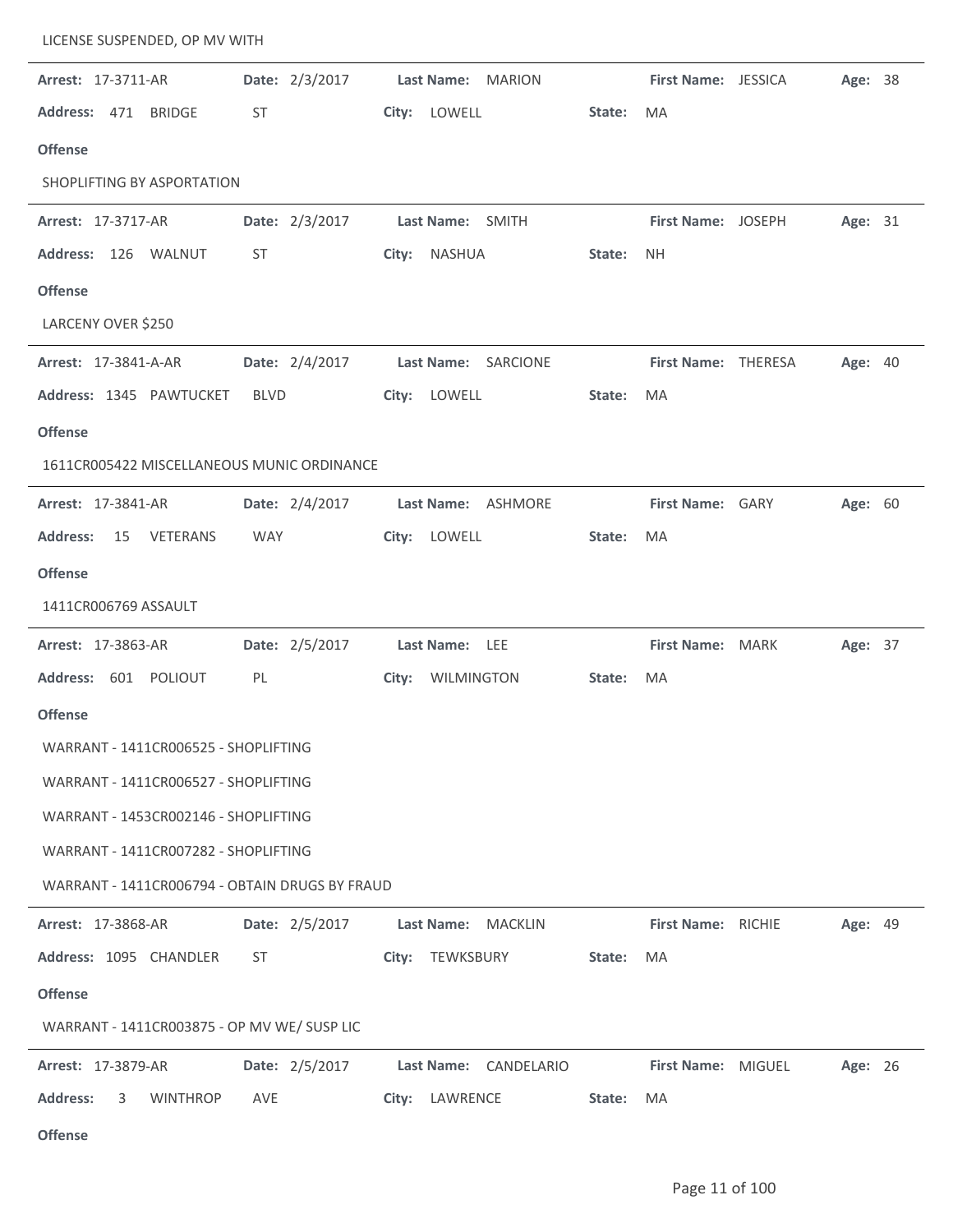LICENSE SUSPENDED, OP MV WITH

---

**Arrest:** 17-3711-AR **Date:** 2/3/2017 **Last Name:** MARION **First Name:** JESSICA **Age:** 38

**Address:** 471 BRIDGE ST **City:** LOWELL **State:** MA

**Offense**

SHOPLIFTING BY ASPORTATION

---

**Arrest:** 17-3717-AR **Date:** 2/3/2017 **Last Name:** SMITH **First Name:** JOSEPH **Age:** 31

**Address:** 126 WALNUT ST **City:** NASHUA **State:** NH

**Offense**

LARCENY OVER $250

---

**Arrest:** 17-3841-A-AR **Date:** 2/4/2017 **Last Name:** SARCIONE **First Name:** THERESA **Age:** 40

**Address:** 1345 PAWTUCKET BLVD **City:** LOWELL **State:** MA

**Offense**

1611CR005422 MISCELLANEOUS MUNIC ORDINANCE

---

**Arrest:** 17-3841-AR **Date:** 2/4/2017 **Last Name:** ASHMORE **First Name:** GARY **Age:** 60

**Address:** 15 VETERANS WAY **City:** LOWELL **State:** MA

**Offense**

1411CR006769 ASSAULT

---

**Arrest:** 17-3863-AR **Date:** 2/5/2017 **Last Name:** LEE **First Name:** MARK **Age:** 37

**Address:** 601 POLIOUT PL **City:** WILMINGTON **State:** MA

**Offense**

WARRANT - 1411CR006525 - SHOPLIFTING

WARRANT - 1411CR006527 - SHOPLIFTING

WARRANT - 1453CR002146 - SHOPLIFTING

WARRANT - 1411CR007282 - SHOPLIFTING

WARRANT - 1411CR006794 - OBTAIN DRUGS BY FRAUD

---

**Arrest:** 17-3868-AR **Date:** 2/5/2017 **Last Name:** MACKLIN **First Name:** RICHIE **Age:** 49

**Address:** 1095 CHANDLER ST **City:** TEWKSBURY **State:** MA

**Offense**

WARRANT - 1411CR003875 - OP MV WE/ SUSP LIC

---

**Arrest:** 17-3879-AR **Date:** 2/5/2017 **Last Name:** CANDELARIO **First Name:** MIGUEL **Age:** 26

**Address:** 3 WINTHROP AVE **City:** LAWRENCE **State:** MA

**Offense**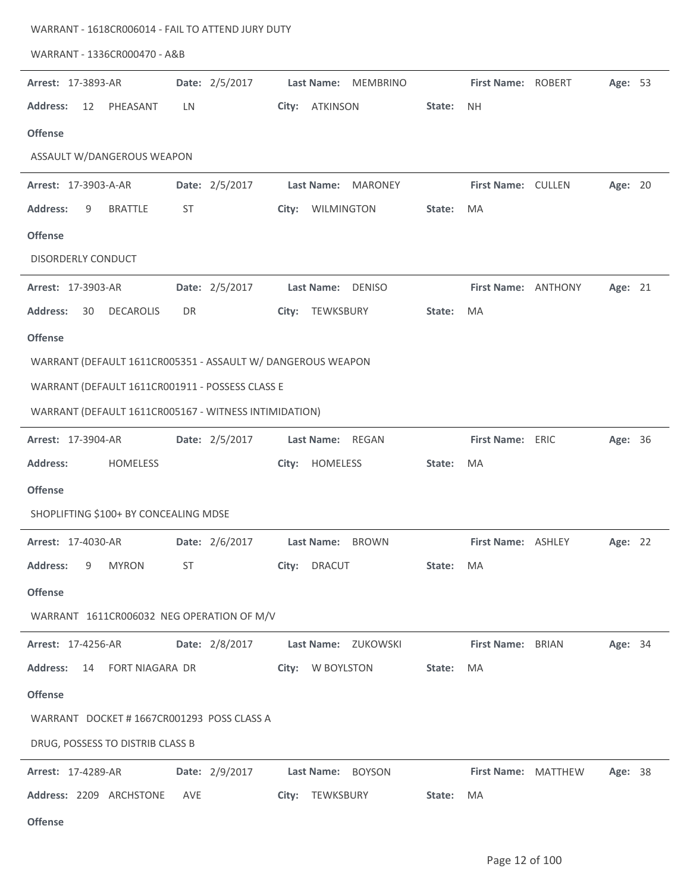WARRANT - 1618CR006014 - FAIL TO ATTEND JURY DUTY

WARRANT - 1336CR000470 - A&B

---

**Arrest:** 17-3893-AR **Date:** 2/5/2017 **Last Name:** MEMBRINO **First Name:** ROBERT **Age:** 53

**Address:** 12 PHEASANT LN **City:** ATKINSON **State:** NH

**Offense**

ASSAULT W/DANGEROUS WEAPON

---

**Arrest:** 17-3903-A-AR **Date:** 2/5/2017 **Last Name:** MARONEY **First Name:** CULLEN **Age:** 20

**Address:** 9 BRATTLE ST **City:** WILMINGTON **State:** MA

**Offense**

DISORDERLY CONDUCT

---

**Arrest:** 17-3903-AR **Date:** 2/5/2017 **Last Name:** DENISO **First Name:** ANTHONY **Age:** 21

**Address:** 30 DECAROLIS DR **City:** TEWKSBURY **State:** MA

**Offense**

WARRANT (DEFAULT 1611CR005351 - ASSAULT W/ DANGEROUS WEAPON

WARRANT (DEFAULT 1611CR001911 - POSSESS CLASS E

WARRANT (DEFAULT 1611CR005167 - WITNESS INTIMIDATION)

---

**Arrest:** 17-3904-AR **Date:** 2/5/2017 **Last Name:** REGAN **First Name:** ERIC **Age:** 36

**Address:** HOMELESS **City:** HOMELESS **State:** MA

**Offense**

SHOPLIFTING $100+ BY CONCEALING MDSE

---

**Arrest:** 17-4030-AR **Date:** 2/6/2017 **Last Name:** BROWN **First Name:** ASHLEY **Age:** 22

**Address:** 9 MYRON ST **City:** DRACUT **State:** MA

**Offense**

WARRANT 1611CR006032 NEG OPERATION OF M/V

---

**Arrest:** 17-4256-AR **Date:** 2/8/2017 **Last Name:** ZUKOWSKI **First Name:** BRIAN **Age:** 34

**Address:** 14 FORT NIAGARA DR **City:** W BOYLSTON **State:** MA

**Offense**

WARRANT DOCKET # 1667CR001293 POSS CLASS A

DRUG, POSSESS TO DISTRIB CLASS B

---

**Arrest:** 17-4289-AR **Date:** 2/9/2017 **Last Name:** BOYSON **First Name:** MATTHEW **Age:** 38

**Address:** 2209 ARCHSTONE AVE **City:** TEWKSBURY **State:** MA

**Offense**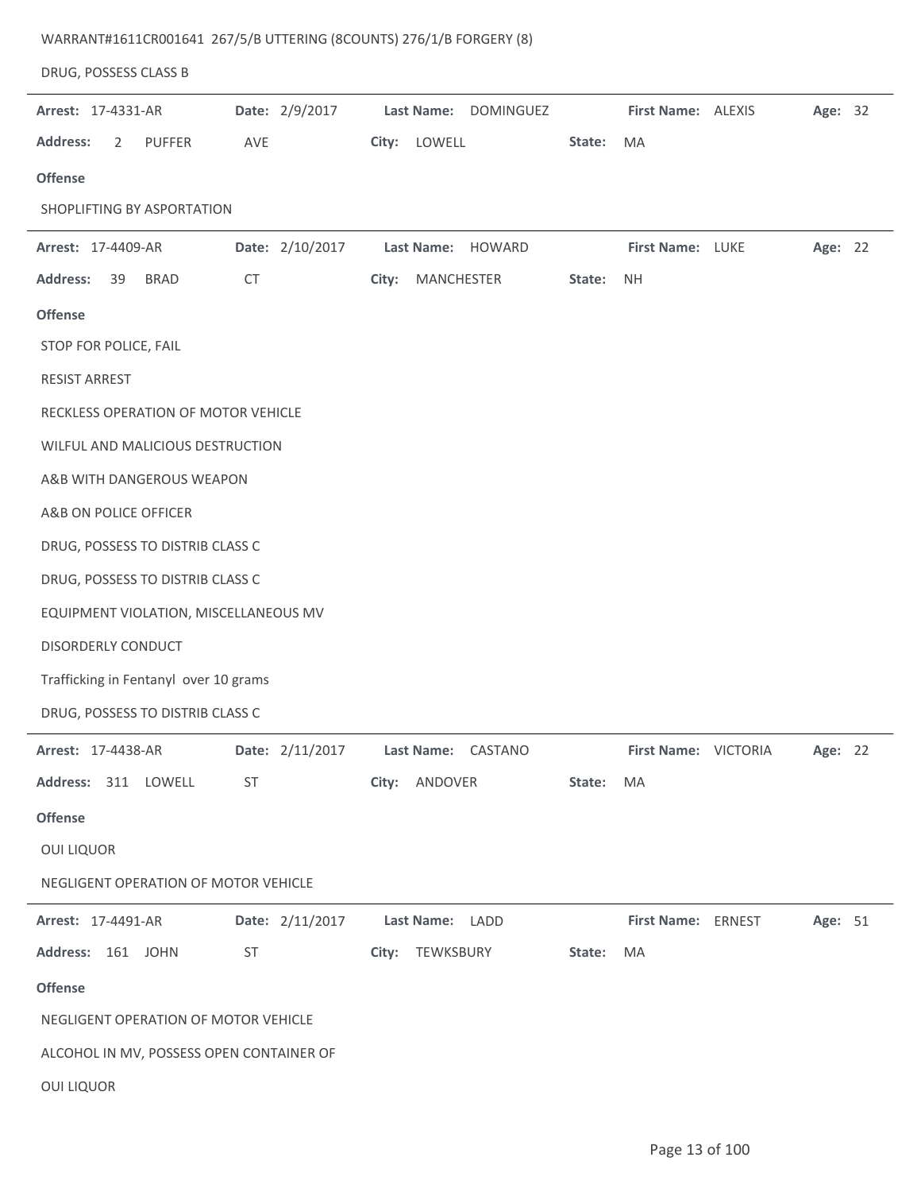WARRANT#1611CR001641 267/5/B UTTERING (8COUNTS) 276/1/B FORGERY (8)

DRUG, POSSESS CLASS B

---

**Arrest:** 17-4331-AR **Date:** 2/9/2017 **Last Name:** DOMINGUEZ **First Name:** ALEXIS **Age:** 32

**Address:** 2 PUFFER AVE **City:** LOWELL **State:** MA

**Offense**

SHOPLIFTING BY ASPORTATION

---

**Arrest:** 17-4409-AR **Date:** 2/10/2017 **Last Name:** HOWARD **First Name:** LUKE **Age:** 22

**Address:** 39 BRAD CT **City:** MANCHESTER **State:** NH

**Offense**

STOP FOR POLICE, FAIL

RESIST ARREST

RECKLESS OPERATION OF MOTOR VEHICLE

WILFUL AND MALICIOUS DESTRUCTION

A&B WITH DANGEROUS WEAPON

A&B ON POLICE OFFICER

DRUG, POSSESS TO DISTRIB CLASS C

DRUG, POSSESS TO DISTRIB CLASS C

EQUIPMENT VIOLATION, MISCELLANEOUS MV

DISORDERLY CONDUCT

Trafficking in Fentanyl over 10 grams

DRUG, POSSESS TO DISTRIB CLASS C

---

**Arrest:** 17-4438-AR **Date:** 2/11/2017 **Last Name:** CASTANO **First Name:** VICTORIA **Age:** 22

**Address:** 311 LOWELL ST **City:** ANDOVER **State:** MA

**Offense**

OUI LIQUOR

NEGLIGENT OPERATION OF MOTOR VEHICLE

---

**Arrest:** 17-4491-AR **Date:** 2/11/2017 **Last Name:** LADD **First Name:** ERNEST **Age:** 51

**Address:** 161 JOHN ST **City:** TEWKSBURY **State:** MA

**Offense**

NEGLIGENT OPERATION OF MOTOR VEHICLE

ALCOHOL IN MV, POSSESS OPEN CONTAINER OF

OUI LIQUOR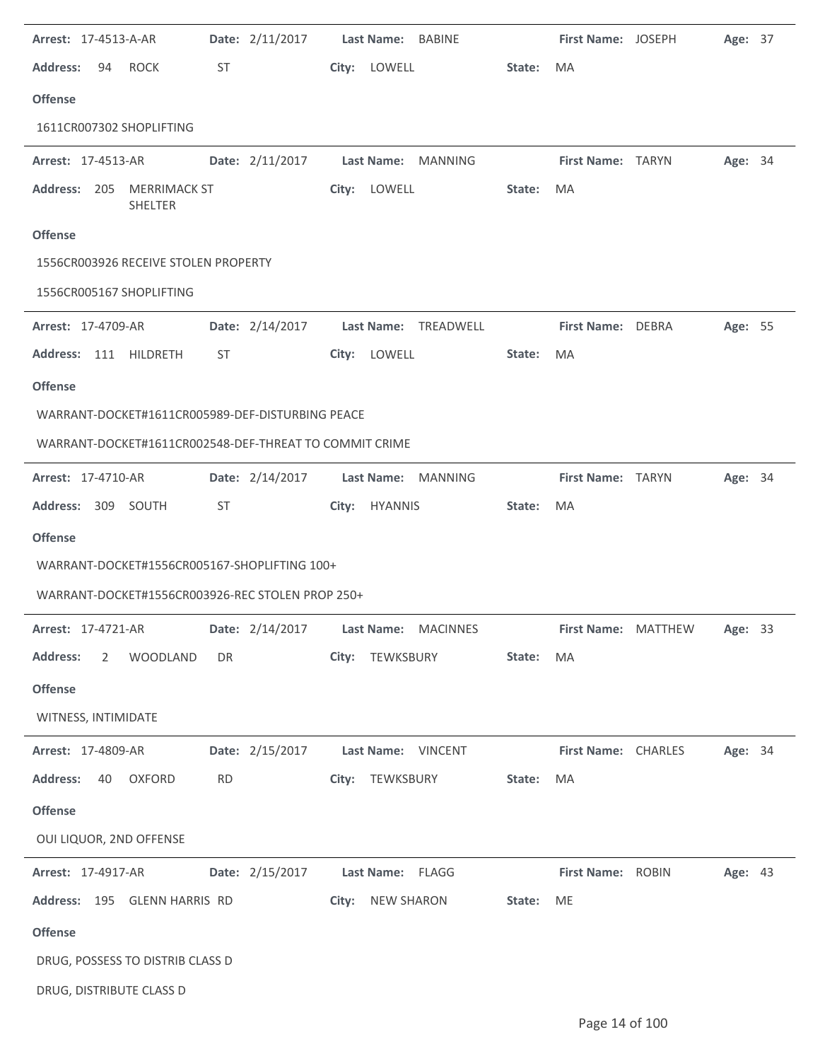**Arrest:** 17-4513-A-AR **Date:** 2/11/2017 **Last Name:** BABINE **First Name:** JOSEPH **Age:** 37

**Address:** 94 ROCK ST **City:** LOWELL **State:** MA

**Offense**

1611CR007302 SHOPLIFTING

---

**Arrest:** 17-4513-AR **Date:** 2/11/2017 **Last Name:** MANNING **First Name:** TARYN **Age:** 34

**Address:** 205 MERRIMACK ST SHELTER **City:** LOWELL **State:** MA

**Offense**

1556CR003926 RECEIVE STOLEN PROPERTY

1556CR005167 SHOPLIFTING

---

**Arrest:** 17-4709-AR **Date:** 2/14/2017 **Last Name:** TREADWELL **First Name:** DEBRA **Age:** 55

**Address:** 111 HILDRETH ST **City:** LOWELL **State:** MA

**Offense**

WARRANT-DOCKET#1611CR005989-DEF-DISTURBING PEACE

WARRANT-DOCKET#1611CR002548-DEF-THREAT TO COMMIT CRIME

---

**Arrest:** 17-4710-AR **Date:** 2/14/2017 **Last Name:** MANNING **First Name:** TARYN **Age:** 34

**Address:** 309 SOUTH ST **City:** HYANNIS **State:** MA

**Offense**

WARRANT-DOCKET#1556CR005167-SHOPLIFTING 100+

WARRANT-DOCKET#1556CR003926-REC STOLEN PROP 250+

---

**Arrest:** 17-4721-AR **Date:** 2/14/2017 **Last Name:** MACINNES **First Name:** MATTHEW **Age:** 33

**Address:** 2 WOODLAND DR **City:** TEWKSBURY **State:** MA

**Offense**

WITNESS, INTIMIDATE

---

**Arrest:** 17-4809-AR **Date:** 2/15/2017 **Last Name:** VINCENT **First Name:** CHARLES **Age:** 34

**Address:** 40 OXFORD RD **City:** TEWKSBURY **State:** MA

**Offense**

OUI LIQUOR, 2ND OFFENSE

---

**Arrest:** 17-4917-AR **Date:** 2/15/2017 **Last Name:** FLAGG **First Name:** ROBIN **Age:** 43

**Address:** 195 GLENN HARRIS RD **City:** NEW SHARON **State:** ME

**Offense**

DRUG, POSSESS TO DISTRIB CLASS D

DRUG, DISTRIBUTE CLASS D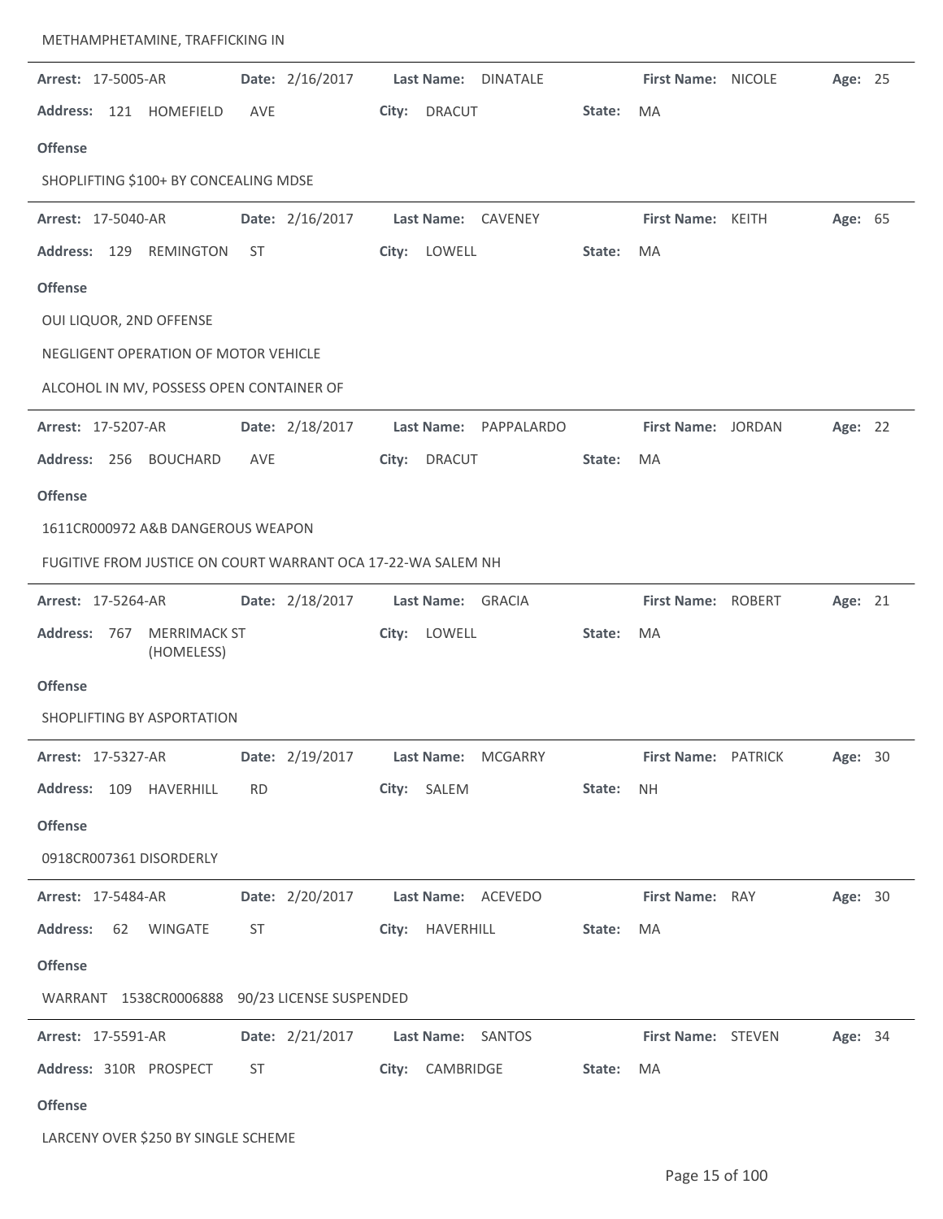METHAMPHETAMINE, TRAFFICKING IN

---

**Arrest:** 17-5005-AR **Date:** 2/16/2017 **Last Name:** DINATALE **First Name:** NICOLE **Age:** 25

**Address:** 121 HOMEFIELD AVE **City:** DRACUT **State:** MA

**Offense**

SHOPLIFTING $100+ BY CONCEALING MDSE

---

**Arrest:** 17-5040-AR **Date:** 2/16/2017 **Last Name:** CAVENEY **First Name:** KEITH **Age:** 65

**Address:** 129 REMINGTON ST **City:** LOWELL **State:** MA

**Offense**

OUI LIQUOR, 2ND OFFENSE

NEGLIGENT OPERATION OF MOTOR VEHICLE

ALCOHOL IN MV, POSSESS OPEN CONTAINER OF

---

**Arrest:** 17-5207-AR **Date:** 2/18/2017 **Last Name:** PAPPALARDO **First Name:** JORDAN **Age:** 22

**Address:** 256 BOUCHARD AVE **City:** DRACUT **State:** MA

**Offense**

1611CR000972 A&B DANGEROUS WEAPON

FUGITIVE FROM JUSTICE ON COURT WARRANT OCA 17-22-WA SALEM NH

---

**Arrest:** 17-5264-AR **Date:** 2/18/2017 **Last Name:** GRACIA **First Name:** ROBERT **Age:** 21

**Address:** 767 MERRIMACK ST (HOMELESS) **City:** LOWELL **State:** MA

**Offense**

SHOPLIFTING BY ASPORTATION

---

**Arrest:** 17-5327-AR **Date:** 2/19/2017 **Last Name:** MCGARRY **First Name:** PATRICK **Age:** 30

**Address:** 109 HAVERHILL RD **City:** SALEM **State:** NH

**Offense**

0918CR007361 DISORDERLY

---

**Arrest:** 17-5484-AR **Date:** 2/20/2017 **Last Name:** ACEVEDO **First Name:** RAY **Age:** 30

**Address:** 62 WINGATE ST **City:** HAVERHILL **State:** MA

**Offense**

WARRANT 1538CR0006888 90/23 LICENSE SUSPENDED

---

**Arrest:** 17-5591-AR **Date:** 2/21/2017 **Last Name:** SANTOS **First Name:** STEVEN **Age:** 34

**Address:** 310R PROSPECT ST **City:** CAMBRIDGE **State:** MA

**Offense**

LARCENY OVER $250 BY SINGLE SCHEME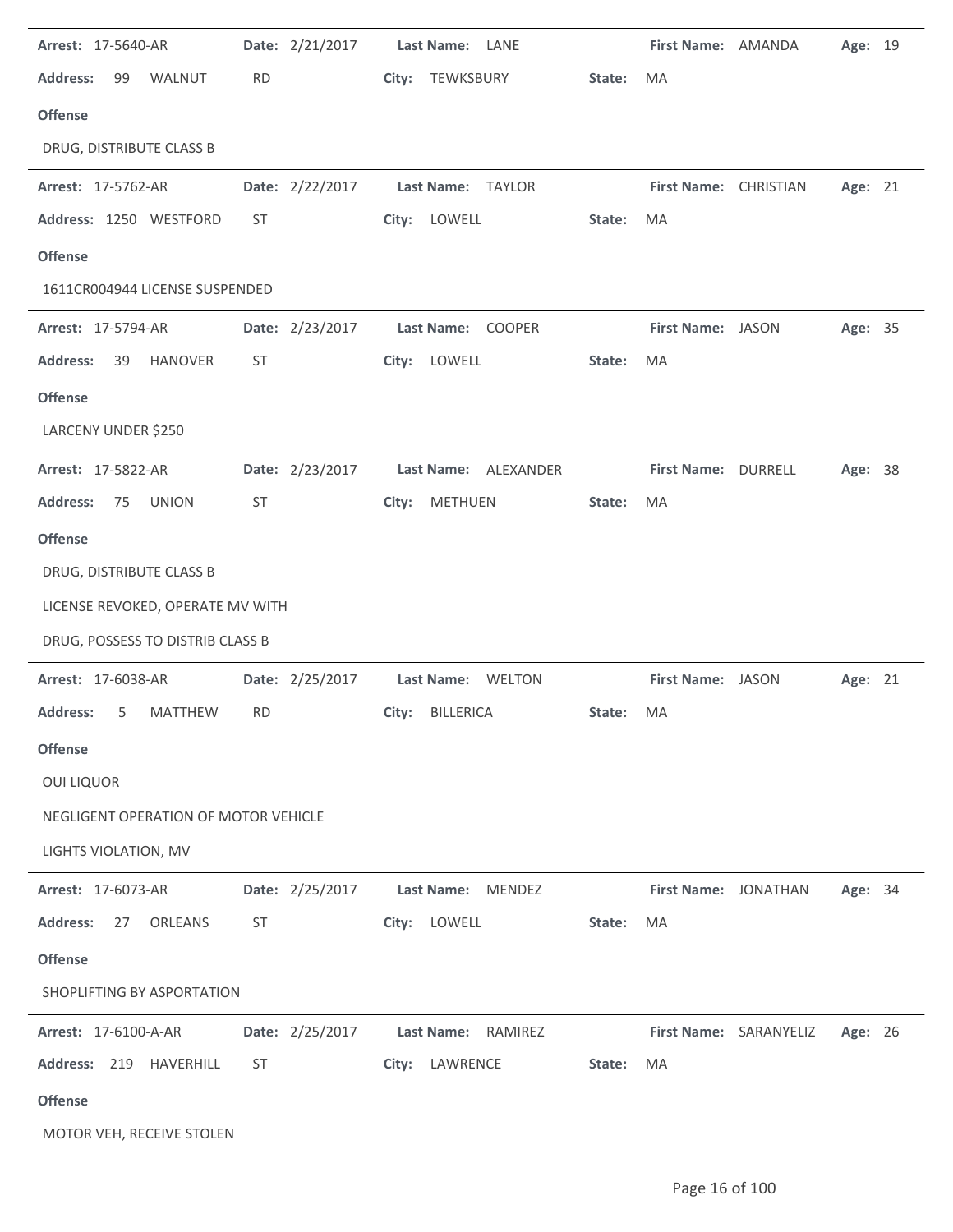**Arrest:** 17-5640-AR **Date:** 2/21/2017 **Last Name:** LANE **First Name:** AMANDA **Age:** 19

**Address:** 99 WALNUT RD **City:** TEWKSBURY **State:** MA

**Offense**

DRUG, DISTRIBUTE CLASS B

---

**Arrest:** 17-5762-AR **Date:** 2/22/2017 **Last Name:** TAYLOR **First Name:** CHRISTIAN **Age:** 21

**Address:** 1250 WESTFORD ST **City:** LOWELL **State:** MA

**Offense**

1611CR004944 LICENSE SUSPENDED

---

**Arrest:** 17-5794-AR **Date:** 2/23/2017 **Last Name:** COOPER **First Name:** JASON **Age:** 35

**Address:** 39 HANOVER ST **City:** LOWELL **State:** MA

**Offense**

LARCENY UNDER $250

---

**Arrest:** 17-5822-AR **Date:** 2/23/2017 **Last Name:** ALEXANDER **First Name:** DURRELL **Age:** 38

**Address:** 75 UNION ST **City:** METHUEN **State:** MA

**Offense**

DRUG, DISTRIBUTE CLASS B

LICENSE REVOKED, OPERATE MV WITH

DRUG, POSSESS TO DISTRIB CLASS B

---

**Arrest:** 17-6038-AR **Date:** 2/25/2017 **Last Name:** WELTON **First Name:** JASON **Age:** 21

**Address:** 5 MATTHEW RD **City:** BILLERICA **State:** MA

**Offense**

OUI LIQUOR

NEGLIGENT OPERATION OF MOTOR VEHICLE

LIGHTS VIOLATION, MV

---

**Arrest:** 17-6073-AR **Date:** 2/25/2017 **Last Name:** MENDEZ **First Name:** JONATHAN **Age:** 34

**Address:** 27 ORLEANS ST **City:** LOWELL **State:** MA

**Offense**

SHOPLIFTING BY ASPORTATION

---

**Arrest:** 17-6100-A-AR **Date:** 2/25/2017 **Last Name:** RAMIREZ **First Name:** SARANYELIZ **Age:** 26

**Address:** 219 HAVERHILL ST **City:** LAWRENCE **State:** MA

**Offense**

MOTOR VEH, RECEIVE STOLEN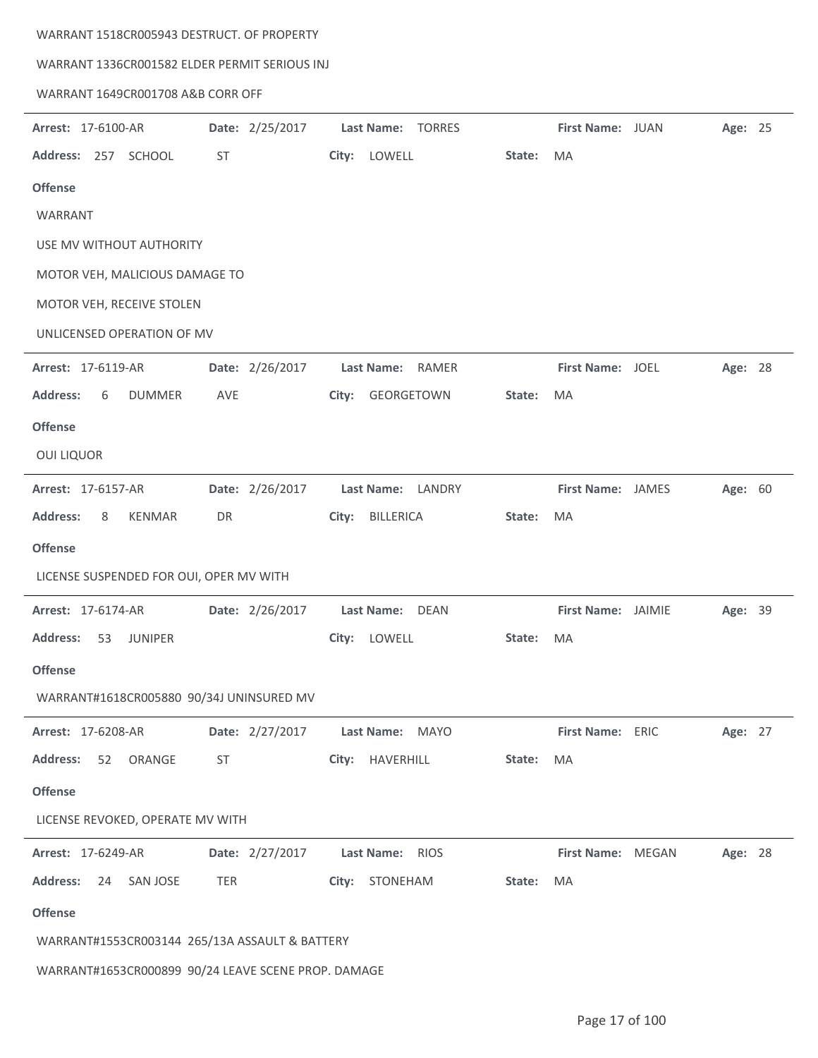WARRANT 1518CR005943 DESTRUCT. OF PROPERTY

WARRANT 1336CR001582 ELDER PERMIT SERIOUS INJ

WARRANT 1649CR001708 A&B CORR OFF

---

**Arrest:** 17-6100-AR **Date:** 2/25/2017 **Last Name:** TORRES **First Name:** JUAN **Age:** 25

**Address:** 257 SCHOOL ST **City:** LOWELL **State:** MA

**Offense**

WARRANT

USE MV WITHOUT AUTHORITY

MOTOR VEH, MALICIOUS DAMAGE TO

MOTOR VEH, RECEIVE STOLEN

UNLICENSED OPERATION OF MV

---

**Arrest:** 17-6119-AR **Date:** 2/26/2017 **Last Name:** RAMER **First Name:** JOEL **Age:** 28

**Address:** 6 DUMMER AVE **City:** GEORGETOWN **State:** MA

**Offense**

OUI LIQUOR

---

**Arrest:** 17-6157-AR **Date:** 2/26/2017 **Last Name:** LANDRY **First Name:** JAMES **Age:** 60

**Address:** 8 KENMAR DR **City:** BILLERICA **State:** MA

**Offense**

LICENSE SUSPENDED FOR OUI, OPER MV WITH

---

**Arrest:** 17-6174-AR **Date:** 2/26/2017 **Last Name:** DEAN **First Name:** JAIMIE **Age:** 39

**Address:** 53 JUNIPER **City:** LOWELL **State:** MA

**Offense**

WARRANT#1618CR005880 90/34J UNINSURED MV

---

**Arrest:** 17-6208-AR **Date:** 2/27/2017 **Last Name:** MAYO **First Name:** ERIC **Age:** 27

**Address:** 52 ORANGE ST **City:** HAVERHILL **State:** MA

**Offense**

LICENSE REVOKED, OPERATE MV WITH

---

**Arrest:** 17-6249-AR **Date:** 2/27/2017 **Last Name:** RIOS **First Name:** MEGAN **Age:** 28

**Address:** 24 SAN JOSE TER **City:** STONEHAM **State:** MA

**Offense**

WARRANT#1553CR003144 265/13A ASSAULT & BATTERY

WARRANT#1653CR000899 90/24 LEAVE SCENE PROP. DAMAGE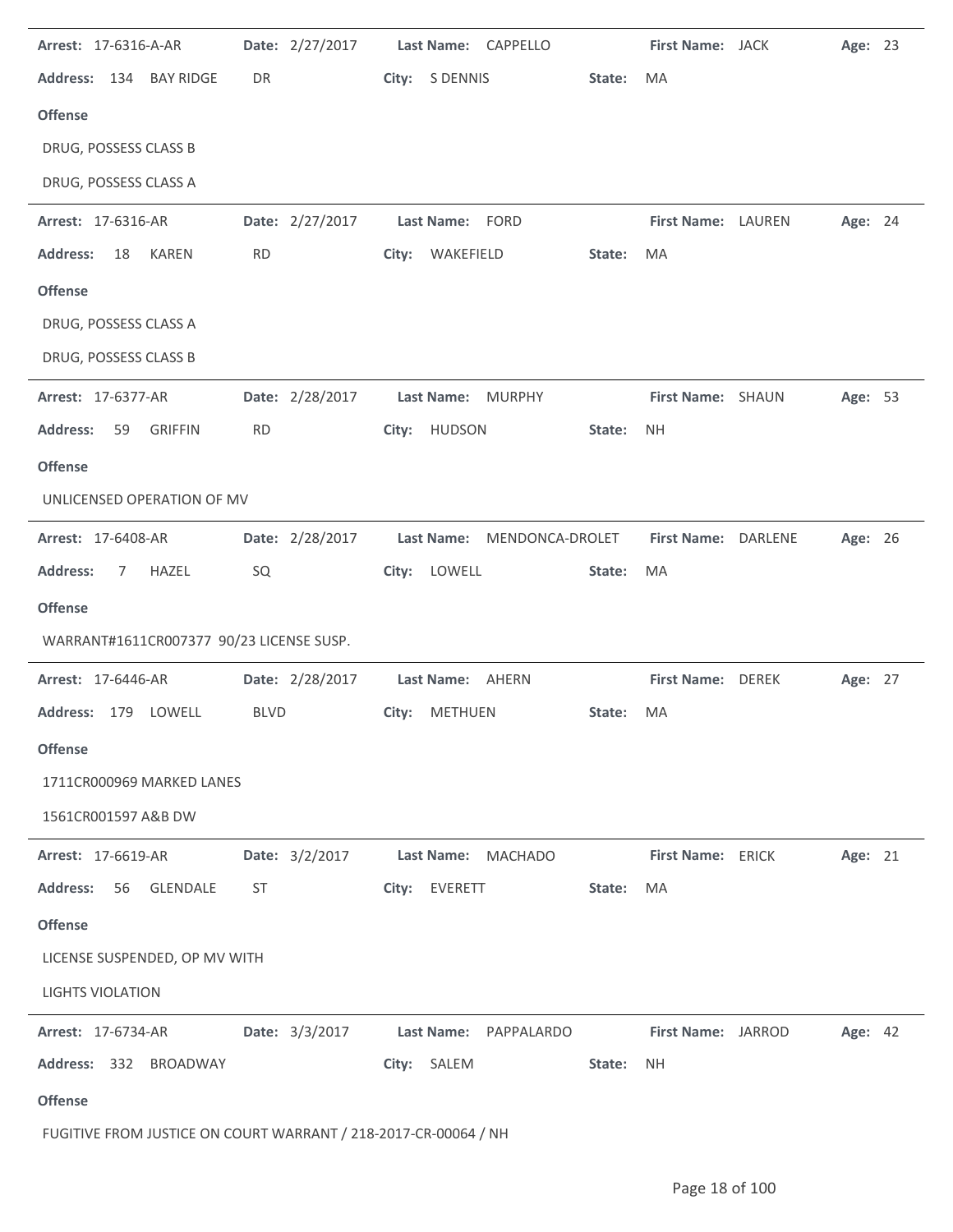**Arrest:** 17-6316-A-AR **Date:** 2/27/2017 **Last Name:** CAPPELLO **First Name:** JACK **Age:** 23

**Address:** 134 BAY RIDGE DR **City:** S DENNIS **State:** MA

**Offense**

DRUG, POSSESS CLASS B

DRUG, POSSESS CLASS A

---

**Arrest:** 17-6316-AR **Date:** 2/27/2017 **Last Name:** FORD **First Name:** LAUREN **Age:** 24

**Address:** 18 KAREN RD **City:** WAKEFIELD **State:** MA

**Offense**

DRUG, POSSESS CLASS A

DRUG, POSSESS CLASS B

---

**Arrest:** 17-6377-AR **Date:** 2/28/2017 **Last Name:** MURPHY **First Name:** SHAUN **Age:** 53

**Address:** 59 GRIFFIN RD **City:** HUDSON **State:** NH

**Offense**

UNLICENSED OPERATION OF MV

---

**Arrest:** 17-6408-AR **Date:** 2/28/2017 **Last Name:** MENDONCA-DROLET **First Name:** DARLENE **Age:** 26

**Address:** 7 HAZEL SQ **City:** LOWELL **State:** MA

**Offense**

WARRANT#1611CR007377 90/23 LICENSE SUSP.

---

**Arrest:** 17-6446-AR **Date:** 2/28/2017 **Last Name:** AHERN **First Name:** DEREK **Age:** 27

**Address:** 179 LOWELL BLVD **City:** METHUEN **State:** MA

**Offense**

1711CR000969 MARKED LANES

1561CR001597 A&B DW

---

**Arrest:** 17-6619-AR **Date:** 3/2/2017 **Last Name:** MACHADO **First Name:** ERICK **Age:** 21

**Address:** 56 GLENDALE ST **City:** EVERETT **State:** MA

**Offense**

LICENSE SUSPENDED, OP MV WITH

LIGHTS VIOLATION

---

**Arrest:** 17-6734-AR **Date:** 3/3/2017 **Last Name:** PAPPALARDO **First Name:** JARROD **Age:** 42

**Address:** 332 BROADWAY **City:** SALEM **State:** NH

**Offense**

FUGITIVE FROM JUSTICE ON COURT WARRANT / 218-2017-CR-00064 / NH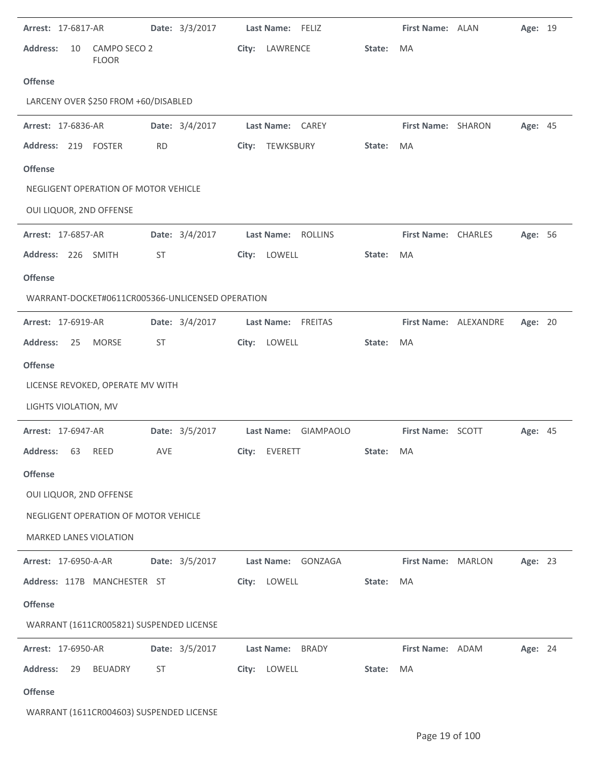**Arrest:** 17-6817-AR **Date:** 3/3/2017 **Last Name:** FELIZ **First Name:** ALAN **Age:** 19

**Address:** 10 CAMPO SECO 2 FLOOR **City:** LAWRENCE **State:** MA

**Offense**

LARCENY OVER $250 FROM +60/DISABLED

---

**Arrest:** 17-6836-AR **Date:** 3/4/2017 **Last Name:** CAREY **First Name:** SHARON **Age:** 45

**Address:** 219 FOSTER RD **City:** TEWKSBURY **State:** MA

**Offense**

NEGLIGENT OPERATION OF MOTOR VEHICLE

OUI LIQUOR, 2ND OFFENSE

---

**Arrest:** 17-6857-AR **Date:** 3/4/2017 **Last Name:** ROLLINS **First Name:** CHARLES **Age:** 56

**Address:** 226 SMITH ST **City:** LOWELL **State:** MA

**Offense**

WARRANT-DOCKET#0611CR005366-UNLICENSED OPERATION

---

**Arrest:** 17-6919-AR **Date:** 3/4/2017 **Last Name:** FREITAS **First Name:** ALEXANDRE **Age:** 20

**Address:** 25 MORSE ST **City:** LOWELL **State:** MA

**Offense**

LICENSE REVOKED, OPERATE MV WITH

LIGHTS VIOLATION, MV

---

**Arrest:** 17-6947-AR **Date:** 3/5/2017 **Last Name:** GIAMPAOLO **First Name:** SCOTT **Age:** 45

**Address:** 63 REED AVE **City:** EVERETT **State:** MA

**Offense**

OUI LIQUOR, 2ND OFFENSE

NEGLIGENT OPERATION OF MOTOR VEHICLE

MARKED LANES VIOLATION

---

**Arrest:** 17-6950-A-AR **Date:** 3/5/2017 **Last Name:** GONZAGA **First Name:** MARLON **Age:** 23

**Address:** 117B MANCHESTER ST **City:** LOWELL **State:** MA

**Offense**

WARRANT (1611CR005821) SUSPENDED LICENSE

---

**Arrest:** 17-6950-AR **Date:** 3/5/2017 **Last Name:** BRADY **First Name:** ADAM **Age:** 24

**Address:** 29 BEUADRY ST **City:** LOWELL **State:** MA

**Offense**

WARRANT (1611CR004603) SUSPENDED LICENSE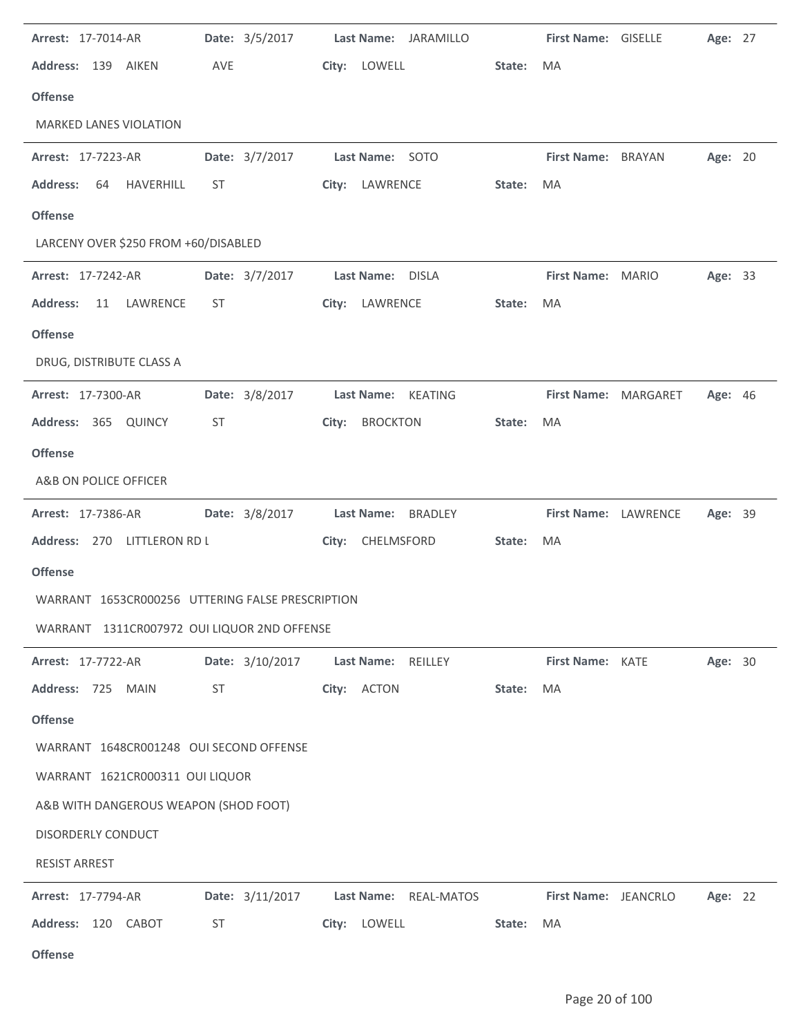**Arrest:** 17-7014-AR **Date:** 3/5/2017 **Last Name:** JARAMILLO **First Name:** GISELLE **Age:** 27

**Address:** 139 AIKEN AVE **City:** LOWELL **State:** MA

**Offense**

MARKED LANES VIOLATION

---

**Arrest:** 17-7223-AR **Date:** 3/7/2017 **Last Name:** SOTO **First Name:** BRAYAN **Age:** 20

**Address:** 64 HAVERHILL ST **City:** LAWRENCE **State:** MA

**Offense**

LARCENY OVER $250 FROM +60/DISABLED

---

**Arrest:** 17-7242-AR **Date:** 3/7/2017 **Last Name:** DISLA **First Name:** MARIO **Age:** 33

**Address:** 11 LAWRENCE ST **City:** LAWRENCE **State:** MA

**Offense**

DRUG, DISTRIBUTE CLASS A

---

**Arrest:** 17-7300-AR **Date:** 3/8/2017 **Last Name:** KEATING **First Name:** MARGARET **Age:** 46

**Address:** 365 QUINCY ST **City:** BROCKTON **State:** MA

**Offense**

A&B ON POLICE OFFICER

---

**Arrest:** 17-7386-AR **Date:** 3/8/2017 **Last Name:** BRADLEY **First Name:** LAWRENCE **Age:** 39

**Address:** 270 LITTLERON RD L **City:** CHELMSFORD **State:** MA

**Offense**

WARRANT 1653CR000256 UTTERING FALSE PRESCRIPTION

WARRANT 1311CR007972 OUI LIQUOR 2ND OFFENSE

---

**Arrest:** 17-7722-AR **Date:** 3/10/2017 **Last Name:** REILLEY **First Name:** KATE **Age:** 30

**Address:** 725 MAIN ST **City:** ACTON **State:** MA

**Offense**

WARRANT 1648CR001248 OUI SECOND OFFENSE

WARRANT 1621CR000311 OUI LIQUOR

A&B WITH DANGEROUS WEAPON (SHOD FOOT)

DISORDERLY CONDUCT

RESIST ARREST

---

**Arrest:** 17-7794-AR **Date:** 3/11/2017 **Last Name:** REAL-MATOS **First Name:** JEANCRLO **Age:** 22

**Address:** 120 CABOT ST **City:** LOWELL **State:** MA

**Offense**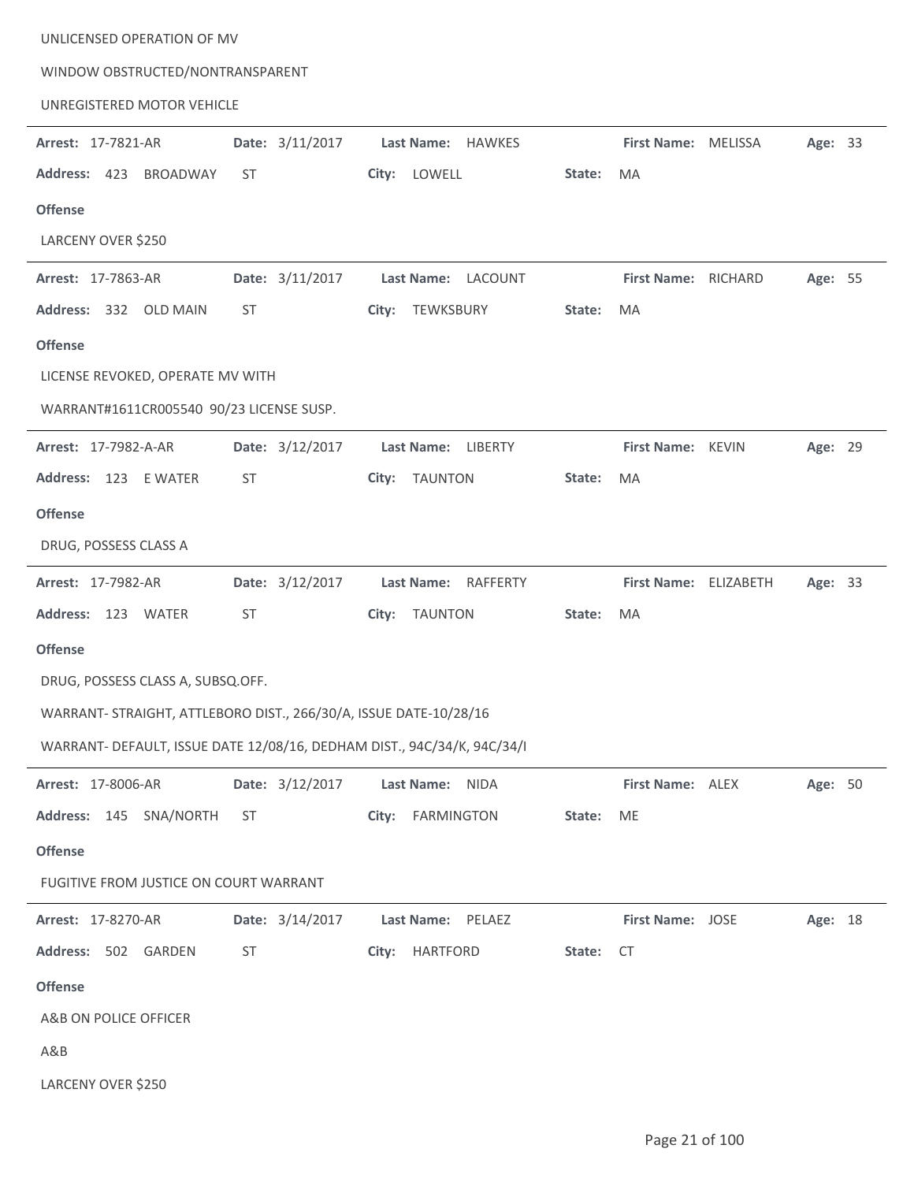UNLICENSED OPERATION OF MV

WINDOW OBSTRUCTED/NONTRANSPARENT

UNREGISTERED MOTOR VEHICLE

---

**Arrest:** 17-7821-AR **Date:** 3/11/2017 **Last Name:** HAWKES **First Name:** MELISSA **Age:** 33

**Address:** 423 BROADWAY ST **City:** LOWELL **State:** MA

**Offense**

LARCENY OVER $250

---

**Arrest:** 17-7863-AR **Date:** 3/11/2017 **Last Name:** LACOUNT **First Name:** RICHARD **Age:** 55

**Address:** 332 OLD MAIN ST **City:** TEWKSBURY **State:** MA

**Offense**

LICENSE REVOKED, OPERATE MV WITH

WARRANT#1611CR005540 90/23 LICENSE SUSP.

---

**Arrest:** 17-7982-A-AR **Date:** 3/12/2017 **Last Name:** LIBERTY **First Name:** KEVIN **Age:** 29

**Address:** 123 E WATER ST **City:** TAUNTON **State:** MA

**Offense**

DRUG, POSSESS CLASS A

---

**Arrest:** 17-7982-AR **Date:** 3/12/2017 **Last Name:** RAFFERTY **First Name:** ELIZABETH **Age:** 33

**Address:** 123 WATER ST **City:** TAUNTON **State:** MA

**Offense**

DRUG, POSSESS CLASS A, SUBSQ.OFF.

WARRANT- STRAIGHT, ATTLEBORO DIST., 266/30/A, ISSUE DATE-10/28/16

WARRANT- DEFAULT, ISSUE DATE 12/08/16, DEDHAM DIST., 94C/34/K, 94C/34/I

---

**Arrest:** 17-8006-AR **Date:** 3/12/2017 **Last Name:** NIDA **First Name:** ALEX **Age:** 50

**Address:** 145 SNA/NORTH ST **City:** FARMINGTON **State:** ME

**Offense**

FUGITIVE FROM JUSTICE ON COURT WARRANT

---

**Arrest:** 17-8270-AR **Date:** 3/14/2017 **Last Name:** PELAEZ **First Name:** JOSE **Age:** 18

**Address:** 502 GARDEN ST **City:** HARTFORD **State:** CT

**Offense**

A&B ON POLICE OFFICER

A&B

LARCENY OVER $250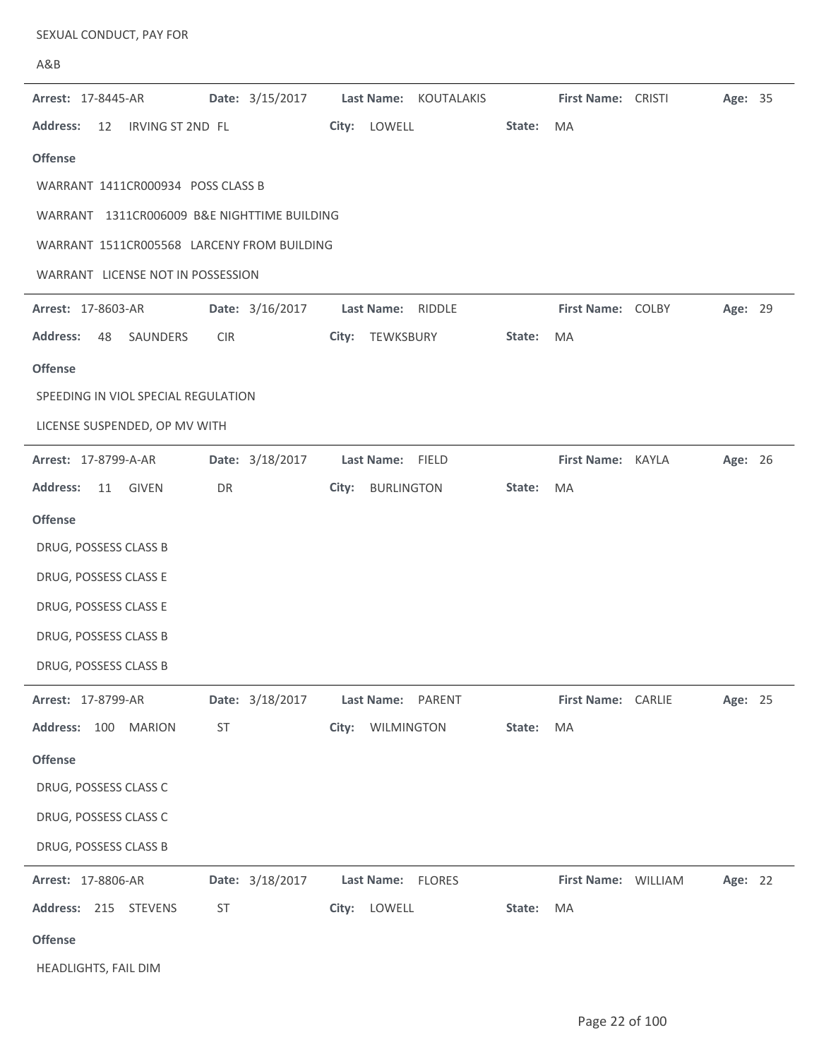SEXUAL CONDUCT, PAY FOR

A&B

---

**Arrest:** 17-8445-AR **Date:** 3/15/2017 **Last Name:** KOUTALAKIS **First Name:** CRISTI **Age:** 35

**Address:** 12 IRVING ST 2ND FL **City:** LOWELL **State:** MA

**Offense**

WARRANT 1411CR000934 POSS CLASS B

WARRANT 1311CR006009 B&E NIGHTTIME BUILDING

WARRANT 1511CR005568 LARCENY FROM BUILDING

WARRANT LICENSE NOT IN POSSESSION

---

**Arrest:** 17-8603-AR **Date:** 3/16/2017 **Last Name:** RIDDLE **First Name:** COLBY **Age:** 29

**Address:** 48 SAUNDERS CIR **City:** TEWKSBURY **State:** MA

**Offense**

SPEEDING IN VIOL SPECIAL REGULATION

LICENSE SUSPENDED, OP MV WITH

---

**Arrest:** 17-8799-A-AR **Date:** 3/18/2017 **Last Name:** FIELD **First Name:** KAYLA **Age:** 26

**Address:** 11 GIVEN DR **City:** BURLINGTON **State:** MA

**Offense**

DRUG, POSSESS CLASS B

DRUG, POSSESS CLASS E

DRUG, POSSESS CLASS E

DRUG, POSSESS CLASS B

DRUG, POSSESS CLASS B

---

**Arrest:** 17-8799-AR **Date:** 3/18/2017 **Last Name:** PARENT **First Name:** CARLIE **Age:** 25

**Address:** 100 MARION ST **City:** WILMINGTON **State:** MA

**Offense**

DRUG, POSSESS CLASS C

DRUG, POSSESS CLASS C

DRUG, POSSESS CLASS B

---

**Arrest:** 17-8806-AR **Date:** 3/18/2017 **Last Name:** FLORES **First Name:** WILLIAM **Age:** 22

**Address:** 215 STEVENS ST **City:** LOWELL **State:** MA

**Offense**

HEADLIGHTS, FAIL DIM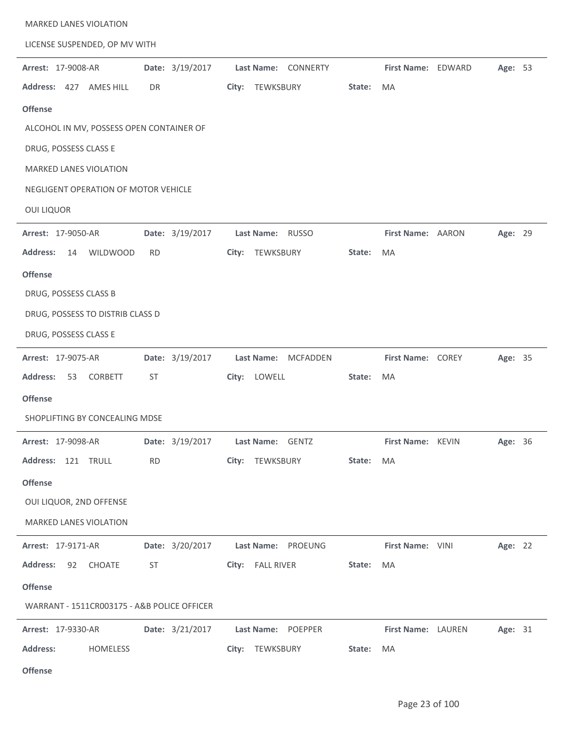MARKED LANES VIOLATION

LICENSE SUSPENDED, OP MV WITH

---

**Arrest:** 17-9008-AR **Date:** 3/19/2017 **Last Name:** CONNERTY **First Name:** EDWARD **Age:** 53

**Address:** 427 AMES HILL DR **City:** TEWKSBURY **State:** MA

**Offense**

ALCOHOL IN MV, POSSESS OPEN CONTAINER OF

DRUG, POSSESS CLASS E

MARKED LANES VIOLATION

NEGLIGENT OPERATION OF MOTOR VEHICLE

OUI LIQUOR

---

**Arrest:** 17-9050-AR **Date:** 3/19/2017 **Last Name:** RUSSO **First Name:** AARON **Age:** 29

**Address:** 14 WILDWOOD RD **City:** TEWKSBURY **State:** MA

**Offense**

DRUG, POSSESS CLASS B

DRUG, POSSESS TO DISTRIB CLASS D

DRUG, POSSESS CLASS E

---

**Arrest:** 17-9075-AR **Date:** 3/19/2017 **Last Name:** MCFADDEN **First Name:** COREY **Age:** 35

**Address:** 53 CORBETT ST **City:** LOWELL **State:** MA

**Offense**

SHOPLIFTING BY CONCEALING MDSE

---

**Arrest:** 17-9098-AR **Date:** 3/19/2017 **Last Name:** GENTZ **First Name:** KEVIN **Age:** 36

**Address:** 121 TRULL RD **City:** TEWKSBURY **State:** MA

**Offense**

OUI LIQUOR, 2ND OFFENSE

MARKED LANES VIOLATION

---

**Arrest:** 17-9171-AR **Date:** 3/20/2017 **Last Name:** PROEUNG **First Name:** VINI **Age:** 22

**Address:** 92 CHOATE ST **City:** FALL RIVER **State:** MA

**Offense**

WARRANT - 1511CR003175 - A&B POLICE OFFICER

---

**Arrest:** 17-9330-AR **Date:** 3/21/2017 **Last Name:** POEPPER **First Name:** LAUREN **Age:** 31

**Address:** HOMELESS **City:** TEWKSBURY **State:** MA

**Offense**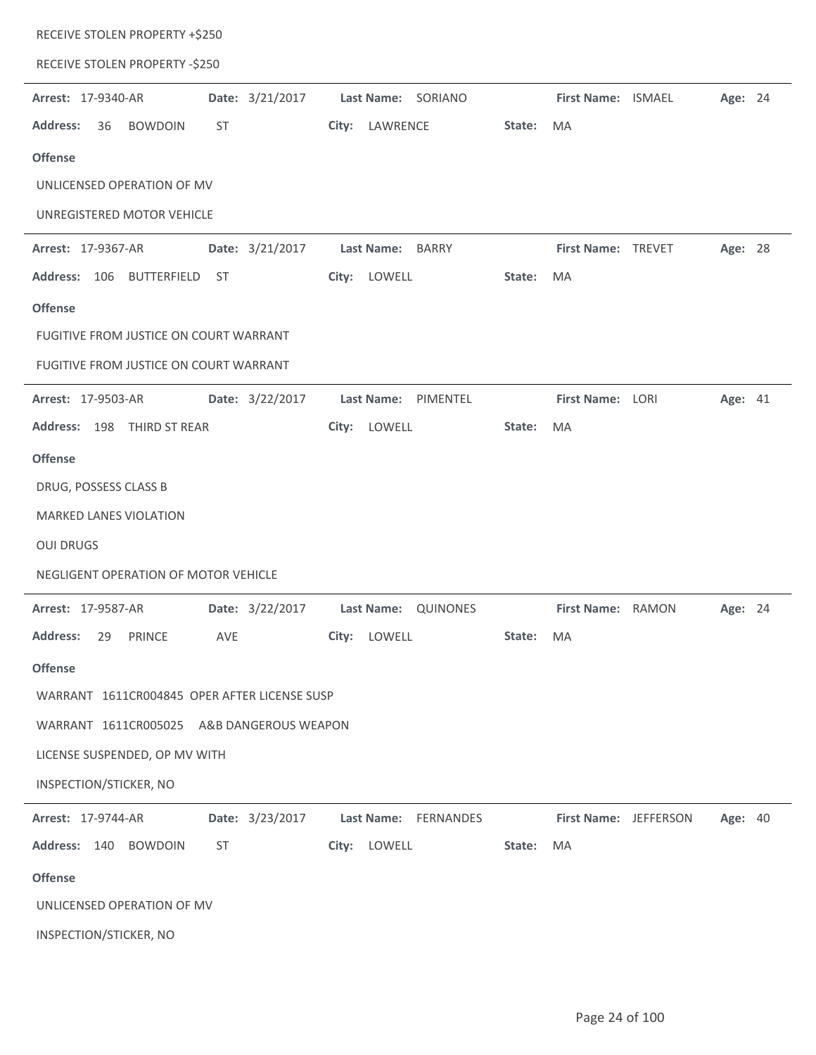RECEIVE STOLEN PROPERTY +$250

RECEIVE STOLEN PROPERTY -$250

---

**Arrest:** 17-9340-AR **Date:** 3/21/2017 **Last Name:** SORIANO **First Name:** ISMAEL **Age:** 24

**Address:** 36 BOWDOIN ST **City:** LAWRENCE **State:** MA

**Offense**

UNLICENSED OPERATION OF MV

UNREGISTERED MOTOR VEHICLE

---

**Arrest:** 17-9367-AR **Date:** 3/21/2017 **Last Name:** BARRY **First Name:** TREVET **Age:** 28

**Address:** 106 BUTTERFIELD ST **City:** LOWELL **State:** MA

**Offense**

FUGITIVE FROM JUSTICE ON COURT WARRANT

FUGITIVE FROM JUSTICE ON COURT WARRANT

---

**Arrest:** 17-9503-AR **Date:** 3/22/2017 **Last Name:** PIMENTEL **First Name:** LORI **Age:** 41

**Address:** 198 THIRD ST REAR **City:** LOWELL **State:** MA

**Offense**

DRUG, POSSESS CLASS B

MARKED LANES VIOLATION

OUI DRUGS

NEGLIGENT OPERATION OF MOTOR VEHICLE

---

**Arrest:** 17-9587-AR **Date:** 3/22/2017 **Last Name:** QUINONES **First Name:** RAMON **Age:** 24

**Address:** 29 PRINCE AVE **City:** LOWELL **State:** MA

**Offense**

WARRANT 1611CR004845 OPER AFTER LICENSE SUSP

WARRANT 1611CR005025 A&B DANGEROUS WEAPON

LICENSE SUSPENDED, OP MV WITH

INSPECTION/STICKER, NO

---

**Arrest:** 17-9744-AR **Date:** 3/23/2017 **Last Name:** FERNANDES **First Name:** JEFFERSON **Age:** 40

**Address:** 140 BOWDOIN ST **City:** LOWELL **State:** MA

**Offense**

UNLICENSED OPERATION OF MV

INSPECTION/STICKER, NO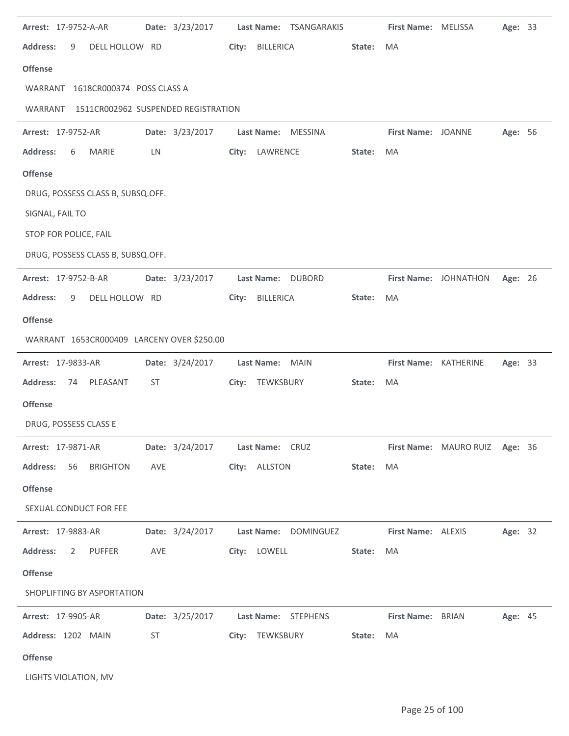**Arrest:** 17-9752-A-AR **Date:** 3/23/2017 **Last Name:** TSANGARAKIS **First Name:** MELISSA **Age:** 33

**Address:** 9 DELL HOLLOW RD **City:** BILLERICA **State:** MA

**Offense**

WARRANT 1618CR000374 POSS CLASS A

WARRANT 1511CR002962 SUSPENDED REGISTRATION

---

**Arrest:** 17-9752-AR **Date:** 3/23/2017 **Last Name:** MESSINA **First Name:** JOANNE **Age:** 56

**Address:** 6 MARIE LN **City:** LAWRENCE **State:** MA

**Offense**

DRUG, POSSESS CLASS B, SUBSQ.OFF.

SIGNAL, FAIL TO

STOP FOR POLICE, FAIL

DRUG, POSSESS CLASS B, SUBSQ.OFF.

---

**Arrest:** 17-9752-B-AR **Date:** 3/23/2017 **Last Name:** DUBORD **First Name:** JOHNATHON **Age:** 26

**Address:** 9 DELL HOLLOW RD **City:** BILLERICA **State:** MA

**Offense**

WARRANT 1653CR000409 LARCENY OVER $250.00

---

**Arrest:** 17-9833-AR **Date:** 3/24/2017 **Last Name:** MAIN **First Name:** KATHERINE **Age:** 33

**Address:** 74 PLEASANT ST **City:** TEWKSBURY **State:** MA

**Offense**

DRUG, POSSESS CLASS E

---

**Arrest:** 17-9871-AR **Date:** 3/24/2017 **Last Name:** CRUZ **First Name:** MAURO RUIZ **Age:** 36

**Address:** 56 BRIGHTON AVE **City:** ALLSTON **State:** MA

**Offense**

SEXUAL CONDUCT FOR FEE

---

**Arrest:** 17-9883-AR **Date:** 3/24/2017 **Last Name:** DOMINGUEZ **First Name:** ALEXIS **Age:** 32

**Address:** 2 PUFFER AVE **City:** LOWELL **State:** MA

**Offense**

SHOPLIFTING BY ASPORTATION

---

**Arrest:** 17-9905-AR **Date:** 3/25/2017 **Last Name:** STEPHENS **First Name:** BRIAN **Age:** 45

**Address:** 1202 MAIN ST **City:** TEWKSBURY **State:** MA

**Offense**

LIGHTS VIOLATION, MV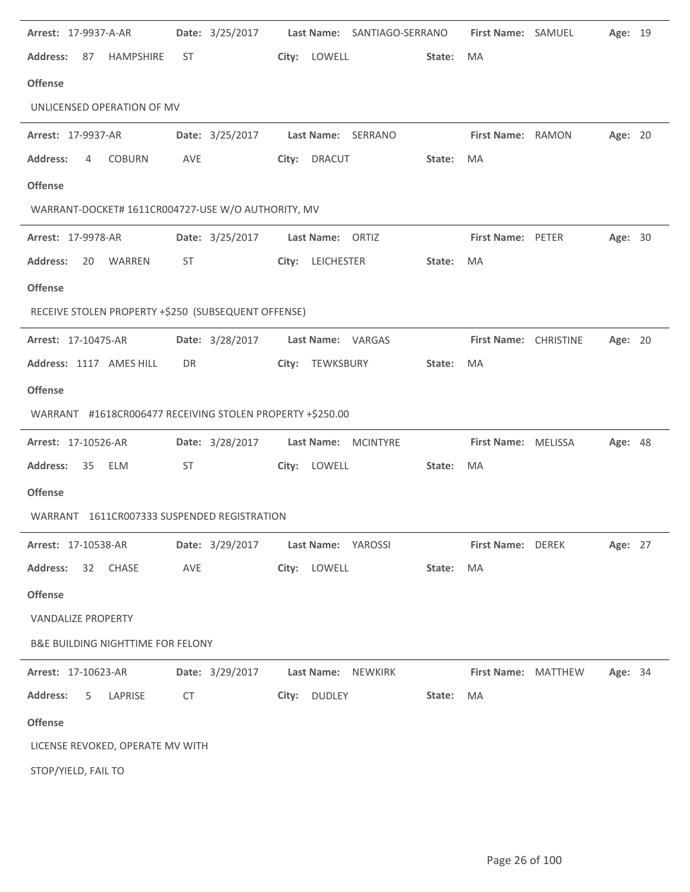**Arrest:** 17-9937-A-AR **Date:** 3/25/2017 **Last Name:** SANTIAGO-SERRANO **First Name:** SAMUEL **Age:** 19

**Address:** 87 HAMPSHIRE ST **City:** LOWELL **State:** MA

**Offense**

UNLICENSED OPERATION OF MV

---

**Arrest:** 17-9937-AR **Date:** 3/25/2017 **Last Name:** SERRANO **First Name:** RAMON **Age:** 20

**Address:** 4 COBURN AVE **City:** DRACUT **State:** MA

**Offense**

WARRANT-DOCKET# 1611CR004727-USE W/O AUTHORITY, MV

---

**Arrest:** 17-9978-AR **Date:** 3/25/2017 **Last Name:** ORTIZ **First Name:** PETER **Age:** 30

**Address:** 20 WARREN ST **City:** LEICHESTER **State:** MA

**Offense**

RECEIVE STOLEN PROPERTY +$250 (SUBSEQUENT OFFENSE)

---

**Arrest:** 17-10475-AR **Date:** 3/28/2017 **Last Name:** VARGAS **First Name:** CHRISTINE **Age:** 20

**Address:** 1117 AMES HILL DR **City:** TEWKSBURY **State:** MA

**Offense**

WARRANT #1618CR006477 RECEIVING STOLEN PROPERTY +$250.00

---

**Arrest:** 17-10526-AR **Date:** 3/28/2017 **Last Name:** MCINTYRE **First Name:** MELISSA **Age:** 48

**Address:** 35 ELM ST **City:** LOWELL **State:** MA

**Offense**

WARRANT 1611CR007333 SUSPENDED REGISTRATION

---

**Arrest:** 17-10538-AR **Date:** 3/29/2017 **Last Name:** YAROSSI **First Name:** DEREK **Age:** 27

**Address:** 32 CHASE AVE **City:** LOWELL **State:** MA

**Offense**

VANDALIZE PROPERTY

B&E BUILDING NIGHTTIME FOR FELONY

---

**Arrest:** 17-10623-AR **Date:** 3/29/2017 **Last Name:** NEWKIRK **First Name:** MATTHEW **Age:** 34

**Address:** 5 LAPRISE CT **City:** DUDLEY **State:** MA

**Offense**

LICENSE REVOKED, OPERATE MV WITH

STOP/YIELD, FAIL TO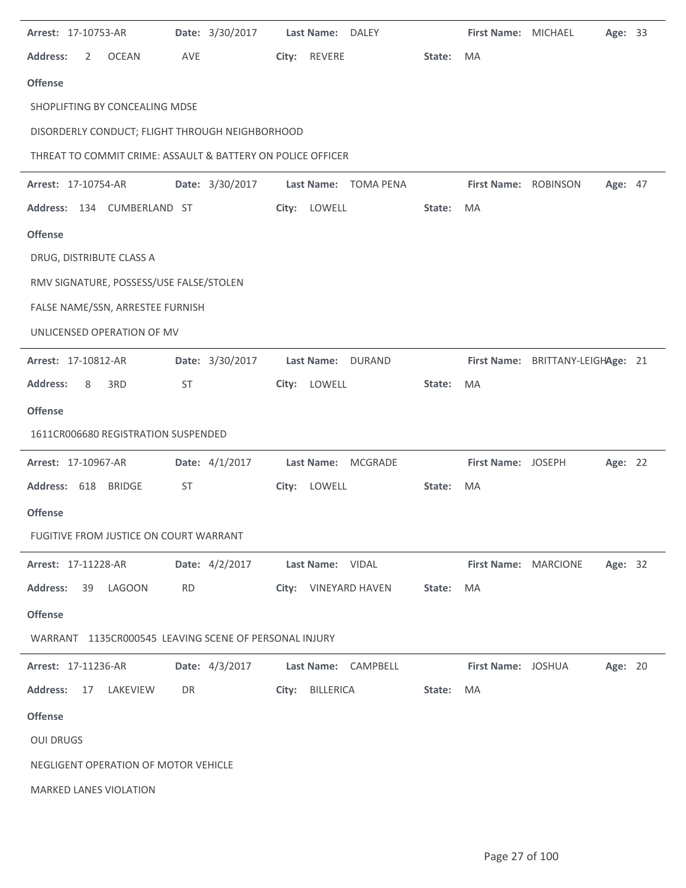**Arrest:** 17-10753-AR **Date:** 3/30/2017 **Last Name:** DALEY **First Name:** MICHAEL **Age:** 33

**Address:** 2 OCEAN AVE **City:** REVERE **State:** MA

**Offense**

SHOPLIFTING BY CONCEALING MDSE

DISORDERLY CONDUCT; FLIGHT THROUGH NEIGHBORHOOD

THREAT TO COMMIT CRIME: ASSAULT & BATTERY ON POLICE OFFICER

---

**Arrest:** 17-10754-AR **Date:** 3/30/2017 **Last Name:** TOMA PENA **First Name:** ROBINSON **Age:** 47

**Address:** 134 CUMBERLAND ST **City:** LOWELL **State:** MA

**Offense**

DRUG, DISTRIBUTE CLASS A

RMV SIGNATURE, POSSESS/USE FALSE/STOLEN

FALSE NAME/SSN, ARRESTEE FURNISH

UNLICENSED OPERATION OF MV

---

**Arrest:** 17-10812-AR **Date:** 3/30/2017 **Last Name:** DURAND **First Name:** BRITTANY-LEIGH **Age:** 21

**Address:** 8 3RD ST **City:** LOWELL **State:** MA

**Offense**

1611CR006680 REGISTRATION SUSPENDED

---

**Arrest:** 17-10967-AR **Date:** 4/1/2017 **Last Name:** MCGRADE **First Name:** JOSEPH **Age:** 22

**Address:** 618 BRIDGE ST **City:** LOWELL **State:** MA

**Offense**

FUGITIVE FROM JUSTICE ON COURT WARRANT

---

**Arrest:** 17-11228-AR **Date:** 4/2/2017 **Last Name:** VIDAL **First Name:** MARCIONE **Age:** 32

**Address:** 39 LAGOON RD **City:** VINEYARD HAVEN **State:** MA

**Offense**

WARRANT 1135CR000545 LEAVING SCENE OF PERSONAL INJURY

---

**Arrest:** 17-11236-AR **Date:** 4/3/2017 **Last Name:** CAMPBELL **First Name:** JOSHUA **Age:** 20

**Address:** 17 LAKEVIEW DR **City:** BILLERICA **State:** MA

**Offense**

OUI DRUGS

NEGLIGENT OPERATION OF MOTOR VEHICLE

MARKED LANES VIOLATION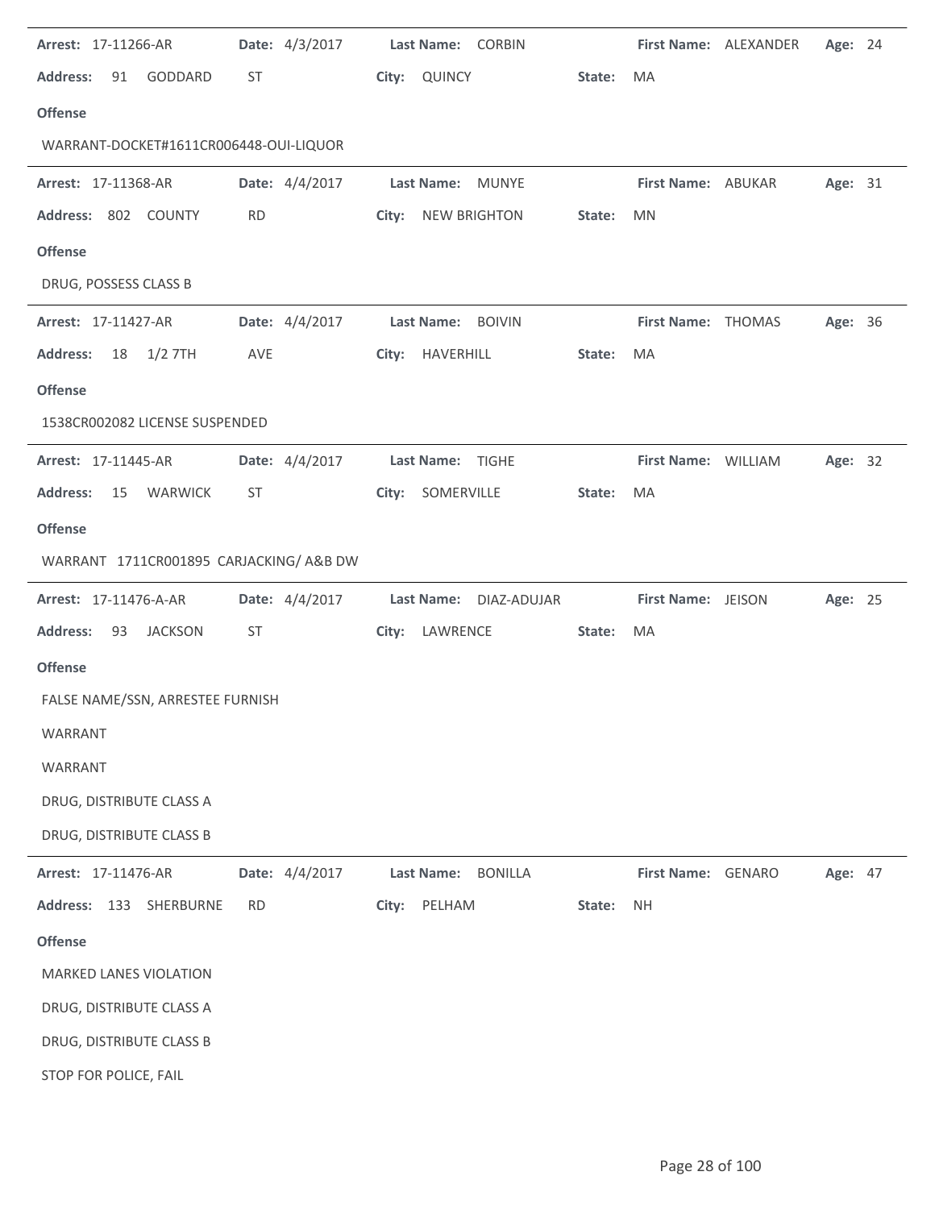**Arrest:** 17-11266-AR **Date:** 4/3/2017 **Last Name:** CORBIN **First Name:** ALEXANDER **Age:** 24

**Address:** 91 GODDARD ST **City:** QUINCY **State:** MA

**Offense**

WARRANT-DOCKET#1611CR006448-OUI-LIQUOR

---

**Arrest:** 17-11368-AR **Date:** 4/4/2017 **Last Name:** MUNYE **First Name:** ABUKAR **Age:** 31

**Address:** 802 COUNTY RD **City:** NEW BRIGHTON **State:** MN

**Offense**

DRUG, POSSESS CLASS B

---

**Arrest:** 17-11427-AR **Date:** 4/4/2017 **Last Name:** BOIVIN **First Name:** THOMAS **Age:** 36

**Address:** 18 1/2 7TH AVE **City:** HAVERHILL **State:** MA

**Offense**

1538CR002082 LICENSE SUSPENDED

---

**Arrest:** 17-11445-AR **Date:** 4/4/2017 **Last Name:** TIGHE **First Name:** WILLIAM **Age:** 32

**Address:** 15 WARWICK ST **City:** SOMERVILLE **State:** MA

**Offense**

WARRANT 1711CR001895 CARJACKING/ A&B DW

---

**Arrest:** 17-11476-A-AR **Date:** 4/4/2017 **Last Name:** DIAZ-ADUJAR **First Name:** JEISON **Age:** 25

**Address:** 93 JACKSON ST **City:** LAWRENCE **State:** MA

**Offense**

FALSE NAME/SSN, ARRESTEE FURNISH

WARRANT

WARRANT

DRUG, DISTRIBUTE CLASS A

DRUG, DISTRIBUTE CLASS B

---

**Arrest:** 17-11476-AR **Date:** 4/4/2017 **Last Name:** BONILLA **First Name:** GENARO **Age:** 47

**Address:** 133 SHERBURNE RD **City:** PELHAM **State:** NH

**Offense**

MARKED LANES VIOLATION

DRUG, DISTRIBUTE CLASS A

DRUG, DISTRIBUTE CLASS B

STOP FOR POLICE, FAIL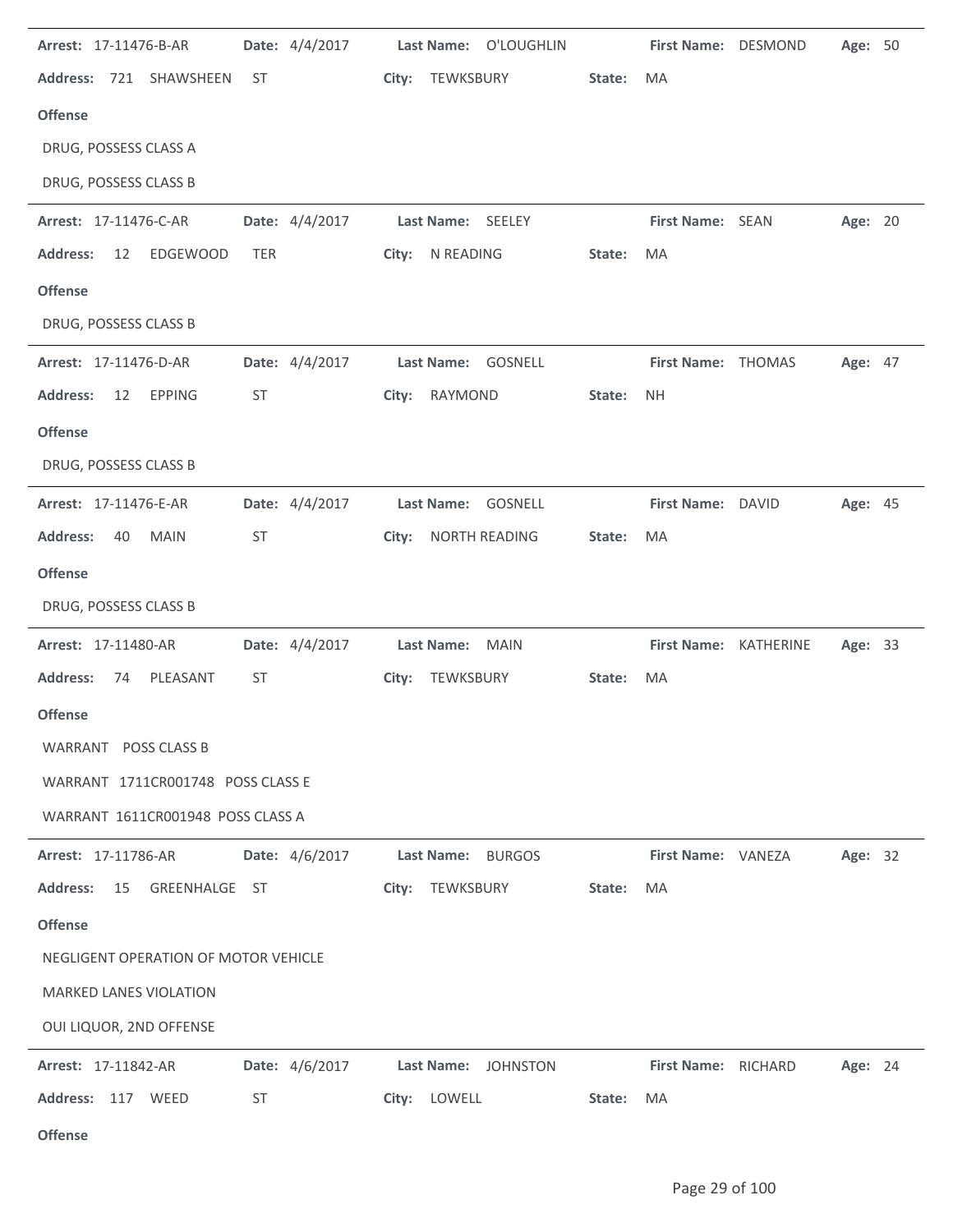**Arrest:** 17-11476-B-AR **Date:** 4/4/2017 **Last Name:** O'LOUGHLIN **First Name:** DESMOND **Age:** 50

**Address:** 721 SHAWSHEEN ST **City:** TEWKSBURY **State:** MA

**Offense**

DRUG, POSSESS CLASS A

DRUG, POSSESS CLASS B

---

**Arrest:** 17-11476-C-AR **Date:** 4/4/2017 **Last Name:** SEELEY **First Name:** SEAN **Age:** 20

**Address:** 12 EDGEWOOD TER **City:** N READING **State:** MA

**Offense**

DRUG, POSSESS CLASS B

---

**Arrest:** 17-11476-D-AR **Date:** 4/4/2017 **Last Name:** GOSNELL **First Name:** THOMAS **Age:** 47

**Address:** 12 EPPING ST **City:** RAYMOND **State:** NH

**Offense**

DRUG, POSSESS CLASS B

---

**Arrest:** 17-11476-E-AR **Date:** 4/4/2017 **Last Name:** GOSNELL **First Name:** DAVID **Age:** 45

**Address:** 40 MAIN ST **City:** NORTH READING **State:** MA

**Offense**

DRUG, POSSESS CLASS B

---

**Arrest:** 17-11480-AR **Date:** 4/4/2017 **Last Name:** MAIN **First Name:** KATHERINE **Age:** 33

**Address:** 74 PLEASANT ST **City:** TEWKSBURY **State:** MA

**Offense**

WARRANT POSS CLASS B

WARRANT 1711CR001748 POSS CLASS E

WARRANT 1611CR001948 POSS CLASS A

---

**Arrest:** 17-11786-AR **Date:** 4/6/2017 **Last Name:** BURGOS **First Name:** VANEZA **Age:** 32

**Address:** 15 GREENHALGE ST **City:** TEWKSBURY **State:** MA

**Offense**

NEGLIGENT OPERATION OF MOTOR VEHICLE

MARKED LANES VIOLATION

OUI LIQUOR, 2ND OFFENSE

---

**Arrest:** 17-11842-AR **Date:** 4/6/2017 **Last Name:** JOHNSTON **First Name:** RICHARD **Age:** 24

**Address:** 117 WEED ST **City:** LOWELL **State:** MA

**Offense**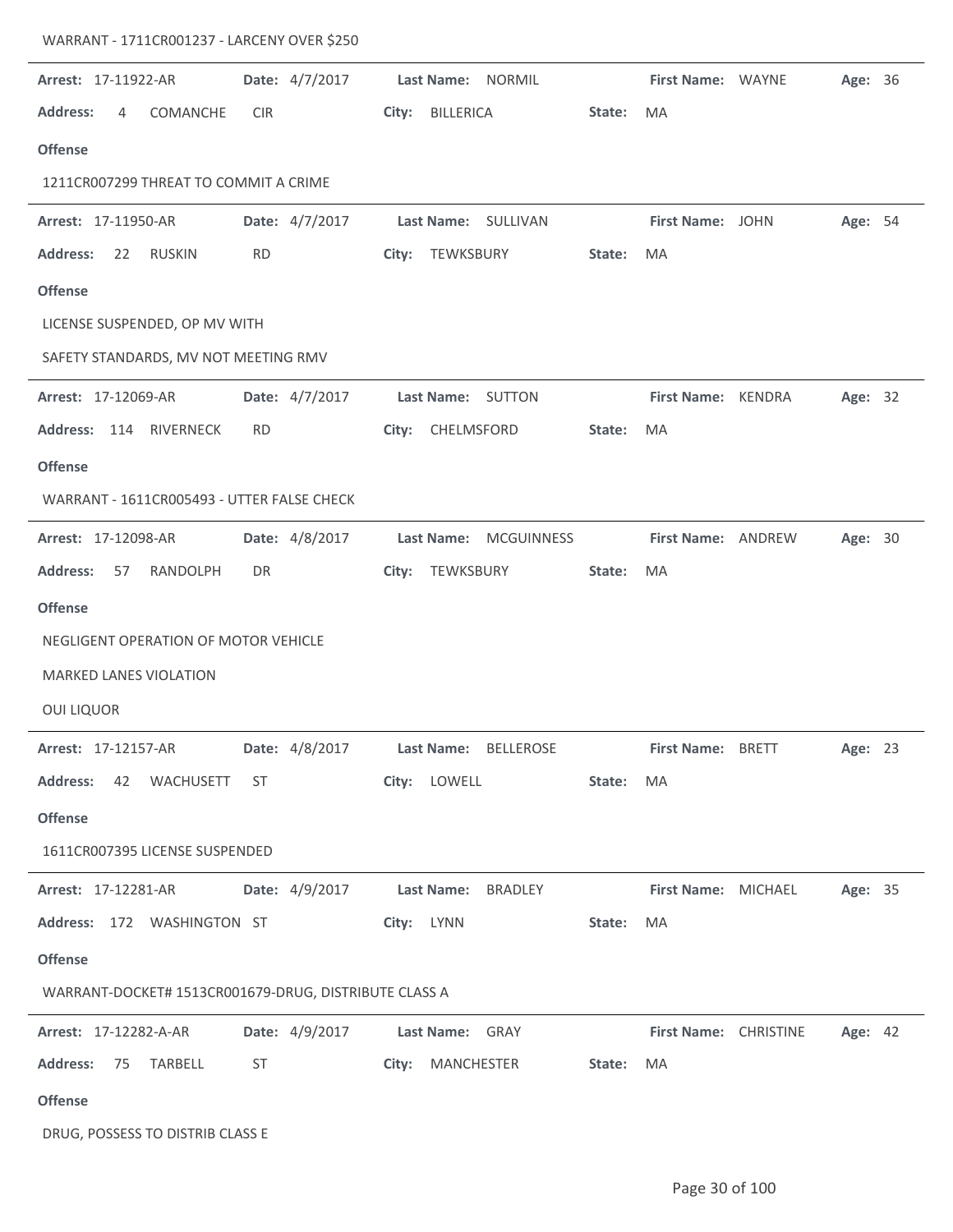WARRANT - 1711CR001237 - LARCENY OVER $250

---

**Arrest:** 17-11922-AR **Date:** 4/7/2017 **Last Name:** NORMIL **First Name:** WAYNE **Age:** 36

**Address:** 4 COMANCHE CIR **City:** BILLERICA **State:** MA

**Offense**

1211CR007299 THREAT TO COMMIT A CRIME

---

**Arrest:** 17-11950-AR **Date:** 4/7/2017 **Last Name:** SULLIVAN **First Name:** JOHN **Age:** 54

**Address:** 22 RUSKIN RD **City:** TEWKSBURY **State:** MA

**Offense**

LICENSE SUSPENDED, OP MV WITH

SAFETY STANDARDS, MV NOT MEETING RMV

---

**Arrest:** 17-12069-AR **Date:** 4/7/2017 **Last Name:** SUTTON **First Name:** KENDRA **Age:** 32

**Address:** 114 RIVERNECK RD **City:** CHELMSFORD **State:** MA

**Offense**

WARRANT - 1611CR005493 - UTTER FALSE CHECK

---

**Arrest:** 17-12098-AR **Date:** 4/8/2017 **Last Name:** MCGUINNESS **First Name:** ANDREW **Age:** 30

**Address:** 57 RANDOLPH DR **City:** TEWKSBURY **State:** MA

**Offense**

NEGLIGENT OPERATION OF MOTOR VEHICLE

MARKED LANES VIOLATION

OUI LIQUOR

---

**Arrest:** 17-12157-AR **Date:** 4/8/2017 **Last Name:** BELLEROSE **First Name:** BRETT **Age:** 23

**Address:** 42 WACHUSETT ST **City:** LOWELL **State:** MA

**Offense**

1611CR007395 LICENSE SUSPENDED

---

**Arrest:** 17-12281-AR **Date:** 4/9/2017 **Last Name:** BRADLEY **First Name:** MICHAEL **Age:** 35

**Address:** 172 WASHINGTON ST **City:** LYNN **State:** MA

**Offense**

WARRANT-DOCKET# 1513CR001679-DRUG, DISTRIBUTE CLASS A

---

**Arrest:** 17-12282-A-AR **Date:** 4/9/2017 **Last Name:** GRAY **First Name:** CHRISTINE **Age:** 42

**Address:** 75 TARBELL ST **City:** MANCHESTER **State:** MA

**Offense**

DRUG, POSSESS TO DISTRIB CLASS E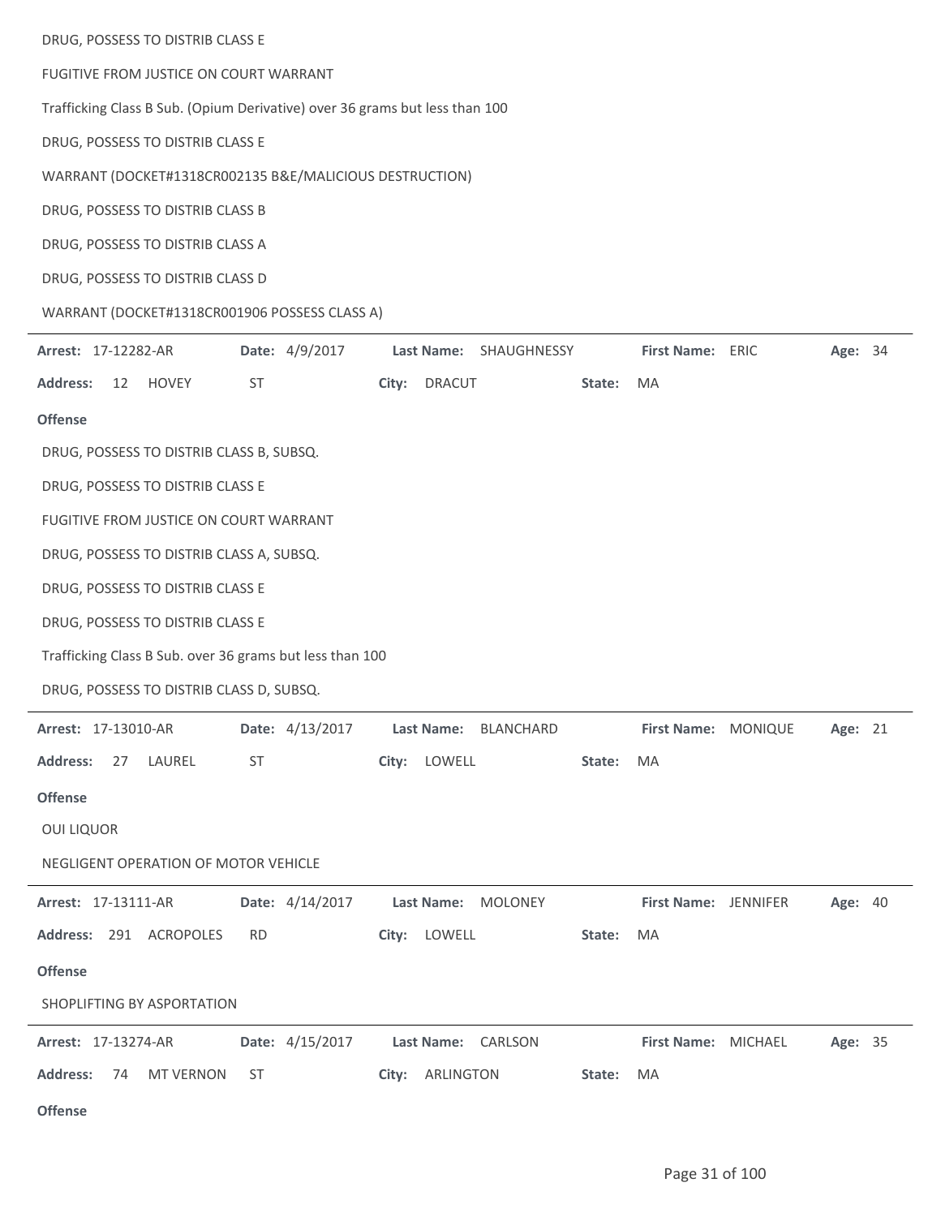DRUG, POSSESS TO DISTRIB CLASS E

FUGITIVE FROM JUSTICE ON COURT WARRANT

Trafficking Class B Sub. (Opium Derivative) over 36 grams but less than 100

DRUG, POSSESS TO DISTRIB CLASS E

WARRANT (DOCKET#1318CR002135 B&E/MALICIOUS DESTRUCTION)

DRUG, POSSESS TO DISTRIB CLASS B

DRUG, POSSESS TO DISTRIB CLASS A

DRUG, POSSESS TO DISTRIB CLASS D

WARRANT (DOCKET#1318CR001906 POSSESS CLASS A)

---

**Arrest:** 17-12282-AR **Date:** 4/9/2017 **Last Name:** SHAUGHNESSY **First Name:** ERIC **Age:** 34

**Address:** 12 HOVEY ST **City:** DRACUT **State:** MA

**Offense**

DRUG, POSSESS TO DISTRIB CLASS B, SUBSQ.

DRUG, POSSESS TO DISTRIB CLASS E

FUGITIVE FROM JUSTICE ON COURT WARRANT

DRUG, POSSESS TO DISTRIB CLASS A, SUBSQ.

DRUG, POSSESS TO DISTRIB CLASS E

DRUG, POSSESS TO DISTRIB CLASS E

Trafficking Class B Sub. over 36 grams but less than 100

DRUG, POSSESS TO DISTRIB CLASS D, SUBSQ.

---

**Arrest:** 17-13010-AR **Date:** 4/13/2017 **Last Name:** BLANCHARD **First Name:** MONIQUE **Age:** 21

**Address:** 27 LAUREL ST **City:** LOWELL **State:** MA

**Offense**

OUI LIQUOR

NEGLIGENT OPERATION OF MOTOR VEHICLE

---

**Arrest:** 17-13111-AR **Date:** 4/14/2017 **Last Name:** MOLONEY **First Name:** JENNIFER **Age:** 40

**Address:** 291 ACROPOLES RD **City:** LOWELL **State:** MA

**Offense**

SHOPLIFTING BY ASPORTATION

---

**Arrest:** 17-13274-AR **Date:** 4/15/2017 **Last Name:** CARLSON **First Name:** MICHAEL **Age:** 35

**Address:** 74 MT VERNON ST **City:** ARLINGTON **State:** MA

**Offense**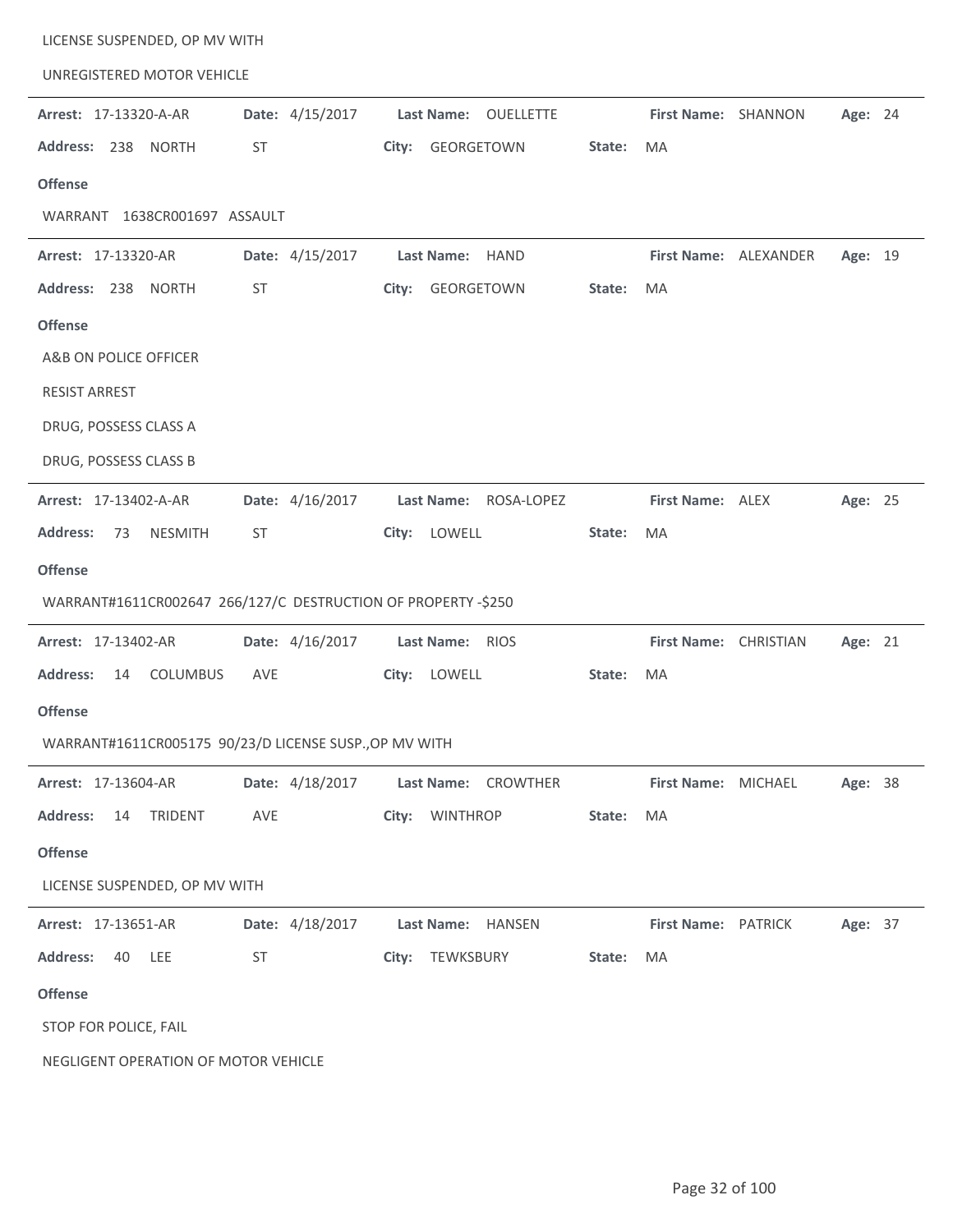LICENSE SUSPENDED, OP MV WITH

UNREGISTERED MOTOR VEHICLE

---

**Arrest:** 17-13320-A-AR **Date:** 4/15/2017 **Last Name:** OUELLETTE **First Name:** SHANNON **Age:** 24

**Address:** 238 NORTH ST **City:** GEORGETOWN **State:** MA

**Offense**

WARRANT 1638CR001697 ASSAULT

---

**Arrest:** 17-13320-AR **Date:** 4/15/2017 **Last Name:** HAND **First Name:** ALEXANDER **Age:** 19

**Address:** 238 NORTH ST **City:** GEORGETOWN **State:** MA

**Offense**

A&B ON POLICE OFFICER

RESIST ARREST

DRUG, POSSESS CLASS A

DRUG, POSSESS CLASS B

---

**Arrest:** 17-13402-A-AR **Date:** 4/16/2017 **Last Name:** ROSA-LOPEZ **First Name:** ALEX **Age:** 25

**Address:** 73 NESMITH ST **City:** LOWELL **State:** MA

**Offense**

WARRANT#1611CR002647 266/127/C DESTRUCTION OF PROPERTY -$250

---

**Arrest:** 17-13402-AR **Date:** 4/16/2017 **Last Name:** RIOS **First Name:** CHRISTIAN **Age:** 21

**Address:** 14 COLUMBUS AVE **City:** LOWELL **State:** MA

**Offense**

WARRANT#1611CR005175 90/23/D LICENSE SUSP.,OP MV WITH

---

**Arrest:** 17-13604-AR **Date:** 4/18/2017 **Last Name:** CROWTHER **First Name:** MICHAEL **Age:** 38

**Address:** 14 TRIDENT AVE **City:** WINTHROP **State:** MA

**Offense**

LICENSE SUSPENDED, OP MV WITH

---

**Arrest:** 17-13651-AR **Date:** 4/18/2017 **Last Name:** HANSEN **First Name:** PATRICK **Age:** 37

**Address:** 40 LEE ST **City:** TEWKSBURY **State:** MA

**Offense**

STOP FOR POLICE, FAIL

NEGLIGENT OPERATION OF MOTOR VEHICLE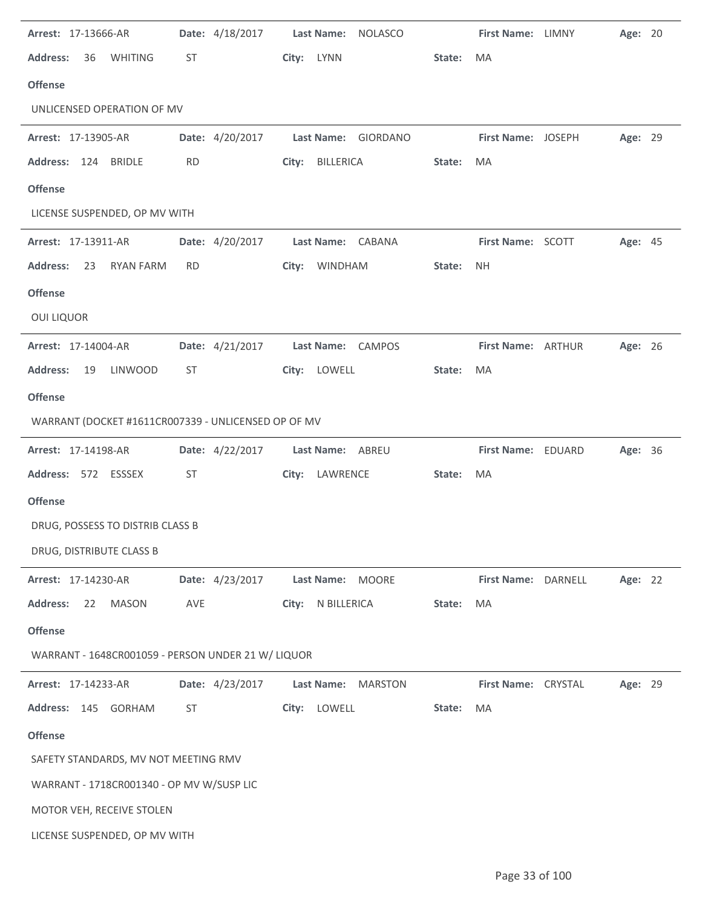**Arrest:** 17-13666-AR **Date:** 4/18/2017 **Last Name:** NOLASCO **First Name:** LIMNY **Age:** 20

**Address:** 36 WHITING ST **City:** LYNN **State:** MA

**Offense**

UNLICENSED OPERATION OF MV

---

**Arrest:** 17-13905-AR **Date:** 4/20/2017 **Last Name:** GIORDANO **First Name:** JOSEPH **Age:** 29

**Address:** 124 BRIDLE RD **City:** BILLERICA **State:** MA

**Offense**

LICENSE SUSPENDED, OP MV WITH

---

**Arrest:** 17-13911-AR **Date:** 4/20/2017 **Last Name:** CABANA **First Name:** SCOTT **Age:** 45

**Address:** 23 RYAN FARM RD **City:** WINDHAM **State:** NH

**Offense**

OUI LIQUOR

---

**Arrest:** 17-14004-AR **Date:** 4/21/2017 **Last Name:** CAMPOS **First Name:** ARTHUR **Age:** 26

**Address:** 19 LINWOOD ST **City:** LOWELL **State:** MA

**Offense**

WARRANT (DOCKET #1611CR007339 - UNLICENSED OP OF MV

---

**Arrest:** 17-14198-AR **Date:** 4/22/2017 **Last Name:** ABREU **First Name:** EDUARD **Age:** 36

**Address:** 572 ESSSEX ST **City:** LAWRENCE **State:** MA

**Offense**

DRUG, POSSESS TO DISTRIB CLASS B

DRUG, DISTRIBUTE CLASS B

---

**Arrest:** 17-14230-AR **Date:** 4/23/2017 **Last Name:** MOORE **First Name:** DARNELL **Age:** 22

**Address:** 22 MASON AVE **City:** N BILLERICA **State:** MA

**Offense**

WARRANT - 1648CR001059 - PERSON UNDER 21 W/ LIQUOR

---

**Arrest:** 17-14233-AR **Date:** 4/23/2017 **Last Name:** MARSTON **First Name:** CRYSTAL **Age:** 29

**Address:** 145 GORHAM ST **City:** LOWELL **State:** MA

**Offense**

SAFETY STANDARDS, MV NOT MEETING RMV

WARRANT - 1718CR001340 - OP MV W/SUSP LIC

MOTOR VEH, RECEIVE STOLEN

LICENSE SUSPENDED, OP MV WITH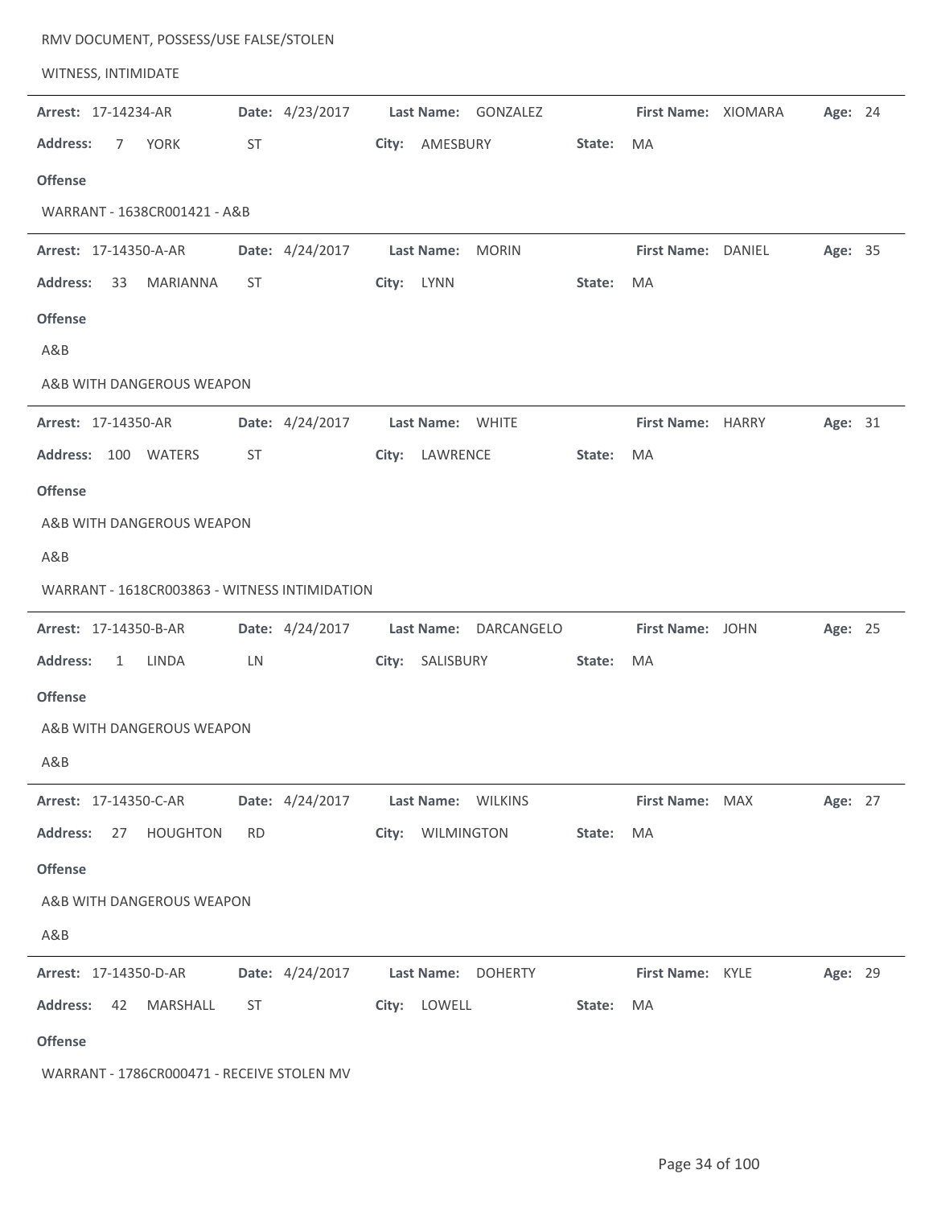RMV DOCUMENT, POSSESS/USE FALSE/STOLEN

WITNESS, INTIMIDATE

---

**Arrest:** 17-14234-AR **Date:** 4/23/2017 **Last Name:** GONZALEZ **First Name:** XIOMARA **Age:** 24

**Address:** 7 YORK ST **City:** AMESBURY **State:** MA

**Offense**

WARRANT - 1638CR001421 - A&B

---

**Arrest:** 17-14350-A-AR **Date:** 4/24/2017 **Last Name:** MORIN **First Name:** DANIEL **Age:** 35

**Address:** 33 MARIANNA ST **City:** LYNN **State:** MA

**Offense**

A&B

A&B WITH DANGEROUS WEAPON

---

**Arrest:** 17-14350-AR **Date:** 4/24/2017 **Last Name:** WHITE **First Name:** HARRY **Age:** 31

**Address:** 100 WATERS ST **City:** LAWRENCE **State:** MA

**Offense**

A&B WITH DANGEROUS WEAPON

A&B

WARRANT - 1618CR003863 - WITNESS INTIMIDATION

---

**Arrest:** 17-14350-B-AR **Date:** 4/24/2017 **Last Name:** DARCANGELO **First Name:** JOHN **Age:** 25

**Address:** 1 LINDA LN **City:** SALISBURY **State:** MA

**Offense**

A&B WITH DANGEROUS WEAPON

A&B

---

**Arrest:** 17-14350-C-AR **Date:** 4/24/2017 **Last Name:** WILKINS **First Name:** MAX **Age:** 27

**Address:** 27 HOUGHTON RD **City:** WILMINGTON **State:** MA

**Offense**

A&B WITH DANGEROUS WEAPON

A&B

---

**Arrest:** 17-14350-D-AR **Date:** 4/24/2017 **Last Name:** DOHERTY **First Name:** KYLE **Age:** 29

**Address:** 42 MARSHALL ST **City:** LOWELL **State:** MA

**Offense**

WARRANT - 1786CR000471 - RECEIVE STOLEN MV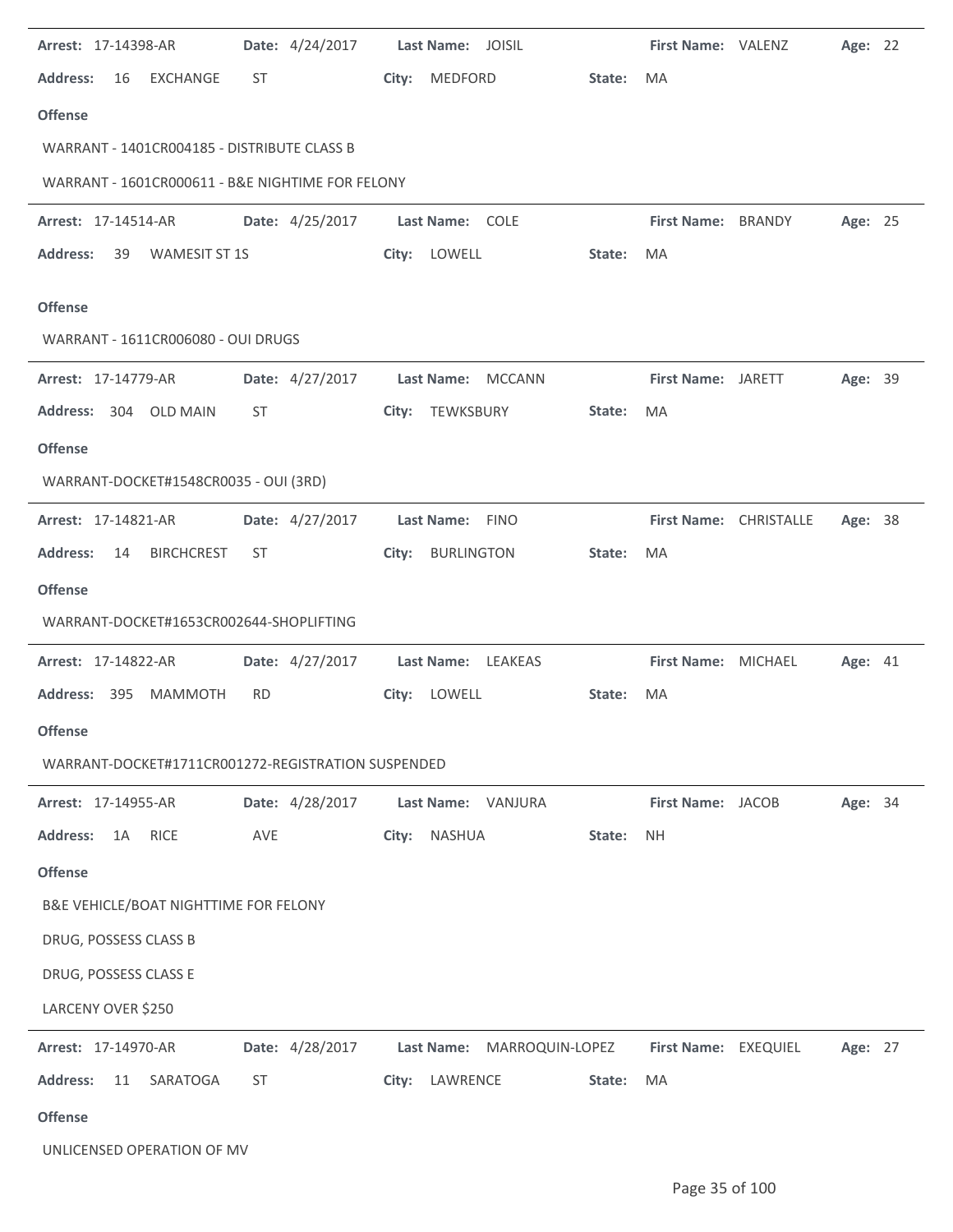**Arrest:** 17-14398-AR **Date:** 4/24/2017 **Last Name:** JOISIL **First Name:** VALENZ **Age:** 22

**Address:** 16 EXCHANGE ST **City:** MEDFORD **State:** MA

**Offense**

WARRANT - 1401CR004185 - DISTRIBUTE CLASS B

WARRANT - 1601CR000611 - B&E NIGHTIME FOR FELONY

---

**Arrest:** 17-14514-AR **Date:** 4/25/2017 **Last Name:** COLE **First Name:** BRANDY **Age:** 25

**Address:** 39 WAMESIT ST 1S **City:** LOWELL **State:** MA

**Offense**

WARRANT - 1611CR006080 - OUI DRUGS

---

**Arrest:** 17-14779-AR **Date:** 4/27/2017 **Last Name:** MCCANN **First Name:** JARETT **Age:** 39

**Address:** 304 OLD MAIN ST **City:** TEWKSBURY **State:** MA

**Offense**

WARRANT-DOCKET#1548CR0035 - OUI (3RD)

---

**Arrest:** 17-14821-AR **Date:** 4/27/2017 **Last Name:** FINO **First Name:** CHRISTALLE **Age:** 38

**Address:** 14 BIRCHCREST ST **City:** BURLINGTON **State:** MA

**Offense**

WARRANT-DOCKET#1653CR002644-SHOPLIFTING

---

**Arrest:** 17-14822-AR **Date:** 4/27/2017 **Last Name:** LEAKEAS **First Name:** MICHAEL **Age:** 41

**Address:** 395 MAMMOTH RD **City:** LOWELL **State:** MA

**Offense**

WARRANT-DOCKET#1711CR001272-REGISTRATION SUSPENDED

---

**Arrest:** 17-14955-AR **Date:** 4/28/2017 **Last Name:** VANJURA **First Name:** JACOB **Age:** 34

**Address:** 1A RICE AVE **City:** NASHUA **State:** NH

**Offense**

B&E VEHICLE/BOAT NIGHTTIME FOR FELONY

DRUG, POSSESS CLASS B

DRUG, POSSESS CLASS E

LARCENY OVER $250

---

**Arrest:** 17-14970-AR **Date:** 4/28/2017 **Last Name:** MARROQUIN-LOPEZ **First Name:** EXEQUIEL **Age:** 27

**Address:** 11 SARATOGA ST **City:** LAWRENCE **State:** MA

**Offense**

UNLICENSED OPERATION OF MV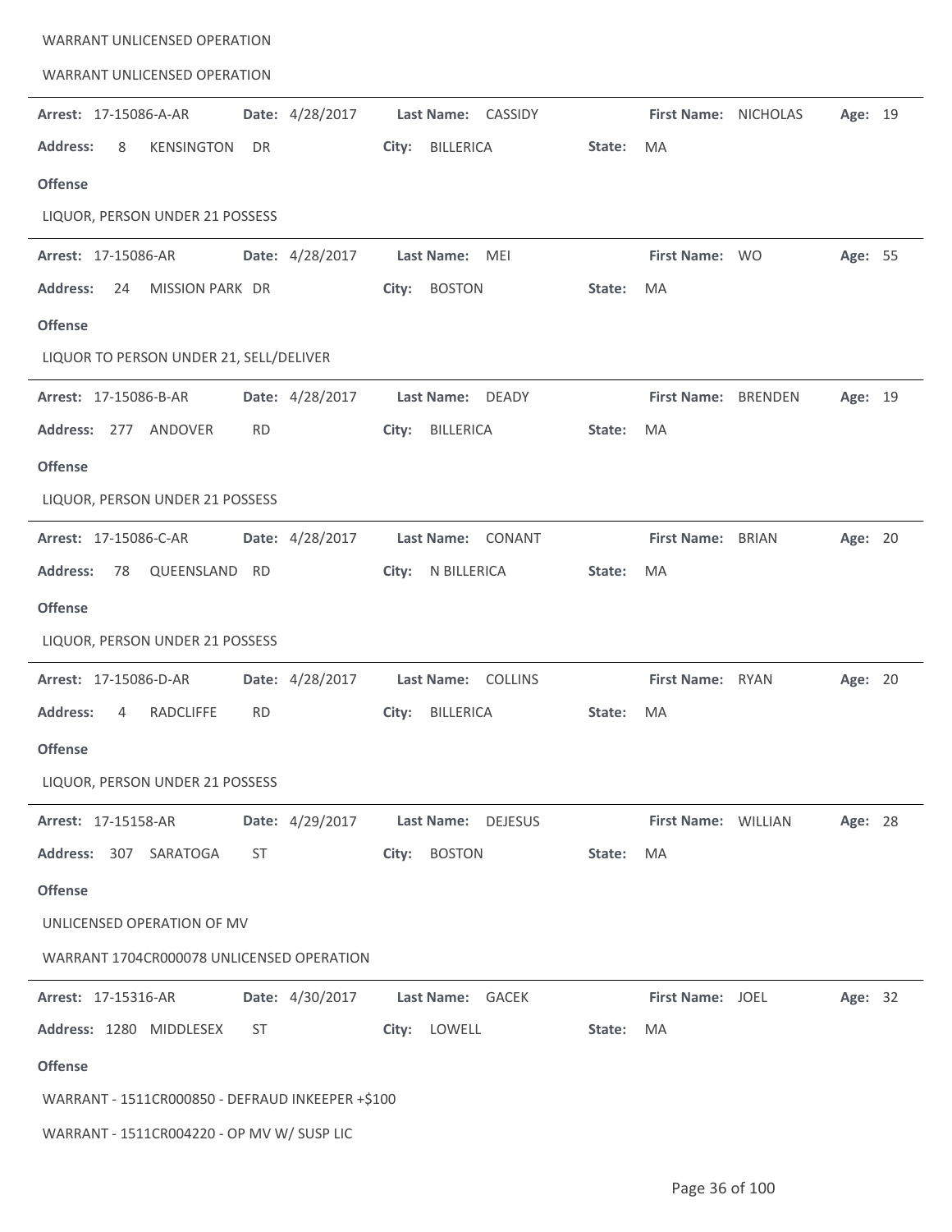WARRANT UNLICENSED OPERATION

WARRANT UNLICENSED OPERATION

---

**Arrest:** 17-15086-A-AR **Date:** 4/28/2017 **Last Name:** CASSIDY **First Name:** NICHOLAS **Age:** 19

**Address:** 8 KENSINGTON DR **City:** BILLERICA **State:** MA

**Offense**

LIQUOR, PERSON UNDER 21 POSSESS

---

**Arrest:** 17-15086-AR **Date:** 4/28/2017 **Last Name:** MEI **First Name:** WO **Age:** 55

**Address:** 24 MISSION PARK DR **City:** BOSTON **State:** MA

**Offense**

LIQUOR TO PERSON UNDER 21, SELL/DELIVER

---

**Arrest:** 17-15086-B-AR **Date:** 4/28/2017 **Last Name:** DEADY **First Name:** BRENDEN **Age:** 19

**Address:** 277 ANDOVER RD **City:** BILLERICA **State:** MA

**Offense**

LIQUOR, PERSON UNDER 21 POSSESS

---

**Arrest:** 17-15086-C-AR **Date:** 4/28/2017 **Last Name:** CONANT **First Name:** BRIAN **Age:** 20

**Address:** 78 QUEENSLAND RD **City:** N BILLERICA **State:** MA

**Offense**

LIQUOR, PERSON UNDER 21 POSSESS

---

**Arrest:** 17-15086-D-AR **Date:** 4/28/2017 **Last Name:** COLLINS **First Name:** RYAN **Age:** 20

**Address:** 4 RADCLIFFE RD **City:** BILLERICA **State:** MA

**Offense**

LIQUOR, PERSON UNDER 21 POSSESS

---

**Arrest:** 17-15158-AR **Date:** 4/29/2017 **Last Name:** DEJESUS **First Name:** WILLIAN **Age:** 28

**Address:** 307 SARATOGA ST **City:** BOSTON **State:** MA

**Offense**

UNLICENSED OPERATION OF MV

WARRANT 1704CR000078 UNLICENSED OPERATION

---

**Arrest:** 17-15316-AR **Date:** 4/30/2017 **Last Name:** GACEK **First Name:** JOEL **Age:** 32

**Address:** 1280 MIDDLESEX ST **City:** LOWELL **State:** MA

**Offense**

WARRANT - 1511CR000850 - DEFRAUD INKEEPER +$100

WARRANT - 1511CR004220 - OP MV W/ SUSP LIC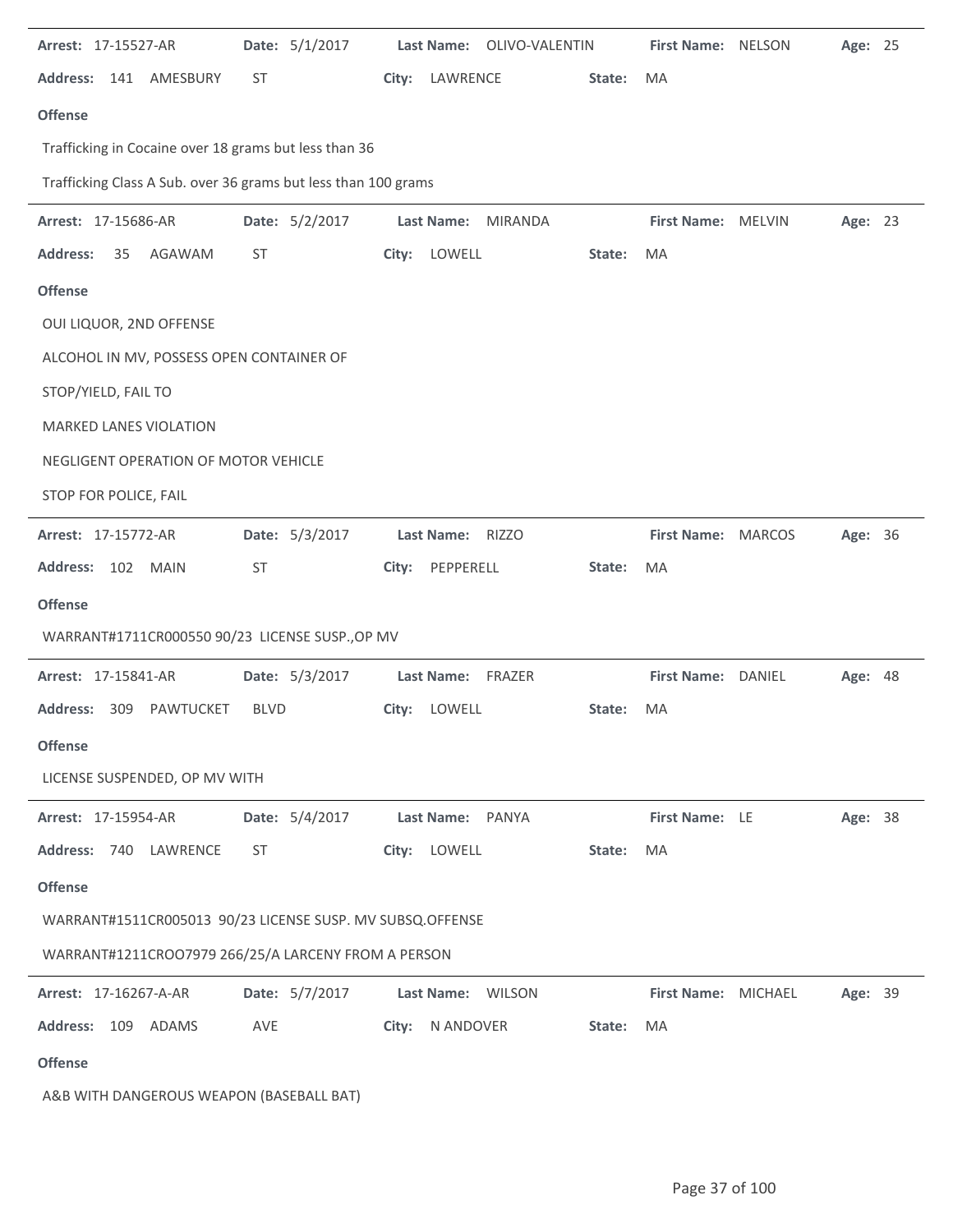**Arrest:** 17-15527-AR **Date:** 5/1/2017 **Last Name:** OLIVO-VALENTIN **First Name:** NELSON **Age:** 25

**Address:** 141 AMESBURY ST **City:** LAWRENCE **State:** MA

**Offense**

Trafficking in Cocaine over 18 grams but less than 36

Trafficking Class A Sub. over 36 grams but less than 100 grams

---

**Arrest:** 17-15686-AR **Date:** 5/2/2017 **Last Name:** MIRANDA **First Name:** MELVIN **Age:** 23

**Address:** 35 AGAWAM ST **City:** LOWELL **State:** MA

**Offense**

OUI LIQUOR, 2ND OFFENSE

ALCOHOL IN MV, POSSESS OPEN CONTAINER OF

STOP/YIELD, FAIL TO

MARKED LANES VIOLATION

NEGLIGENT OPERATION OF MOTOR VEHICLE

STOP FOR POLICE, FAIL

---

**Arrest:** 17-15772-AR **Date:** 5/3/2017 **Last Name:** RIZZO **First Name:** MARCOS **Age:** 36

**Address:** 102 MAIN ST **City:** PEPPERELL **State:** MA

**Offense**

WARRANT#1711CR000550 90/23 LICENSE SUSP.,OP MV

---

**Arrest:** 17-15841-AR **Date:** 5/3/2017 **Last Name:** FRAZER **First Name:** DANIEL **Age:** 48

**Address:** 309 PAWTUCKET BLVD **City:** LOWELL **State:** MA

**Offense**

LICENSE SUSPENDED, OP MV WITH

---

**Arrest:** 17-15954-AR **Date:** 5/4/2017 **Last Name:** PANYA **First Name:** LE **Age:** 38

**Address:** 740 LAWRENCE ST **City:** LOWELL **State:** MA

**Offense**

WARRANT#1511CR005013 90/23 LICENSE SUSP. MV SUBSQ.OFFENSE

WARRANT#1211CROO7979 266/25/A LARCENY FROM A PERSON

---

**Arrest:** 17-16267-A-AR **Date:** 5/7/2017 **Last Name:** WILSON **First Name:** MICHAEL **Age:** 39

**Address:** 109 ADAMS AVE **City:** N ANDOVER **State:** MA

**Offense**

A&B WITH DANGEROUS WEAPON (BASEBALL BAT)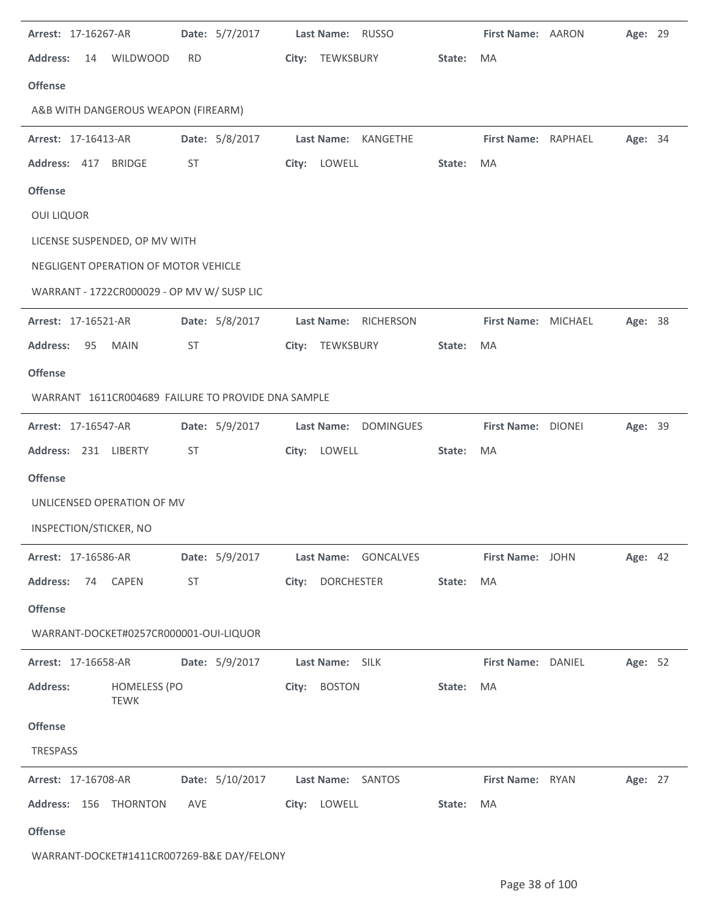**Arrest:** 17-16267-AR **Date:** 5/7/2017 **Last Name:** RUSSO **First Name:** AARON **Age:** 29

**Address:** 14 WILDWOOD RD **City:** TEWKSBURY **State:** MA

**Offense**

A&B WITH DANGEROUS WEAPON (FIREARM)

---

**Arrest:** 17-16413-AR **Date:** 5/8/2017 **Last Name:** KANGETHE **First Name:** RAPHAEL **Age:** 34

**Address:** 417 BRIDGE ST **City:** LOWELL **State:** MA

**Offense**

OUI LIQUOR

LICENSE SUSPENDED, OP MV WITH

NEGLIGENT OPERATION OF MOTOR VEHICLE

WARRANT - 1722CR000029 - OP MV W/ SUSP LIC

---

**Arrest:** 17-16521-AR **Date:** 5/8/2017 **Last Name:** RICHERSON **First Name:** MICHAEL **Age:** 38

**Address:** 95 MAIN ST **City:** TEWKSBURY **State:** MA

**Offense**

WARRANT 1611CR004689 FAILURE TO PROVIDE DNA SAMPLE

---

**Arrest:** 17-16547-AR **Date:** 5/9/2017 **Last Name:** DOMINGUES **First Name:** DIONEI **Age:** 39

**Address:** 231 LIBERTY ST **City:** LOWELL **State:** MA

**Offense**

UNLICENSED OPERATION OF MV

INSPECTION/STICKER, NO

---

**Arrest:** 17-16586-AR **Date:** 5/9/2017 **Last Name:** GONCALVES **First Name:** JOHN **Age:** 42

**Address:** 74 CAPEN ST **City:** DORCHESTER **State:** MA

**Offense**

WARRANT-DOCKET#0257CR000001-OUI-LIQUOR

---

**Arrest:** 17-16658-AR **Date:** 5/9/2017 **Last Name:** SILK **First Name:** DANIEL **Age:** 52

**Address:** HOMELESS (PO TEWK **City:** BOSTON **State:** MA

**Offense**

TRESPASS

---

**Arrest:** 17-16708-AR **Date:** 5/10/2017 **Last Name:** SANTOS **First Name:** RYAN **Age:** 27

**Address:** 156 THORNTON AVE **City:** LOWELL **State:** MA

**Offense**

WARRANT-DOCKET#1411CR007269-B&E DAY/FELONY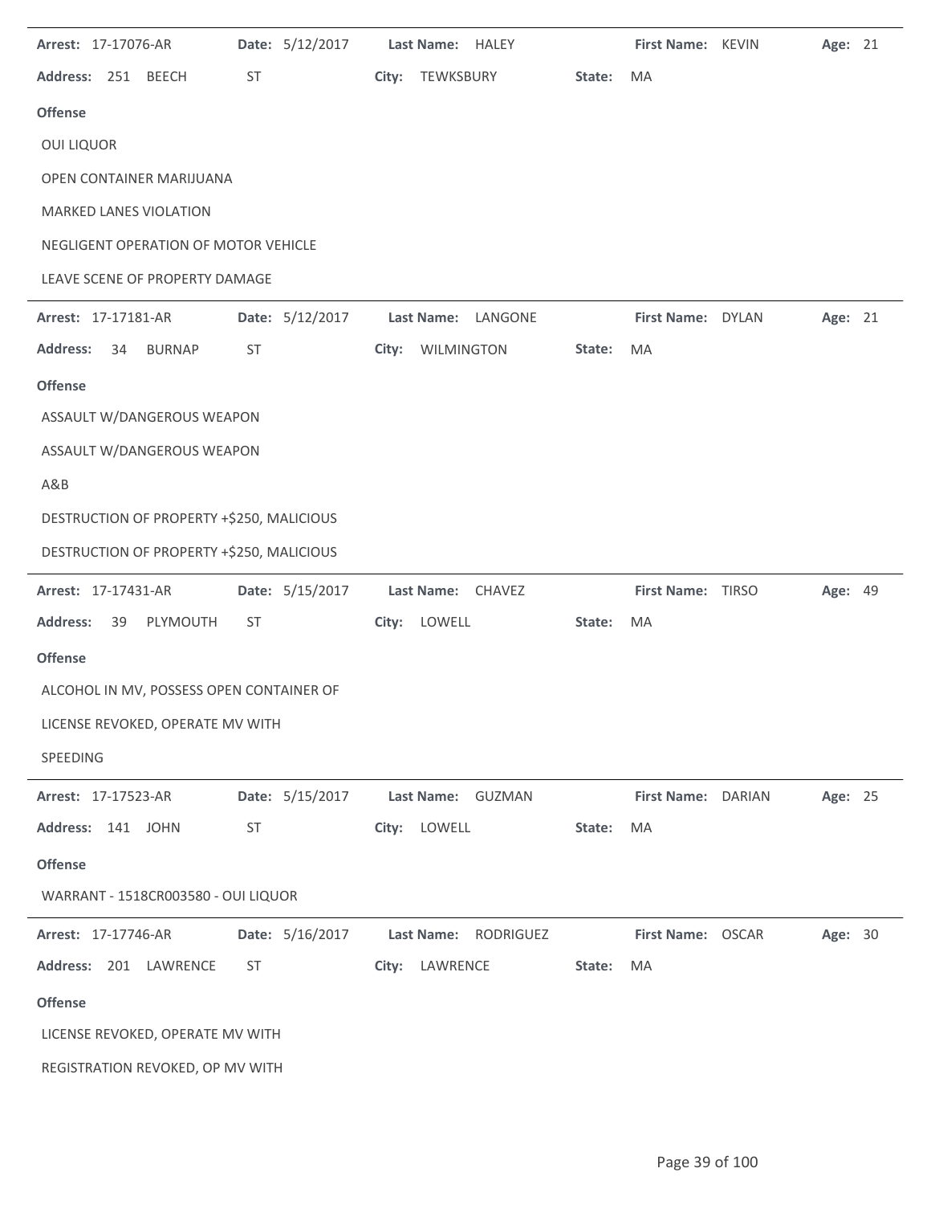**Arrest:** 17-17076-AR **Date:** 5/12/2017 **Last Name:** HALEY **First Name:** KEVIN **Age:** 21

**Address:** 251 BEECH ST **City:** TEWKSBURY **State:** MA

**Offense**

OUI LIQUOR

OPEN CONTAINER MARIJUANA

MARKED LANES VIOLATION

NEGLIGENT OPERATION OF MOTOR VEHICLE

LEAVE SCENE OF PROPERTY DAMAGE

---

**Arrest:** 17-17181-AR **Date:** 5/12/2017 **Last Name:** LANGONE **First Name:** DYLAN **Age:** 21

**Address:** 34 BURNAP ST **City:** WILMINGTON **State:** MA

**Offense**

ASSAULT W/DANGEROUS WEAPON

ASSAULT W/DANGEROUS WEAPON

A&B

DESTRUCTION OF PROPERTY +$250, MALICIOUS

DESTRUCTION OF PROPERTY +$250, MALICIOUS

---

**Arrest:** 17-17431-AR **Date:** 5/15/2017 **Last Name:** CHAVEZ **First Name:** TIRSO **Age:** 49

**Address:** 39 PLYMOUTH ST **City:** LOWELL **State:** MA

**Offense**

ALCOHOL IN MV, POSSESS OPEN CONTAINER OF

LICENSE REVOKED, OPERATE MV WITH

SPEEDING

---

**Arrest:** 17-17523-AR **Date:** 5/15/2017 **Last Name:** GUZMAN **First Name:** DARIAN **Age:** 25

**Address:** 141 JOHN ST **City:** LOWELL **State:** MA

**Offense**

WARRANT - 1518CR003580 - OUI LIQUOR

---

**Arrest:** 17-17746-AR **Date:** 5/16/2017 **Last Name:** RODRIGUEZ **First Name:** OSCAR **Age:** 30

**Address:** 201 LAWRENCE ST **City:** LAWRENCE **State:** MA

**Offense**

LICENSE REVOKED, OPERATE MV WITH

REGISTRATION REVOKED, OP MV WITH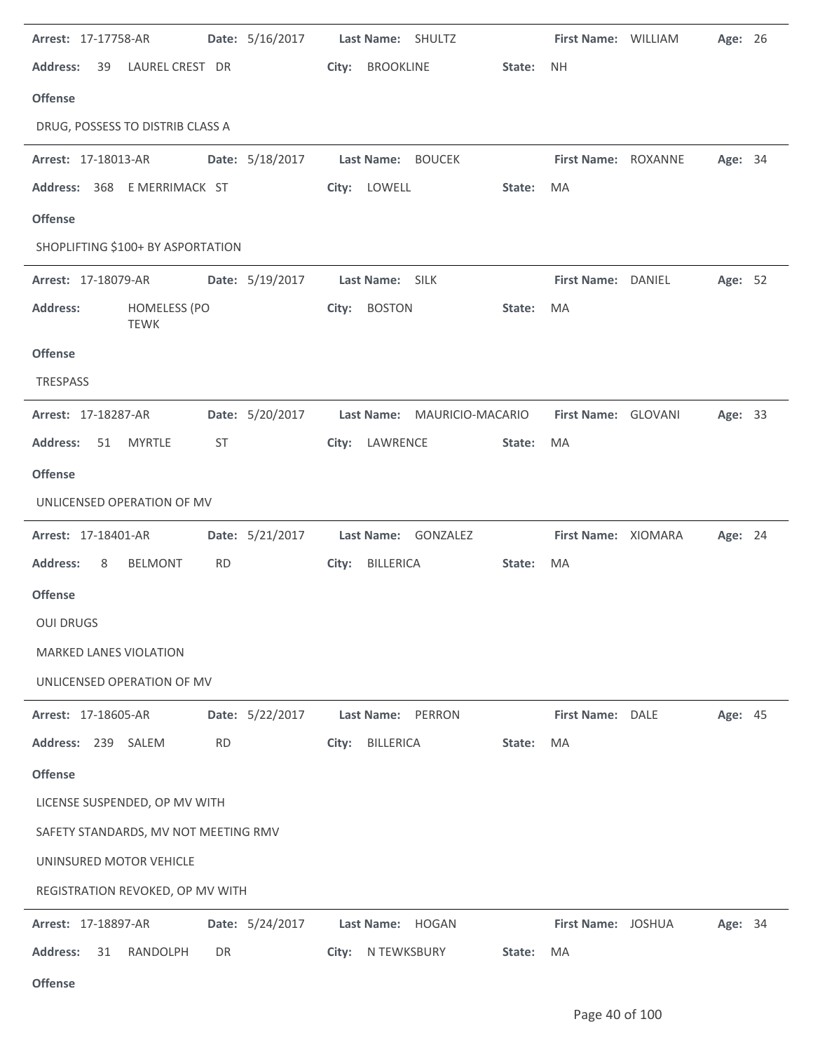**Arrest:** 17-17758-AR **Date:** 5/16/2017 **Last Name:** SHULTZ **First Name:** WILLIAM **Age:** 26

**Address:** 39 LAUREL CREST DR **City:** BROOKLINE **State:** NH

**Offense**

DRUG, POSSESS TO DISTRIB CLASS A

---

**Arrest:** 17-18013-AR **Date:** 5/18/2017 **Last Name:** BOUCEK **First Name:** ROXANNE **Age:** 34

**Address:** 368 E MERRIMACK ST **City:** LOWELL **State:** MA

**Offense**

SHOPLIFTING $100+ BY ASPORTATION

---

**Arrest:** 17-18079-AR **Date:** 5/19/2017 **Last Name:** SILK **First Name:** DANIEL **Age:** 52

**Address:** HOMELESS (PO TEWK **City:** BOSTON **State:** MA

**Offense**

TRESPASS

---

**Arrest:** 17-18287-AR **Date:** 5/20/2017 **Last Name:** MAURICIO-MACARIO **First Name:** GLOVANI **Age:** 33

**Address:** 51 MYRTLE ST **City:** LAWRENCE **State:** MA

**Offense**

UNLICENSED OPERATION OF MV

---

**Arrest:** 17-18401-AR **Date:** 5/21/2017 **Last Name:** GONZALEZ **First Name:** XIOMARA **Age:** 24

**Address:** 8 BELMONT RD **City:** BILLERICA **State:** MA

**Offense**

OUI DRUGS

MARKED LANES VIOLATION

UNLICENSED OPERATION OF MV

---

**Arrest:** 17-18605-AR **Date:** 5/22/2017 **Last Name:** PERRON **First Name:** DALE **Age:** 45

**Address:** 239 SALEM RD **City:** BILLERICA **State:** MA

**Offense**

LICENSE SUSPENDED, OP MV WITH

SAFETY STANDARDS, MV NOT MEETING RMV

UNINSURED MOTOR VEHICLE

REGISTRATION REVOKED, OP MV WITH

---

**Arrest:** 17-18897-AR **Date:** 5/24/2017 **Last Name:** HOGAN **First Name:** JOSHUA **Age:** 34

**Address:** 31 RANDOLPH DR **City:** N TEWKSBURY **State:** MA

**Offense**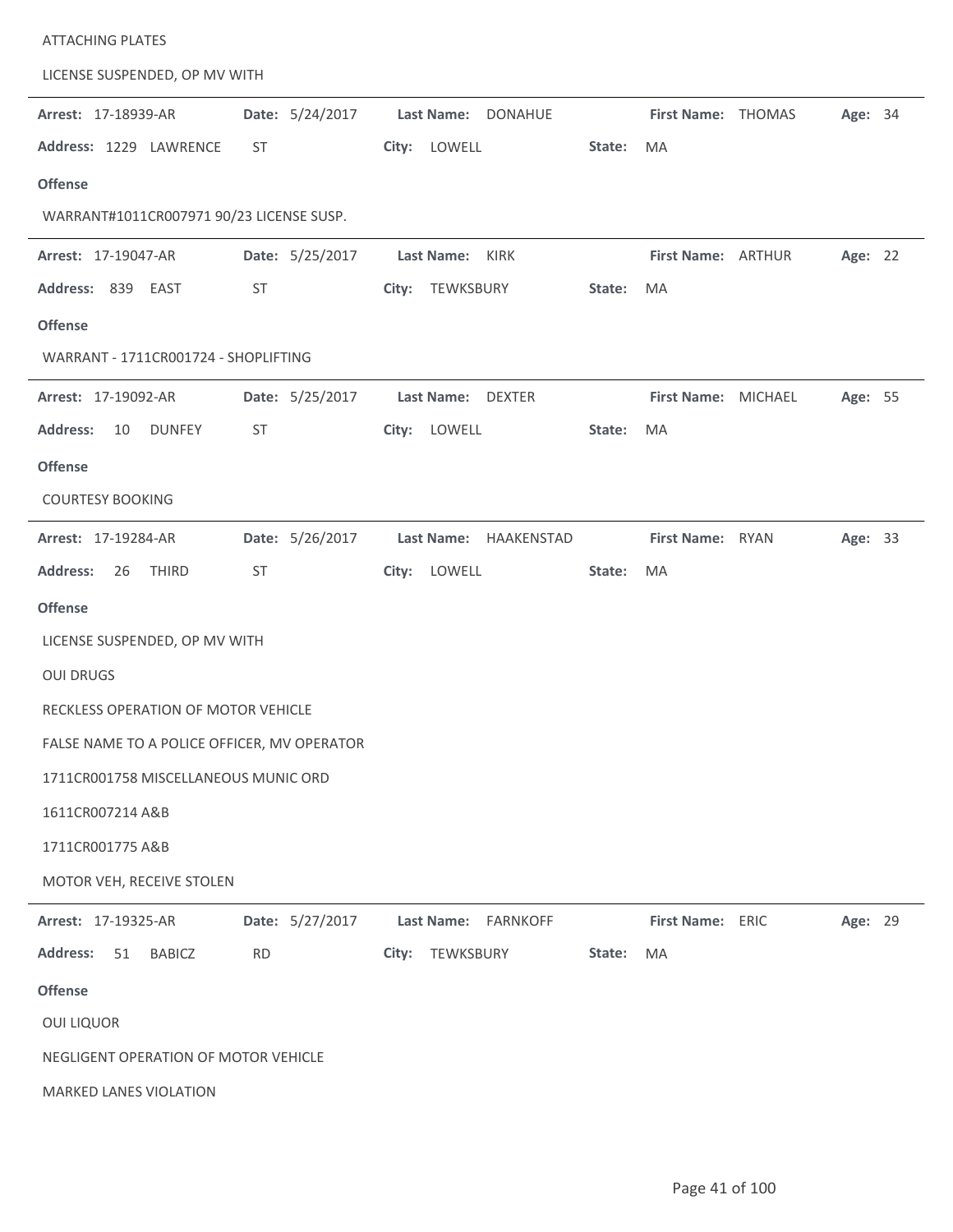ATTACHING PLATES

LICENSE SUSPENDED, OP MV WITH

---

**Arrest:** 17-18939-AR **Date:** 5/24/2017 **Last Name:** DONAHUE **First Name:** THOMAS **Age:** 34

**Address:** 1229 LAWRENCE ST **City:** LOWELL **State:** MA

**Offense**

WARRANT#1011CR007971 90/23 LICENSE SUSP.

---

**Arrest:** 17-19047-AR **Date:** 5/25/2017 **Last Name:** KIRK **First Name:** ARTHUR **Age:** 22

**Address:** 839 EAST ST **City:** TEWKSBURY **State:** MA

**Offense**

WARRANT - 1711CR001724 - SHOPLIFTING

---

**Arrest:** 17-19092-AR **Date:** 5/25/2017 **Last Name:** DEXTER **First Name:** MICHAEL **Age:** 55

**Address:** 10 DUNFEY ST **City:** LOWELL **State:** MA

**Offense**

COURTESY BOOKING

---

**Arrest:** 17-19284-AR **Date:** 5/26/2017 **Last Name:** HAAKENSTAD **First Name:** RYAN **Age:** 33

**Address:** 26 THIRD ST **City:** LOWELL **State:** MA

**Offense**

LICENSE SUSPENDED, OP MV WITH

OUI DRUGS

RECKLESS OPERATION OF MOTOR VEHICLE

FALSE NAME TO A POLICE OFFICER, MV OPERATOR

1711CR001758 MISCELLANEOUS MUNIC ORD

1611CR007214 A&B

1711CR001775 A&B

MOTOR VEH, RECEIVE STOLEN

---

**Arrest:** 17-19325-AR **Date:** 5/27/2017 **Last Name:** FARNKOFF **First Name:** ERIC **Age:** 29

**Address:** 51 BABICZ RD **City:** TEWKSBURY **State:** MA

**Offense**

OUI LIQUOR

NEGLIGENT OPERATION OF MOTOR VEHICLE

MARKED LANES VIOLATION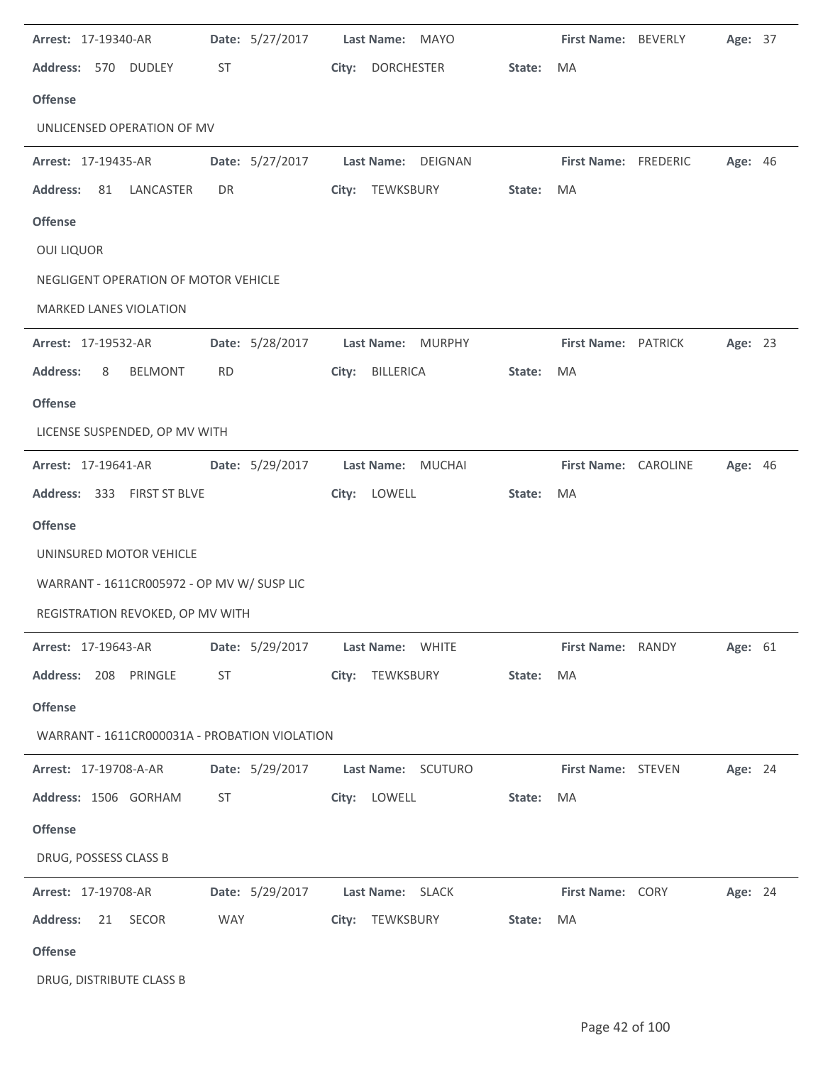**Arrest:** 17-19340-AR **Date:** 5/27/2017 **Last Name:** MAYO **First Name:** BEVERLY **Age:** 37

**Address:** 570 DUDLEY ST **City:** DORCHESTER **State:** MA

**Offense**

UNLICENSED OPERATION OF MV

---

**Arrest:** 17-19435-AR **Date:** 5/27/2017 **Last Name:** DEIGNAN **First Name:** FREDERIC **Age:** 46

**Address:** 81 LANCASTER DR **City:** TEWKSBURY **State:** MA

**Offense**

OUI LIQUOR

NEGLIGENT OPERATION OF MOTOR VEHICLE

MARKED LANES VIOLATION

---

**Arrest:** 17-19532-AR **Date:** 5/28/2017 **Last Name:** MURPHY **First Name:** PATRICK **Age:** 23

**Address:** 8 BELMONT RD **City:** BILLERICA **State:** MA

**Offense**

LICENSE SUSPENDED, OP MV WITH

---

**Arrest:** 17-19641-AR **Date:** 5/29/2017 **Last Name:** MUCHAI **First Name:** CAROLINE **Age:** 46

**Address:** 333 FIRST ST BLVE **City:** LOWELL **State:** MA

**Offense**

UNINSURED MOTOR VEHICLE

WARRANT - 1611CR005972 - OP MV W/ SUSP LIC

REGISTRATION REVOKED, OP MV WITH

---

**Arrest:** 17-19643-AR **Date:** 5/29/2017 **Last Name:** WHITE **First Name:** RANDY **Age:** 61

**Address:** 208 PRINGLE ST **City:** TEWKSBURY **State:** MA

**Offense**

WARRANT - 1611CR000031A - PROBATION VIOLATION

---

**Arrest:** 17-19708-A-AR **Date:** 5/29/2017 **Last Name:** SCUTURO **First Name:** STEVEN **Age:** 24

**Address:** 1506 GORHAM ST **City:** LOWELL **State:** MA

**Offense**

DRUG, POSSESS CLASS B

---

**Arrest:** 17-19708-AR **Date:** 5/29/2017 **Last Name:** SLACK **First Name:** CORY **Age:** 24

**Address:** 21 SECOR WAY **City:** TEWKSBURY **State:** MA

**Offense**

DRUG, DISTRIBUTE CLASS B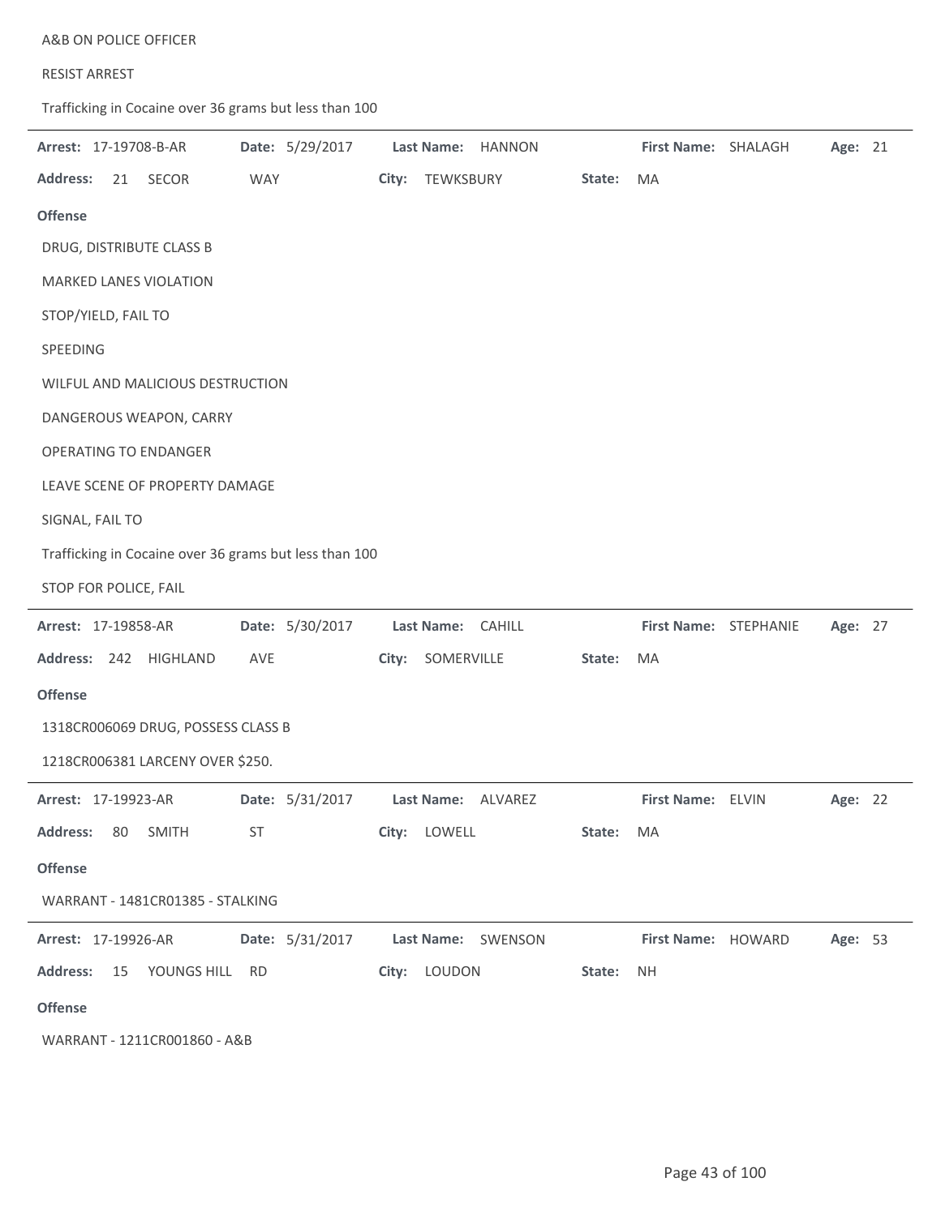A&B ON POLICE OFFICER

RESIST ARREST

Trafficking in Cocaine over 36 grams but less than 100

---

**Arrest:** 17-19708-B-AR **Date:** 5/29/2017 **Last Name:** HANNON **First Name:** SHALAGH **Age:** 21

**Address:** 21 SECOR WAY **City:** TEWKSBURY **State:** MA

**Offense**

DRUG, DISTRIBUTE CLASS B

MARKED LANES VIOLATION

STOP/YIELD, FAIL TO

SPEEDING

WILFUL AND MALICIOUS DESTRUCTION

DANGEROUS WEAPON, CARRY

OPERATING TO ENDANGER

LEAVE SCENE OF PROPERTY DAMAGE

SIGNAL, FAIL TO

Trafficking in Cocaine over 36 grams but less than 100

STOP FOR POLICE, FAIL

---

**Arrest:** 17-19858-AR **Date:** 5/30/2017 **Last Name:** CAHILL **First Name:** STEPHANIE **Age:** 27

**Address:** 242 HIGHLAND AVE **City:** SOMERVILLE **State:** MA

**Offense**

1318CR006069 DRUG, POSSESS CLASS B

1218CR006381 LARCENY OVER $250.

---

**Arrest:** 17-19923-AR **Date:** 5/31/2017 **Last Name:** ALVAREZ **First Name:** ELVIN **Age:** 22

**Address:** 80 SMITH ST **City:** LOWELL **State:** MA

**Offense**

WARRANT - 1481CR01385 - STALKING

---

**Arrest:** 17-19926-AR **Date:** 5/31/2017 **Last Name:** SWENSON **First Name:** HOWARD **Age:** 53

**Address:** 15 YOUNGS HILL RD **City:** LOUDON **State:** NH

**Offense**

WARRANT - 1211CR001860 - A&B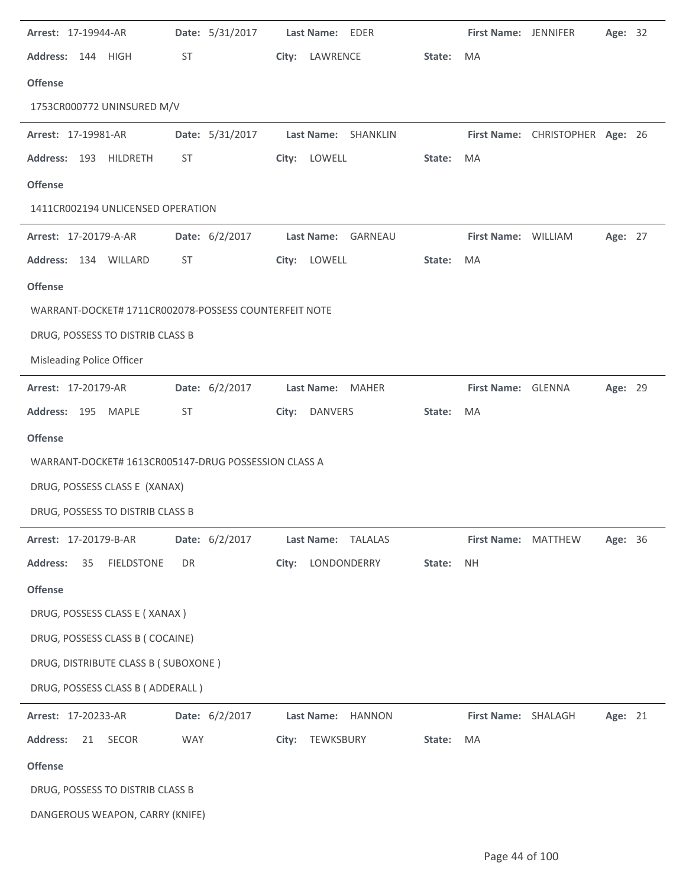**Arrest:** 17-19944-AR **Date:** 5/31/2017 **Last Name:** EDER **First Name:** JENNIFER **Age:** 32

**Address:** 144 HIGH ST **City:** LAWRENCE **State:** MA

**Offense**

1753CR000772 UNINSURED M/V

---

**Arrest:** 17-19981-AR **Date:** 5/31/2017 **Last Name:** SHANKLIN **First Name:** CHRISTOPHER **Age:** 26

**Address:** 193 HILDRETH ST **City:** LOWELL **State:** MA

**Offense**

1411CR002194 UNLICENSED OPERATION

---

**Arrest:** 17-20179-A-AR **Date:** 6/2/2017 **Last Name:** GARNEAU **First Name:** WILLIAM **Age:** 27

**Address:** 134 WILLARD ST **City:** LOWELL **State:** MA

**Offense**

WARRANT-DOCKET# 1711CR002078-POSSESS COUNTERFEIT NOTE

DRUG, POSSESS TO DISTRIB CLASS B

Misleading Police Officer

---

**Arrest:** 17-20179-AR **Date:** 6/2/2017 **Last Name:** MAHER **First Name:** GLENNA **Age:** 29

**Address:** 195 MAPLE ST **City:** DANVERS **State:** MA

**Offense**

WARRANT-DOCKET# 1613CR005147-DRUG POSSESSION CLASS A

DRUG, POSSESS CLASS E (XANAX)

DRUG, POSSESS TO DISTRIB CLASS B

---

**Arrest:** 17-20179-B-AR **Date:** 6/2/2017 **Last Name:** TALALAS **First Name:** MATTHEW **Age:** 36

**Address:** 35 FIELDSTONE DR **City:** LONDONDERRY **State:** NH

**Offense**

DRUG, POSSESS CLASS E ( XANAX )

DRUG, POSSESS CLASS B ( COCAINE)

DRUG, DISTRIBUTE CLASS B ( SUBOXONE )

DRUG, POSSESS CLASS B ( ADDERALL )

---

**Arrest:** 17-20233-AR **Date:** 6/2/2017 **Last Name:** HANNON **First Name:** SHALAGH **Age:** 21

**Address:** 21 SECOR WAY **City:** TEWKSBURY **State:** MA

**Offense**

DRUG, POSSESS TO DISTRIB CLASS B

DANGEROUS WEAPON, CARRY (KNIFE)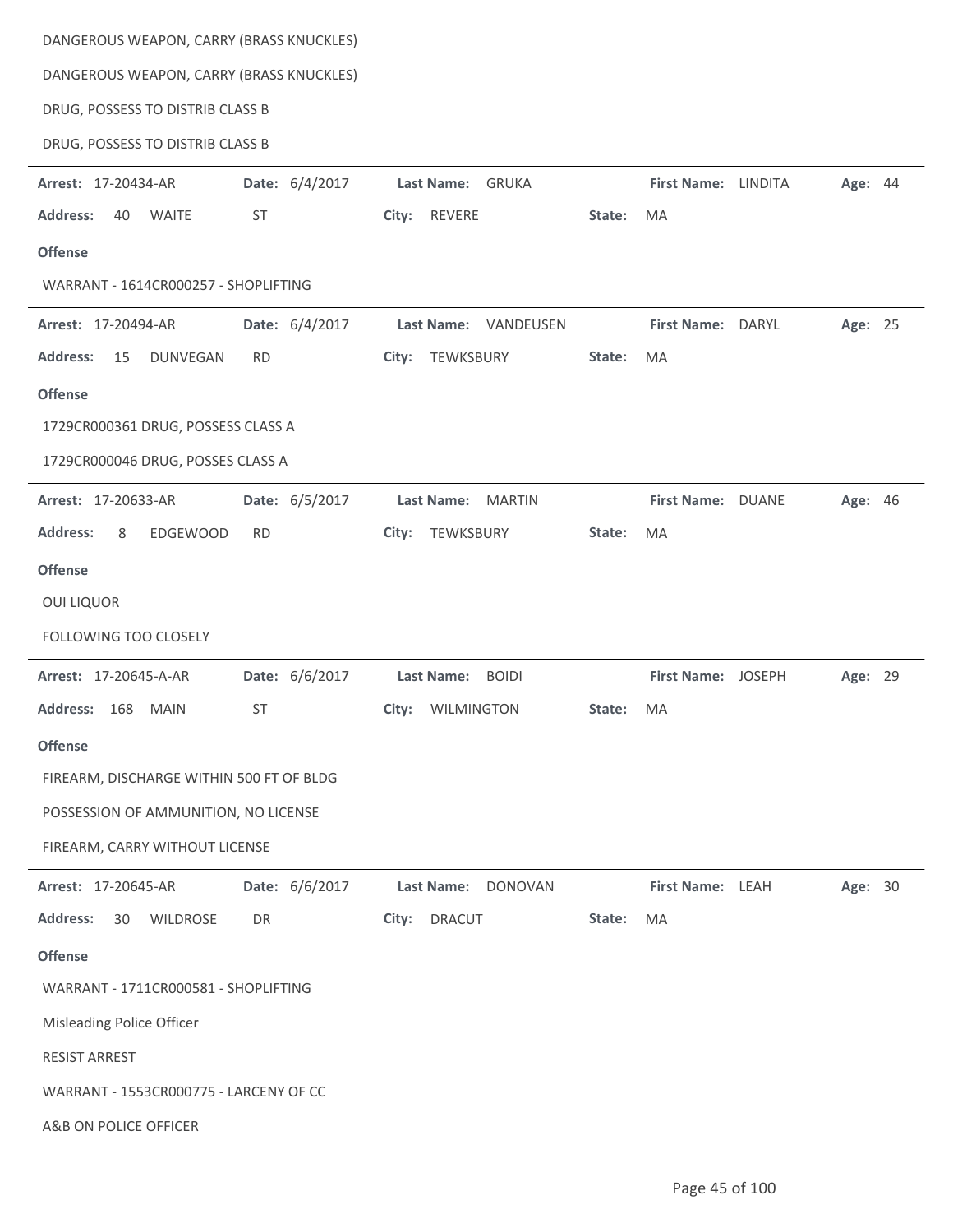DANGEROUS WEAPON, CARRY (BRASS KNUCKLES)

DANGEROUS WEAPON, CARRY (BRASS KNUCKLES)

DRUG, POSSESS TO DISTRIB CLASS B

DRUG, POSSESS TO DISTRIB CLASS B

---

**Arrest:** 17-20434-AR **Date:** 6/4/2017 **Last Name:** GRUKA **First Name:** LINDITA **Age:** 44

**Address:** 40 WAITE ST **City:** REVERE **State:** MA

**Offense**

WARRANT - 1614CR000257 - SHOPLIFTING

---

**Arrest:** 17-20494-AR **Date:** 6/4/2017 **Last Name:** VANDEUSEN **First Name:** DARYL **Age:** 25

**Address:** 15 DUNVEGAN RD **City:** TEWKSBURY **State:** MA

**Offense**

1729CR000361 DRUG, POSSESS CLASS A

1729CR000046 DRUG, POSSES CLASS A

---

**Arrest:** 17-20633-AR **Date:** 6/5/2017 **Last Name:** MARTIN **First Name:** DUANE **Age:** 46

**Address:** 8 EDGEWOOD RD **City:** TEWKSBURY **State:** MA

**Offense**

OUI LIQUOR

FOLLOWING TOO CLOSELY

---

**Arrest:** 17-20645-A-AR **Date:** 6/6/2017 **Last Name:** BOIDI **First Name:** JOSEPH **Age:** 29

**Address:** 168 MAIN ST **City:** WILMINGTON **State:** MA

**Offense**

FIREARM, DISCHARGE WITHIN 500 FT OF BLDG

POSSESSION OF AMMUNITION, NO LICENSE

FIREARM, CARRY WITHOUT LICENSE

---

**Arrest:** 17-20645-AR **Date:** 6/6/2017 **Last Name:** DONOVAN **First Name:** LEAH **Age:** 30

**Address:** 30 WILDROSE DR **City:** DRACUT **State:** MA

**Offense**

WARRANT - 1711CR000581 - SHOPLIFTING

Misleading Police Officer

RESIST ARREST

WARRANT - 1553CR000775 - LARCENY OF CC

A&B ON POLICE OFFICER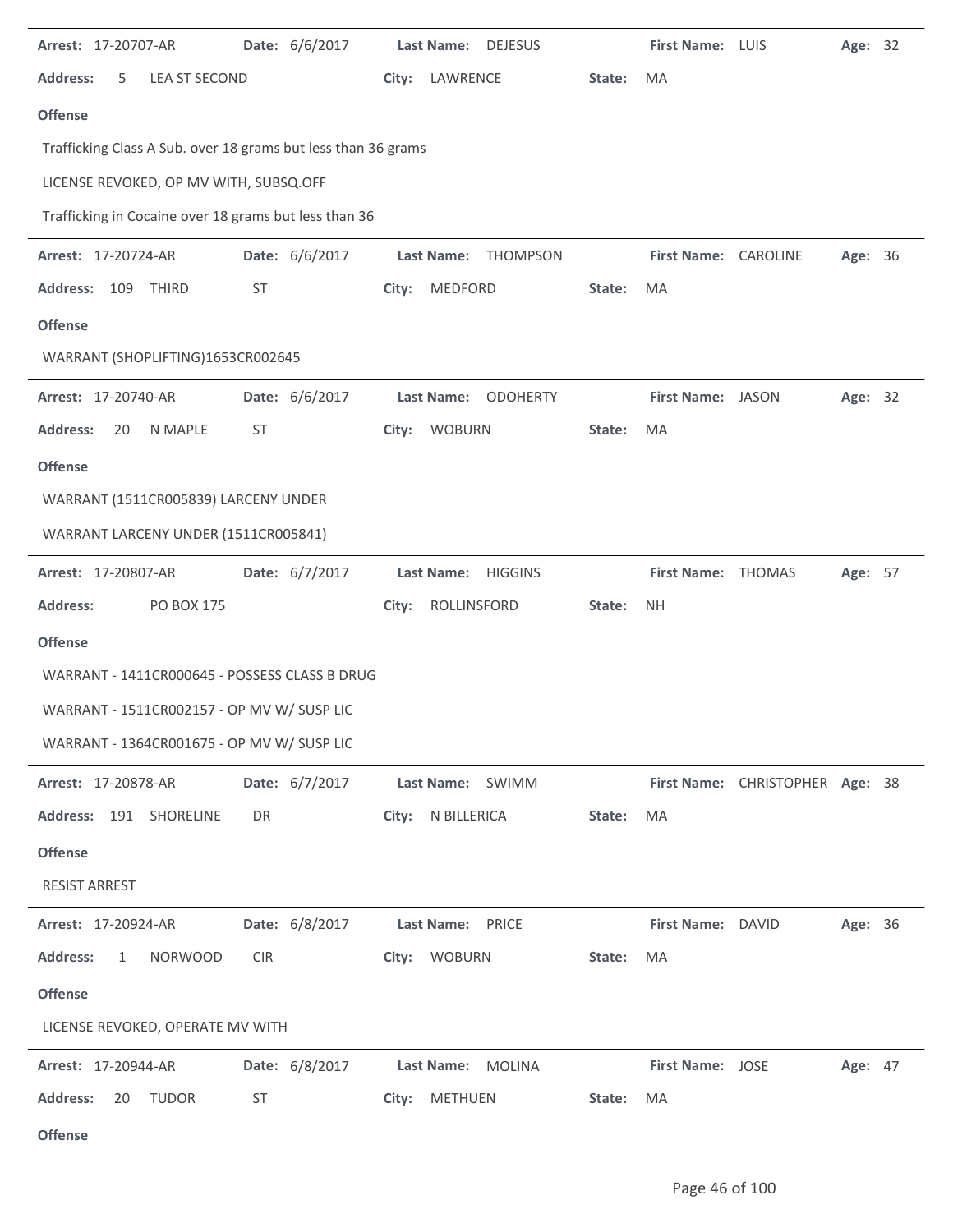**Arrest:** 17-20707-AR **Date:** 6/6/2017 **Last Name:** DEJESUS **First Name:** LUIS **Age:** 32

**Address:** 5 LEA ST SECOND **City:** LAWRENCE **State:** MA

**Offense**

Trafficking Class A Sub. over 18 grams but less than 36 grams

LICENSE REVOKED, OP MV WITH, SUBSQ.OFF

Trafficking in Cocaine over 18 grams but less than 36

---

**Arrest:** 17-20724-AR **Date:** 6/6/2017 **Last Name:** THOMPSON **First Name:** CAROLINE **Age:** 36

**Address:** 109 THIRD ST **City:** MEDFORD **State:** MA

**Offense**

WARRANT (SHOPLIFTING)1653CR002645

---

**Arrest:** 17-20740-AR **Date:** 6/6/2017 **Last Name:** ODOHERTY **First Name:** JASON **Age:** 32

**Address:** 20 N MAPLE ST **City:** WOBURN **State:** MA

**Offense**

WARRANT (1511CR005839) LARCENY UNDER

WARRANT LARCENY UNDER (1511CR005841)

---

**Arrest:** 17-20807-AR **Date:** 6/7/2017 **Last Name:** HIGGINS **First Name:** THOMAS **Age:** 57

**Address:** PO BOX 175 **City:** ROLLINSFORD **State:** NH

**Offense**

WARRANT - 1411CR000645 - POSSESS CLASS B DRUG

WARRANT - 1511CR002157 - OP MV W/ SUSP LIC

WARRANT - 1364CR001675 - OP MV W/ SUSP LIC

---

**Arrest:** 17-20878-AR **Date:** 6/7/2017 **Last Name:** SWIMM **First Name:** CHRISTOPHER **Age:** 38

**Address:** 191 SHORELINE DR **City:** N BILLERICA **State:** MA

**Offense**

RESIST ARREST

---

**Arrest:** 17-20924-AR **Date:** 6/8/2017 **Last Name:** PRICE **First Name:** DAVID **Age:** 36

**Address:** 1 NORWOOD CIR **City:** WOBURN **State:** MA

**Offense**

LICENSE REVOKED, OPERATE MV WITH

---

**Arrest:** 17-20944-AR **Date:** 6/8/2017 **Last Name:** MOLINA **First Name:** JOSE **Age:** 47

**Address:** 20 TUDOR ST **City:** METHUEN **State:** MA

**Offense**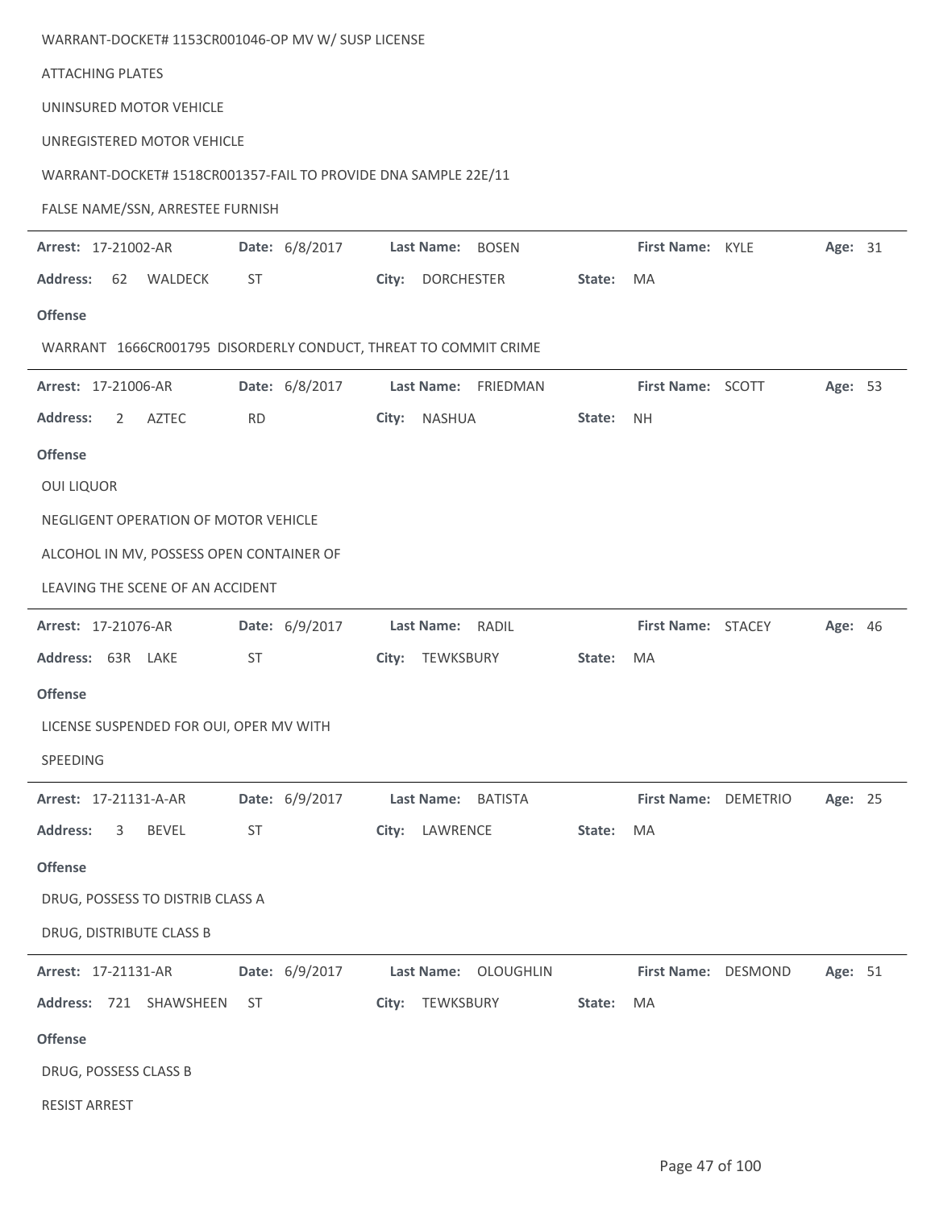WARRANT-DOCKET# 1153CR001046-OP MV W/ SUSP LICENSE

ATTACHING PLATES

UNINSURED MOTOR VEHICLE

UNREGISTERED MOTOR VEHICLE

WARRANT-DOCKET# 1518CR001357-FAIL TO PROVIDE DNA SAMPLE 22E/11

FALSE NAME/SSN, ARRESTEE FURNISH

---

**Arrest:** 17-21002-AR **Date:** 6/8/2017 **Last Name:** BOSEN **First Name:** KYLE **Age:** 31

**Address:** 62 WALDECK ST **City:** DORCHESTER **State:** MA

**Offense**

WARRANT 1666CR001795 DISORDERLY CONDUCT, THREAT TO COMMIT CRIME

---

**Arrest:** 17-21006-AR **Date:** 6/8/2017 **Last Name:** FRIEDMAN **First Name:** SCOTT **Age:** 53

**Address:** 2 AZTEC RD **City:** NASHUA **State:** NH

**Offense**

OUI LIQUOR

NEGLIGENT OPERATION OF MOTOR VEHICLE

ALCOHOL IN MV, POSSESS OPEN CONTAINER OF

LEAVING THE SCENE OF AN ACCIDENT

---

**Arrest:** 17-21076-AR **Date:** 6/9/2017 **Last Name:** RADIL **First Name:** STACEY **Age:** 46

**Address:** 63R LAKE ST **City:** TEWKSBURY **State:** MA

**Offense**

LICENSE SUSPENDED FOR OUI, OPER MV WITH

SPEEDING

---

**Arrest:** 17-21131-A-AR **Date:** 6/9/2017 **Last Name:** BATISTA **First Name:** DEMETRIO **Age:** 25

**Address:** 3 BEVEL ST **City:** LAWRENCE **State:** MA

**Offense**

DRUG, POSSESS TO DISTRIB CLASS A

DRUG, DISTRIBUTE CLASS B

---

**Arrest:** 17-21131-AR **Date:** 6/9/2017 **Last Name:** OLOUGHLIN **First Name:** DESMOND **Age:** 51

**Address:** 721 SHAWSHEEN ST **City:** TEWKSBURY **State:** MA

**Offense**

DRUG, POSSESS CLASS B

RESIST ARREST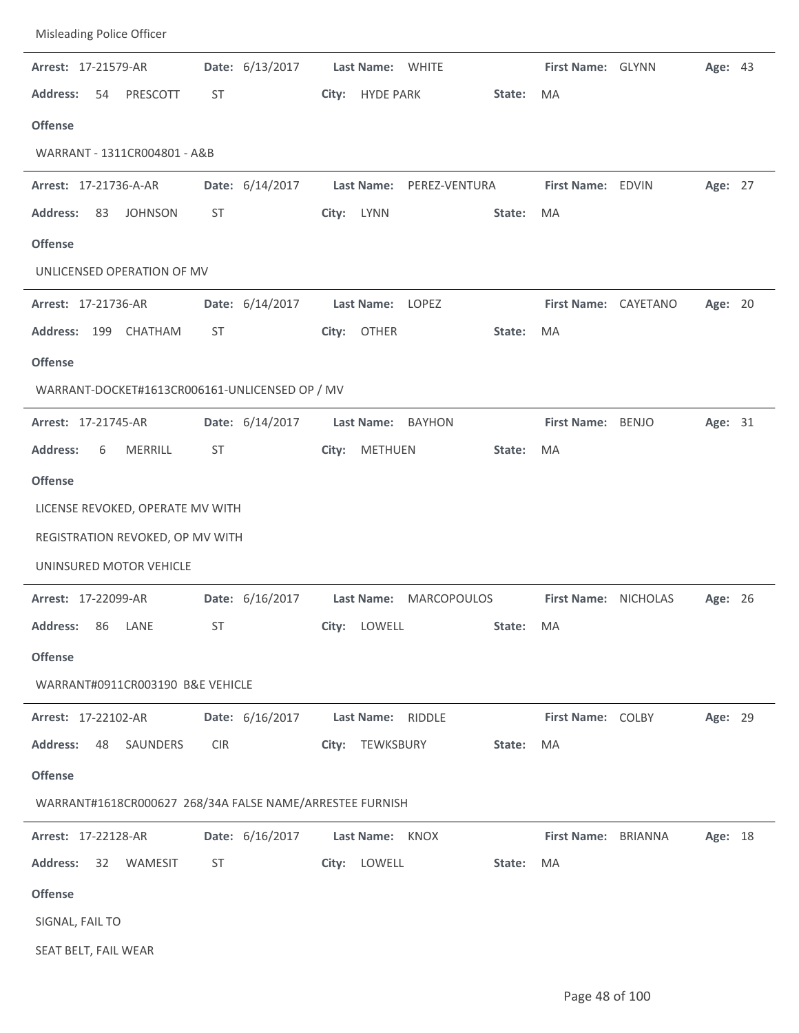Misleading Police Officer

**Arrest:** 17-21579-AR **Date:** 6/13/2017 **Last Name:** WHITE **First Name:** GLYNN **Age:** 43
**Address:** 54 PRESCOTT ST **City:** HYDE PARK **State:** MA

**Offense**

WARRANT - 1311CR004801 - A&B

---

**Arrest:** 17-21736-A-AR **Date:** 6/14/2017 **Last Name:** PEREZ-VENTURA **First Name:** EDVIN **Age:** 27
**Address:** 83 JOHNSON ST **City:** LYNN **State:** MA

**Offense**

UNLICENSED OPERATION OF MV

---

**Arrest:** 17-21736-AR **Date:** 6/14/2017 **Last Name:** LOPEZ **First Name:** CAYETANO **Age:** 20
**Address:** 199 CHATHAM ST **City:** OTHER **State:** MA

**Offense**

WARRANT-DOCKET#1613CR006161-UNLICENSED OP / MV

---

**Arrest:** 17-21745-AR **Date:** 6/14/2017 **Last Name:** BAYHON **First Name:** BENJO **Age:** 31
**Address:** 6 MERRILL ST **City:** METHUEN **State:** MA

**Offense**

LICENSE REVOKED, OPERATE MV WITH

REGISTRATION REVOKED, OP MV WITH

UNINSURED MOTOR VEHICLE

---

**Arrest:** 17-22099-AR **Date:** 6/16/2017 **Last Name:** MARCOPOULOS **First Name:** NICHOLAS **Age:** 26
**Address:** 86 LANE ST **City:** LOWELL **State:** MA

**Offense**

WARRANT#0911CR003190 B&E VEHICLE

---

**Arrest:** 17-22102-AR **Date:** 6/16/2017 **Last Name:** RIDDLE **First Name:** COLBY **Age:** 29
**Address:** 48 SAUNDERS CIR **City:** TEWKSBURY **State:** MA

**Offense**

WARRANT#1618CR000627 268/34A FALSE NAME/ARRESTEE FURNISH

---

**Arrest:** 17-22128-AR **Date:** 6/16/2017 **Last Name:** KNOX **First Name:** BRIANNA **Age:** 18
**Address:** 32 WAMESIT ST **City:** LOWELL **State:** MA

**Offense**

SIGNAL, FAIL TO

SEAT BELT, FAIL WEAR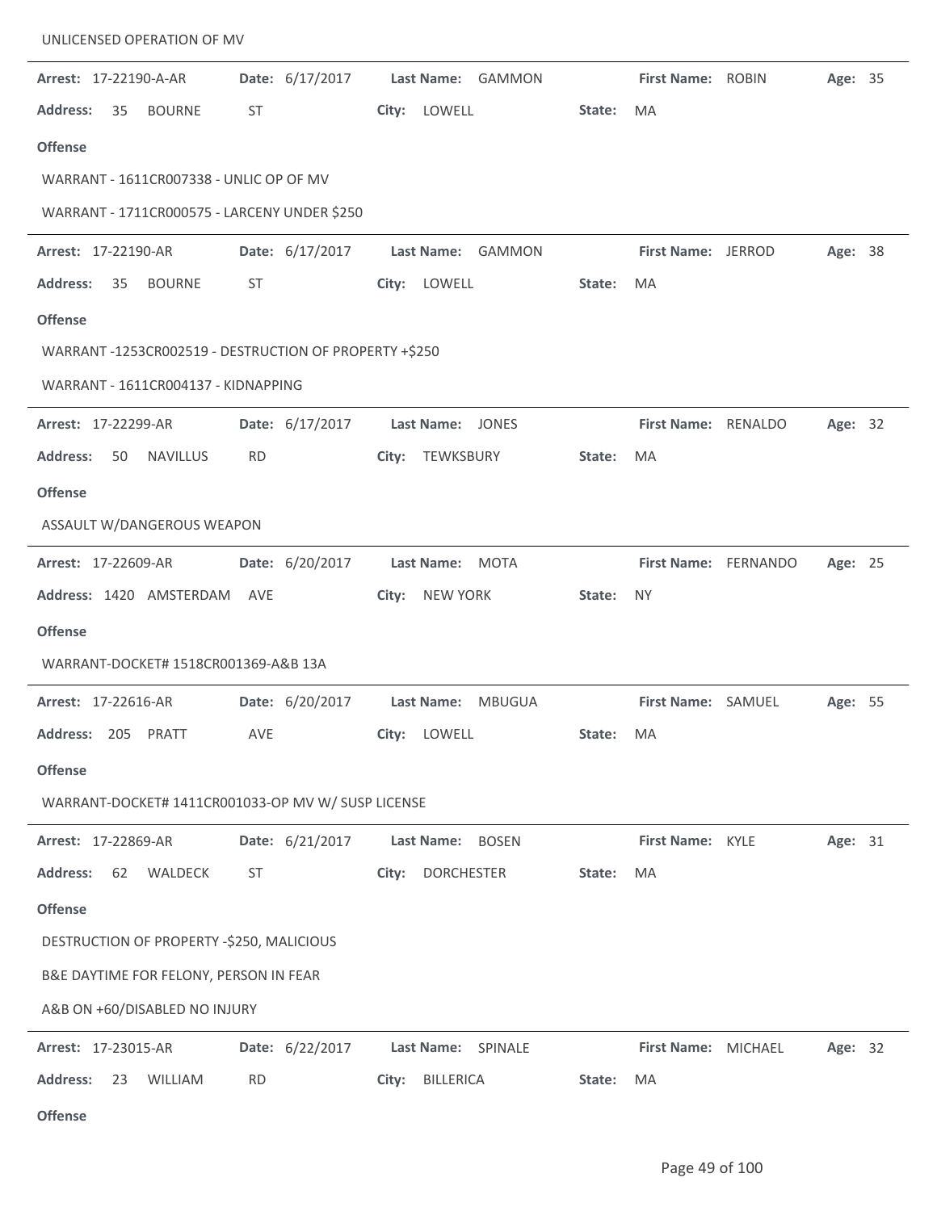UNLICENSED OPERATION OF MV

---

**Arrest:** 17-22190-A-AR **Date:** 6/17/2017 **Last Name:** GAMMON **First Name:** ROBIN **Age:** 35

**Address:** 35 BOURNE ST **City:** LOWELL **State:** MA

**Offense**

WARRANT - 1611CR007338 - UNLIC OP OF MV

WARRANT - 1711CR000575 - LARCENY UNDER $250

---

**Arrest:** 17-22190-AR **Date:** 6/17/2017 **Last Name:** GAMMON **First Name:** JERROD **Age:** 38

**Address:** 35 BOURNE ST **City:** LOWELL **State:** MA

**Offense**

WARRANT -1253CR002519 - DESTRUCTION OF PROPERTY +$250

WARRANT - 1611CR004137 - KIDNAPPING

---

**Arrest:** 17-22299-AR **Date:** 6/17/2017 **Last Name:** JONES **First Name:** RENALDO **Age:** 32

**Address:** 50 NAVILLUS RD **City:** TEWKSBURY **State:** MA

**Offense**

ASSAULT W/DANGEROUS WEAPON

---

**Arrest:** 17-22609-AR **Date:** 6/20/2017 **Last Name:** MOTA **First Name:** FERNANDO **Age:** 25

**Address:** 1420 AMSTERDAM AVE **City:** NEW YORK **State:** NY

**Offense**

WARRANT-DOCKET# 1518CR001369-A&B 13A

---

**Arrest:** 17-22616-AR **Date:** 6/20/2017 **Last Name:** MBUGUA **First Name:** SAMUEL **Age:** 55

**Address:** 205 PRATT AVE **City:** LOWELL **State:** MA

**Offense**

WARRANT-DOCKET# 1411CR001033-OP MV W/ SUSP LICENSE

---

**Arrest:** 17-22869-AR **Date:** 6/21/2017 **Last Name:** BOSEN **First Name:** KYLE **Age:** 31

**Address:** 62 WALDECK ST **City:** DORCHESTER **State:** MA

**Offense**

DESTRUCTION OF PROPERTY -$250, MALICIOUS

B&E DAYTIME FOR FELONY, PERSON IN FEAR

A&B ON +60/DISABLED NO INJURY

---

**Arrest:** 17-23015-AR **Date:** 6/22/2017 **Last Name:** SPINALE **First Name:** MICHAEL **Age:** 32

**Address:** 23 WILLIAM RD **City:** BILLERICA **State:** MA

**Offense**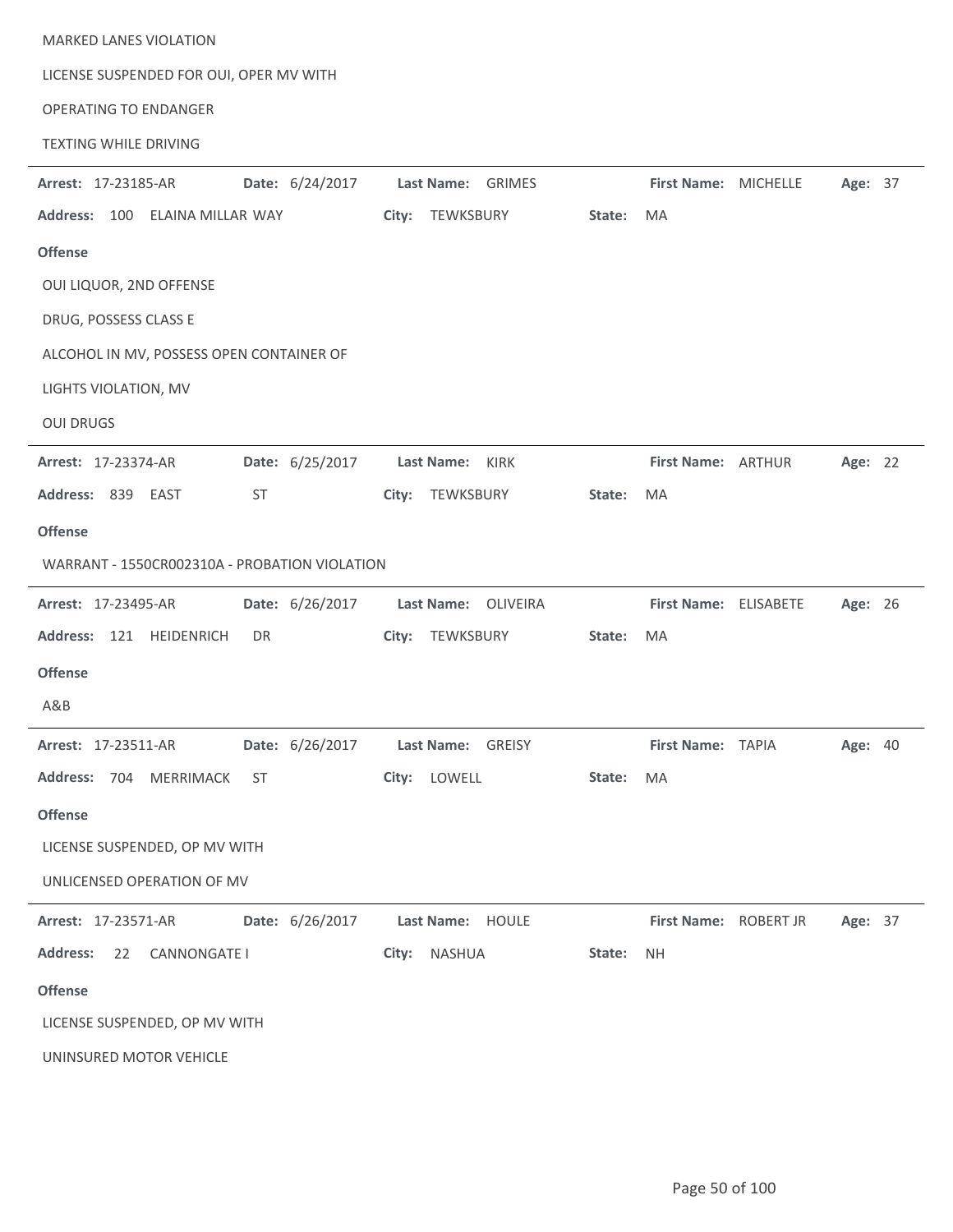MARKED LANES VIOLATION

LICENSE SUSPENDED FOR OUI, OPER MV WITH

OPERATING TO ENDANGER

TEXTING WHILE DRIVING

---

**Arrest:** 17-23185-AR **Date:** 6/24/2017 **Last Name:** GRIMES **First Name:** MICHELLE **Age:** 37

**Address:** 100 ELAINA MILLAR WAY **City:** TEWKSBURY **State:** MA

**Offense**

OUI LIQUOR, 2ND OFFENSE

DRUG, POSSESS CLASS E

ALCOHOL IN MV, POSSESS OPEN CONTAINER OF

LIGHTS VIOLATION, MV

OUI DRUGS

---

**Arrest:** 17-23374-AR **Date:** 6/25/2017 **Last Name:** KIRK **First Name:** ARTHUR **Age:** 22

**Address:** 839 EAST ST **City:** TEWKSBURY **State:** MA

**Offense**

WARRANT - 1550CR002310A - PROBATION VIOLATION

---

**Arrest:** 17-23495-AR **Date:** 6/26/2017 **Last Name:** OLIVEIRA **First Name:** ELISABETE **Age:** 26

**Address:** 121 HEIDENRICH DR **City:** TEWKSBURY **State:** MA

**Offense**

A&B

---

**Arrest:** 17-23511-AR **Date:** 6/26/2017 **Last Name:** GREISY **First Name:** TAPIA **Age:** 40

**Address:** 704 MERRIMACK ST **City:** LOWELL **State:** MA

**Offense**

LICENSE SUSPENDED, OP MV WITH

UNLICENSED OPERATION OF MV

---

**Arrest:** 17-23571-AR **Date:** 6/26/2017 **Last Name:** HOULE **First Name:** ROBERT JR **Age:** 37

**Address:** 22 CANNONGATE I **City:** NASHUA **State:** NH

**Offense**

LICENSE SUSPENDED, OP MV WITH

UNINSURED MOTOR VEHICLE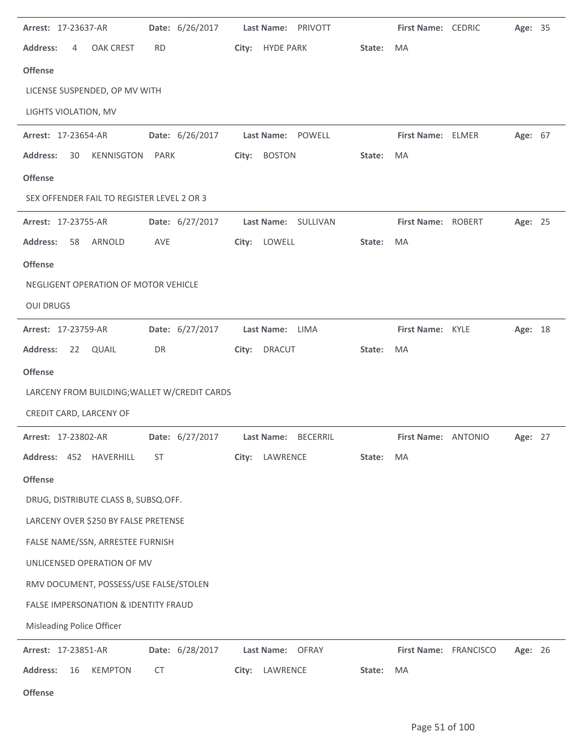**Arrest:** 17-23637-AR **Date:** 6/26/2017 **Last Name:** PRIVOTT **First Name:** CEDRIC **Age:** 35

**Address:** 4 OAK CREST RD **City:** HYDE PARK **State:** MA

**Offense**

LICENSE SUSPENDED, OP MV WITH

LIGHTS VIOLATION, MV

---

**Arrest:** 17-23654-AR **Date:** 6/26/2017 **Last Name:** POWELL **First Name:** ELMER **Age:** 67

**Address:** 30 KENNISGTON PARK **City:** BOSTON **State:** MA

**Offense**

SEX OFFENDER FAIL TO REGISTER LEVEL 2 OR 3

---

**Arrest:** 17-23755-AR **Date:** 6/27/2017 **Last Name:** SULLIVAN **First Name:** ROBERT **Age:** 25

**Address:** 58 ARNOLD AVE **City:** LOWELL **State:** MA

**Offense**

NEGLIGENT OPERATION OF MOTOR VEHICLE

OUI DRUGS

---

**Arrest:** 17-23759-AR **Date:** 6/27/2017 **Last Name:** LIMA **First Name:** KYLE **Age:** 18

**Address:** 22 QUAIL DR **City:** DRACUT **State:** MA

**Offense**

LARCENY FROM BUILDING;WALLET W/CREDIT CARDS

CREDIT CARD, LARCENY OF

---

**Arrest:** 17-23802-AR **Date:** 6/27/2017 **Last Name:** BECERRIL **First Name:** ANTONIO **Age:** 27

**Address:** 452 HAVERHILL ST **City:** LAWRENCE **State:** MA

**Offense**

DRUG, DISTRIBUTE CLASS B, SUBSQ.OFF.

LARCENY OVER $250 BY FALSE PRETENSE

FALSE NAME/SSN, ARRESTEE FURNISH

UNLICENSED OPERATION OF MV

RMV DOCUMENT, POSSESS/USE FALSE/STOLEN

FALSE IMPERSONATION & IDENTITY FRAUD

Misleading Police Officer

---

**Arrest:** 17-23851-AR **Date:** 6/28/2017 **Last Name:** OFRAY **First Name:** FRANCISCO **Age:** 26

**Address:** 16 KEMPTON CT **City:** LAWRENCE **State:** MA

**Offense**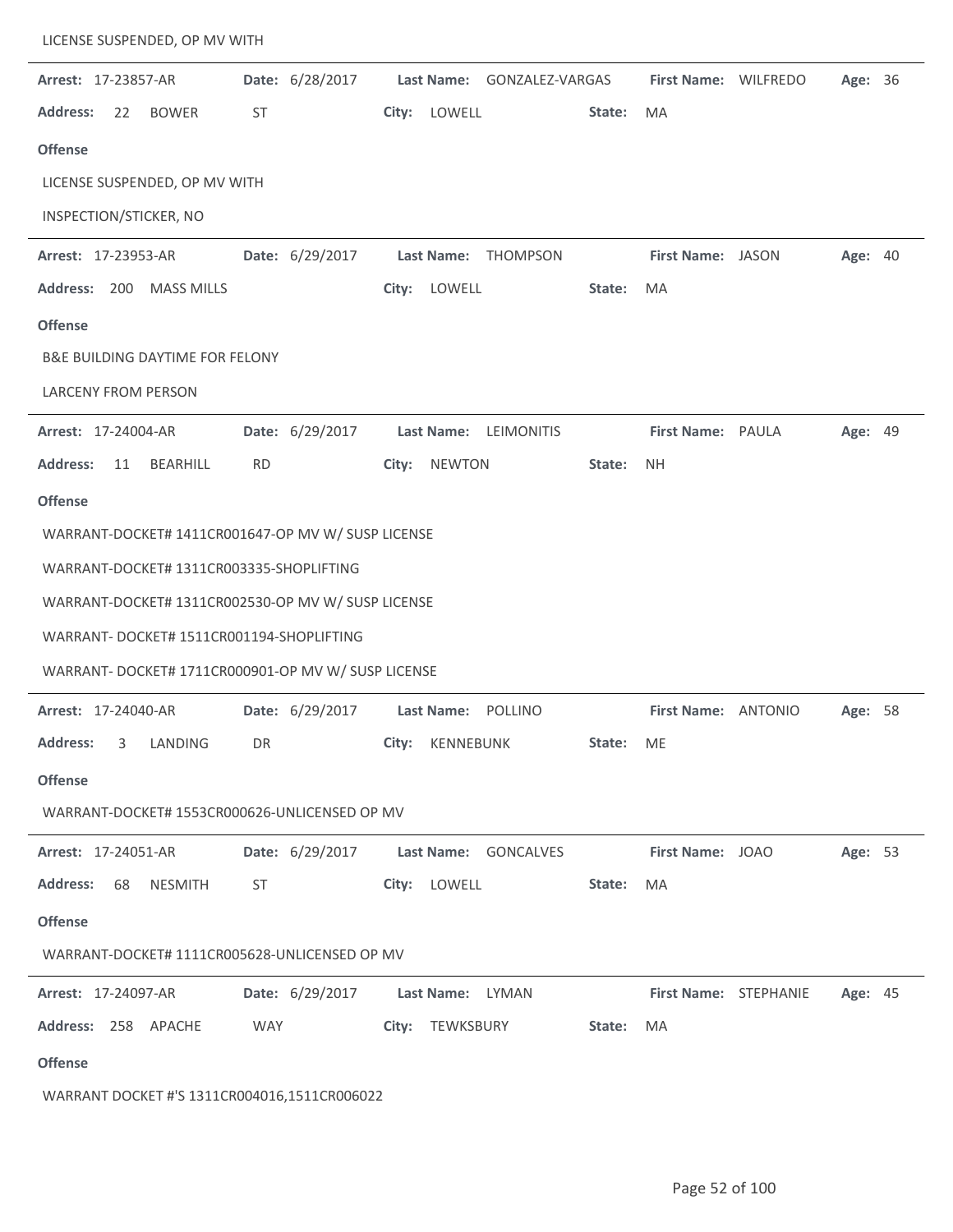LICENSE SUSPENDED, OP MV WITH

---

**Arrest:** 17-23857-AR **Date:** 6/28/2017 **Last Name:** GONZALEZ-VARGAS **First Name:** WILFREDO **Age:** 36

**Address:** 22 BOWER ST **City:** LOWELL **State:** MA

**Offense**

LICENSE SUSPENDED, OP MV WITH

INSPECTION/STICKER, NO

---

**Arrest:** 17-23953-AR **Date:** 6/29/2017 **Last Name:** THOMPSON **First Name:** JASON **Age:** 40

**Address:** 200 MASS MILLS **City:** LOWELL **State:** MA

**Offense**

B&E BUILDING DAYTIME FOR FELONY

LARCENY FROM PERSON

---

**Arrest:** 17-24004-AR **Date:** 6/29/2017 **Last Name:** LEIMONITIS **First Name:** PAULA **Age:** 49

**Address:** 11 BEARHILL RD **City:** NEWTON **State:** NH

**Offense**

WARRANT-DOCKET# 1411CR001647-OP MV W/ SUSP LICENSE

WARRANT-DOCKET# 1311CR003335-SHOPLIFTING

WARRANT-DOCKET# 1311CR002530-OP MV W/ SUSP LICENSE

WARRANT- DOCKET# 1511CR001194-SHOPLIFTING

WARRANT- DOCKET# 1711CR000901-OP MV W/ SUSP LICENSE

---

**Arrest:** 17-24040-AR **Date:** 6/29/2017 **Last Name:** POLLINO **First Name:** ANTONIO **Age:** 58

**Address:** 3 LANDING DR **City:** KENNEBUNK **State:** ME

**Offense**

WARRANT-DOCKET# 1553CR000626-UNLICENSED OP MV

---

**Arrest:** 17-24051-AR **Date:** 6/29/2017 **Last Name:** GONCALVES **First Name:** JOAO **Age:** 53

**Address:** 68 NESMITH ST **City:** LOWELL **State:** MA

**Offense**

WARRANT-DOCKET# 1111CR005628-UNLICENSED OP MV

---

**Arrest:** 17-24097-AR **Date:** 6/29/2017 **Last Name:** LYMAN **First Name:** STEPHANIE **Age:** 45

**Address:** 258 APACHE WAY **City:** TEWKSBURY **State:** MA

**Offense**

WARRANT DOCKET #'S 1311CR004016,1511CR006022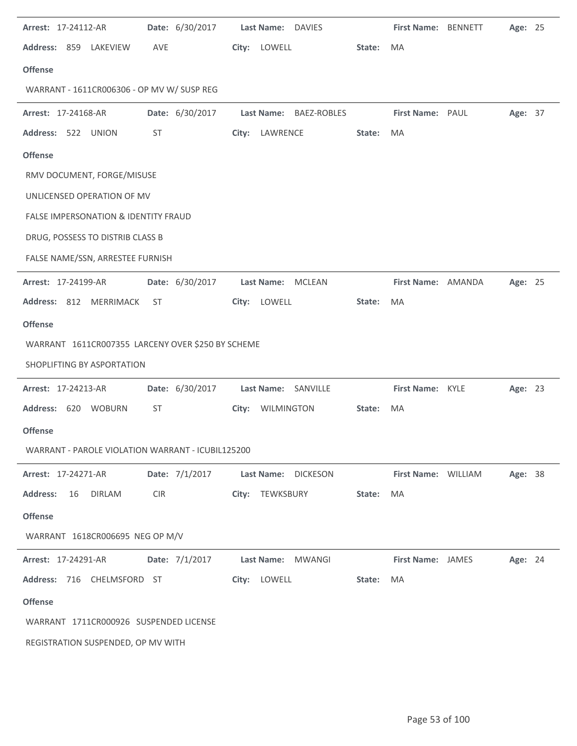**Arrest:** 17-24112-AR **Date:** 6/30/2017 **Last Name:** DAVIES **First Name:** BENNETT **Age:** 25

**Address:** 859 LAKEVIEW AVE **City:** LOWELL **State:** MA

**Offense**

WARRANT - 1611CR006306 - OP MV W/ SUSP REG

---

**Arrest:** 17-24168-AR **Date:** 6/30/2017 **Last Name:** BAEZ-ROBLES **First Name:** PAUL **Age:** 37

**Address:** 522 UNION ST **City:** LAWRENCE **State:** MA

**Offense**

RMV DOCUMENT, FORGE/MISUSE

UNLICENSED OPERATION OF MV

FALSE IMPERSONATION & IDENTITY FRAUD

DRUG, POSSESS TO DISTRIB CLASS B

FALSE NAME/SSN, ARRESTEE FURNISH

---

**Arrest:** 17-24199-AR **Date:** 6/30/2017 **Last Name:** MCLEAN **First Name:** AMANDA **Age:** 25

**Address:** 812 MERRIMACK ST **City:** LOWELL **State:** MA

**Offense**

WARRANT 1611CR007355 LARCENY OVER $250 BY SCHEME

SHOPLIFTING BY ASPORTATION

---

**Arrest:** 17-24213-AR **Date:** 6/30/2017 **Last Name:** SANVILLE **First Name:** KYLE **Age:** 23

**Address:** 620 WOBURN ST **City:** WILMINGTON **State:** MA

**Offense**

WARRANT - PAROLE VIOLATION WARRANT - ICUBIL125200

---

**Arrest:** 17-24271-AR **Date:** 7/1/2017 **Last Name:** DICKESON **First Name:** WILLIAM **Age:** 38

**Address:** 16 DIRLAM CIR **City:** TEWKSBURY **State:** MA

**Offense**

WARRANT 1618CR006695 NEG OP M/V

---

**Arrest:** 17-24291-AR **Date:** 7/1/2017 **Last Name:** MWANGI **First Name:** JAMES **Age:** 24

**Address:** 716 CHELMSFORD ST **City:** LOWELL **State:** MA

**Offense**

WARRANT 1711CR000926 SUSPENDED LICENSE

REGISTRATION SUSPENDED, OP MV WITH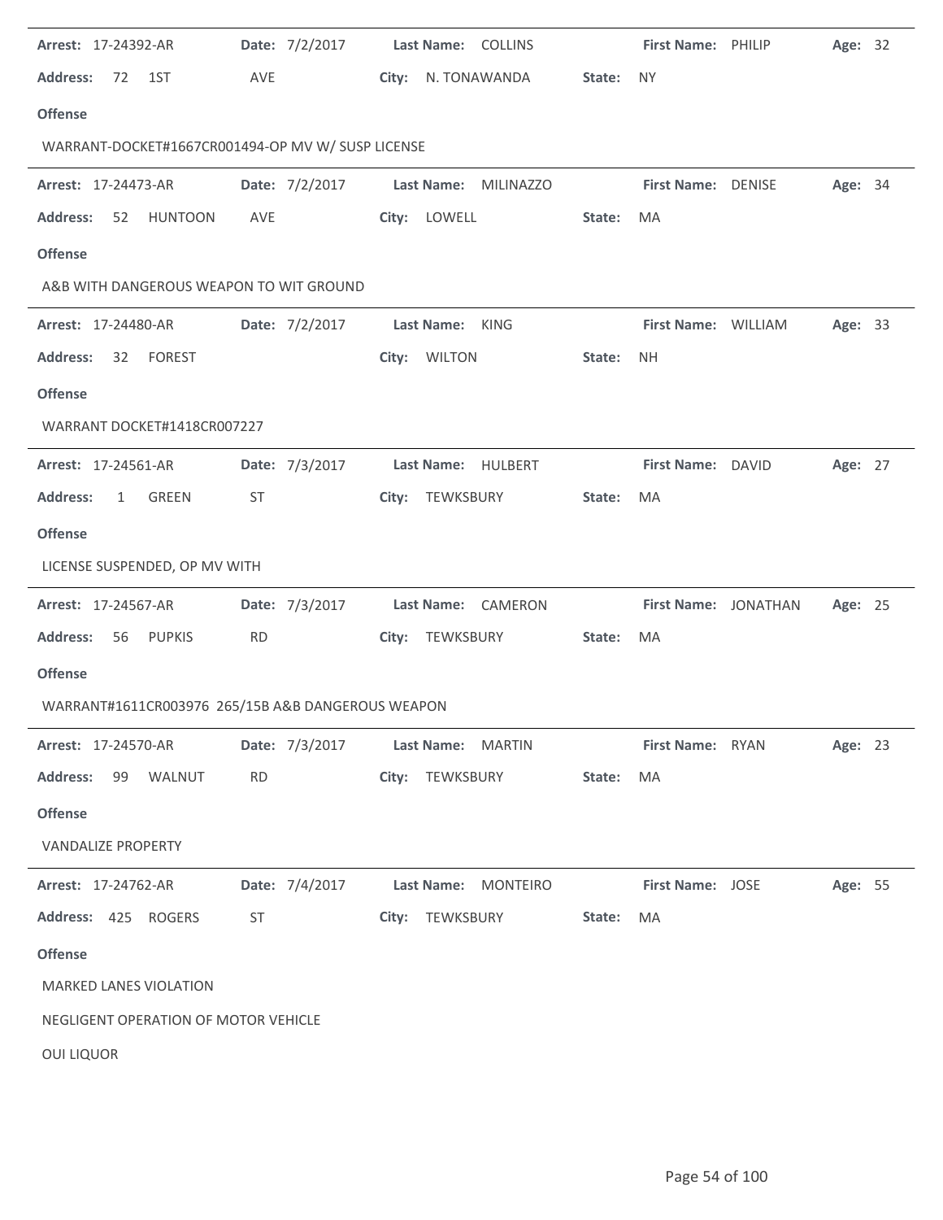**Arrest:** 17-24392-AR **Date:** 7/2/2017 **Last Name:** COLLINS **First Name:** PHILIP **Age:** 32

**Address:** 72 1ST AVE **City:** N. TONAWANDA **State:** NY

**Offense**

WARRANT-DOCKET#1667CR001494-OP MV W/ SUSP LICENSE

---

**Arrest:** 17-24473-AR **Date:** 7/2/2017 **Last Name:** MILINAZZO **First Name:** DENISE **Age:** 34

**Address:** 52 HUNTOON AVE **City:** LOWELL **State:** MA

**Offense**

A&B WITH DANGEROUS WEAPON TO WIT GROUND

---

**Arrest:** 17-24480-AR **Date:** 7/2/2017 **Last Name:** KING **First Name:** WILLIAM **Age:** 33

**Address:** 32 FOREST **City:** WILTON **State:** NH

**Offense**

WARRANT DOCKET#1418CR007227

---

**Arrest:** 17-24561-AR **Date:** 7/3/2017 **Last Name:** HULBERT **First Name:** DAVID **Age:** 27

**Address:** 1 GREEN ST **City:** TEWKSBURY **State:** MA

**Offense**

LICENSE SUSPENDED, OP MV WITH

---

**Arrest:** 17-24567-AR **Date:** 7/3/2017 **Last Name:** CAMERON **First Name:** JONATHAN **Age:** 25

**Address:** 56 PUPKIS RD **City:** TEWKSBURY **State:** MA

**Offense**

WARRANT#1611CR003976 265/15B A&B DANGEROUS WEAPON

---

**Arrest:** 17-24570-AR **Date:** 7/3/2017 **Last Name:** MARTIN **First Name:** RYAN **Age:** 23

**Address:** 99 WALNUT RD **City:** TEWKSBURY **State:** MA

**Offense**

VANDALIZE PROPERTY

---

**Arrest:** 17-24762-AR **Date:** 7/4/2017 **Last Name:** MONTEIRO **First Name:** JOSE **Age:** 55

**Address:** 425 ROGERS ST **City:** TEWKSBURY **State:** MA

**Offense**

MARKED LANES VIOLATION

NEGLIGENT OPERATION OF MOTOR VEHICLE

OUI LIQUOR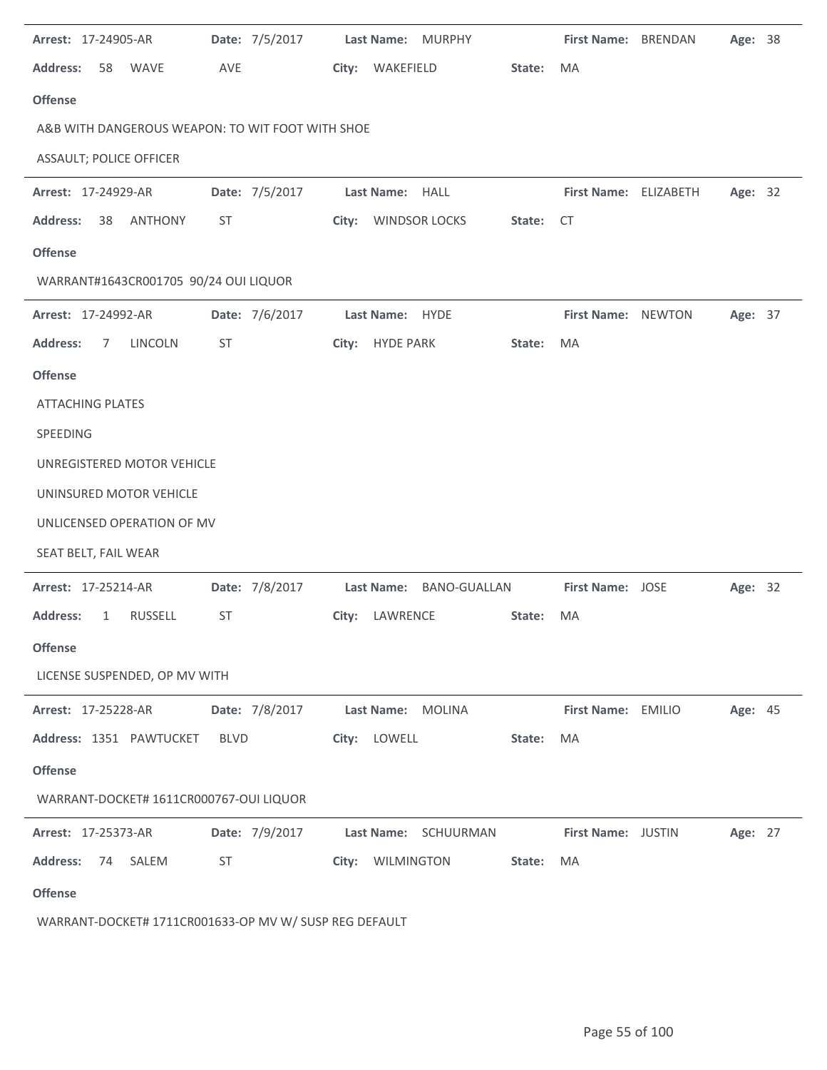**Arrest:** 17-24905-AR **Date:** 7/5/2017 **Last Name:** MURPHY **First Name:** BRENDAN **Age:** 38

**Address:** 58 WAVE AVE **City:** WAKEFIELD **State:** MA

**Offense**

A&B WITH DANGEROUS WEAPON: TO WIT FOOT WITH SHOE

ASSAULT; POLICE OFFICER

---

**Arrest:** 17-24929-AR **Date:** 7/5/2017 **Last Name:** HALL **First Name:** ELIZABETH **Age:** 32

**Address:** 38 ANTHONY ST **City:** WINDSOR LOCKS **State:** CT

**Offense**

WARRANT#1643CR001705 90/24 OUI LIQUOR

---

**Arrest:** 17-24992-AR **Date:** 7/6/2017 **Last Name:** HYDE **First Name:** NEWTON **Age:** 37

**Address:** 7 LINCOLN ST **City:** HYDE PARK **State:** MA

**Offense**

ATTACHING PLATES

SPEEDING

UNREGISTERED MOTOR VEHICLE

UNINSURED MOTOR VEHICLE

UNLICENSED OPERATION OF MV

SEAT BELT, FAIL WEAR

---

**Arrest:** 17-25214-AR **Date:** 7/8/2017 **Last Name:** BANO-GUALLAN **First Name:** JOSE **Age:** 32

**Address:** 1 RUSSELL ST **City:** LAWRENCE **State:** MA

**Offense**

LICENSE SUSPENDED, OP MV WITH

---

**Arrest:** 17-25228-AR **Date:** 7/8/2017 **Last Name:** MOLINA **First Name:** EMILIO **Age:** 45

**Address:** 1351 PAWTUCKET BLVD **City:** LOWELL **State:** MA

**Offense**

WARRANT-DOCKET# 1611CR000767-OUI LIQUOR

---

**Arrest:** 17-25373-AR **Date:** 7/9/2017 **Last Name:** SCHUURMAN **First Name:** JUSTIN **Age:** 27

**Address:** 74 SALEM ST **City:** WILMINGTON **State:** MA

**Offense**

WARRANT-DOCKET# 1711CR001633-OP MV W/ SUSP REG DEFAULT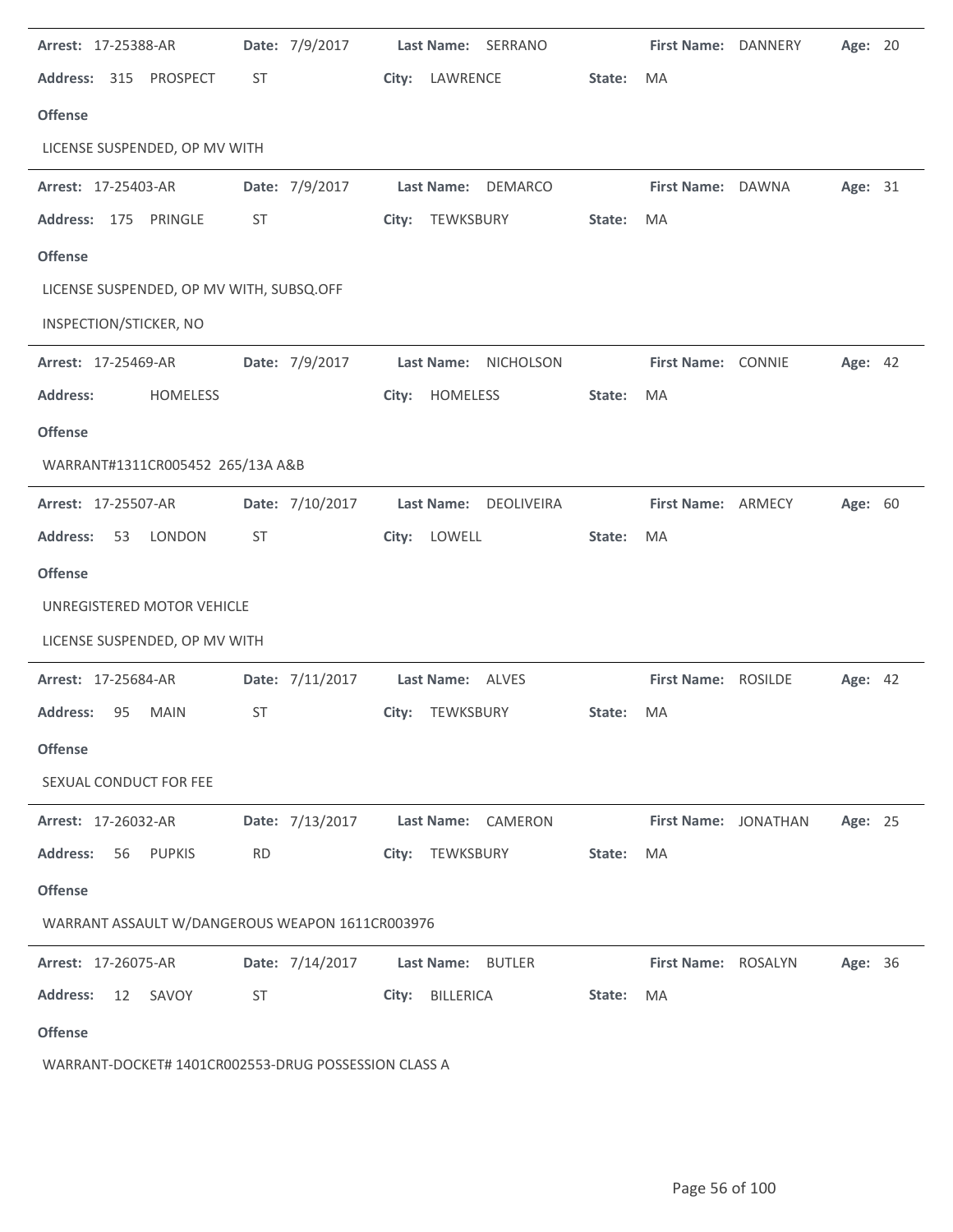**Arrest:** 17-25388-AR **Date:** 7/9/2017 **Last Name:** SERRANO **First Name:** DANNERY **Age:** 20

**Address:** 315 PROSPECT ST **City:** LAWRENCE **State:** MA

**Offense**

LICENSE SUSPENDED, OP MV WITH

---

**Arrest:** 17-25403-AR **Date:** 7/9/2017 **Last Name:** DEMARCO **First Name:** DAWNA **Age:** 31

**Address:** 175 PRINGLE ST **City:** TEWKSBURY **State:** MA

**Offense**

LICENSE SUSPENDED, OP MV WITH, SUBSQ.OFF

INSPECTION/STICKER, NO

---

**Arrest:** 17-25469-AR **Date:** 7/9/2017 **Last Name:** NICHOLSON **First Name:** CONNIE **Age:** 42

**Address:** HOMELESS **City:** HOMELESS **State:** MA

**Offense**

WARRANT#1311CR005452 265/13A A&B

---

**Arrest:** 17-25507-AR **Date:** 7/10/2017 **Last Name:** DEOLIVEIRA **First Name:** ARMECY **Age:** 60

**Address:** 53 LONDON ST **City:** LOWELL **State:** MA

**Offense**

UNREGISTERED MOTOR VEHICLE

LICENSE SUSPENDED, OP MV WITH

---

**Arrest:** 17-25684-AR **Date:** 7/11/2017 **Last Name:** ALVES **First Name:** ROSILDE **Age:** 42

**Address:** 95 MAIN ST **City:** TEWKSBURY **State:** MA

**Offense**

SEXUAL CONDUCT FOR FEE

---

**Arrest:** 17-26032-AR **Date:** 7/13/2017 **Last Name:** CAMERON **First Name:** JONATHAN **Age:** 25

**Address:** 56 PUPKIS RD **City:** TEWKSBURY **State:** MA

**Offense**

WARRANT ASSAULT W/DANGEROUS WEAPON 1611CR003976

---

**Arrest:** 17-26075-AR **Date:** 7/14/2017 **Last Name:** BUTLER **First Name:** ROSALYN **Age:** 36

**Address:** 12 SAVOY ST **City:** BILLERICA **State:** MA

**Offense**

WARRANT-DOCKET# 1401CR002553-DRUG POSSESSION CLASS A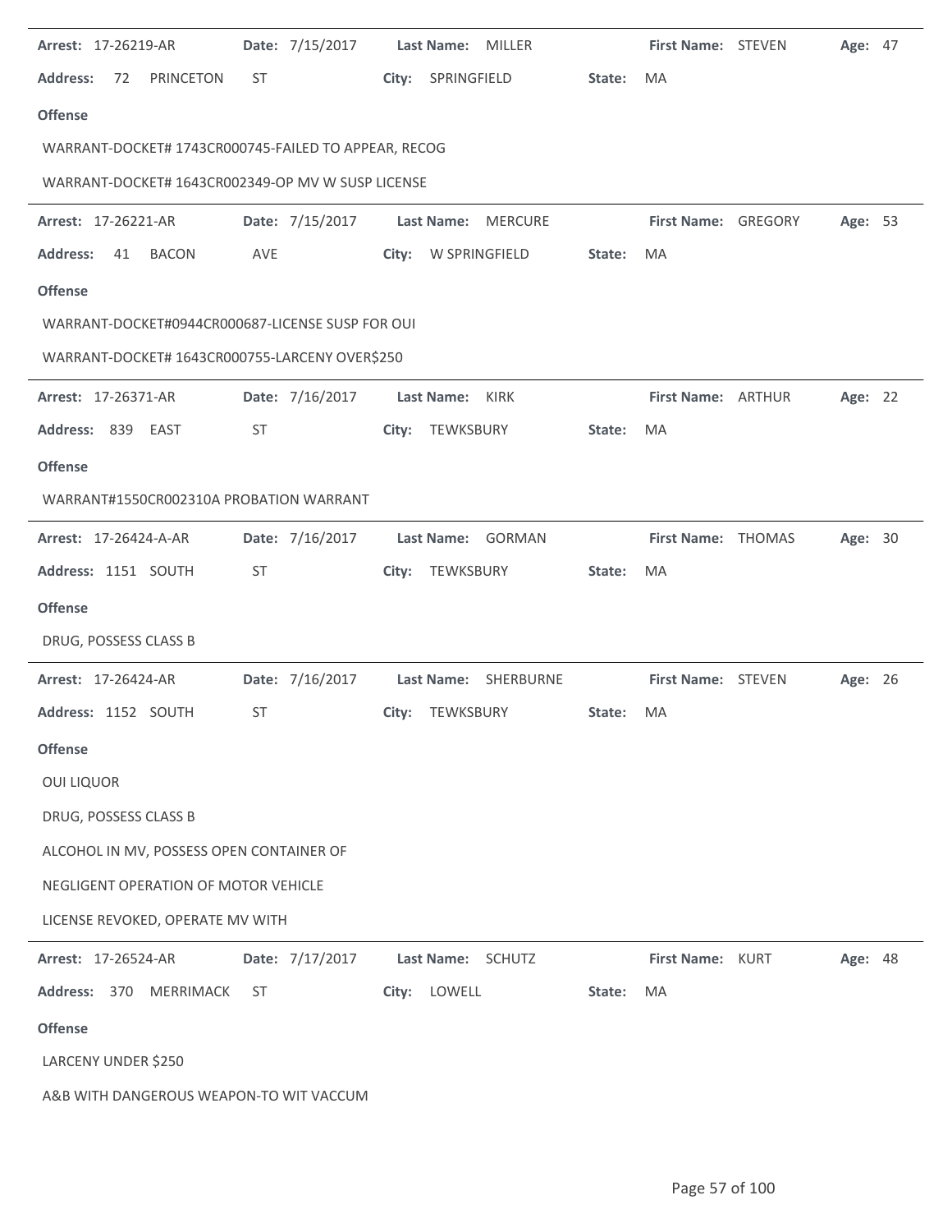**Arrest:** 17-26219-AR **Date:** 7/15/2017 **Last Name:** MILLER **First Name:** STEVEN **Age:** 47

**Address:** 72 PRINCETON ST **City:** SPRINGFIELD **State:** MA

**Offense**

WARRANT-DOCKET# 1743CR000745-FAILED TO APPEAR, RECOG

WARRANT-DOCKET# 1643CR002349-OP MV W SUSP LICENSE

---

**Arrest:** 17-26221-AR **Date:** 7/15/2017 **Last Name:** MERCURE **First Name:** GREGORY **Age:** 53

**Address:** 41 BACON AVE **City:** W SPRINGFIELD **State:** MA

**Offense**

WARRANT-DOCKET#0944CR000687-LICENSE SUSP FOR OUI

WARRANT-DOCKET# 1643CR000755-LARCENY OVER$250

---

**Arrest:** 17-26371-AR **Date:** 7/16/2017 **Last Name:** KIRK **First Name:** ARTHUR **Age:** 22

**Address:** 839 EAST ST **City:** TEWKSBURY **State:** MA

**Offense**

WARRANT#1550CR002310A PROBATION WARRANT

---

**Arrest:** 17-26424-A-AR **Date:** 7/16/2017 **Last Name:** GORMAN **First Name:** THOMAS **Age:** 30

**Address:** 1151 SOUTH ST **City:** TEWKSBURY **State:** MA

**Offense**

DRUG, POSSESS CLASS B

---

**Arrest:** 17-26424-AR **Date:** 7/16/2017 **Last Name:** SHERBURNE **First Name:** STEVEN **Age:** 26

**Address:** 1152 SOUTH ST **City:** TEWKSBURY **State:** MA

**Offense**

OUI LIQUOR

DRUG, POSSESS CLASS B

ALCOHOL IN MV, POSSESS OPEN CONTAINER OF

NEGLIGENT OPERATION OF MOTOR VEHICLE

LICENSE REVOKED, OPERATE MV WITH

---

**Arrest:** 17-26524-AR **Date:** 7/17/2017 **Last Name:** SCHUTZ **First Name:** KURT **Age:** 48

**Address:** 370 MERRIMACK ST **City:** LOWELL **State:** MA

**Offense**

LARCENY UNDER $250

A&B WITH DANGEROUS WEAPON-TO WIT VACCUM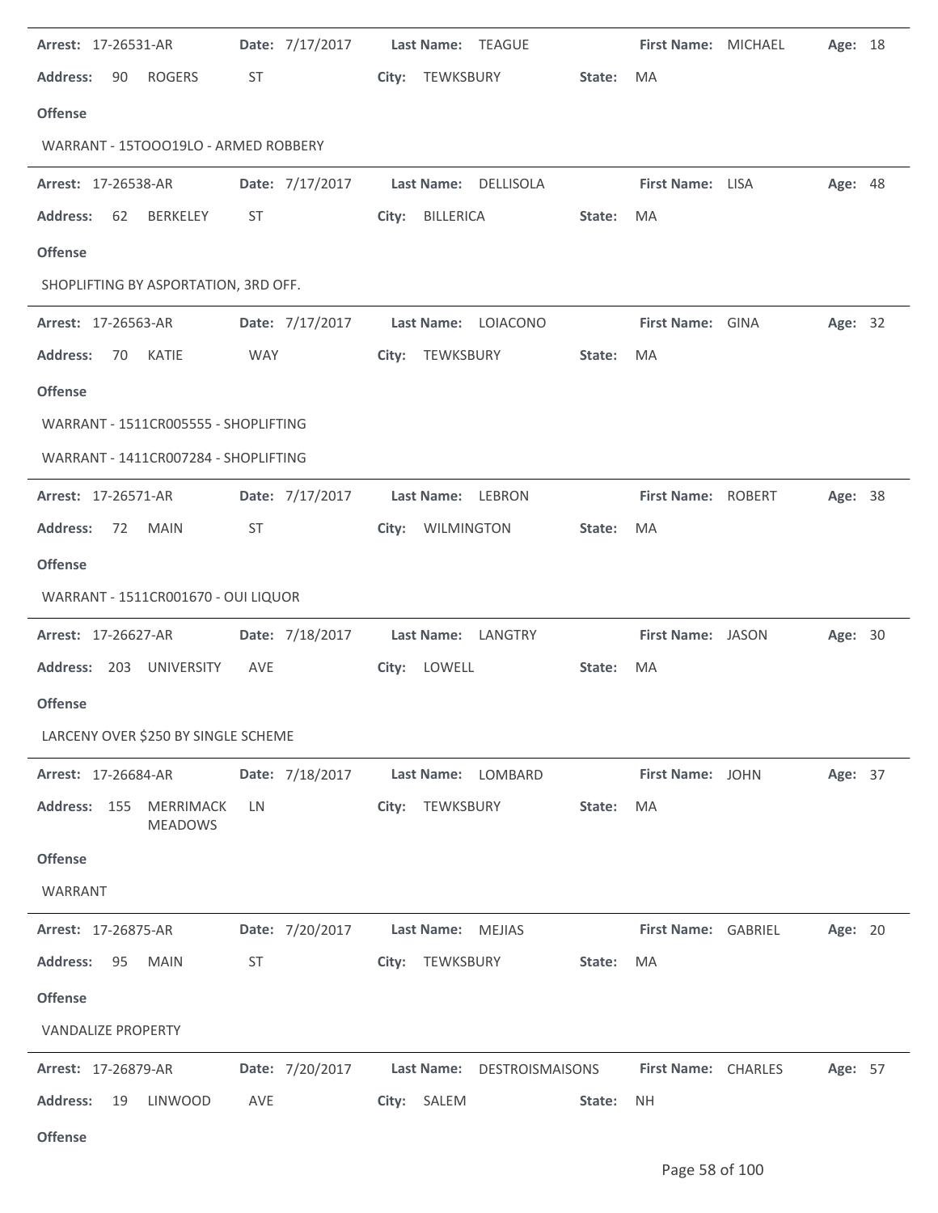**Arrest:** 17-26531-AR **Date:** 7/17/2017 **Last Name:** TEAGUE **First Name:** MICHAEL **Age:** 18

**Address:** 90 ROGERS ST **City:** TEWKSBURY **State:** MA

**Offense**

WARRANT - 15TOOO19LO - ARMED ROBBERY

---

**Arrest:** 17-26538-AR **Date:** 7/17/2017 **Last Name:** DELLISOLA **First Name:** LISA **Age:** 48

**Address:** 62 BERKELEY ST **City:** BILLERICA **State:** MA

**Offense**

SHOPLIFTING BY ASPORTATION, 3RD OFF.

---

**Arrest:** 17-26563-AR **Date:** 7/17/2017 **Last Name:** LOIACONO **First Name:** GINA **Age:** 32

**Address:** 70 KATIE WAY **City:** TEWKSBURY **State:** MA

**Offense**

WARRANT - 1511CR005555 - SHOPLIFTING

WARRANT - 1411CR007284 - SHOPLIFTING

---

**Arrest:** 17-26571-AR **Date:** 7/17/2017 **Last Name:** LEBRON **First Name:** ROBERT **Age:** 38

**Address:** 72 MAIN ST **City:** WILMINGTON **State:** MA

**Offense**

WARRANT - 1511CR001670 - OUI LIQUOR

---

**Arrest:** 17-26627-AR **Date:** 7/18/2017 **Last Name:** LANGTRY **First Name:** JASON **Age:** 30

**Address:** 203 UNIVERSITY AVE **City:** LOWELL **State:** MA

**Offense**

LARCENY OVER $250 BY SINGLE SCHEME

---

**Arrest:** 17-26684-AR **Date:** 7/18/2017 **Last Name:** LOMBARD **First Name:** JOHN **Age:** 37

**Address:** 155 MERRIMACK MEADOWS LN **City:** TEWKSBURY **State:** MA

**Offense**

WARRANT

---

**Arrest:** 17-26875-AR **Date:** 7/20/2017 **Last Name:** MEJIAS **First Name:** GABRIEL **Age:** 20

**Address:** 95 MAIN ST **City:** TEWKSBURY **State:** MA

**Offense**

VANDALIZE PROPERTY

---

**Arrest:** 17-26879-AR **Date:** 7/20/2017 **Last Name:** DESTROISMAISONS **First Name:** CHARLES **Age:** 57

**Address:** 19 LINWOOD AVE **City:** SALEM **State:** NH

**Offense**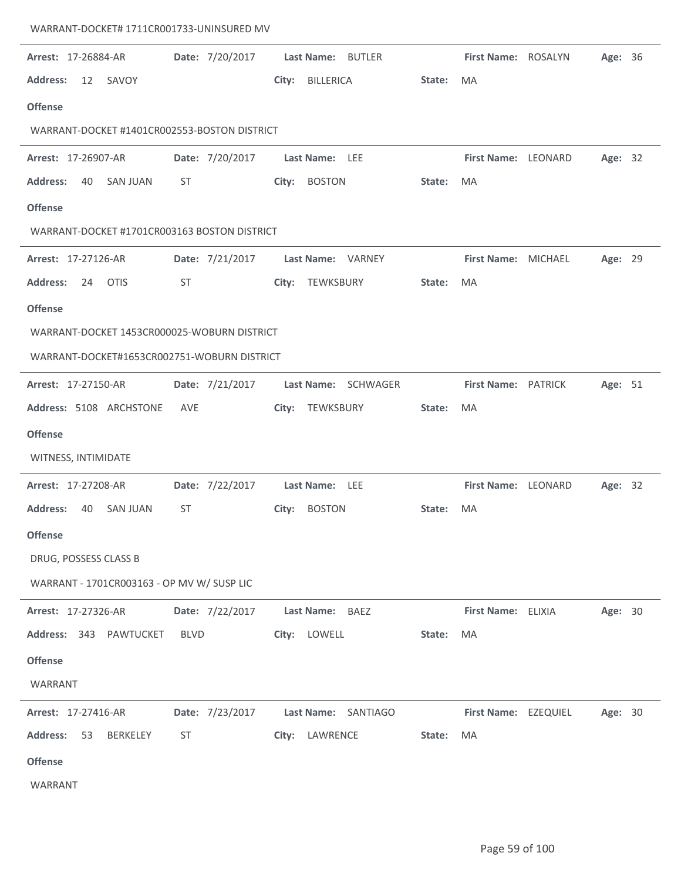WARRANT-DOCKET# 1711CR001733-UNINSURED MV

---

**Arrest:** 17-26884-AR **Date:** 7/20/2017 **Last Name:** BUTLER **First Name:** ROSALYN **Age:** 36

**Address:** 12 SAVOY **City:** BILLERICA **State:** MA

**Offense**

WARRANT-DOCKET #1401CR002553-BOSTON DISTRICT

---

**Arrest:** 17-26907-AR **Date:** 7/20/2017 **Last Name:** LEE **First Name:** LEONARD **Age:** 32

**Address:** 40 SAN JUAN ST **City:** BOSTON **State:** MA

**Offense**

WARRANT-DOCKET #1701CR003163 BOSTON DISTRICT

---

**Arrest:** 17-27126-AR **Date:** 7/21/2017 **Last Name:** VARNEY **First Name:** MICHAEL **Age:** 29

**Address:** 24 OTIS ST **City:** TEWKSBURY **State:** MA

**Offense**

WARRANT-DOCKET 1453CR000025-WOBURN DISTRICT

WARRANT-DOCKET#1653CR002751-WOBURN DISTRICT

---

**Arrest:** 17-27150-AR **Date:** 7/21/2017 **Last Name:** SCHWAGER **First Name:** PATRICK **Age:** 51

**Address:** 5108 ARCHSTONE AVE **City:** TEWKSBURY **State:** MA

**Offense**

WITNESS, INTIMIDATE

---

**Arrest:** 17-27208-AR **Date:** 7/22/2017 **Last Name:** LEE **First Name:** LEONARD **Age:** 32

**Address:** 40 SAN JUAN ST **City:** BOSTON **State:** MA

**Offense**

DRUG, POSSESS CLASS B

WARRANT - 1701CR003163 - OP MV W/ SUSP LIC

---

**Arrest:** 17-27326-AR **Date:** 7/22/2017 **Last Name:** BAEZ **First Name:** ELIXIA **Age:** 30

**Address:** 343 PAWTUCKET BLVD **City:** LOWELL **State:** MA

**Offense**

WARRANT

---

**Arrest:** 17-27416-AR **Date:** 7/23/2017 **Last Name:** SANTIAGO **First Name:** EZEQUIEL **Age:** 30

**Address:** 53 BERKELEY ST **City:** LAWRENCE **State:** MA

**Offense**

WARRANT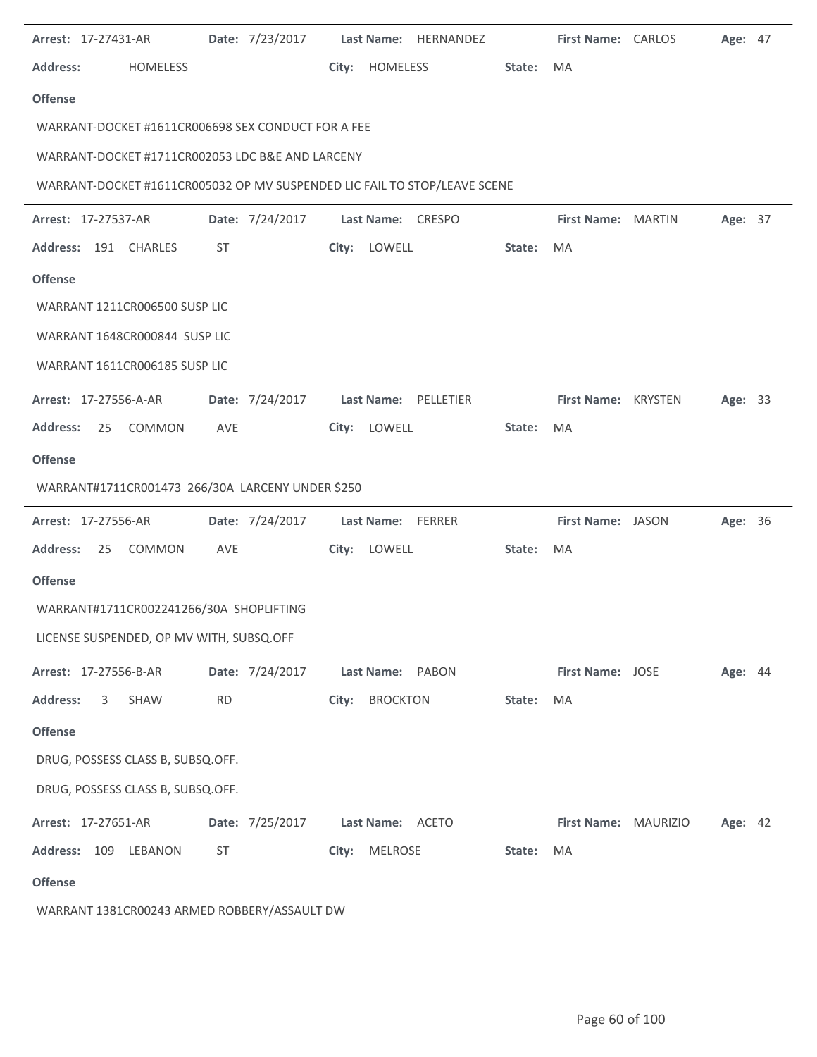**Arrest:** 17-27431-AR **Date:** 7/23/2017 **Last Name:** HERNANDEZ **First Name:** CARLOS **Age:** 47

**Address:** HOMELESS **City:** HOMELESS **State:** MA

**Offense**

WARRANT-DOCKET #1611CR006698 SEX CONDUCT FOR A FEE

WARRANT-DOCKET #1711CR002053 LDC B&E AND LARCENY

WARRANT-DOCKET #1611CR005032 OP MV SUSPENDED LIC FAIL TO STOP/LEAVE SCENE

---

**Arrest:** 17-27537-AR **Date:** 7/24/2017 **Last Name:** CRESPO **First Name:** MARTIN **Age:** 37

**Address:** 191 CHARLES ST **City:** LOWELL **State:** MA

**Offense**

WARRANT 1211CR006500 SUSP LIC

WARRANT 1648CR000844 SUSP LIC

WARRANT 1611CR006185 SUSP LIC

---

**Arrest:** 17-27556-A-AR **Date:** 7/24/2017 **Last Name:** PELLETIER **First Name:** KRYSTEN **Age:** 33

**Address:** 25 COMMON AVE **City:** LOWELL **State:** MA

**Offense**

WARRANT#1711CR001473 266/30A LARCENY UNDER $250

---

**Arrest:** 17-27556-AR **Date:** 7/24/2017 **Last Name:** FERRER **First Name:** JASON **Age:** 36

**Address:** 25 COMMON AVE **City:** LOWELL **State:** MA

**Offense**

WARRANT#1711CR002241266/30A SHOPLIFTING

LICENSE SUSPENDED, OP MV WITH, SUBSQ.OFF

---

**Arrest:** 17-27556-B-AR **Date:** 7/24/2017 **Last Name:** PABON **First Name:** JOSE **Age:** 44

**Address:** 3 SHAW RD **City:** BROCKTON **State:** MA

**Offense**

DRUG, POSSESS CLASS B, SUBSQ.OFF.

DRUG, POSSESS CLASS B, SUBSQ.OFF.

---

**Arrest:** 17-27651-AR **Date:** 7/25/2017 **Last Name:** ACETO **First Name:** MAURIZIO **Age:** 42

**Address:** 109 LEBANON ST **City:** MELROSE **State:** MA

**Offense**

WARRANT 1381CR00243 ARMED ROBBERY/ASSAULT DW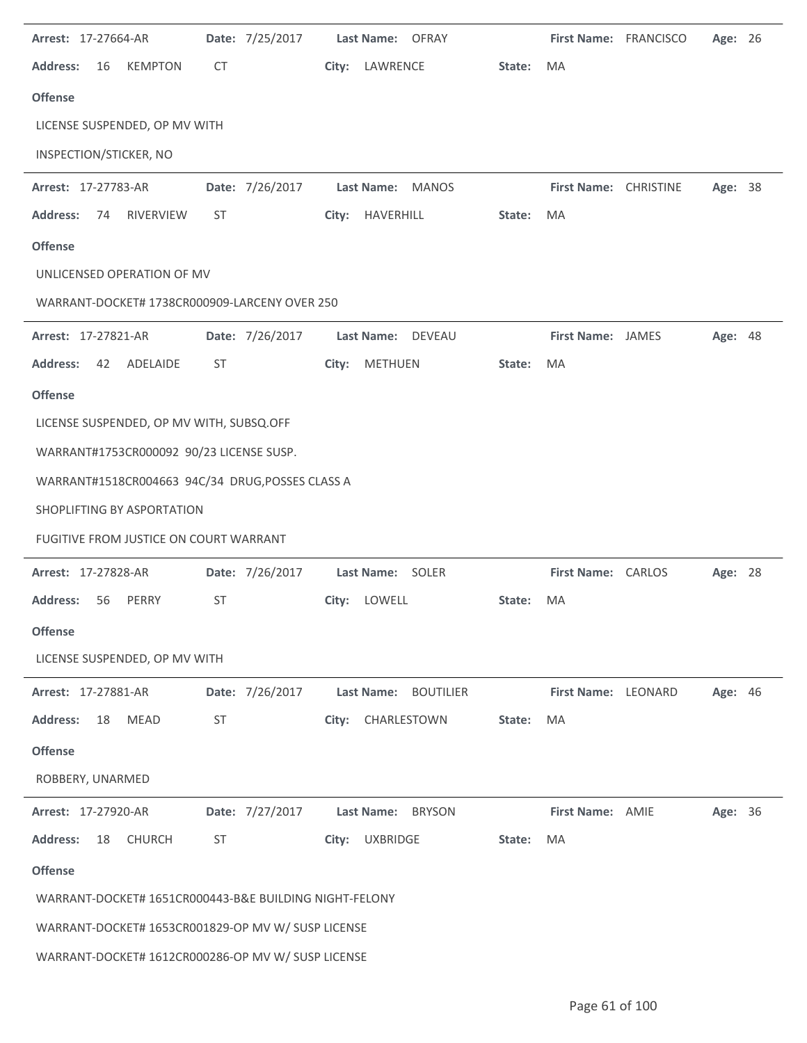---

**Arrest:** 17-27664-AR **Date:** 7/25/2017 **Last Name:** OFRAY **First Name:** FRANCISCO **Age:** 26

**Address:** 16 KEMPTON CT **City:** LAWRENCE **State:** MA

**Offense**

LICENSE SUSPENDED, OP MV WITH

INSPECTION/STICKER, NO

---

**Arrest:** 17-27783-AR **Date:** 7/26/2017 **Last Name:** MANOS **First Name:** CHRISTINE **Age:** 38

**Address:** 74 RIVERVIEW ST **City:** HAVERHILL **State:** MA

**Offense**

UNLICENSED OPERATION OF MV

WARRANT-DOCKET# 1738CR000909-LARCENY OVER 250

---

**Arrest:** 17-27821-AR **Date:** 7/26/2017 **Last Name:** DEVEAU **First Name:** JAMES **Age:** 48

**Address:** 42 ADELAIDE ST **City:** METHUEN **State:** MA

**Offense**

LICENSE SUSPENDED, OP MV WITH, SUBSQ.OFF

WARRANT#1753CR000092 90/23 LICENSE SUSP.

WARRANT#1518CR004663 94C/34 DRUG,POSSES CLASS A

SHOPLIFTING BY ASPORTATION

FUGITIVE FROM JUSTICE ON COURT WARRANT

---

**Arrest:** 17-27828-AR **Date:** 7/26/2017 **Last Name:** SOLER **First Name:** CARLOS **Age:** 28

**Address:** 56 PERRY ST **City:** LOWELL **State:** MA

**Offense**

LICENSE SUSPENDED, OP MV WITH

---

**Arrest:** 17-27881-AR **Date:** 7/26/2017 **Last Name:** BOUTILIER **First Name:** LEONARD **Age:** 46

**Address:** 18 MEAD ST **City:** CHARLESTOWN **State:** MA

**Offense**

ROBBERY, UNARMED

---

**Arrest:** 17-27920-AR **Date:** 7/27/2017 **Last Name:** BRYSON **First Name:** AMIE **Age:** 36

**Address:** 18 CHURCH ST **City:** UXBRIDGE **State:** MA

**Offense**

WARRANT-DOCKET# 1651CR000443-B&E BUILDING NIGHT-FELONY

WARRANT-DOCKET# 1653CR001829-OP MV W/ SUSP LICENSE

WARRANT-DOCKET# 1612CR000286-OP MV W/ SUSP LICENSE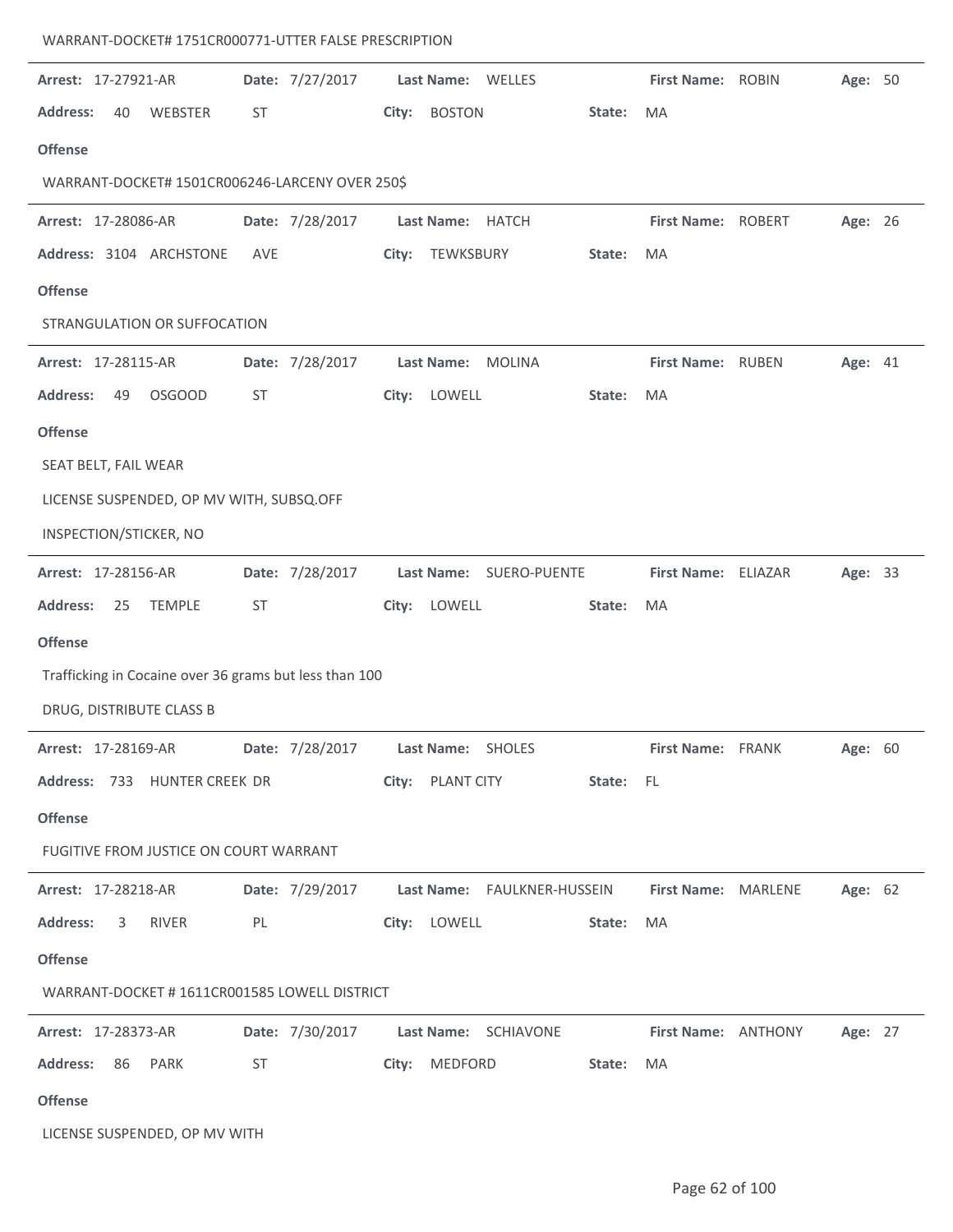WARRANT-DOCKET# 1751CR000771-UTTER FALSE PRESCRIPTION

---

**Arrest:** 17-27921-AR **Date:** 7/27/2017 **Last Name:** WELLES **First Name:** ROBIN **Age:** 50

**Address:** 40 WEBSTER ST **City:** BOSTON **State:** MA

**Offense**

WARRANT-DOCKET# 1501CR006246-LARCENY OVER 250$

---

**Arrest:** 17-28086-AR **Date:** 7/28/2017 **Last Name:** HATCH **First Name:** ROBERT **Age:** 26

**Address:** 3104 ARCHSTONE AVE **City:** TEWKSBURY **State:** MA

**Offense**

STRANGULATION OR SUFFOCATION

---

**Arrest:** 17-28115-AR **Date:** 7/28/2017 **Last Name:** MOLINA **First Name:** RUBEN **Age:** 41

**Address:** 49 OSGOOD ST **City:** LOWELL **State:** MA

**Offense**

SEAT BELT, FAIL WEAR

LICENSE SUSPENDED, OP MV WITH, SUBSQ.OFF

INSPECTION/STICKER, NO

---

**Arrest:** 17-28156-AR **Date:** 7/28/2017 **Last Name:** SUERO-PUENTE **First Name:** ELIAZAR **Age:** 33

**Address:** 25 TEMPLE ST **City:** LOWELL **State:** MA

**Offense**

Trafficking in Cocaine over 36 grams but less than 100

DRUG, DISTRIBUTE CLASS B

---

**Arrest:** 17-28169-AR **Date:** 7/28/2017 **Last Name:** SHOLES **First Name:** FRANK **Age:** 60

**Address:** 733 HUNTER CREEK DR **City:** PLANT CITY **State:** FL

**Offense**

FUGITIVE FROM JUSTICE ON COURT WARRANT

---

**Arrest:** 17-28218-AR **Date:** 7/29/2017 **Last Name:** FAULKNER-HUSSEIN **First Name:** MARLENE **Age:** 62

**Address:** 3 RIVER PL **City:** LOWELL **State:** MA

**Offense**

WARRANT-DOCKET # 1611CR001585 LOWELL DISTRICT

---

**Arrest:** 17-28373-AR **Date:** 7/30/2017 **Last Name:** SCHIAVONE **First Name:** ANTHONY **Age:** 27

**Address:** 86 PARK ST **City:** MEDFORD **State:** MA

**Offense**

LICENSE SUSPENDED, OP MV WITH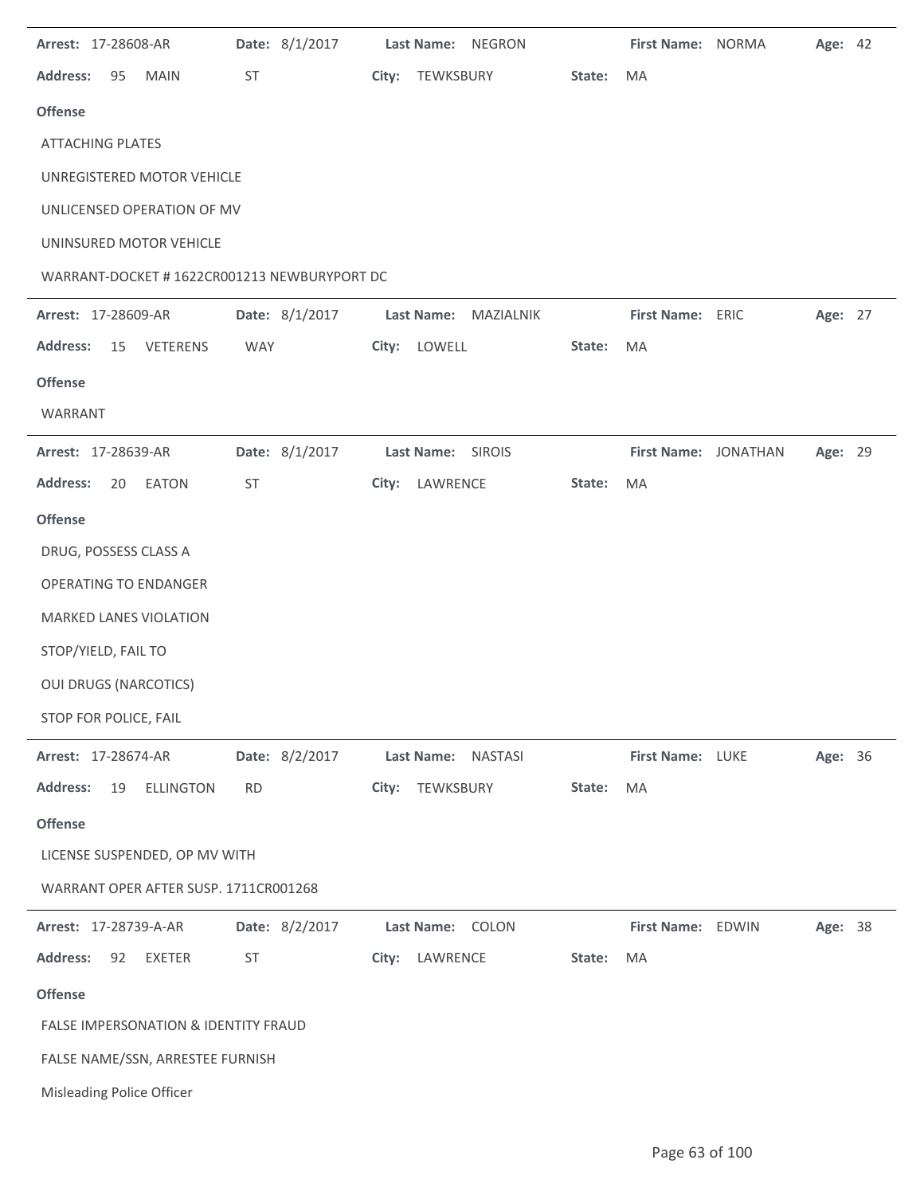**Arrest:** 17-28608-AR **Date:** 8/1/2017 **Last Name:** NEGRON **First Name:** NORMA **Age:** 42

**Address:** 95 MAIN ST **City:** TEWKSBURY **State:** MA

**Offense**

ATTACHING PLATES

UNREGISTERED MOTOR VEHICLE

UNLICENSED OPERATION OF MV

UNINSURED MOTOR VEHICLE

WARRANT-DOCKET # 1622CR001213 NEWBURYPORT DC

---

**Arrest:** 17-28609-AR **Date:** 8/1/2017 **Last Name:** MAZIALNIK **First Name:** ERIC **Age:** 27

**Address:** 15 VETERENS WAY **City:** LOWELL **State:** MA

**Offense**

WARRANT

---

**Arrest:** 17-28639-AR **Date:** 8/1/2017 **Last Name:** SIROIS **First Name:** JONATHAN **Age:** 29

**Address:** 20 EATON ST **City:** LAWRENCE **State:** MA

**Offense**

DRUG, POSSESS CLASS A

OPERATING TO ENDANGER

MARKED LANES VIOLATION

STOP/YIELD, FAIL TO

OUI DRUGS (NARCOTICS)

STOP FOR POLICE, FAIL

---

**Arrest:** 17-28674-AR **Date:** 8/2/2017 **Last Name:** NASTASI **First Name:** LUKE **Age:** 36

**Address:** 19 ELLINGTON RD **City:** TEWKSBURY **State:** MA

**Offense**

LICENSE SUSPENDED, OP MV WITH

WARRANT OPER AFTER SUSP. 1711CR001268

---

**Arrest:** 17-28739-A-AR **Date:** 8/2/2017 **Last Name:** COLON **First Name:** EDWIN **Age:** 38

**Address:** 92 EXETER ST **City:** LAWRENCE **State:** MA

**Offense**

FALSE IMPERSONATION & IDENTITY FRAUD

FALSE NAME/SSN, ARRESTEE FURNISH

Misleading Police Officer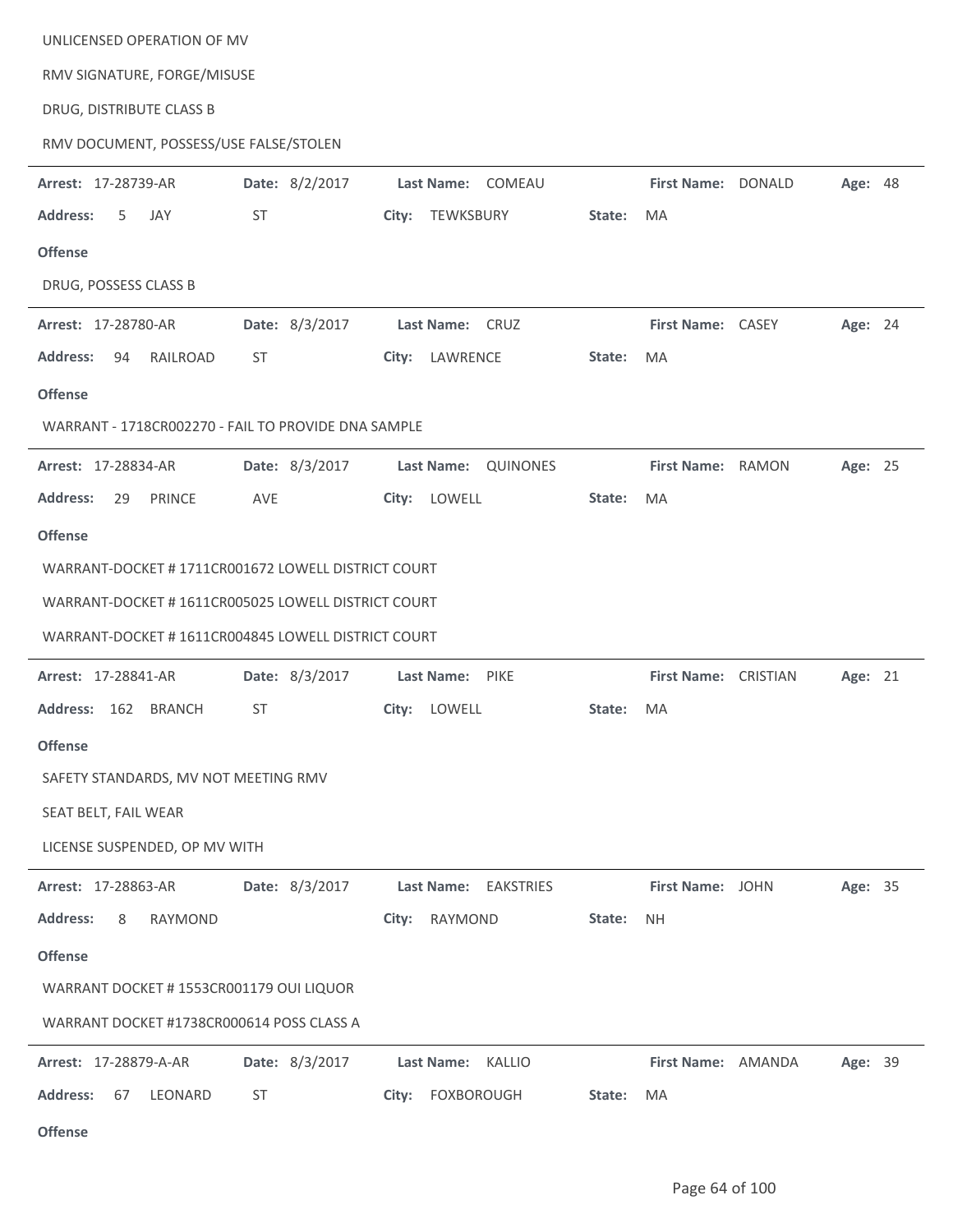UNLICENSED OPERATION OF MV

RMV SIGNATURE, FORGE/MISUSE

DRUG, DISTRIBUTE CLASS B

RMV DOCUMENT, POSSESS/USE FALSE/STOLEN

---

**Arrest:** 17-28739-AR **Date:** 8/2/2017 **Last Name:** COMEAU **First Name:** DONALD **Age:** 48

**Address:** 5 JAY ST **City:** TEWKSBURY **State:** MA

**Offense**

DRUG, POSSESS CLASS B

---

**Arrest:** 17-28780-AR **Date:** 8/3/2017 **Last Name:** CRUZ **First Name:** CASEY **Age:** 24

**Address:** 94 RAILROAD ST **City:** LAWRENCE **State:** MA

**Offense**

WARRANT - 1718CR002270 - FAIL TO PROVIDE DNA SAMPLE

---

**Arrest:** 17-28834-AR **Date:** 8/3/2017 **Last Name:** QUINONES **First Name:** RAMON **Age:** 25

**Address:** 29 PRINCE AVE **City:** LOWELL **State:** MA

**Offense**

WARRANT-DOCKET # 1711CR001672 LOWELL DISTRICT COURT

WARRANT-DOCKET # 1611CR005025 LOWELL DISTRICT COURT

WARRANT-DOCKET # 1611CR004845 LOWELL DISTRICT COURT

---

**Arrest:** 17-28841-AR **Date:** 8/3/2017 **Last Name:** PIKE **First Name:** CRISTIAN **Age:** 21

**Address:** 162 BRANCH ST **City:** LOWELL **State:** MA

**Offense**

SAFETY STANDARDS, MV NOT MEETING RMV

SEAT BELT, FAIL WEAR

LICENSE SUSPENDED, OP MV WITH

---

**Arrest:** 17-28863-AR **Date:** 8/3/2017 **Last Name:** EAKSTRIES **First Name:** JOHN **Age:** 35

**Address:** 8 RAYMOND **City:** RAYMOND **State:** NH

**Offense**

WARRANT DOCKET # 1553CR001179 OUI LIQUOR

WARRANT DOCKET #1738CR000614 POSS CLASS A

---

**Arrest:** 17-28879-A-AR **Date:** 8/3/2017 **Last Name:** KALLIO **First Name:** AMANDA **Age:** 39

**Address:** 67 LEONARD ST **City:** FOXBOROUGH **State:** MA

**Offense**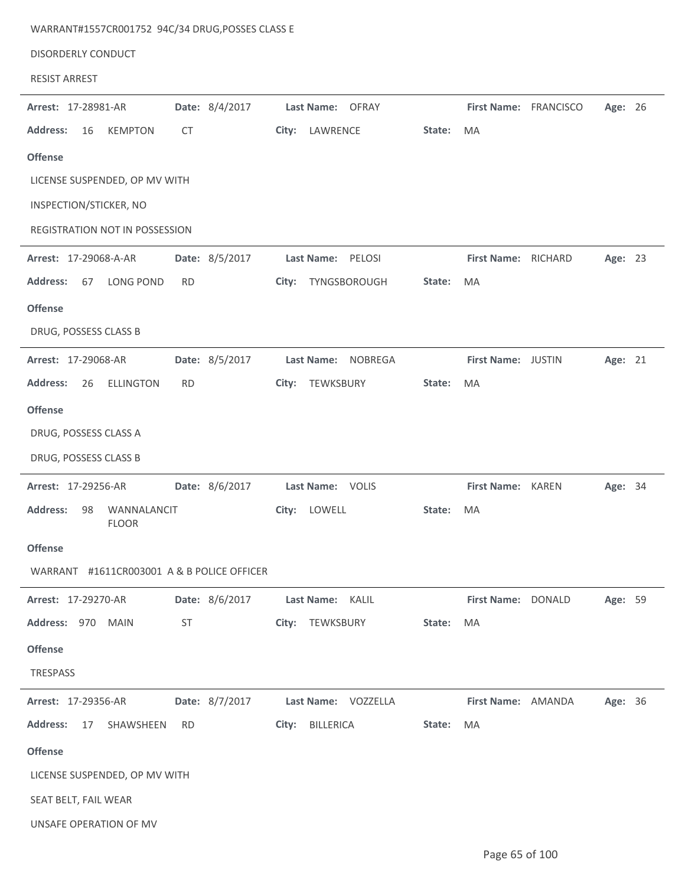WARRANT#1557CR001752 94C/34 DRUG,POSSES CLASS E

DISORDERLY CONDUCT

RESIST ARREST

---

**Arrest:** 17-28981-AR **Date:** 8/4/2017 **Last Name:** OFRAY **First Name:** FRANCISCO **Age:** 26

**Address:** 16 KEMPTON CT **City:** LAWRENCE **State:** MA

**Offense**

LICENSE SUSPENDED, OP MV WITH

INSPECTION/STICKER, NO

REGISTRATION NOT IN POSSESSION

---

**Arrest:** 17-29068-A-AR **Date:** 8/5/2017 **Last Name:** PELOSI **First Name:** RICHARD **Age:** 23

**Address:** 67 LONG POND RD **City:** TYNGSBOROUGH **State:** MA

**Offense**

DRUG, POSSESS CLASS B

---

**Arrest:** 17-29068-AR **Date:** 8/5/2017 **Last Name:** NOBREGA **First Name:** JUSTIN **Age:** 21

**Address:** 26 ELLINGTON RD **City:** TEWKSBURY **State:** MA

**Offense**

DRUG, POSSESS CLASS A

DRUG, POSSESS CLASS B

---

**Arrest:** 17-29256-AR **Date:** 8/6/2017 **Last Name:** VOLIS **First Name:** KAREN **Age:** 34

**Address:** 98 WANNALANCIT FLOOR **City:** LOWELL **State:** MA

**Offense**

WARRANT #1611CR003001 A & B POLICE OFFICER

---

**Arrest:** 17-29270-AR **Date:** 8/6/2017 **Last Name:** KALIL **First Name:** DONALD **Age:** 59

**Address:** 970 MAIN ST **City:** TEWKSBURY **State:** MA

**Offense**

TRESPASS

---

**Arrest:** 17-29356-AR **Date:** 8/7/2017 **Last Name:** VOZZELLA **First Name:** AMANDA **Age:** 36

**Address:** 17 SHAWSHEEN RD **City:** BILLERICA **State:** MA

**Offense**

LICENSE SUSPENDED, OP MV WITH

SEAT BELT, FAIL WEAR

UNSAFE OPERATION OF MV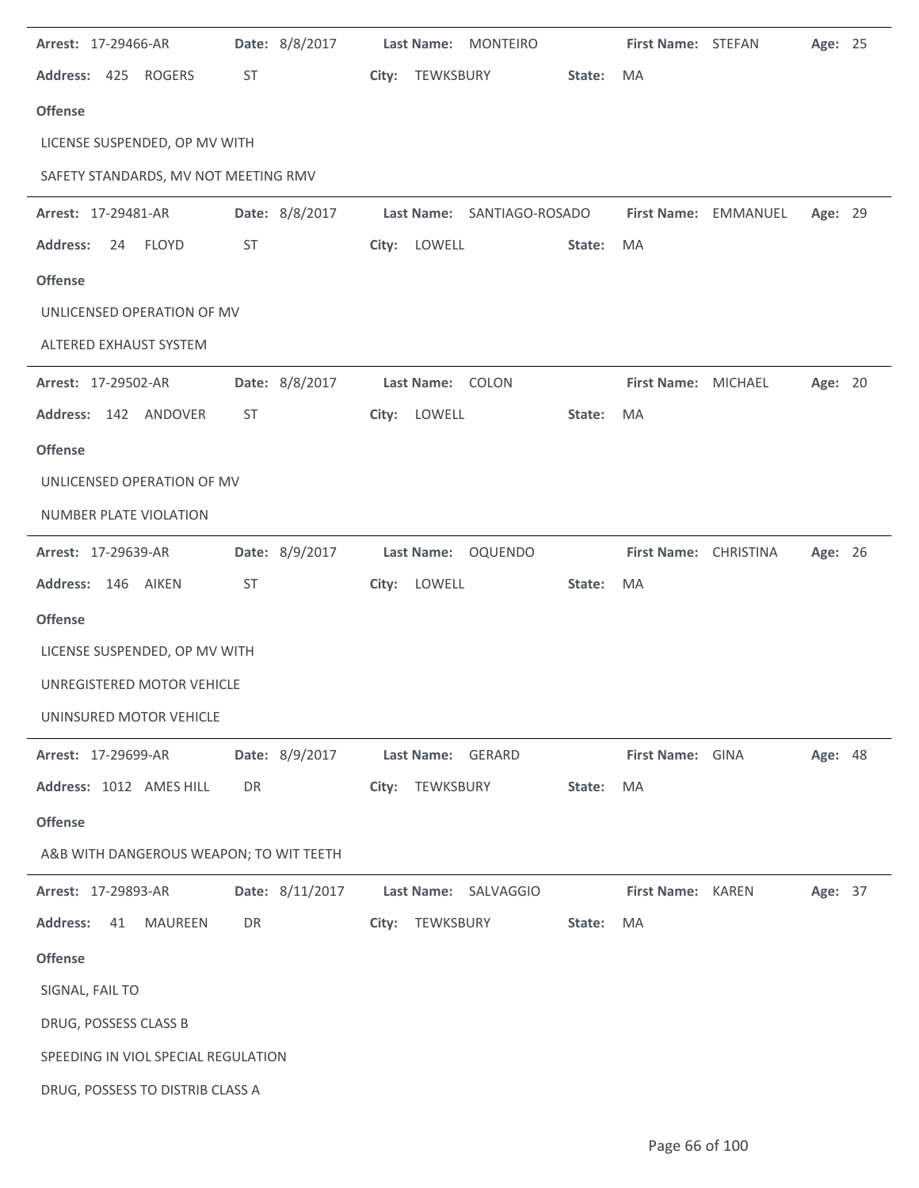**Arrest:** 17-29466-AR **Date:** 8/8/2017 **Last Name:** MONTEIRO **First Name:** STEFAN **Age:** 25

**Address:** 425 ROGERS ST **City:** TEWKSBURY **State:** MA

**Offense**

LICENSE SUSPENDED, OP MV WITH

SAFETY STANDARDS, MV NOT MEETING RMV

---

**Arrest:** 17-29481-AR **Date:** 8/8/2017 **Last Name:** SANTIAGO-ROSADO **First Name:** EMMANUEL **Age:** 29

**Address:** 24 FLOYD ST **City:** LOWELL **State:** MA

**Offense**

UNLICENSED OPERATION OF MV

ALTERED EXHAUST SYSTEM

---

**Arrest:** 17-29502-AR **Date:** 8/8/2017 **Last Name:** COLON **First Name:** MICHAEL **Age:** 20

**Address:** 142 ANDOVER ST **City:** LOWELL **State:** MA

**Offense**

UNLICENSED OPERATION OF MV

NUMBER PLATE VIOLATION

---

**Arrest:** 17-29639-AR **Date:** 8/9/2017 **Last Name:** OQUENDO **First Name:** CHRISTINA **Age:** 26

**Address:** 146 AIKEN ST **City:** LOWELL **State:** MA

**Offense**

LICENSE SUSPENDED, OP MV WITH

UNREGISTERED MOTOR VEHICLE

UNINSURED MOTOR VEHICLE

---

**Arrest:** 17-29699-AR **Date:** 8/9/2017 **Last Name:** GERARD **First Name:** GINA **Age:** 48

**Address:** 1012 AMES HILL DR **City:** TEWKSBURY **State:** MA

**Offense**

A&B WITH DANGEROUS WEAPON; TO WIT TEETH

---

**Arrest:** 17-29893-AR **Date:** 8/11/2017 **Last Name:** SALVAGGIO **First Name:** KAREN **Age:** 37

**Address:** 41 MAUREEN DR **City:** TEWKSBURY **State:** MA

**Offense**

SIGNAL, FAIL TO

DRUG, POSSESS CLASS B

SPEEDING IN VIOL SPECIAL REGULATION

DRUG, POSSESS TO DISTRIB CLASS A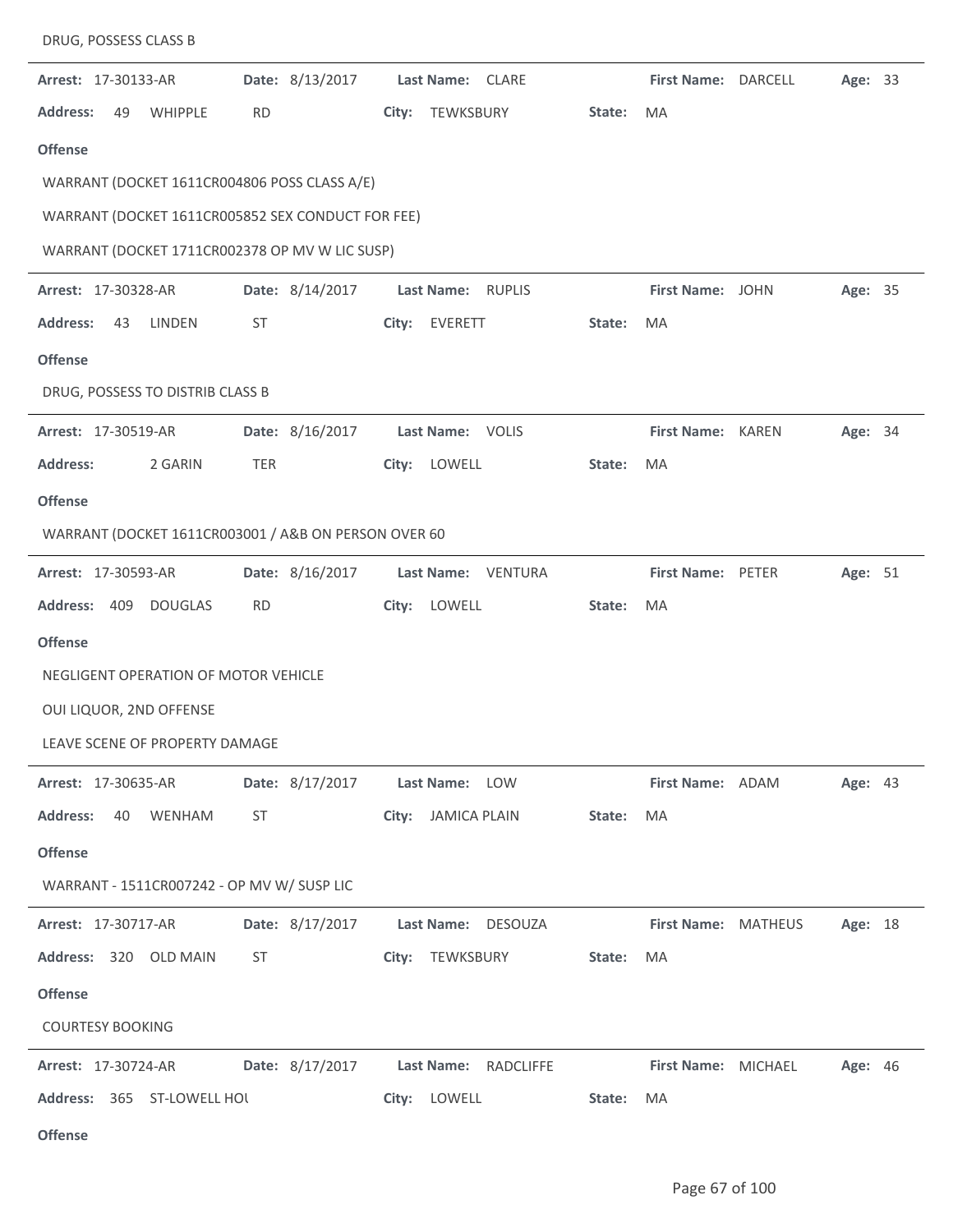DRUG, POSSESS CLASS B

---

**Arrest:** 17-30133-AR **Date:** 8/13/2017 **Last Name:** CLARE **First Name:** DARCELL **Age:** 33

**Address:** 49 WHIPPLE RD **City:** TEWKSBURY **State:** MA

**Offense**

WARRANT (DOCKET 1611CR004806 POSS CLASS A/E)

WARRANT (DOCKET 1611CR005852 SEX CONDUCT FOR FEE)

WARRANT (DOCKET 1711CR002378 OP MV W LIC SUSP)

---

**Arrest:** 17-30328-AR **Date:** 8/14/2017 **Last Name:** RUPLIS **First Name:** JOHN **Age:** 35

**Address:** 43 LINDEN ST **City:** EVERETT **State:** MA

**Offense**

DRUG, POSSESS TO DISTRIB CLASS B

---

**Arrest:** 17-30519-AR **Date:** 8/16/2017 **Last Name:** VOLIS **First Name:** KAREN **Age:** 34

**Address:** 2 GARIN TER **City:** LOWELL **State:** MA

**Offense**

WARRANT (DOCKET 1611CR003001 / A&B ON PERSON OVER 60

---

**Arrest:** 17-30593-AR **Date:** 8/16/2017 **Last Name:** VENTURA **First Name:** PETER **Age:** 51

**Address:** 409 DOUGLAS RD **City:** LOWELL **State:** MA

**Offense**

NEGLIGENT OPERATION OF MOTOR VEHICLE

OUI LIQUOR, 2ND OFFENSE

LEAVE SCENE OF PROPERTY DAMAGE

---

**Arrest:** 17-30635-AR **Date:** 8/17/2017 **Last Name:** LOW **First Name:** ADAM **Age:** 43

**Address:** 40 WENHAM ST **City:** JAMICA PLAIN **State:** MA

**Offense**

WARRANT - 1511CR007242 - OP MV W/ SUSP LIC

---

**Arrest:** 17-30717-AR **Date:** 8/17/2017 **Last Name:** DESOUZA **First Name:** MATHEUS **Age:** 18

**Address:** 320 OLD MAIN ST **City:** TEWKSBURY **State:** MA

**Offense**

COURTESY BOOKING

---

**Arrest:** 17-30724-AR **Date:** 8/17/2017 **Last Name:** RADCLIFFE **First Name:** MICHAEL **Age:** 46

**Address:** 365 ST-LOWELL HOU **City:** LOWELL **State:** MA

**Offense**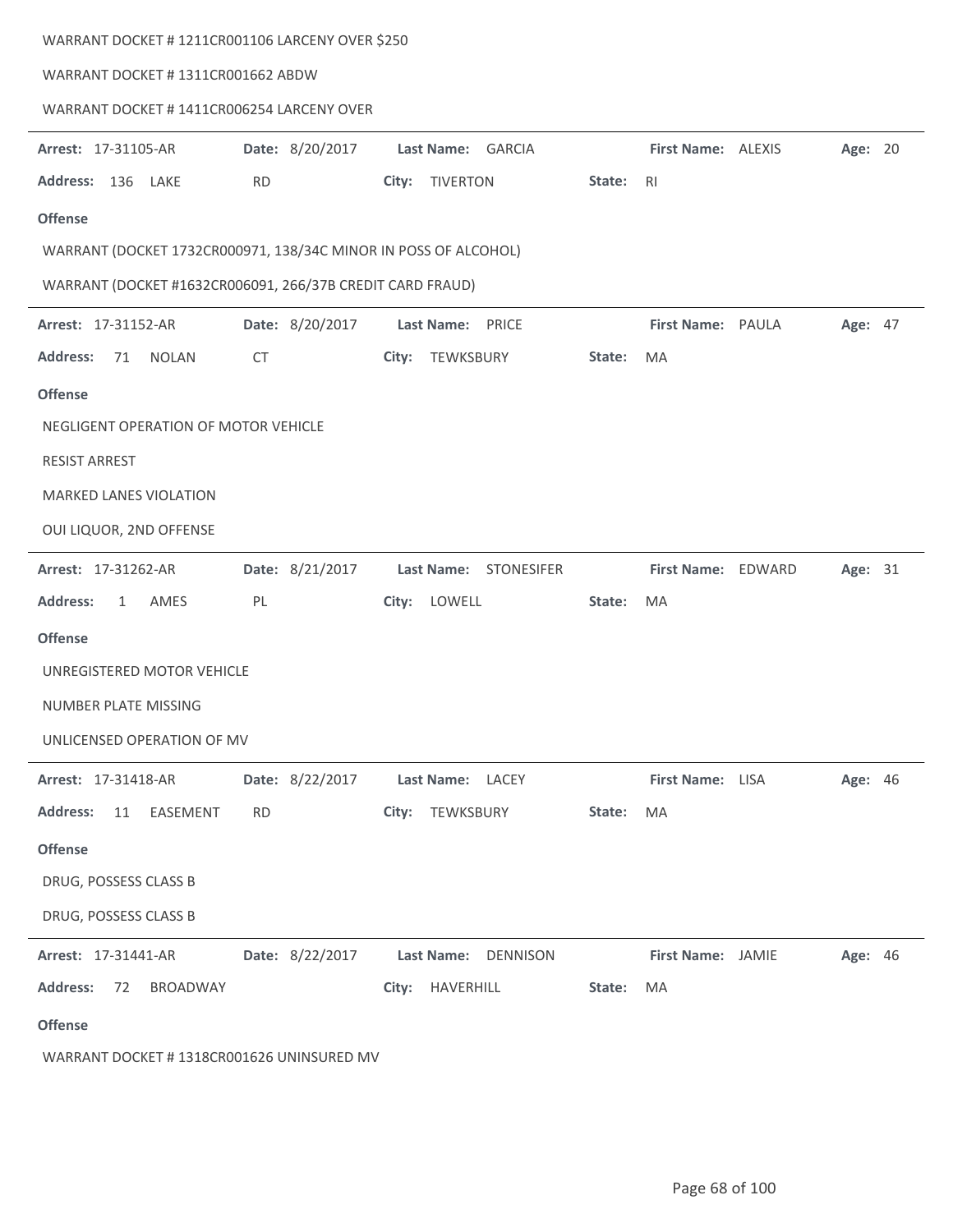WARRANT DOCKET # 1211CR001106 LARCENY OVER $250

WARRANT DOCKET # 1311CR001662 ABDW

WARRANT DOCKET # 1411CR006254 LARCENY OVER

---

**Arrest:** 17-31105-AR **Date:** 8/20/2017 **Last Name:** GARCIA **First Name:** ALEXIS **Age:** 20

**Address:** 136 LAKE RD **City:** TIVERTON **State:** RI

**Offense**

WARRANT (DOCKET 1732CR000971, 138/34C MINOR IN POSS OF ALCOHOL)

WARRANT (DOCKET #1632CR006091, 266/37B CREDIT CARD FRAUD)

---

**Arrest:** 17-31152-AR **Date:** 8/20/2017 **Last Name:** PRICE **First Name:** PAULA **Age:** 47

**Address:** 71 NOLAN CT **City:** TEWKSBURY **State:** MA

**Offense**

NEGLIGENT OPERATION OF MOTOR VEHICLE

RESIST ARREST

MARKED LANES VIOLATION

OUI LIQUOR, 2ND OFFENSE

---

**Arrest:** 17-31262-AR **Date:** 8/21/2017 **Last Name:** STONESIFER **First Name:** EDWARD **Age:** 31

**Address:** 1 AMES PL **City:** LOWELL **State:** MA

**Offense**

UNREGISTERED MOTOR VEHICLE

NUMBER PLATE MISSING

UNLICENSED OPERATION OF MV

---

**Arrest:** 17-31418-AR **Date:** 8/22/2017 **Last Name:** LACEY **First Name:** LISA **Age:** 46

**Address:** 11 EASEMENT RD **City:** TEWKSBURY **State:** MA

**Offense**

DRUG, POSSESS CLASS B

DRUG, POSSESS CLASS B

---

**Arrest:** 17-31441-AR **Date:** 8/22/2017 **Last Name:** DENNISON **First Name:** JAMIE **Age:** 46

**Address:** 72 BROADWAY **City:** HAVERHILL **State:** MA

**Offense**

WARRANT DOCKET # 1318CR001626 UNINSURED MV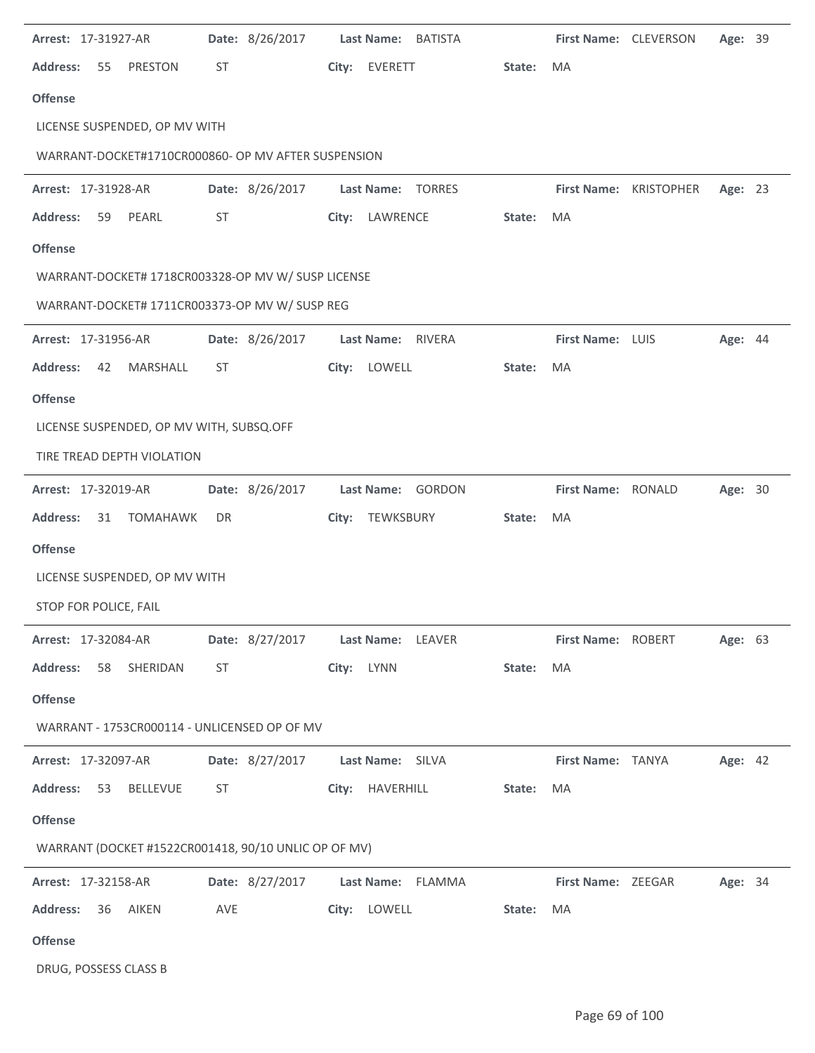**Arrest:** 17-31927-AR **Date:** 8/26/2017 **Last Name:** BATISTA **First Name:** CLEVERSON **Age:** 39

**Address:** 55 PRESTON ST **City:** EVERETT **State:** MA

**Offense**

LICENSE SUSPENDED, OP MV WITH

WARRANT-DOCKET#1710CR000860- OP MV AFTER SUSPENSION

---

**Arrest:** 17-31928-AR **Date:** 8/26/2017 **Last Name:** TORRES **First Name:** KRISTOPHER **Age:** 23

**Address:** 59 PEARL ST **City:** LAWRENCE **State:** MA

**Offense**

WARRANT-DOCKET# 1718CR003328-OP MV W/ SUSP LICENSE

WARRANT-DOCKET# 1711CR003373-OP MV W/ SUSP REG

---

**Arrest:** 17-31956-AR **Date:** 8/26/2017 **Last Name:** RIVERA **First Name:** LUIS **Age:** 44

**Address:** 42 MARSHALL ST **City:** LOWELL **State:** MA

**Offense**

LICENSE SUSPENDED, OP MV WITH, SUBSQ.OFF

TIRE TREAD DEPTH VIOLATION

---

**Arrest:** 17-32019-AR **Date:** 8/26/2017 **Last Name:** GORDON **First Name:** RONALD **Age:** 30

**Address:** 31 TOMAHAWK DR **City:** TEWKSBURY **State:** MA

**Offense**

LICENSE SUSPENDED, OP MV WITH

STOP FOR POLICE, FAIL

---

**Arrest:** 17-32084-AR **Date:** 8/27/2017 **Last Name:** LEAVER **First Name:** ROBERT **Age:** 63

**Address:** 58 SHERIDAN ST **City:** LYNN **State:** MA

**Offense**

WARRANT - 1753CR000114 - UNLICENSED OP OF MV

---

**Arrest:** 17-32097-AR **Date:** 8/27/2017 **Last Name:** SILVA **First Name:** TANYA **Age:** 42

**Address:** 53 BELLEVUE ST **City:** HAVERHILL **State:** MA

**Offense**

WARRANT (DOCKET #1522CR001418, 90/10 UNLIC OP OF MV)

---

**Arrest:** 17-32158-AR **Date:** 8/27/2017 **Last Name:** FLAMMA **First Name:** ZEEGAR **Age:** 34

**Address:** 36 AIKEN AVE **City:** LOWELL **State:** MA

**Offense**

DRUG, POSSESS CLASS B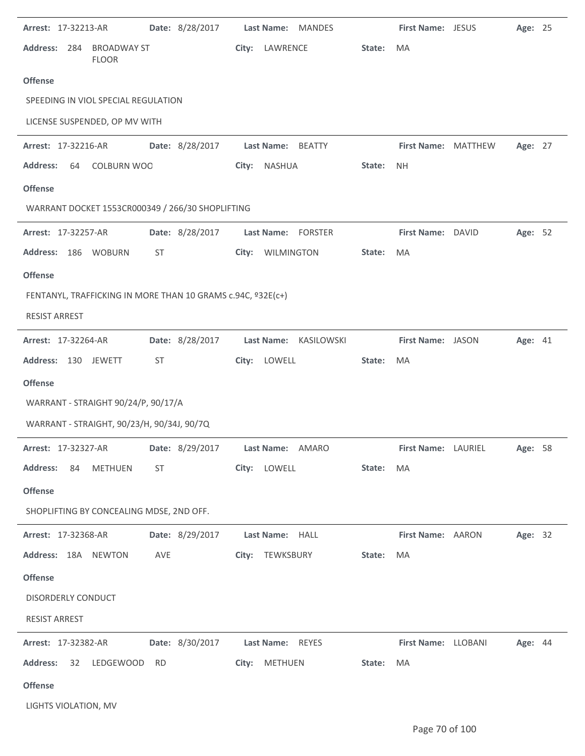**Arrest:** 17-32213-AR **Date:** 8/28/2017 **Last Name:** MANDES **First Name:** JESUS **Age:** 25

**Address:** 284 BROADWAY ST FLOOR **City:** LAWRENCE **State:** MA

**Offense**

SPEEDING IN VIOL SPECIAL REGULATION

LICENSE SUSPENDED, OP MV WITH

---

**Arrest:** 17-32216-AR **Date:** 8/28/2017 **Last Name:** BEATTY **First Name:** MATTHEW **Age:** 27

**Address:** 64 COLBURN WOO **City:** NASHUA **State:** NH

**Offense**

WARRANT DOCKET 1553CR000349 / 266/30 SHOPLIFTING

---

**Arrest:** 17-32257-AR **Date:** 8/28/2017 **Last Name:** FORSTER **First Name:** DAVID **Age:** 52

**Address:** 186 WOBURN ST **City:** WILMINGTON **State:** MA

**Offense**

FENTANYL, TRAFFICKING IN MORE THAN 10 GRAMS c.94C, º32E(c+)

RESIST ARREST

---

**Arrest:** 17-32264-AR **Date:** 8/28/2017 **Last Name:** KASILOWSKI **First Name:** JASON **Age:** 41

**Address:** 130 JEWETT ST **City:** LOWELL **State:** MA

**Offense**

WARRANT - STRAIGHT 90/24/P, 90/17/A

WARRANT - STRAIGHT, 90/23/H, 90/34J, 90/7Q

---

**Arrest:** 17-32327-AR **Date:** 8/29/2017 **Last Name:** AMARO **First Name:** LAURIEL **Age:** 58

**Address:** 84 METHUEN ST **City:** LOWELL **State:** MA

**Offense**

SHOPLIFTING BY CONCEALING MDSE, 2ND OFF.

---

**Arrest:** 17-32368-AR **Date:** 8/29/2017 **Last Name:** HALL **First Name:** AARON **Age:** 32

**Address:** 18A NEWTON AVE **City:** TEWKSBURY **State:** MA

**Offense**

DISORDERLY CONDUCT

RESIST ARREST

---

**Arrest:** 17-32382-AR **Date:** 8/30/2017 **Last Name:** REYES **First Name:** LLOBANI **Age:** 44

**Address:** 32 LEDGEWOOD RD **City:** METHUEN **State:** MA

**Offense**

LIGHTS VIOLATION, MV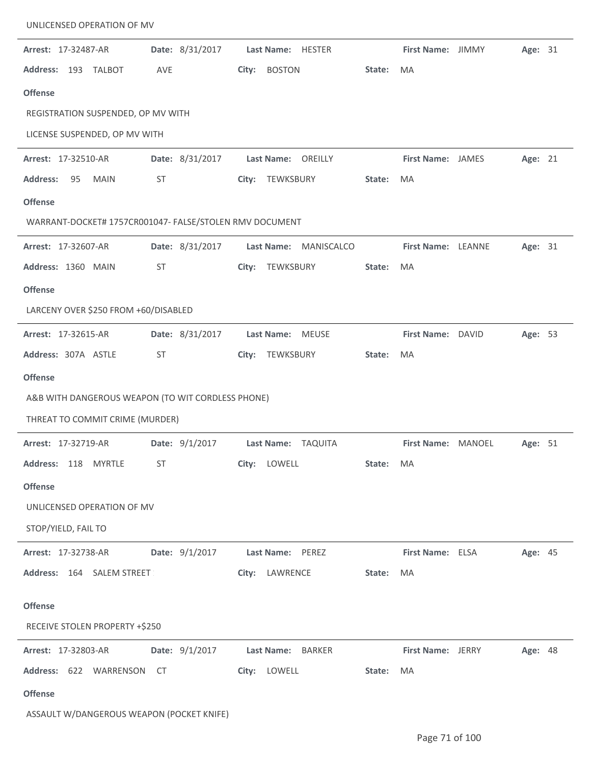UNLICENSED OPERATION OF MV

---

**Arrest:** 17-32487-AR **Date:** 8/31/2017 **Last Name:** HESTER **First Name:** JIMMY **Age:** 31

**Address:** 193 TALBOT AVE **City:** BOSTON **State:** MA

**Offense**

REGISTRATION SUSPENDED, OP MV WITH

LICENSE SUSPENDED, OP MV WITH

---

**Arrest:** 17-32510-AR **Date:** 8/31/2017 **Last Name:** OREILLY **First Name:** JAMES **Age:** 21

**Address:** 95 MAIN ST **City:** TEWKSBURY **State:** MA

**Offense**

WARRANT-DOCKET# 1757CR001047- FALSE/STOLEN RMV DOCUMENT

---

**Arrest:** 17-32607-AR **Date:** 8/31/2017 **Last Name:** MANISCALCO **First Name:** LEANNE **Age:** 31

**Address:** 1360 MAIN ST **City:** TEWKSBURY **State:** MA

**Offense**

LARCENY OVER $250 FROM +60/DISABLED

---

**Arrest:** 17-32615-AR **Date:** 8/31/2017 **Last Name:** MEUSE **First Name:** DAVID **Age:** 53

**Address:** 307A ASTLE ST **City:** TEWKSBURY **State:** MA

**Offense**

A&B WITH DANGEROUS WEAPON (TO WIT CORDLESS PHONE)

THREAT TO COMMIT CRIME (MURDER)

---

**Arrest:** 17-32719-AR **Date:** 9/1/2017 **Last Name:** TAQUITA **First Name:** MANOEL **Age:** 51

**Address:** 118 MYRTLE ST **City:** LOWELL **State:** MA

**Offense**

UNLICENSED OPERATION OF MV

STOP/YIELD, FAIL TO

---

**Arrest:** 17-32738-AR **Date:** 9/1/2017 **Last Name:** PEREZ **First Name:** ELSA **Age:** 45

**Address:** 164 SALEM STREET **City:** LAWRENCE **State:** MA

**Offense**

RECEIVE STOLEN PROPERTY +$250

---

**Arrest:** 17-32803-AR **Date:** 9/1/2017 **Last Name:** BARKER **First Name:** JERRY **Age:** 48

**Address:** 622 WARRENSON CT **City:** LOWELL **State:** MA

**Offense**

ASSAULT W/DANGEROUS WEAPON (POCKET KNIFE)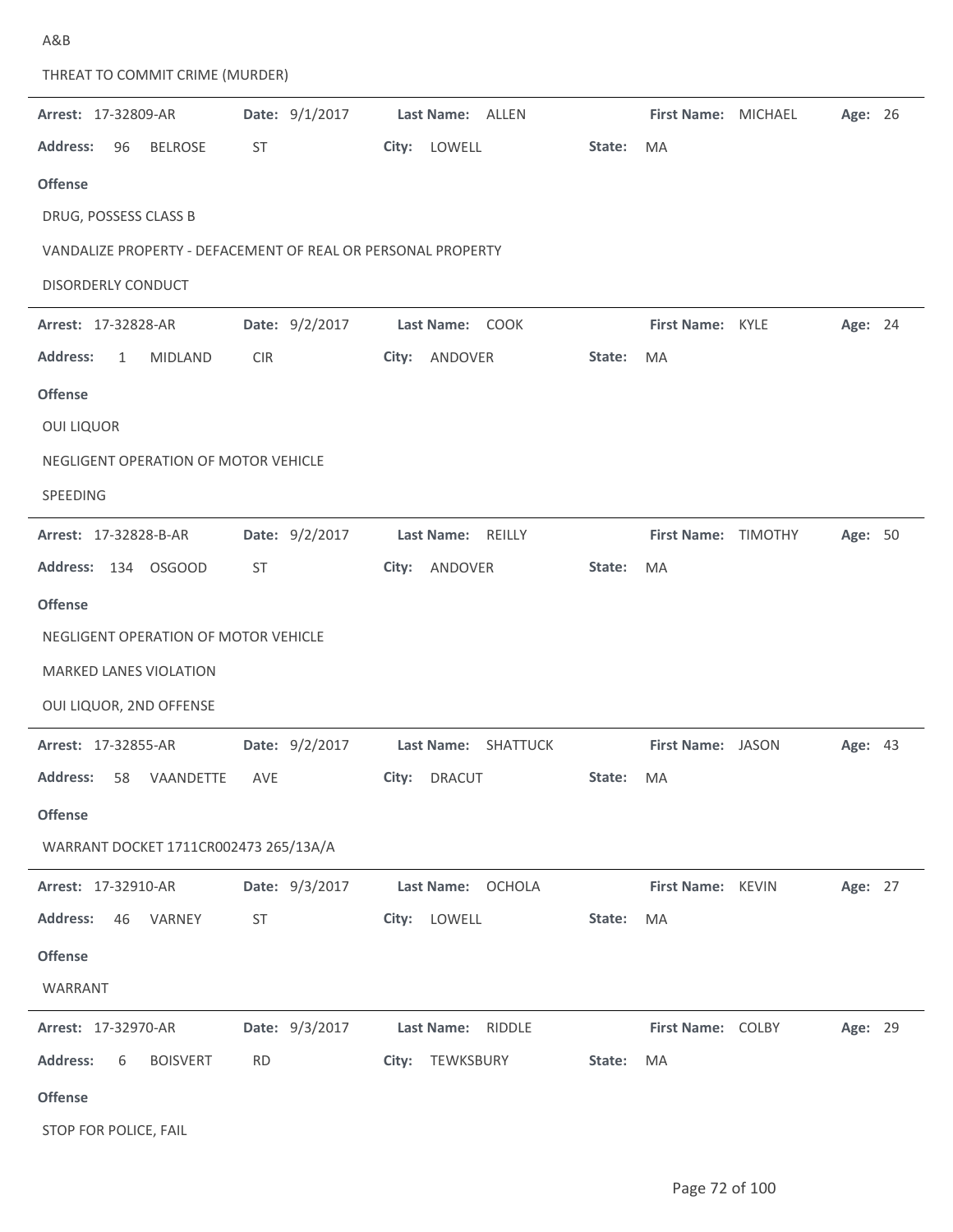A&B

THREAT TO COMMIT CRIME (MURDER)

---

**Arrest:** 17-32809-AR **Date:** 9/1/2017 **Last Name:** ALLEN **First Name:** MICHAEL **Age:** 26

**Address:** 96 BELROSE ST **City:** LOWELL **State:** MA

**Offense**

DRUG, POSSESS CLASS B

VANDALIZE PROPERTY - DEFACEMENT OF REAL OR PERSONAL PROPERTY

DISORDERLY CONDUCT

---

**Arrest:** 17-32828-AR **Date:** 9/2/2017 **Last Name:** COOK **First Name:** KYLE **Age:** 24

**Address:** 1 MIDLAND CIR **City:** ANDOVER **State:** MA

**Offense**

OUI LIQUOR

NEGLIGENT OPERATION OF MOTOR VEHICLE

SPEEDING

---

**Arrest:** 17-32828-B-AR **Date:** 9/2/2017 **Last Name:** REILLY **First Name:** TIMOTHY **Age:** 50

**Address:** 134 OSGOOD ST **City:** ANDOVER **State:** MA

**Offense**

NEGLIGENT OPERATION OF MOTOR VEHICLE

MARKED LANES VIOLATION

OUI LIQUOR, 2ND OFFENSE

---

**Arrest:** 17-32855-AR **Date:** 9/2/2017 **Last Name:** SHATTUCK **First Name:** JASON **Age:** 43

**Address:** 58 VAANDETTE AVE **City:** DRACUT **State:** MA

**Offense**

WARRANT DOCKET 1711CR002473 265/13A/A

---

**Arrest:** 17-32910-AR **Date:** 9/3/2017 **Last Name:** OCHOLA **First Name:** KEVIN **Age:** 27

**Address:** 46 VARNEY ST **City:** LOWELL **State:** MA

**Offense**

WARRANT

---

**Arrest:** 17-32970-AR **Date:** 9/3/2017 **Last Name:** RIDDLE **First Name:** COLBY **Age:** 29

**Address:** 6 BOISVERT RD **City:** TEWKSBURY **State:** MA

**Offense**

STOP FOR POLICE, FAIL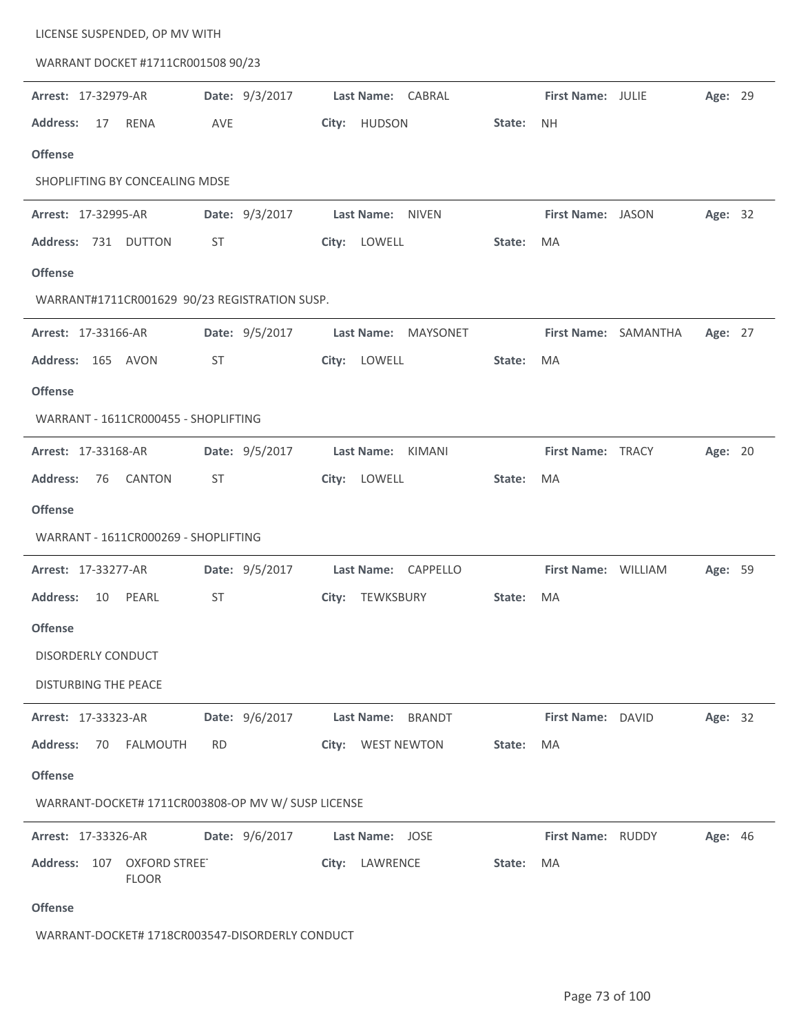LICENSE SUSPENDED, OP MV WITH

WARRANT DOCKET #1711CR001508 90/23

---

**Arrest:** 17-32979-AR **Date:** 9/3/2017 **Last Name:** CABRAL **First Name:** JULIE **Age:** 29

**Address:** 17 RENA AVE **City:** HUDSON **State:** NH

**Offense**

SHOPLIFTING BY CONCEALING MDSE

---

**Arrest:** 17-32995-AR **Date:** 9/3/2017 **Last Name:** NIVEN **First Name:** JASON **Age:** 32

**Address:** 731 DUTTON ST **City:** LOWELL **State:** MA

**Offense**

WARRANT#1711CR001629 90/23 REGISTRATION SUSP.

---

**Arrest:** 17-33166-AR **Date:** 9/5/2017 **Last Name:** MAYSONET **First Name:** SAMANTHA **Age:** 27

**Address:** 165 AVON ST **City:** LOWELL **State:** MA

**Offense**

WARRANT - 1611CR000455 - SHOPLIFTING

---

**Arrest:** 17-33168-AR **Date:** 9/5/2017 **Last Name:** KIMANI **First Name:** TRACY **Age:** 20

**Address:** 76 CANTON ST **City:** LOWELL **State:** MA

**Offense**

WARRANT - 1611CR000269 - SHOPLIFTING

---

**Arrest:** 17-33277-AR **Date:** 9/5/2017 **Last Name:** CAPPELLO **First Name:** WILLIAM **Age:** 59

**Address:** 10 PEARL ST **City:** TEWKSBURY **State:** MA

**Offense**

DISORDERLY CONDUCT

DISTURBING THE PEACE

---

**Arrest:** 17-33323-AR **Date:** 9/6/2017 **Last Name:** BRANDT **First Name:** DAVID **Age:** 32

**Address:** 70 FALMOUTH RD **City:** WEST NEWTON **State:** MA

**Offense**

WARRANT-DOCKET# 1711CR003808-OP MV W/ SUSP LICENSE

---

**Arrest:** 17-33326-AR **Date:** 9/6/2017 **Last Name:** JOSE **First Name:** RUDDY **Age:** 46

**Address:** 107 OXFORD STREET FLOOR **City:** LAWRENCE **State:** MA

**Offense**

WARRANT-DOCKET# 1718CR003547-DISORDERLY CONDUCT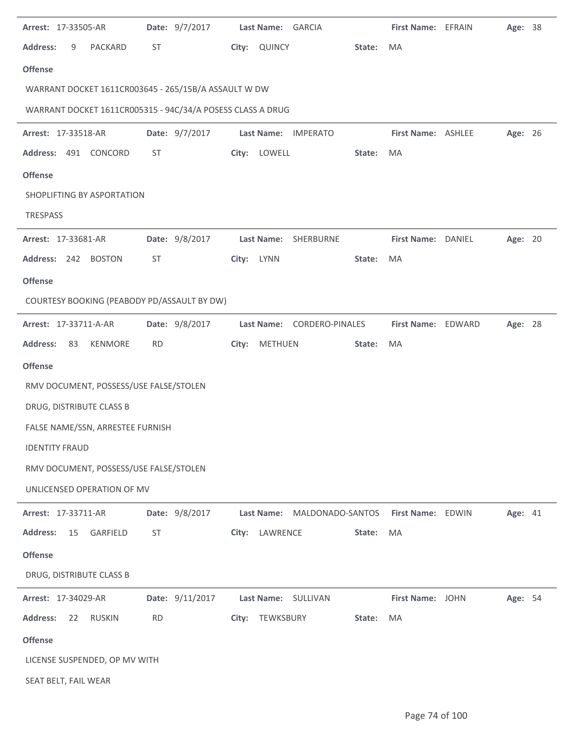**Arrest:** 17-33505-AR **Date:** 9/7/2017 **Last Name:** GARCIA **First Name:** EFRAIN **Age:** 38

**Address:** 9 PACKARD ST **City:** QUINCY **State:** MA

**Offense**

WARRANT DOCKET 1611CR003645 - 265/15B/A ASSAULT W DW

WARRANT DOCKET 1611CR005315 - 94C/34/A POSESS CLASS A DRUG

---

**Arrest:** 17-33518-AR **Date:** 9/7/2017 **Last Name:** IMPERATO **First Name:** ASHLEE **Age:** 26

**Address:** 491 CONCORD ST **City:** LOWELL **State:** MA

**Offense**

SHOPLIFTING BY ASPORTATION

TRESPASS

---

**Arrest:** 17-33681-AR **Date:** 9/8/2017 **Last Name:** SHERBURNE **First Name:** DANIEL **Age:** 20

**Address:** 242 BOSTON ST **City:** LYNN **State:** MA

**Offense**

COURTESY BOOKING (PEABODY PD/ASSAULT BY DW)

---

**Arrest:** 17-33711-A-AR **Date:** 9/8/2017 **Last Name:** CORDERO-PINALES **First Name:** EDWARD **Age:** 28

**Address:** 83 KENMORE RD **City:** METHUEN **State:** MA

**Offense**

RMV DOCUMENT, POSSESS/USE FALSE/STOLEN

DRUG, DISTRIBUTE CLASS B

FALSE NAME/SSN, ARRESTEE FURNISH

IDENTITY FRAUD

RMV DOCUMENT, POSSESS/USE FALSE/STOLEN

UNLICENSED OPERATION OF MV

---

**Arrest:** 17-33711-AR **Date:** 9/8/2017 **Last Name:** MALDONADO-SANTOS **First Name:** EDWIN **Age:** 41

**Address:** 15 GARFIELD ST **City:** LAWRENCE **State:** MA

**Offense**

DRUG, DISTRIBUTE CLASS B

---

**Arrest:** 17-34029-AR **Date:** 9/11/2017 **Last Name:** SULLIVAN **First Name:** JOHN **Age:** 54

**Address:** 22 RUSKIN RD **City:** TEWKSBURY **State:** MA

**Offense**

LICENSE SUSPENDED, OP MV WITH

SEAT BELT, FAIL WEAR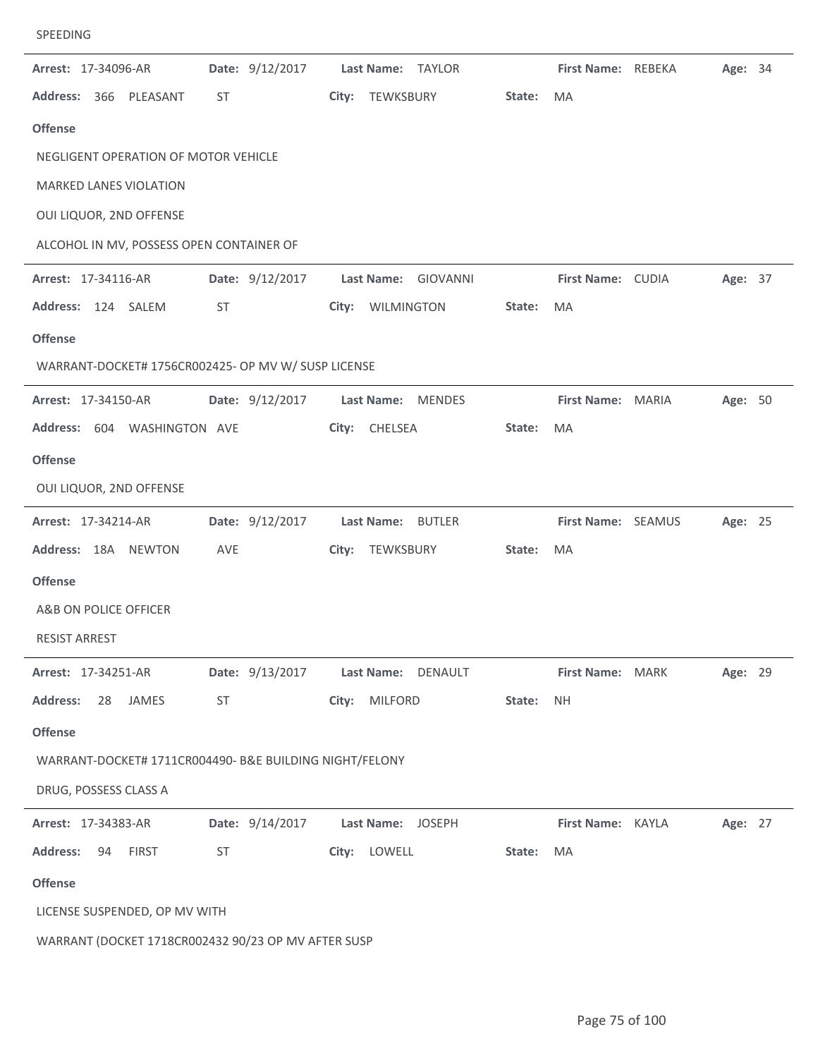SPEEDING

---

**Arrest:** 17-34096-AR **Date:** 9/12/2017 **Last Name:** TAYLOR **First Name:** REBEKA **Age:** 34

**Address:** 366 PLEASANT ST **City:** TEWKSBURY **State:** MA

**Offense**

NEGLIGENT OPERATION OF MOTOR VEHICLE

MARKED LANES VIOLATION

OUI LIQUOR, 2ND OFFENSE

ALCOHOL IN MV, POSSESS OPEN CONTAINER OF

---

**Arrest:** 17-34116-AR **Date:** 9/12/2017 **Last Name:** GIOVANNI **First Name:** CUDIA **Age:** 37

**Address:** 124 SALEM ST **City:** WILMINGTON **State:** MA

**Offense**

WARRANT-DOCKET# 1756CR002425- OP MV W/ SUSP LICENSE

---

**Arrest:** 17-34150-AR **Date:** 9/12/2017 **Last Name:** MENDES **First Name:** MARIA **Age:** 50

**Address:** 604 WASHINGTON AVE **City:** CHELSEA **State:** MA

**Offense**

OUI LIQUOR, 2ND OFFENSE

---

**Arrest:** 17-34214-AR **Date:** 9/12/2017 **Last Name:** BUTLER **First Name:** SEAMUS **Age:** 25

**Address:** 18A NEWTON AVE **City:** TEWKSBURY **State:** MA

**Offense**

A&B ON POLICE OFFICER

RESIST ARREST

---

**Arrest:** 17-34251-AR **Date:** 9/13/2017 **Last Name:** DENAULT **First Name:** MARK **Age:** 29

**Address:** 28 JAMES ST **City:** MILFORD **State:** NH

**Offense**

WARRANT-DOCKET# 1711CR004490- B&E BUILDING NIGHT/FELONY

DRUG, POSSESS CLASS A

---

**Arrest:** 17-34383-AR **Date:** 9/14/2017 **Last Name:** JOSEPH **First Name:** KAYLA **Age:** 27

**Address:** 94 FIRST ST **City:** LOWELL **State:** MA

**Offense**

LICENSE SUSPENDED, OP MV WITH

WARRANT (DOCKET 1718CR002432 90/23 OP MV AFTER SUSP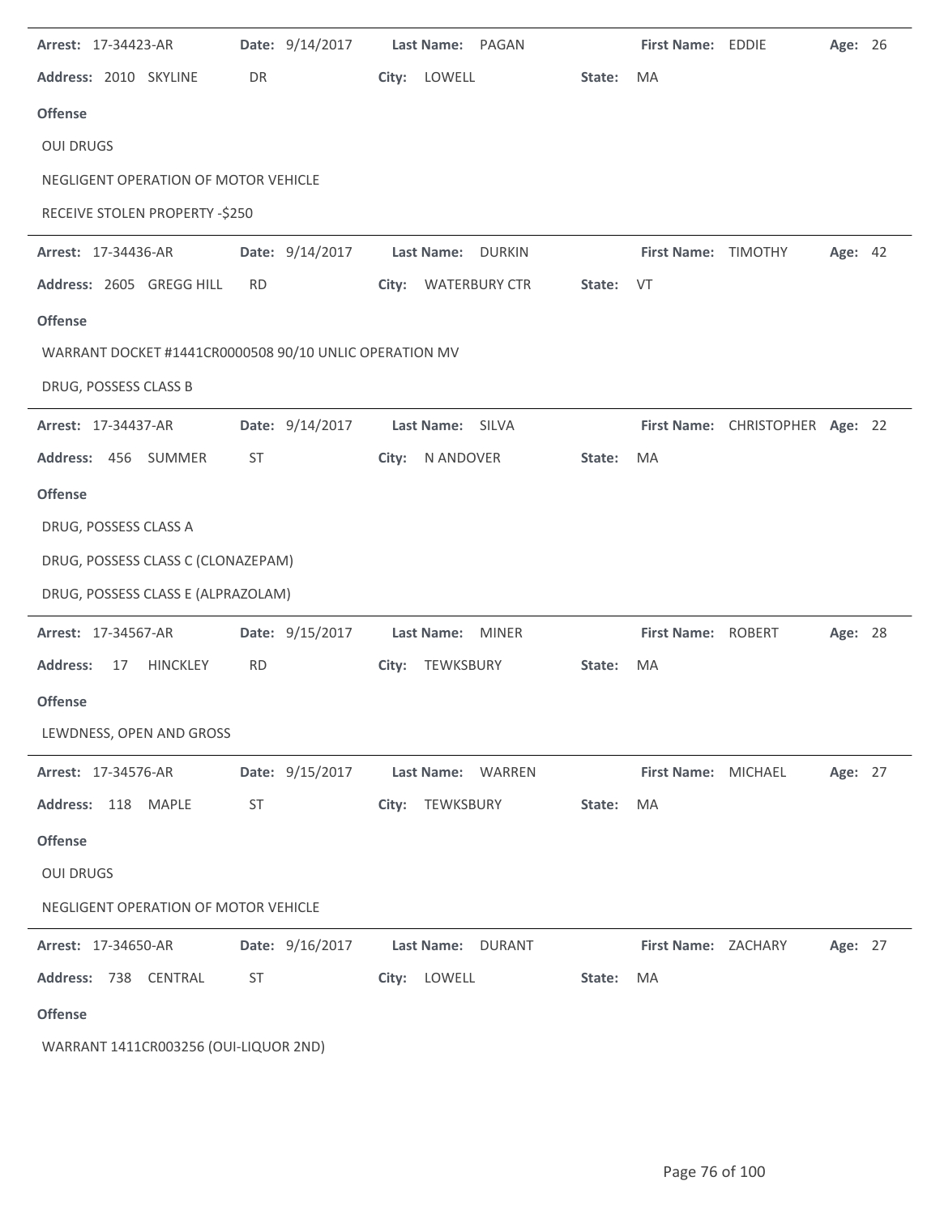**Arrest:** 17-34423-AR **Date:** 9/14/2017 **Last Name:** PAGAN **First Name:** EDDIE **Age:** 26

**Address:** 2010 SKYLINE DR **City:** LOWELL **State:** MA

**Offense**

OUI DRUGS

NEGLIGENT OPERATION OF MOTOR VEHICLE

RECEIVE STOLEN PROPERTY -$250

---

**Arrest:** 17-34436-AR **Date:** 9/14/2017 **Last Name:** DURKIN **First Name:** TIMOTHY **Age:** 42

**Address:** 2605 GREGG HILL RD **City:** WATERBURY CTR **State:** VT

**Offense**

WARRANT DOCKET #1441CR0000508 90/10 UNLIC OPERATION MV

DRUG, POSSESS CLASS B

---

**Arrest:** 17-34437-AR **Date:** 9/14/2017 **Last Name:** SILVA **First Name:** CHRISTOPHER **Age:** 22

**Address:** 456 SUMMER ST **City:** N ANDOVER **State:** MA

**Offense**

DRUG, POSSESS CLASS A

DRUG, POSSESS CLASS C (CLONAZEPAM)

DRUG, POSSESS CLASS E (ALPRAZOLAM)

---

**Arrest:** 17-34567-AR **Date:** 9/15/2017 **Last Name:** MINER **First Name:** ROBERT **Age:** 28

**Address:** 17 HINCKLEY RD **City:** TEWKSBURY **State:** MA

**Offense**

LEWDNESS, OPEN AND GROSS

---

**Arrest:** 17-34576-AR **Date:** 9/15/2017 **Last Name:** WARREN **First Name:** MICHAEL **Age:** 27

**Address:** 118 MAPLE ST **City:** TEWKSBURY **State:** MA

**Offense**

OUI DRUGS

NEGLIGENT OPERATION OF MOTOR VEHICLE

---

**Arrest:** 17-34650-AR **Date:** 9/16/2017 **Last Name:** DURANT **First Name:** ZACHARY **Age:** 27

**Address:** 738 CENTRAL ST **City:** LOWELL **State:** MA

**Offense**

WARRANT 1411CR003256 (OUI-LIQUOR 2ND)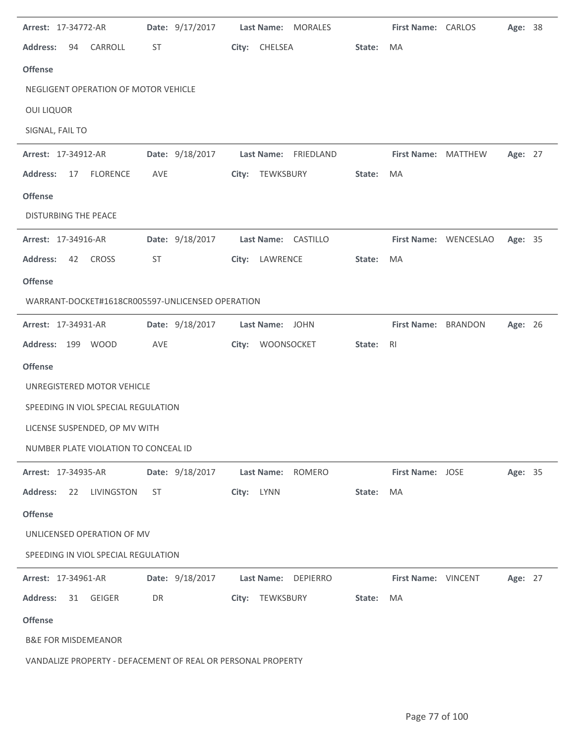**Arrest:** 17-34772-AR **Date:** 9/17/2017 **Last Name:** MORALES **First Name:** CARLOS **Age:** 38

**Address:** 94 CARROLL ST **City:** CHELSEA **State:** MA

**Offense**

NEGLIGENT OPERATION OF MOTOR VEHICLE

OUI LIQUOR

SIGNAL, FAIL TO

---

**Arrest:** 17-34912-AR **Date:** 9/18/2017 **Last Name:** FRIEDLAND **First Name:** MATTHEW **Age:** 27

**Address:** 17 FLORENCE AVE **City:** TEWKSBURY **State:** MA

**Offense**

DISTURBING THE PEACE

---

**Arrest:** 17-34916-AR **Date:** 9/18/2017 **Last Name:** CASTILLO **First Name:** WENCESLAO **Age:** 35

**Address:** 42 CROSS ST **City:** LAWRENCE **State:** MA

**Offense**

WARRANT-DOCKET#1618CR005597-UNLICENSED OPERATION

---

**Arrest:** 17-34931-AR **Date:** 9/18/2017 **Last Name:** JOHN **First Name:** BRANDON **Age:** 26

**Address:** 199 WOOD AVE **City:** WOONSOCKET **State:** RI

**Offense**

UNREGISTERED MOTOR VEHICLE

SPEEDING IN VIOL SPECIAL REGULATION

LICENSE SUSPENDED, OP MV WITH

NUMBER PLATE VIOLATION TO CONCEAL ID

---

**Arrest:** 17-34935-AR **Date:** 9/18/2017 **Last Name:** ROMERO **First Name:** JOSE **Age:** 35

**Address:** 22 LIVINGSTON ST **City:** LYNN **State:** MA

**Offense**

UNLICENSED OPERATION OF MV

SPEEDING IN VIOL SPECIAL REGULATION

---

**Arrest:** 17-34961-AR **Date:** 9/18/2017 **Last Name:** DEPIERRO **First Name:** VINCENT **Age:** 27

**Address:** 31 GEIGER DR **City:** TEWKSBURY **State:** MA

**Offense**

B&E FOR MISDEMEANOR

VANDALIZE PROPERTY - DEFACEMENT OF REAL OR PERSONAL PROPERTY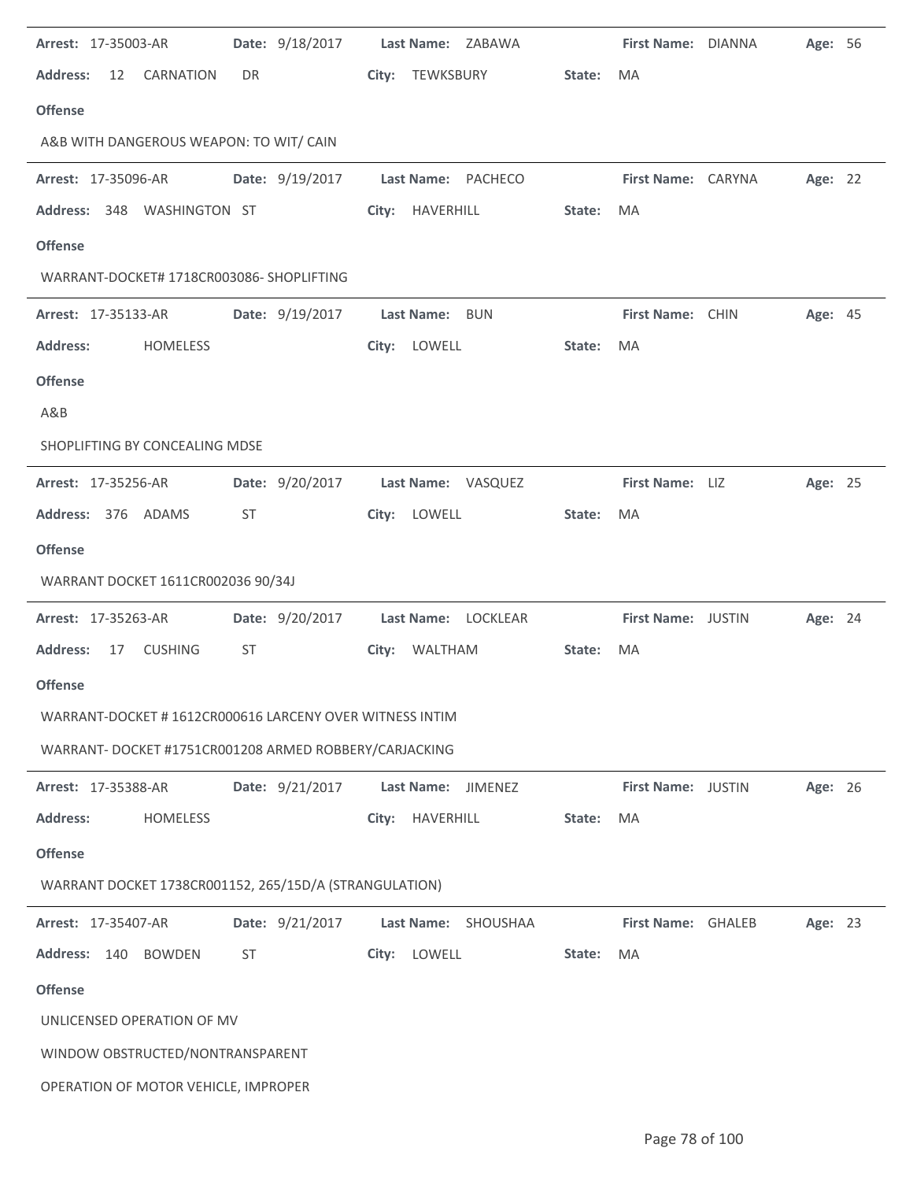**Arrest:** 17-35003-AR **Date:** 9/18/2017 **Last Name:** ZABAWA **First Name:** DIANNA **Age:** 56

**Address:** 12 CARNATION DR **City:** TEWKSBURY **State:** MA

**Offense**

A&B WITH DANGEROUS WEAPON: TO WIT/ CAIN

---

**Arrest:** 17-35096-AR **Date:** 9/19/2017 **Last Name:** PACHECO **First Name:** CARYNA **Age:** 22

**Address:** 348 WASHINGTON ST **City:** HAVERHILL **State:** MA

**Offense**

WARRANT-DOCKET# 1718CR003086- SHOPLIFTING

---

**Arrest:** 17-35133-AR **Date:** 9/19/2017 **Last Name:** BUN **First Name:** CHIN **Age:** 45

**Address:** HOMELESS **City:** LOWELL **State:** MA

**Offense**

A&B

SHOPLIFTING BY CONCEALING MDSE

---

**Arrest:** 17-35256-AR **Date:** 9/20/2017 **Last Name:** VASQUEZ **First Name:** LIZ **Age:** 25

**Address:** 376 ADAMS ST **City:** LOWELL **State:** MA

**Offense**

WARRANT DOCKET 1611CR002036 90/34J

---

**Arrest:** 17-35263-AR **Date:** 9/20/2017 **Last Name:** LOCKLEAR **First Name:** JUSTIN **Age:** 24

**Address:** 17 CUSHING ST **City:** WALTHAM **State:** MA

**Offense**

WARRANT-DOCKET # 1612CR000616 LARCENY OVER WITNESS INTIM

WARRANT- DOCKET #1751CR001208 ARMED ROBBERY/CARJACKING

---

**Arrest:** 17-35388-AR **Date:** 9/21/2017 **Last Name:** JIMENEZ **First Name:** JUSTIN **Age:** 26

**Address:** HOMELESS **City:** HAVERHILL **State:** MA

**Offense**

WARRANT DOCKET 1738CR001152, 265/15D/A (STRANGULATION)

---

**Arrest:** 17-35407-AR **Date:** 9/21/2017 **Last Name:** SHOUSHAA **First Name:** GHALEB **Age:** 23

**Address:** 140 BOWDEN ST **City:** LOWELL **State:** MA

**Offense**

UNLICENSED OPERATION OF MV

WINDOW OBSTRUCTED/NONTRANSPARENT

OPERATION OF MOTOR VEHICLE, IMPROPER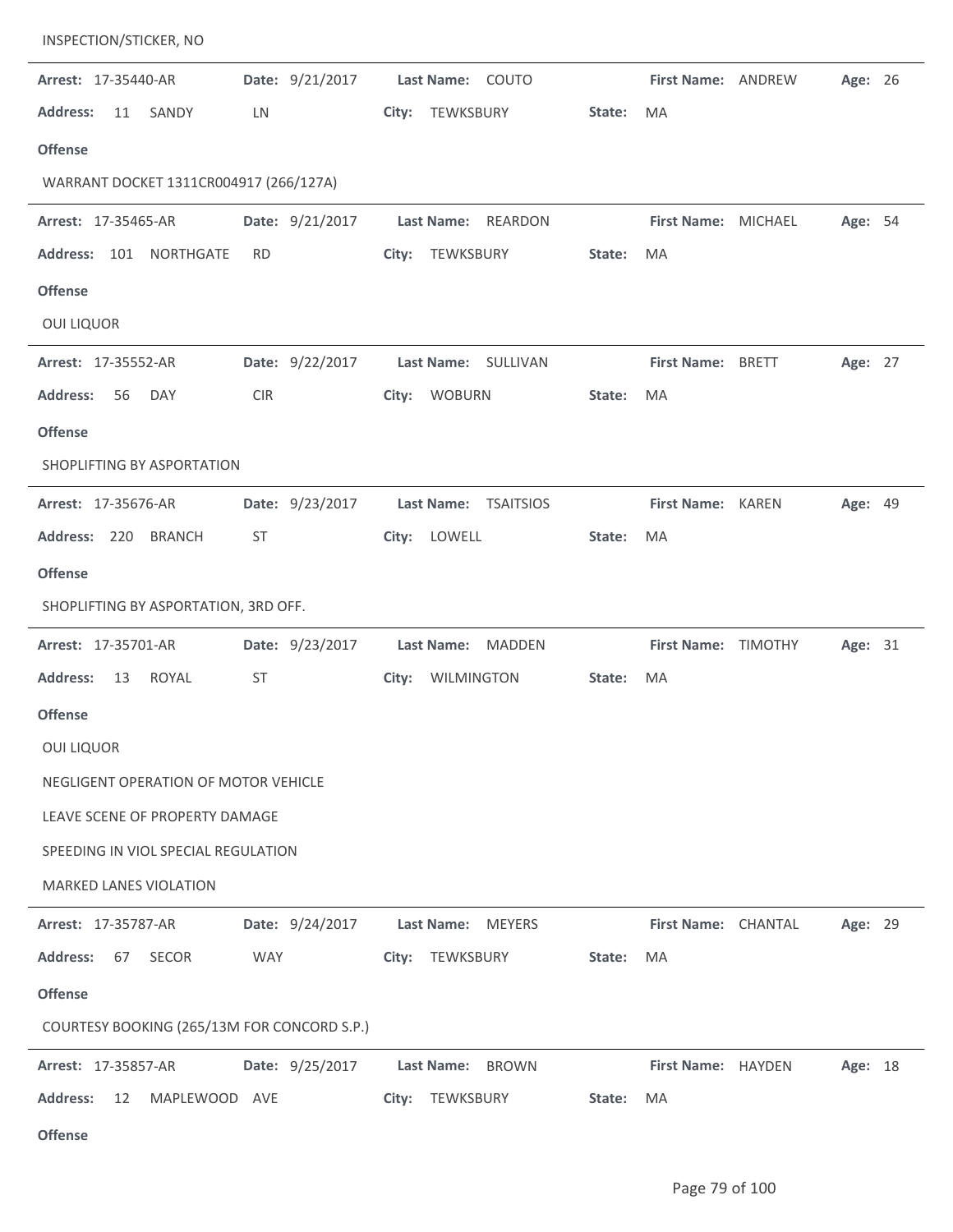INSPECTION/STICKER, NO

---

**Arrest:** 17-35440-AR **Date:** 9/21/2017 **Last Name:** COUTO **First Name:** ANDREW **Age:** 26

**Address:** 11 SANDY LN **City:** TEWKSBURY **State:** MA

**Offense**

WARRANT DOCKET 1311CR004917 (266/127A)

---

**Arrest:** 17-35465-AR **Date:** 9/21/2017 **Last Name:** REARDON **First Name:** MICHAEL **Age:** 54

**Address:** 101 NORTHGATE RD **City:** TEWKSBURY **State:** MA

**Offense**

OUI LIQUOR

---

**Arrest:** 17-35552-AR **Date:** 9/22/2017 **Last Name:** SULLIVAN **First Name:** BRETT **Age:** 27

**Address:** 56 DAY CIR **City:** WOBURN **State:** MA

**Offense**

SHOPLIFTING BY ASPORTATION

---

**Arrest:** 17-35676-AR **Date:** 9/23/2017 **Last Name:** TSAITSIOS **First Name:** KAREN **Age:** 49

**Address:** 220 BRANCH ST **City:** LOWELL **State:** MA

**Offense**

SHOPLIFTING BY ASPORTATION, 3RD OFF.

---

**Arrest:** 17-35701-AR **Date:** 9/23/2017 **Last Name:** MADDEN **First Name:** TIMOTHY **Age:** 31

**Address:** 13 ROYAL ST **City:** WILMINGTON **State:** MA

**Offense**

OUI LIQUOR

NEGLIGENT OPERATION OF MOTOR VEHICLE

LEAVE SCENE OF PROPERTY DAMAGE

SPEEDING IN VIOL SPECIAL REGULATION

MARKED LANES VIOLATION

---

**Arrest:** 17-35787-AR **Date:** 9/24/2017 **Last Name:** MEYERS **First Name:** CHANTAL **Age:** 29

**Address:** 67 SECOR WAY **City:** TEWKSBURY **State:** MA

**Offense**

COURTESY BOOKING (265/13M FOR CONCORD S.P.)

---

**Arrest:** 17-35857-AR **Date:** 9/25/2017 **Last Name:** BROWN **First Name:** HAYDEN **Age:** 18

**Address:** 12 MAPLEWOOD AVE **City:** TEWKSBURY **State:** MA

**Offense**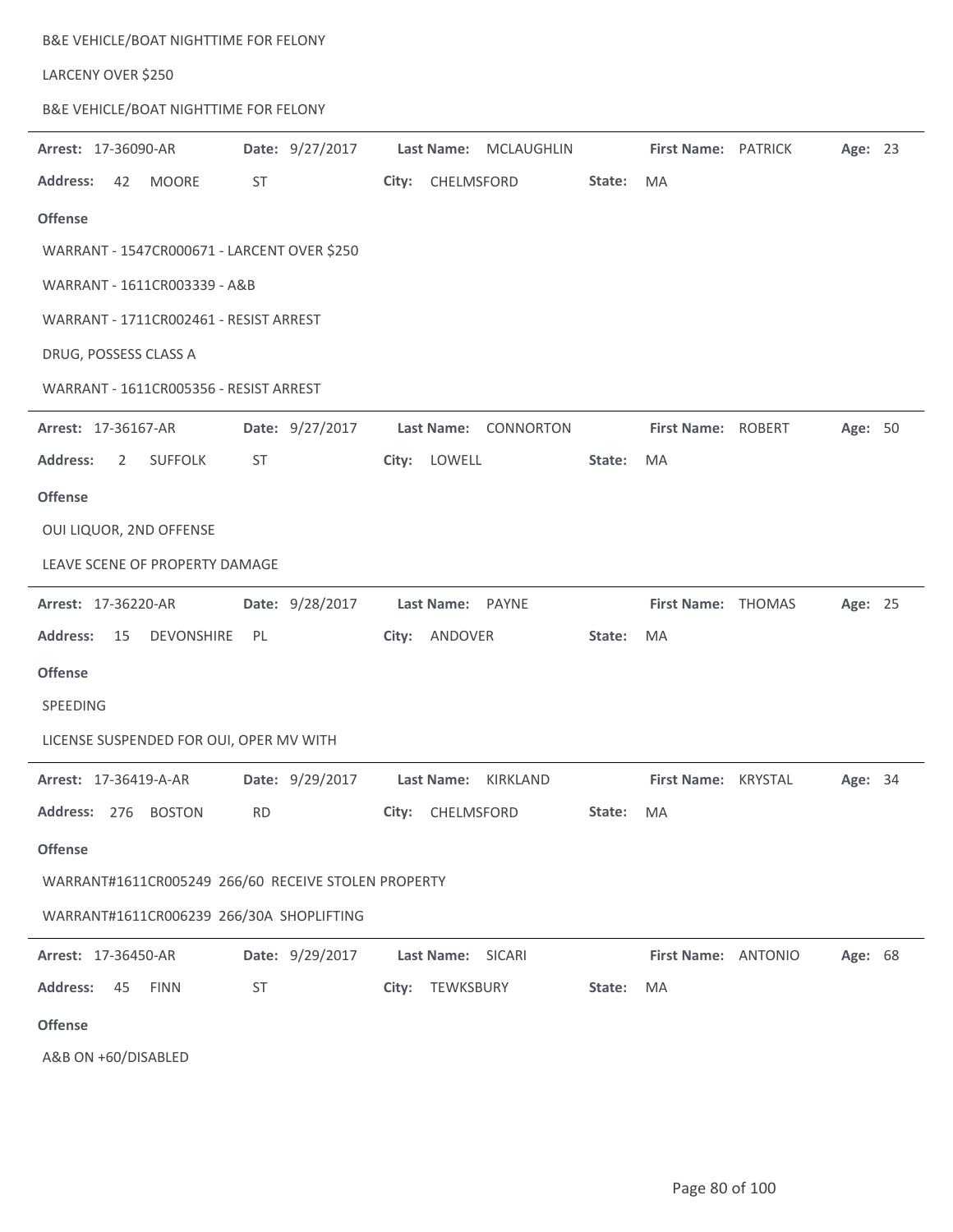B&E VEHICLE/BOAT NIGHTTIME FOR FELONY

LARCENY OVER $250

B&E VEHICLE/BOAT NIGHTTIME FOR FELONY

---

**Arrest:** 17-36090-AR **Date:** 9/27/2017 **Last Name:** MCLAUGHLIN **First Name:** PATRICK **Age:** 23

**Address:** 42 MOORE ST **City:** CHELMSFORD **State:** MA

**Offense**

WARRANT - 1547CR000671 - LARCENT OVER $250

WARRANT - 1611CR003339 - A&B

WARRANT - 1711CR002461 - RESIST ARREST

DRUG, POSSESS CLASS A

WARRANT - 1611CR005356 - RESIST ARREST

---

**Arrest:** 17-36167-AR **Date:** 9/27/2017 **Last Name:** CONNORTON **First Name:** ROBERT **Age:** 50

**Address:** 2 SUFFOLK ST **City:** LOWELL **State:** MA

**Offense**

OUI LIQUOR, 2ND OFFENSE

LEAVE SCENE OF PROPERTY DAMAGE

---

**Arrest:** 17-36220-AR **Date:** 9/28/2017 **Last Name:** PAYNE **First Name:** THOMAS **Age:** 25

**Address:** 15 DEVONSHIRE PL **City:** ANDOVER **State:** MA

**Offense**

SPEEDING

LICENSE SUSPENDED FOR OUI, OPER MV WITH

---

**Arrest:** 17-36419-A-AR **Date:** 9/29/2017 **Last Name:** KIRKLAND **First Name:** KRYSTAL **Age:** 34

**Address:** 276 BOSTON RD **City:** CHELMSFORD **State:** MA

**Offense**

WARRANT#1611CR005249 266/60 RECEIVE STOLEN PROPERTY

WARRANT#1611CR006239 266/30A SHOPLIFTING

---

**Arrest:** 17-36450-AR **Date:** 9/29/2017 **Last Name:** SICARI **First Name:** ANTONIO **Age:** 68

**Address:** 45 FINN ST **City:** TEWKSBURY **State:** MA

**Offense**

A&B ON +60/DISABLED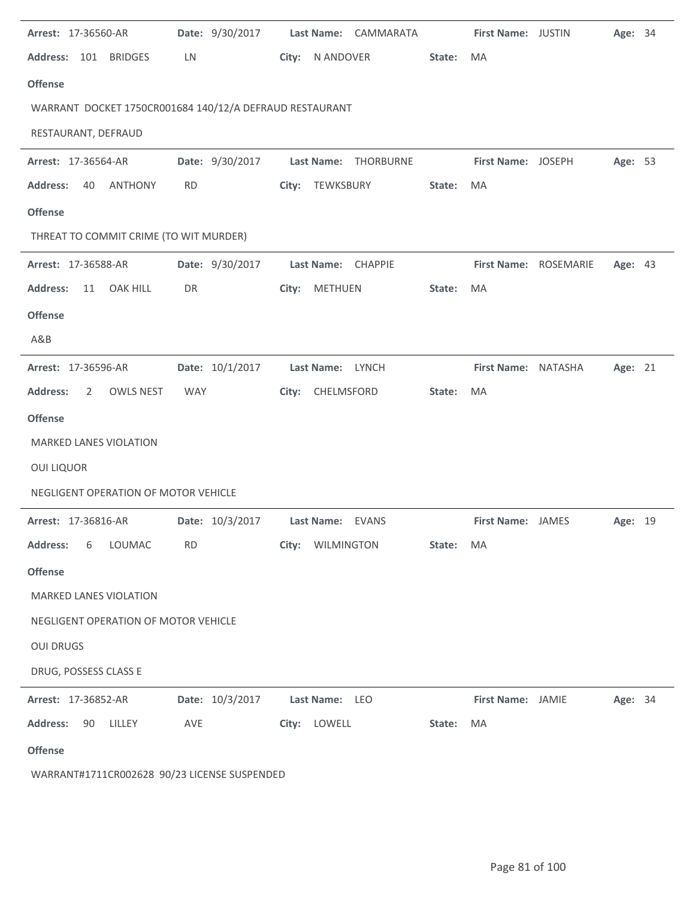**Arrest:** 17-36560-AR **Date:** 9/30/2017 **Last Name:** CAMMARATA **First Name:** JUSTIN **Age:** 34

**Address:** 101 BRIDGES LN **City:** N ANDOVER **State:** MA

**Offense**

WARRANT DOCKET 1750CR001684 140/12/A DEFRAUD RESTAURANT

RESTAURANT, DEFRAUD

---

**Arrest:** 17-36564-AR **Date:** 9/30/2017 **Last Name:** THORBURNE **First Name:** JOSEPH **Age:** 53

**Address:** 40 ANTHONY RD **City:** TEWKSBURY **State:** MA

**Offense**

THREAT TO COMMIT CRIME (TO WIT MURDER)

---

**Arrest:** 17-36588-AR **Date:** 9/30/2017 **Last Name:** CHAPPIE **First Name:** ROSEMARIE **Age:** 43

**Address:** 11 OAK HILL DR **City:** METHUEN **State:** MA

**Offense**

A&B

---

**Arrest:** 17-36596-AR **Date:** 10/1/2017 **Last Name:** LYNCH **First Name:** NATASHA **Age:** 21

**Address:** 2 OWLS NEST WAY **City:** CHELMSFORD **State:** MA

**Offense**

MARKED LANES VIOLATION

OUI LIQUOR

NEGLIGENT OPERATION OF MOTOR VEHICLE

---

**Arrest:** 17-36816-AR **Date:** 10/3/2017 **Last Name:** EVANS **First Name:** JAMES **Age:** 19

**Address:** 6 LOUMAC RD **City:** WILMINGTON **State:** MA

**Offense**

MARKED LANES VIOLATION

NEGLIGENT OPERATION OF MOTOR VEHICLE

OUI DRUGS

DRUG, POSSESS CLASS E

---

**Arrest:** 17-36852-AR **Date:** 10/3/2017 **Last Name:** LEO **First Name:** JAMIE **Age:** 34

**Address:** 90 LILLEY AVE **City:** LOWELL **State:** MA

**Offense**

WARRANT#1711CR002628 90/23 LICENSE SUSPENDED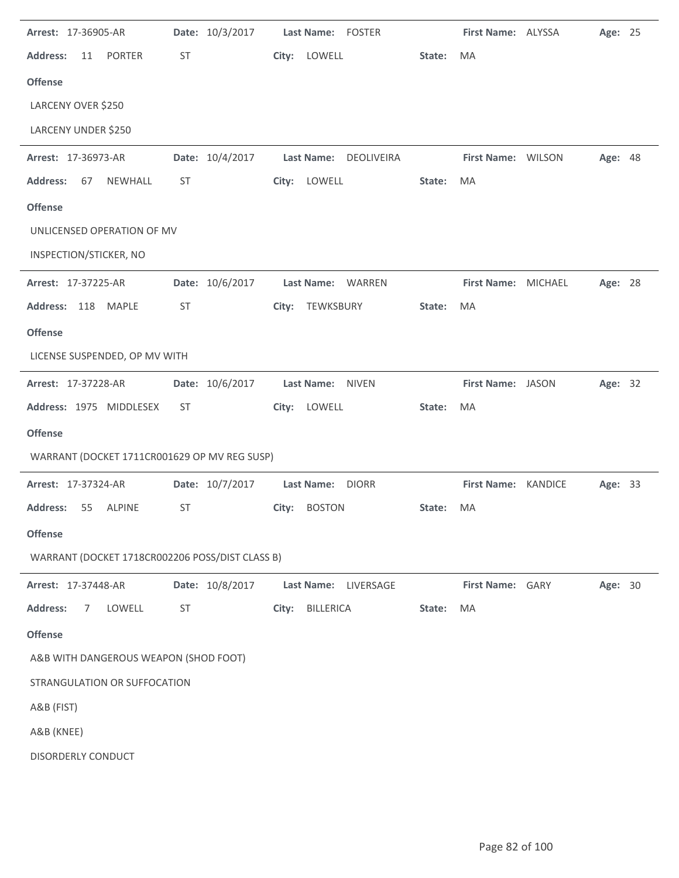**Arrest:** 17-36905-AR **Date:** 10/3/2017 **Last Name:** FOSTER **First Name:** ALYSSA **Age:** 25

**Address:** 11 PORTER ST **City:** LOWELL **State:** MA

**Offense**

LARCENY OVER $250

LARCENY UNDER $250

---

**Arrest:** 17-36973-AR **Date:** 10/4/2017 **Last Name:** DEOLIVEIRA **First Name:** WILSON **Age:** 48

**Address:** 67 NEWHALL ST **City:** LOWELL **State:** MA

**Offense**

UNLICENSED OPERATION OF MV

INSPECTION/STICKER, NO

---

**Arrest:** 17-37225-AR **Date:** 10/6/2017 **Last Name:** WARREN **First Name:** MICHAEL **Age:** 28

**Address:** 118 MAPLE ST **City:** TEWKSBURY **State:** MA

**Offense**

LICENSE SUSPENDED, OP MV WITH

---

**Arrest:** 17-37228-AR **Date:** 10/6/2017 **Last Name:** NIVEN **First Name:** JASON **Age:** 32

**Address:** 1975 MIDDLESEX ST **City:** LOWELL **State:** MA

**Offense**

WARRANT (DOCKET 1711CR001629 OP MV REG SUSP)

---

**Arrest:** 17-37324-AR **Date:** 10/7/2017 **Last Name:** DIORR **First Name:** KANDICE **Age:** 33

**Address:** 55 ALPINE ST **City:** BOSTON **State:** MA

**Offense**

WARRANT (DOCKET 1718CR002206 POSS/DIST CLASS B)

---

**Arrest:** 17-37448-AR **Date:** 10/8/2017 **Last Name:** LIVERSAGE **First Name:** GARY **Age:** 30

**Address:** 7 LOWELL ST **City:** BILLERICA **State:** MA

**Offense**

A&B WITH DANGEROUS WEAPON (SHOD FOOT)

STRANGULATION OR SUFFOCATION

A&B (FIST)

A&B (KNEE)

DISORDERLY CONDUCT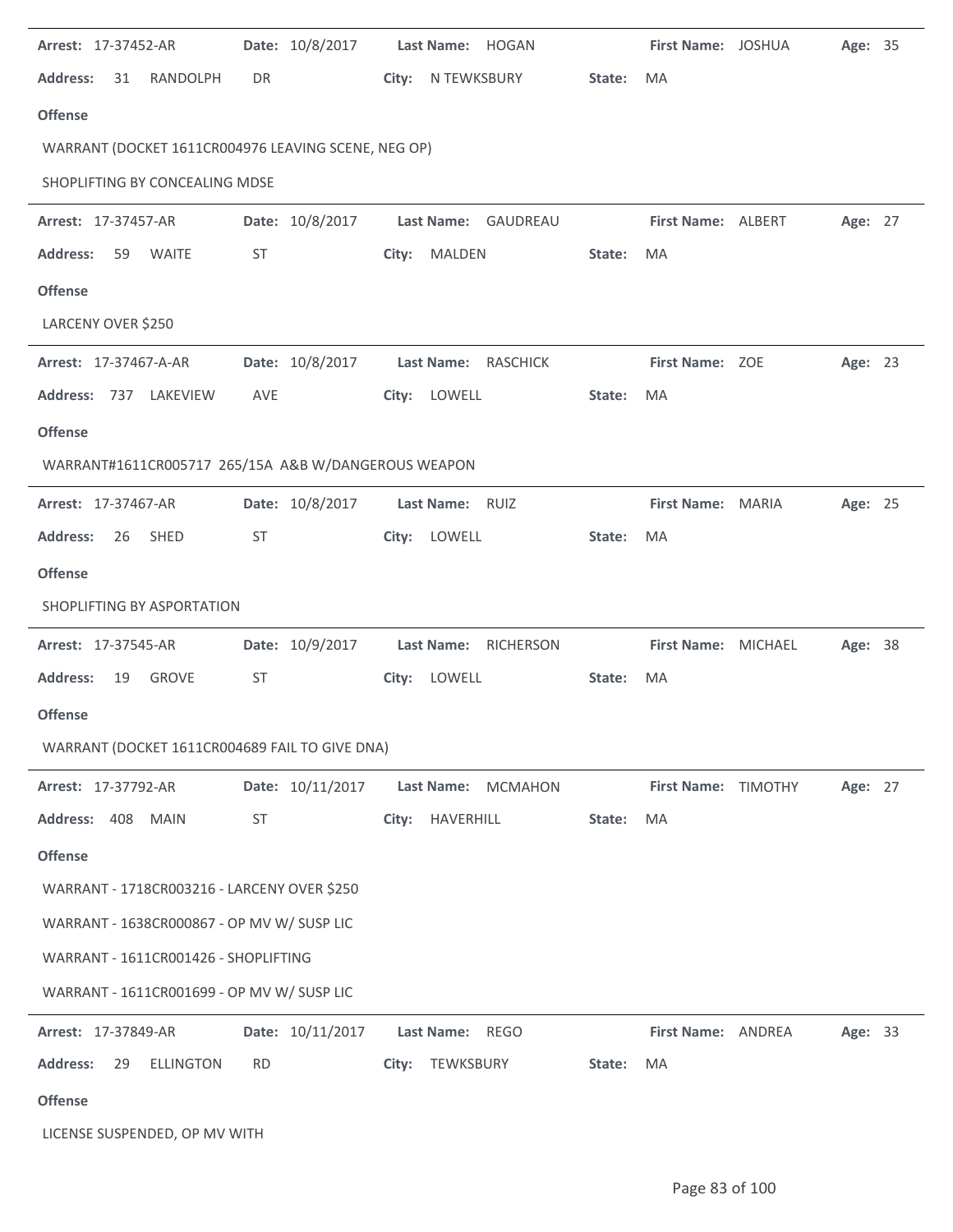**Arrest:** 17-37452-AR **Date:** 10/8/2017 **Last Name:** HOGAN **First Name:** JOSHUA **Age:** 35

**Address:** 31 RANDOLPH DR **City:** N TEWKSBURY **State:** MA

**Offense**

WARRANT (DOCKET 1611CR004976 LEAVING SCENE, NEG OP)

SHOPLIFTING BY CONCEALING MDSE

---

**Arrest:** 17-37457-AR **Date:** 10/8/2017 **Last Name:** GAUDREAU **First Name:** ALBERT **Age:** 27

**Address:** 59 WAITE ST **City:** MALDEN **State:** MA

**Offense**

LARCENY OVER $250

---

**Arrest:** 17-37467-A-AR **Date:** 10/8/2017 **Last Name:** RASCHICK **First Name:** ZOE **Age:** 23

**Address:** 737 LAKEVIEW AVE **City:** LOWELL **State:** MA

**Offense**

WARRANT#1611CR005717 265/15A A&B W/DANGEROUS WEAPON

---

**Arrest:** 17-37467-AR **Date:** 10/8/2017 **Last Name:** RUIZ **First Name:** MARIA **Age:** 25

**Address:** 26 SHED ST **City:** LOWELL **State:** MA

**Offense**

SHOPLIFTING BY ASPORTATION

---

**Arrest:** 17-37545-AR **Date:** 10/9/2017 **Last Name:** RICHERSON **First Name:** MICHAEL **Age:** 38

**Address:** 19 GROVE ST **City:** LOWELL **State:** MA

**Offense**

WARRANT (DOCKET 1611CR004689 FAIL TO GIVE DNA)

---

**Arrest:** 17-37792-AR **Date:** 10/11/2017 **Last Name:** MCMAHON **First Name:** TIMOTHY **Age:** 27

**Address:** 408 MAIN ST **City:** HAVERHILL **State:** MA

**Offense**

WARRANT - 1718CR003216 - LARCENY OVER $250

WARRANT - 1638CR000867 - OP MV W/ SUSP LIC

WARRANT - 1611CR001426 - SHOPLIFTING

WARRANT - 1611CR001699 - OP MV W/ SUSP LIC

---

**Arrest:** 17-37849-AR **Date:** 10/11/2017 **Last Name:** REGO **First Name:** ANDREA **Age:** 33

**Address:** 29 ELLINGTON RD **City:** TEWKSBURY **State:** MA

**Offense**

LICENSE SUSPENDED, OP MV WITH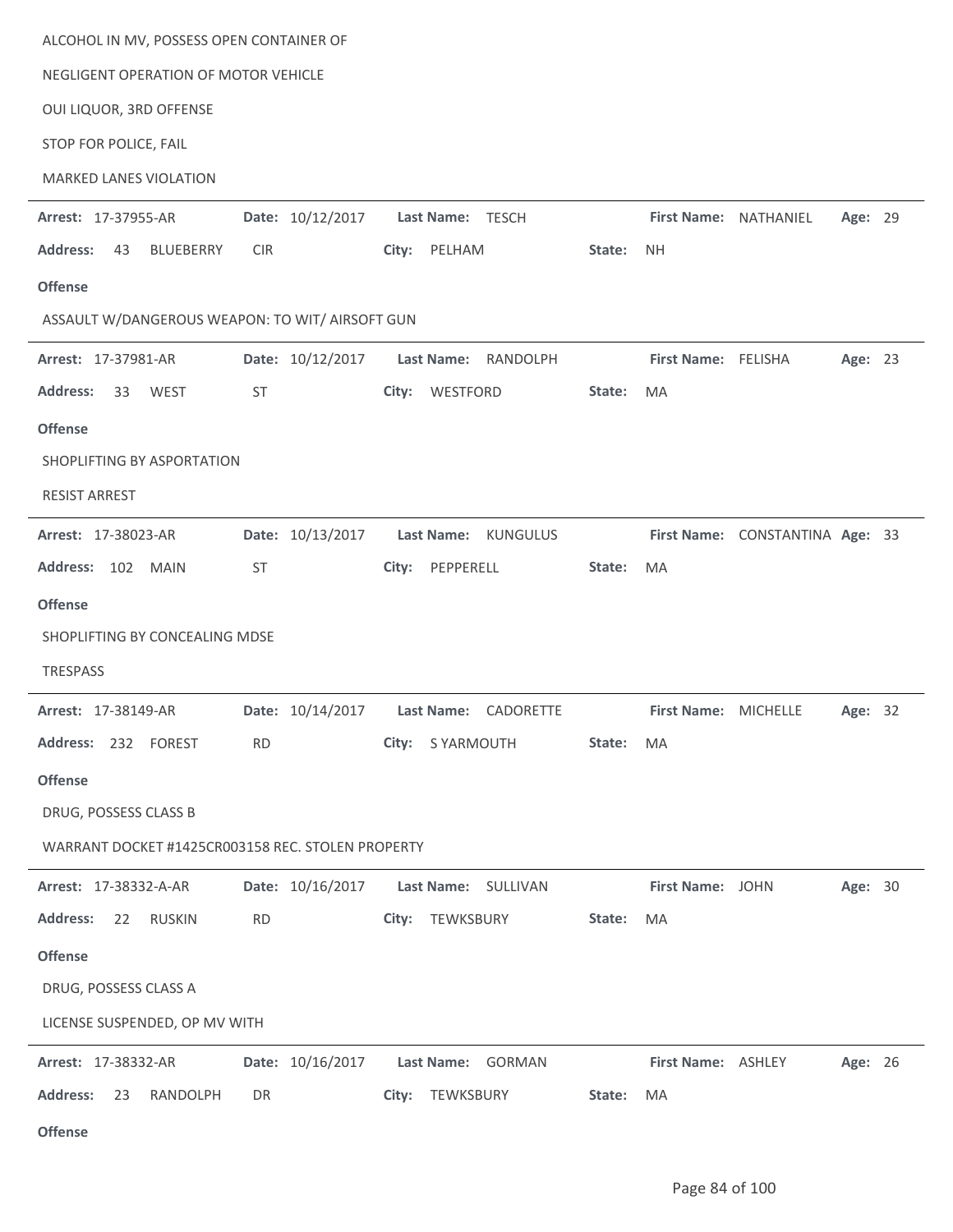ALCOHOL IN MV, POSSESS OPEN CONTAINER OF

NEGLIGENT OPERATION OF MOTOR VEHICLE

OUI LIQUOR, 3RD OFFENSE

STOP FOR POLICE, FAIL

MARKED LANES VIOLATION

---

**Arrest:** 17-37955-AR **Date:** 10/12/2017 **Last Name:** TESCH **First Name:** NATHANIEL **Age:** 29

**Address:** 43 BLUEBERRY CIR **City:** PELHAM **State:** NH

**Offense**

ASSAULT W/DANGEROUS WEAPON: TO WIT/ AIRSOFT GUN

---

**Arrest:** 17-37981-AR **Date:** 10/12/2017 **Last Name:** RANDOLPH **First Name:** FELISHA **Age:** 23

**Address:** 33 WEST ST **City:** WESTFORD **State:** MA

**Offense**

SHOPLIFTING BY ASPORTATION

RESIST ARREST

---

**Arrest:** 17-38023-AR **Date:** 10/13/2017 **Last Name:** KUNGULUS **First Name:** CONSTANTINA **Age:** 33

**Address:** 102 MAIN ST **City:** PEPPERELL **State:** MA

**Offense**

SHOPLIFTING BY CONCEALING MDSE

TRESPASS

---

**Arrest:** 17-38149-AR **Date:** 10/14/2017 **Last Name:** CADORETTE **First Name:** MICHELLE **Age:** 32

**Address:** 232 FOREST RD **City:** S YARMOUTH **State:** MA

**Offense**

DRUG, POSSESS CLASS B

WARRANT DOCKET #1425CR003158 REC. STOLEN PROPERTY

---

**Arrest:** 17-38332-A-AR **Date:** 10/16/2017 **Last Name:** SULLIVAN **First Name:** JOHN **Age:** 30

**Address:** 22 RUSKIN RD **City:** TEWKSBURY **State:** MA

**Offense**

DRUG, POSSESS CLASS A

LICENSE SUSPENDED, OP MV WITH

---

**Arrest:** 17-38332-AR **Date:** 10/16/2017 **Last Name:** GORMAN **First Name:** ASHLEY **Age:** 26

**Address:** 23 RANDOLPH DR **City:** TEWKSBURY **State:** MA

**Offense**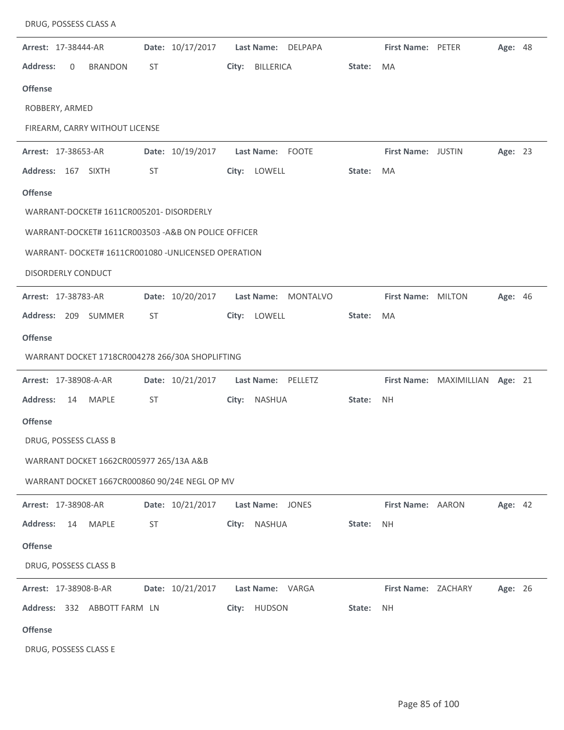DRUG, POSSESS CLASS A

---

**Arrest:** 17-38444-AR **Date:** 10/17/2017 **Last Name:** DELPAPA **First Name:** PETER **Age:** 48

**Address:** 0 BRANDON ST **City:** BILLERICA **State:** MA

**Offense**

ROBBERY, ARMED

FIREARM, CARRY WITHOUT LICENSE

---

**Arrest:** 17-38653-AR **Date:** 10/19/2017 **Last Name:** FOOTE **First Name:** JUSTIN **Age:** 23

**Address:** 167 SIXTH ST **City:** LOWELL **State:** MA

**Offense**

WARRANT-DOCKET# 1611CR005201- DISORDERLY

WARRANT-DOCKET# 1611CR003503 -A&B ON POLICE OFFICER

WARRANT- DOCKET# 1611CR001080 -UNLICENSED OPERATION

DISORDERLY CONDUCT

---

**Arrest:** 17-38783-AR **Date:** 10/20/2017 **Last Name:** MONTALVO **First Name:** MILTON **Age:** 46

**Address:** 209 SUMMER ST **City:** LOWELL **State:** MA

**Offense**

WARRANT DOCKET 1718CR004278 266/30A SHOPLIFTING

---

**Arrest:** 17-38908-A-AR **Date:** 10/21/2017 **Last Name:** PELLETZ **First Name:** MAXIMILLIAN **Age:** 21

**Address:** 14 MAPLE ST **City:** NASHUA **State:** NH

**Offense**

DRUG, POSSESS CLASS B

WARRANT DOCKET 1662CR005977 265/13A A&B

WARRANT DOCKET 1667CR000860 90/24E NEGL OP MV

---

**Arrest:** 17-38908-AR **Date:** 10/21/2017 **Last Name:** JONES **First Name:** AARON **Age:** 42

**Address:** 14 MAPLE ST **City:** NASHUA **State:** NH

**Offense**

DRUG, POSSESS CLASS B

---

**Arrest:** 17-38908-B-AR **Date:** 10/21/2017 **Last Name:** VARGA **First Name:** ZACHARY **Age:** 26

**Address:** 332 ABBOTT FARM LN **City:** HUDSON **State:** NH

**Offense**

DRUG, POSSESS CLASS E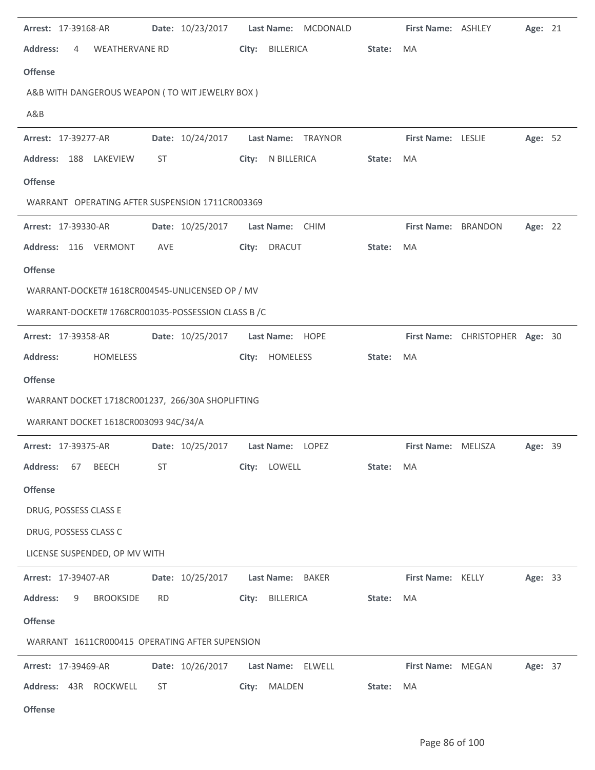**Arrest:** 17-39168-AR **Date:** 10/23/2017 **Last Name:** MCDONALD **First Name:** ASHLEY **Age:** 21

**Address:** 4 WEATHERVANE RD **City:** BILLERICA **State:** MA

**Offense**

A&B WITH DANGEROUS WEAPON ( TO WIT JEWELRY BOX )

A&B

---

**Arrest:** 17-39277-AR **Date:** 10/24/2017 **Last Name:** TRAYNOR **First Name:** LESLIE **Age:** 52

**Address:** 188 LAKEVIEW ST **City:** N BILLERICA **State:** MA

**Offense**

WARRANT OPERATING AFTER SUSPENSION 1711CR003369

---

**Arrest:** 17-39330-AR **Date:** 10/25/2017 **Last Name:** CHIM **First Name:** BRANDON **Age:** 22

**Address:** 116 VERMONT AVE **City:** DRACUT **State:** MA

**Offense**

WARRANT-DOCKET# 1618CR004545-UNLICENSED OP / MV

WARRANT-DOCKET# 1768CR001035-POSSESSION CLASS B /C

---

**Arrest:** 17-39358-AR **Date:** 10/25/2017 **Last Name:** HOPE **First Name:** CHRISTOPHER **Age:** 30

**Address:** HOMELESS **City:** HOMELESS **State:** MA

**Offense**

WARRANT DOCKET 1718CR001237, 266/30A SHOPLIFTING

WARRANT DOCKET 1618CR003093 94C/34/A

---

**Arrest:** 17-39375-AR **Date:** 10/25/2017 **Last Name:** LOPEZ **First Name:** MELISZA **Age:** 39

**Address:** 67 BEECH ST **City:** LOWELL **State:** MA

**Offense**

DRUG, POSSESS CLASS E

DRUG, POSSESS CLASS C

LICENSE SUSPENDED, OP MV WITH

---

**Arrest:** 17-39407-AR **Date:** 10/25/2017 **Last Name:** BAKER **First Name:** KELLY **Age:** 33

**Address:** 9 BROOKSIDE RD **City:** BILLERICA **State:** MA

**Offense**

WARRANT 1611CR000415 OPERATING AFTER SUPENSION

---

**Arrest:** 17-39469-AR **Date:** 10/26/2017 **Last Name:** ELWELL **First Name:** MEGAN **Age:** 37

**Address:** 43R ROCKWELL ST **City:** MALDEN **State:** MA

**Offense**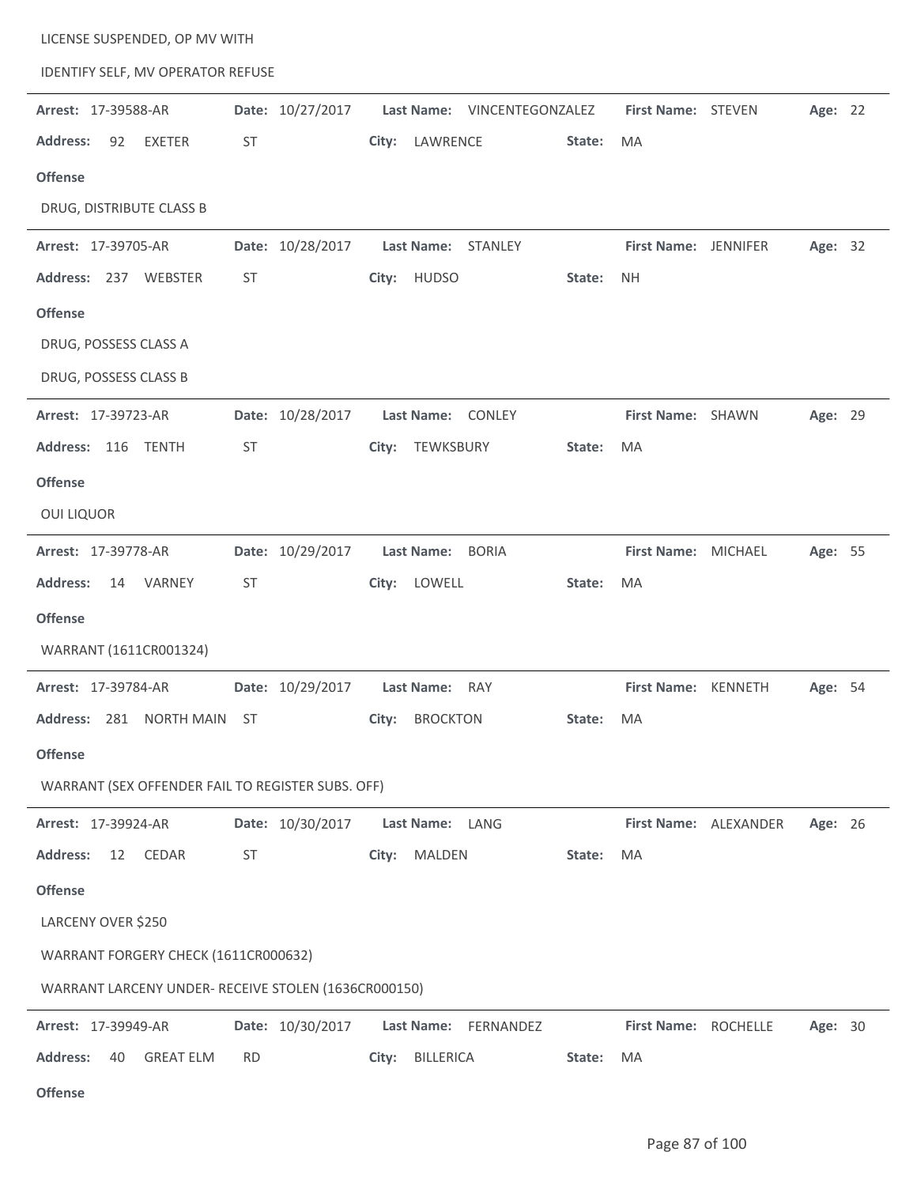LICENSE SUSPENDED, OP MV WITH

IDENTIFY SELF, MV OPERATOR REFUSE

---

**Arrest:** 17-39588-AR **Date:** 10/27/2017 **Last Name:** VINCENTEGONZALEZ **First Name:** STEVEN **Age:** 22

**Address:** 92 EXETER ST **City:** LAWRENCE **State:** MA

**Offense**

DRUG, DISTRIBUTE CLASS B

---

**Arrest:** 17-39705-AR **Date:** 10/28/2017 **Last Name:** STANLEY **First Name:** JENNIFER **Age:** 32

**Address:** 237 WEBSTER ST **City:** HUDSO **State:** NH

**Offense**

DRUG, POSSESS CLASS A

DRUG, POSSESS CLASS B

---

**Arrest:** 17-39723-AR **Date:** 10/28/2017 **Last Name:** CONLEY **First Name:** SHAWN **Age:** 29

**Address:** 116 TENTH ST **City:** TEWKSBURY **State:** MA

**Offense**

OUI LIQUOR

---

**Arrest:** 17-39778-AR **Date:** 10/29/2017 **Last Name:** BORIA **First Name:** MICHAEL **Age:** 55

**Address:** 14 VARNEY ST **City:** LOWELL **State:** MA

**Offense**

WARRANT (1611CR001324)

---

**Arrest:** 17-39784-AR **Date:** 10/29/2017 **Last Name:** RAY **First Name:** KENNETH **Age:** 54

**Address:** 281 NORTH MAIN ST **City:** BROCKTON **State:** MA

**Offense**

WARRANT (SEX OFFENDER FAIL TO REGISTER SUBS. OFF)

---

**Arrest:** 17-39924-AR **Date:** 10/30/2017 **Last Name:** LANG **First Name:** ALEXANDER **Age:** 26

**Address:** 12 CEDAR ST **City:** MALDEN **State:** MA

**Offense**

LARCENY OVER $250

WARRANT FORGERY CHECK (1611CR000632)

WARRANT LARCENY UNDER- RECEIVE STOLEN (1636CR000150)

---

**Arrest:** 17-39949-AR **Date:** 10/30/2017 **Last Name:** FERNANDEZ **First Name:** ROCHELLE **Age:** 30

**Address:** 40 GREAT ELM RD **City:** BILLERICA **State:** MA

**Offense**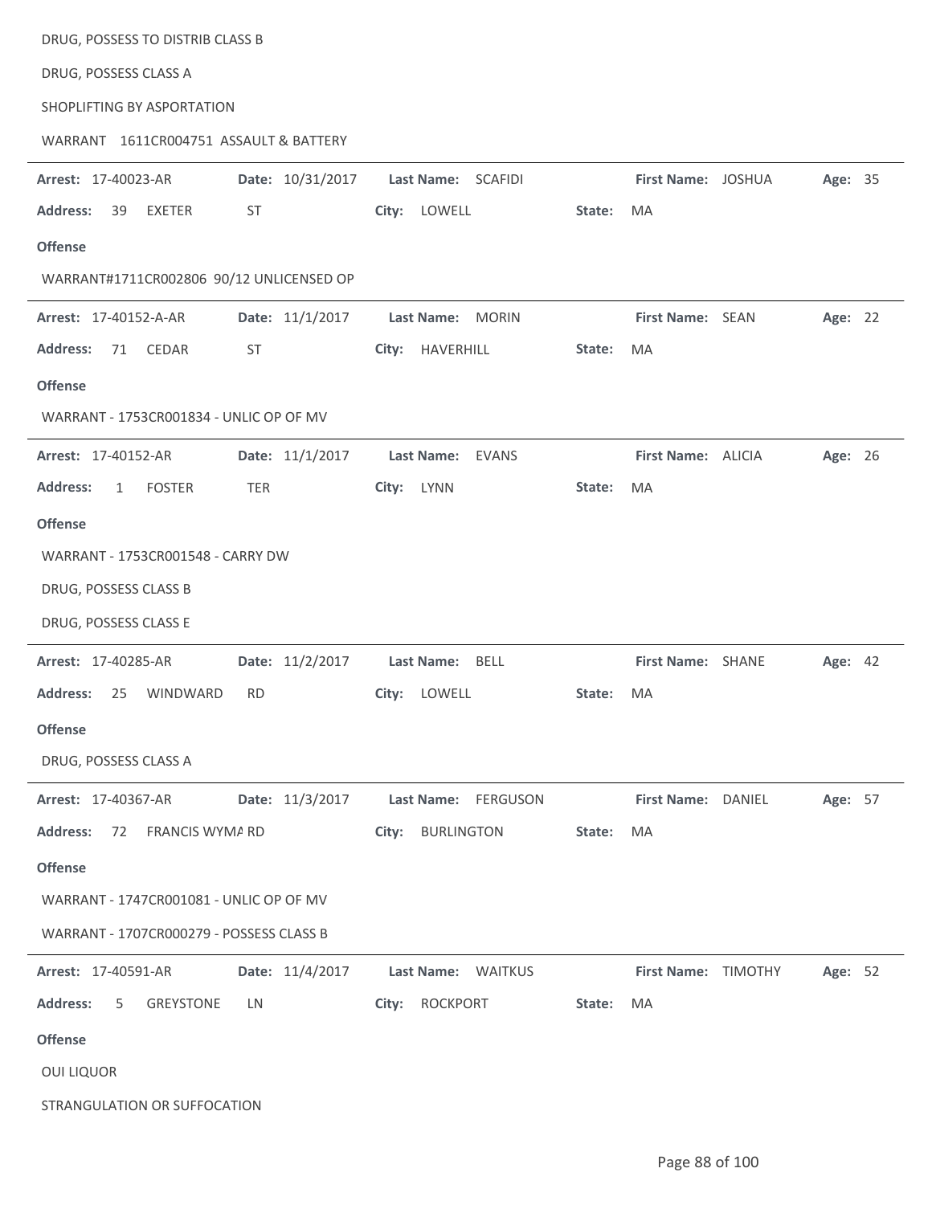DRUG, POSSESS TO DISTRIB CLASS B

DRUG, POSSESS CLASS A

SHOPLIFTING BY ASPORTATION

WARRANT 1611CR004751 ASSAULT & BATTERY

---

**Arrest:** 17-40023-AR **Date:** 10/31/2017 **Last Name:** SCAFIDI **First Name:** JOSHUA **Age:** 35

**Address:** 39 EXETER ST **City:** LOWELL **State:** MA

**Offense**

WARRANT#1711CR002806 90/12 UNLICENSED OP

---

**Arrest:** 17-40152-A-AR **Date:** 11/1/2017 **Last Name:** MORIN **First Name:** SEAN **Age:** 22

**Address:** 71 CEDAR ST **City:** HAVERHILL **State:** MA

**Offense**

WARRANT - 1753CR001834 - UNLIC OP OF MV

---

**Arrest:** 17-40152-AR **Date:** 11/1/2017 **Last Name:** EVANS **First Name:** ALICIA **Age:** 26

**Address:** 1 FOSTER TER **City:** LYNN **State:** MA

**Offense**

WARRANT - 1753CR001548 - CARRY DW

DRUG, POSSESS CLASS B

DRUG, POSSESS CLASS E

---

**Arrest:** 17-40285-AR **Date:** 11/2/2017 **Last Name:** BELL **First Name:** SHANE **Age:** 42

**Address:** 25 WINDWARD RD **City:** LOWELL **State:** MA

**Offense**

DRUG, POSSESS CLASS A

---

**Arrest:** 17-40367-AR **Date:** 11/3/2017 **Last Name:** FERGUSON **First Name:** DANIEL **Age:** 57

**Address:** 72 FRANCIS WYMA RD **City:** BURLINGTON **State:** MA

**Offense**

WARRANT - 1747CR001081 - UNLIC OP OF MV

WARRANT - 1707CR000279 - POSSESS CLASS B

---

**Arrest:** 17-40591-AR **Date:** 11/4/2017 **Last Name:** WAITKUS **First Name:** TIMOTHY **Age:** 52

**Address:** 5 GREYSTONE LN **City:** ROCKPORT **State:** MA

**Offense**

OUI LIQUOR

STRANGULATION OR SUFFOCATION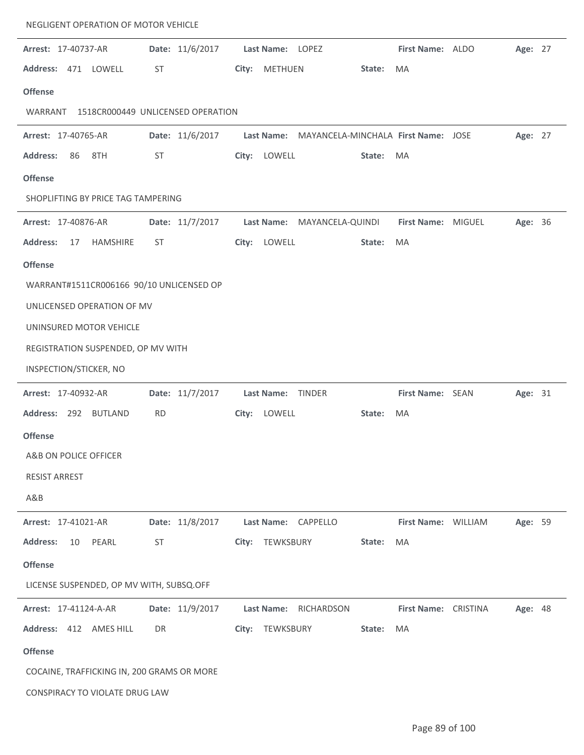NEGLIGENT OPERATION OF MOTOR VEHICLE

---

**Arrest:** 17-40737-AR **Date:** 11/6/2017 **Last Name:** LOPEZ **First Name:** ALDO **Age:** 27

**Address:** 471 LOWELL ST **City:** METHUEN **State:** MA

**Offense**

WARRANT 1518CR000449 UNLICENSED OPERATION

---

**Arrest:** 17-40765-AR **Date:** 11/6/2017 **Last Name:** MAYANCELA-MINCHALA **First Name:** JOSE **Age:** 27

**Address:** 86 8TH ST **City:** LOWELL **State:** MA

**Offense**

SHOPLIFTING BY PRICE TAG TAMPERING

---

**Arrest:** 17-40876-AR **Date:** 11/7/2017 **Last Name:** MAYANCELA-QUINDI **First Name:** MIGUEL **Age:** 36

**Address:** 17 HAMSHIRE ST **City:** LOWELL **State:** MA

**Offense**

WARRANT#1511CR006166 90/10 UNLICENSED OP

UNLICENSED OPERATION OF MV

UNINSURED MOTOR VEHICLE

REGISTRATION SUSPENDED, OP MV WITH

INSPECTION/STICKER, NO

---

**Arrest:** 17-40932-AR **Date:** 11/7/2017 **Last Name:** TINDER **First Name:** SEAN **Age:** 31

**Address:** 292 BUTLAND RD **City:** LOWELL **State:** MA

**Offense**

A&B ON POLICE OFFICER

RESIST ARREST

A&B

---

**Arrest:** 17-41021-AR **Date:** 11/8/2017 **Last Name:** CAPPELLO **First Name:** WILLIAM **Age:** 59

**Address:** 10 PEARL ST **City:** TEWKSBURY **State:** MA

**Offense**

LICENSE SUSPENDED, OP MV WITH, SUBSQ.OFF

---

**Arrest:** 17-41124-A-AR **Date:** 11/9/2017 **Last Name:** RICHARDSON **First Name:** CRISTINA **Age:** 48

**Address:** 412 AMES HILL DR **City:** TEWKSBURY **State:** MA

**Offense**

COCAINE, TRAFFICKING IN, 200 GRAMS OR MORE

CONSPIRACY TO VIOLATE DRUG LAW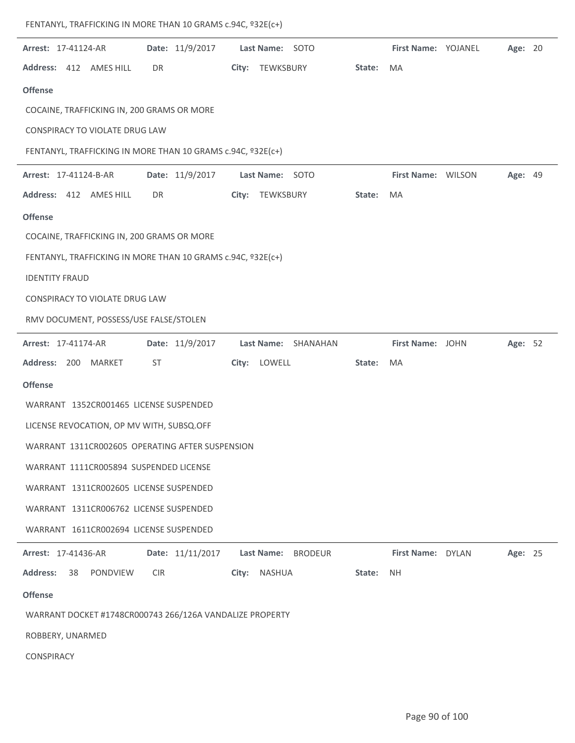FENTANYL, TRAFFICKING IN MORE THAN 10 GRAMS c.94C, º32E(c+)

---

**Arrest:** 17-41124-AR **Date:** 11/9/2017 **Last Name:** SOTO **First Name:** YOJANEL **Age:** 20

**Address:** 412 AMES HILL DR **City:** TEWKSBURY **State:** MA

**Offense**

COCAINE, TRAFFICKING IN, 200 GRAMS OR MORE

CONSPIRACY TO VIOLATE DRUG LAW

FENTANYL, TRAFFICKING IN MORE THAN 10 GRAMS c.94C, º32E(c+)

---

**Arrest:** 17-41124-B-AR **Date:** 11/9/2017 **Last Name:** SOTO **First Name:** WILSON **Age:** 49

**Address:** 412 AMES HILL DR **City:** TEWKSBURY **State:** MA

**Offense**

COCAINE, TRAFFICKING IN, 200 GRAMS OR MORE

FENTANYL, TRAFFICKING IN MORE THAN 10 GRAMS c.94C, º32E(c+)

IDENTITY FRAUD

CONSPIRACY TO VIOLATE DRUG LAW

RMV DOCUMENT, POSSESS/USE FALSE/STOLEN

---

**Arrest:** 17-41174-AR **Date:** 11/9/2017 **Last Name:** SHANAHAN **First Name:** JOHN **Age:** 52

**Address:** 200 MARKET ST **City:** LOWELL **State:** MA

**Offense**

WARRANT 1352CR001465 LICENSE SUSPENDED

LICENSE REVOCATION, OP MV WITH, SUBSQ.OFF

WARRANT 1311CR002605 OPERATING AFTER SUSPENSION

WARRANT 1111CR005894 SUSPENDED LICENSE

WARRANT 1311CR002605 LICENSE SUSPENDED

WARRANT 1311CR006762 LICENSE SUSPENDED

WARRANT 1611CR002694 LICENSE SUSPENDED

---

**Arrest:** 17-41436-AR **Date:** 11/11/2017 **Last Name:** BRODEUR **First Name:** DYLAN **Age:** 25

**Address:** 38 PONDVIEW CIR **City:** NASHUA **State:** NH

**Offense**

WARRANT DOCKET #1748CR000743 266/126A VANDALIZE PROPERTY

ROBBERY, UNARMED

CONSPIRACY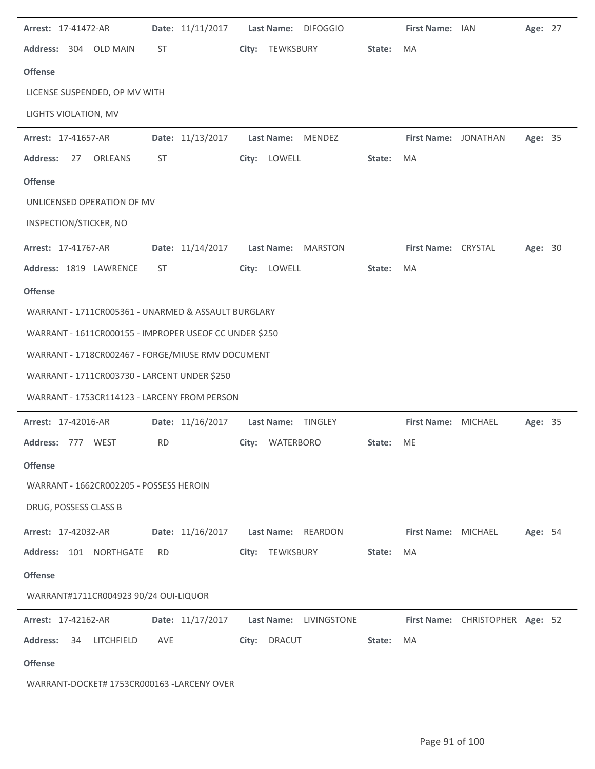**Arrest:** 17-41472-AR **Date:** 11/11/2017 **Last Name:** DIFOGGIO **First Name:** IAN **Age:** 27

**Address:** 304 OLD MAIN ST **City:** TEWKSBURY **State:** MA

**Offense**

LICENSE SUSPENDED, OP MV WITH

LIGHTS VIOLATION, MV

---

**Arrest:** 17-41657-AR **Date:** 11/13/2017 **Last Name:** MENDEZ **First Name:** JONATHAN **Age:** 35

**Address:** 27 ORLEANS ST **City:** LOWELL **State:** MA

**Offense**

UNLICENSED OPERATION OF MV

INSPECTION/STICKER, NO

---

**Arrest:** 17-41767-AR **Date:** 11/14/2017 **Last Name:** MARSTON **First Name:** CRYSTAL **Age:** 30

**Address:** 1819 LAWRENCE ST **City:** LOWELL **State:** MA

**Offense**

WARRANT - 1711CR005361 - UNARMED & ASSAULT BURGLARY

WARRANT - 1611CR000155 - IMPROPER USEOF CC UNDER $250

WARRANT - 1718CR002467 - FORGE/MIUSE RMV DOCUMENT

WARRANT - 1711CR003730 - LARCENT UNDER $250

WARRANT - 1753CR114123 - LARCENY FROM PERSON

---

**Arrest:** 17-42016-AR **Date:** 11/16/2017 **Last Name:** TINGLEY **First Name:** MICHAEL **Age:** 35

**Address:** 777 WEST RD **City:** WATERBORO **State:** ME

**Offense**

WARRANT - 1662CR002205 - POSSESS HEROIN

DRUG, POSSESS CLASS B

---

**Arrest:** 17-42032-AR **Date:** 11/16/2017 **Last Name:** REARDON **First Name:** MICHAEL **Age:** 54

**Address:** 101 NORTHGATE RD **City:** TEWKSBURY **State:** MA

**Offense**

WARRANT#1711CR004923 90/24 OUI-LIQUOR

---

**Arrest:** 17-42162-AR **Date:** 11/17/2017 **Last Name:** LIVINGSTONE **First Name:** CHRISTOPHER **Age:** 52

**Address:** 34 LITCHFIELD AVE **City:** DRACUT **State:** MA

**Offense**

WARRANT-DOCKET# 1753CR000163 -LARCENY OVER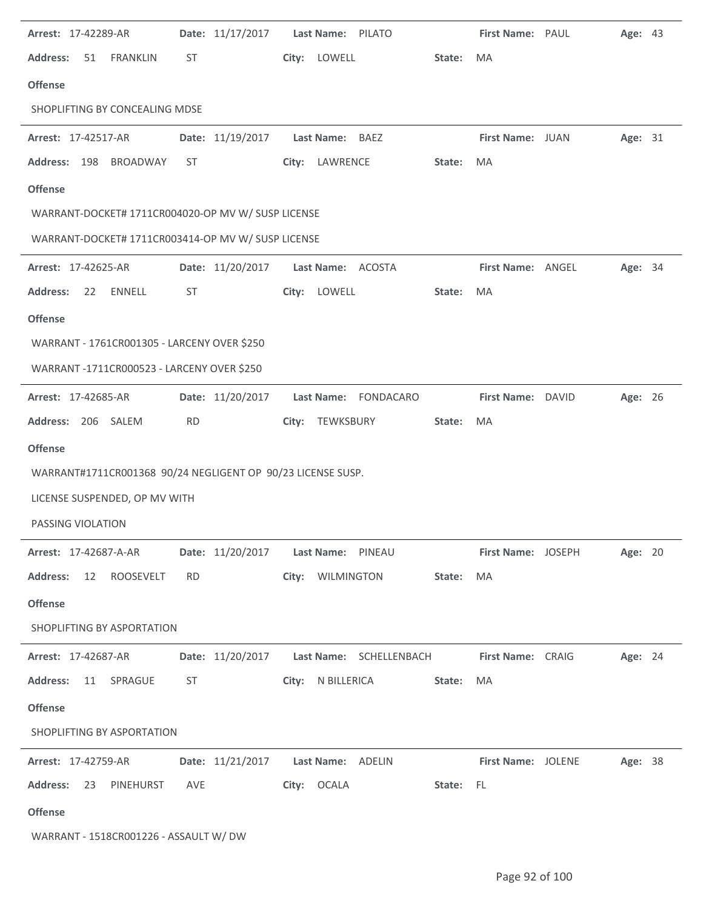**Arrest:** 17-42289-AR **Date:** 11/17/2017 **Last Name:** PILATO **First Name:** PAUL **Age:** 43

**Address:** 51 FRANKLIN ST **City:** LOWELL **State:** MA

**Offense**

SHOPLIFTING BY CONCEALING MDSE

---

**Arrest:** 17-42517-AR **Date:** 11/19/2017 **Last Name:** BAEZ **First Name:** JUAN **Age:** 31

**Address:** 198 BROADWAY ST **City:** LAWRENCE **State:** MA

**Offense**

WARRANT-DOCKET# 1711CR004020-OP MV W/ SUSP LICENSE

WARRANT-DOCKET# 1711CR003414-OP MV W/ SUSP LICENSE

---

**Arrest:** 17-42625-AR **Date:** 11/20/2017 **Last Name:** ACOSTA **First Name:** ANGEL **Age:** 34

**Address:** 22 ENNELL ST **City:** LOWELL **State:** MA

**Offense**

WARRANT - 1761CR001305 - LARCENY OVER $250

WARRANT -1711CR000523 - LARCENY OVER $250

---

**Arrest:** 17-42685-AR **Date:** 11/20/2017 **Last Name:** FONDACARO **First Name:** DAVID **Age:** 26

**Address:** 206 SALEM RD **City:** TEWKSBURY **State:** MA

**Offense**

WARRANT#1711CR001368 90/24 NEGLIGENT OP 90/23 LICENSE SUSP.

LICENSE SUSPENDED, OP MV WITH

PASSING VIOLATION

---

**Arrest:** 17-42687-A-AR **Date:** 11/20/2017 **Last Name:** PINEAU **First Name:** JOSEPH **Age:** 20

**Address:** 12 ROOSEVELT RD **City:** WILMINGTON **State:** MA

**Offense**

SHOPLIFTING BY ASPORTATION

---

**Arrest:** 17-42687-AR **Date:** 11/20/2017 **Last Name:** SCHELLENBACH **First Name:** CRAIG **Age:** 24

**Address:** 11 SPRAGUE ST **City:** N BILLERICA **State:** MA

**Offense**

SHOPLIFTING BY ASPORTATION

---

**Arrest:** 17-42759-AR **Date:** 11/21/2017 **Last Name:** ADELIN **First Name:** JOLENE **Age:** 38

**Address:** 23 PINEHURST AVE **City:** OCALA **State:** FL

**Offense**

WARRANT - 1518CR001226 - ASSAULT W/ DW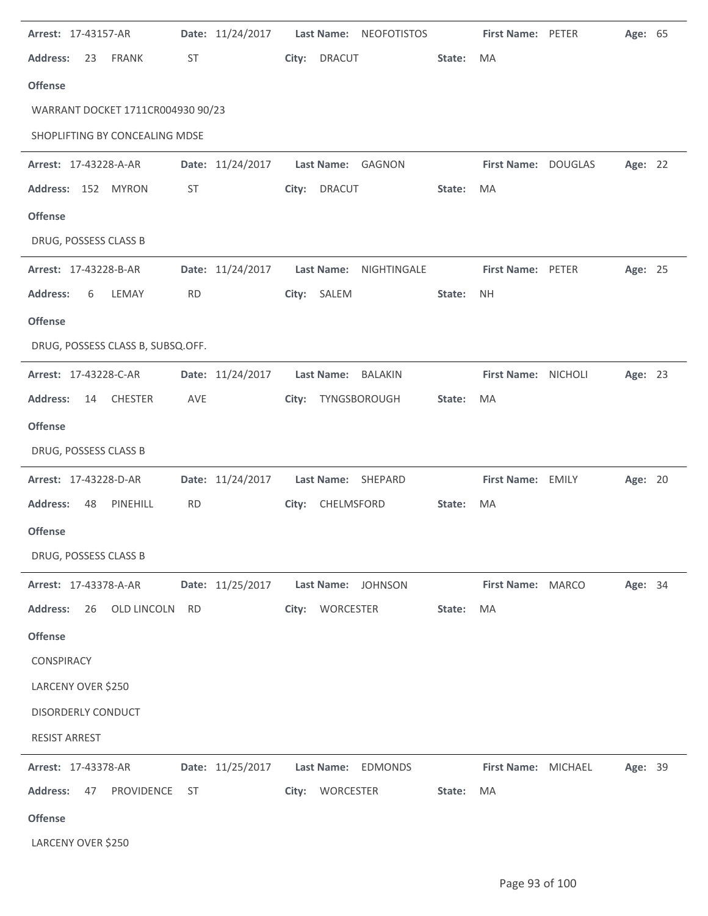**Arrest:** 17-43157-AR **Date:** 11/24/2017 **Last Name:** NEOFOTISTOS **First Name:** PETER **Age:** 65

**Address:** 23 FRANK ST **City:** DRACUT **State:** MA

**Offense**

WARRANT DOCKET 1711CR004930 90/23

SHOPLIFTING BY CONCEALING MDSE

---

**Arrest:** 17-43228-A-AR **Date:** 11/24/2017 **Last Name:** GAGNON **First Name:** DOUGLAS **Age:** 22

**Address:** 152 MYRON ST **City:** DRACUT **State:** MA

**Offense**

DRUG, POSSESS CLASS B

---

**Arrest:** 17-43228-B-AR **Date:** 11/24/2017 **Last Name:** NIGHTINGALE **First Name:** PETER **Age:** 25

**Address:** 6 LEMAY RD **City:** SALEM **State:** NH

**Offense**

DRUG, POSSESS CLASS B, SUBSQ.OFF.

---

**Arrest:** 17-43228-C-AR **Date:** 11/24/2017 **Last Name:** BALAKIN **First Name:** NICHOLI **Age:** 23

**Address:** 14 CHESTER AVE **City:** TYNGSBOROUGH **State:** MA

**Offense**

DRUG, POSSESS CLASS B

---

**Arrest:** 17-43228-D-AR **Date:** 11/24/2017 **Last Name:** SHEPARD **First Name:** EMILY **Age:** 20

**Address:** 48 PINEHILL RD **City:** CHELMSFORD **State:** MA

**Offense**

DRUG, POSSESS CLASS B

---

**Arrest:** 17-43378-A-AR **Date:** 11/25/2017 **Last Name:** JOHNSON **First Name:** MARCO **Age:** 34

**Address:** 26 OLD LINCOLN RD **City:** WORCESTER **State:** MA

**Offense**

CONSPIRACY

LARCENY OVER $250

DISORDERLY CONDUCT

RESIST ARREST

---

**Arrest:** 17-43378-AR **Date:** 11/25/2017 **Last Name:** EDMONDS **First Name:** MICHAEL **Age:** 39

**Address:** 47 PROVIDENCE ST **City:** WORCESTER **State:** MA

**Offense**

LARCENY OVER $250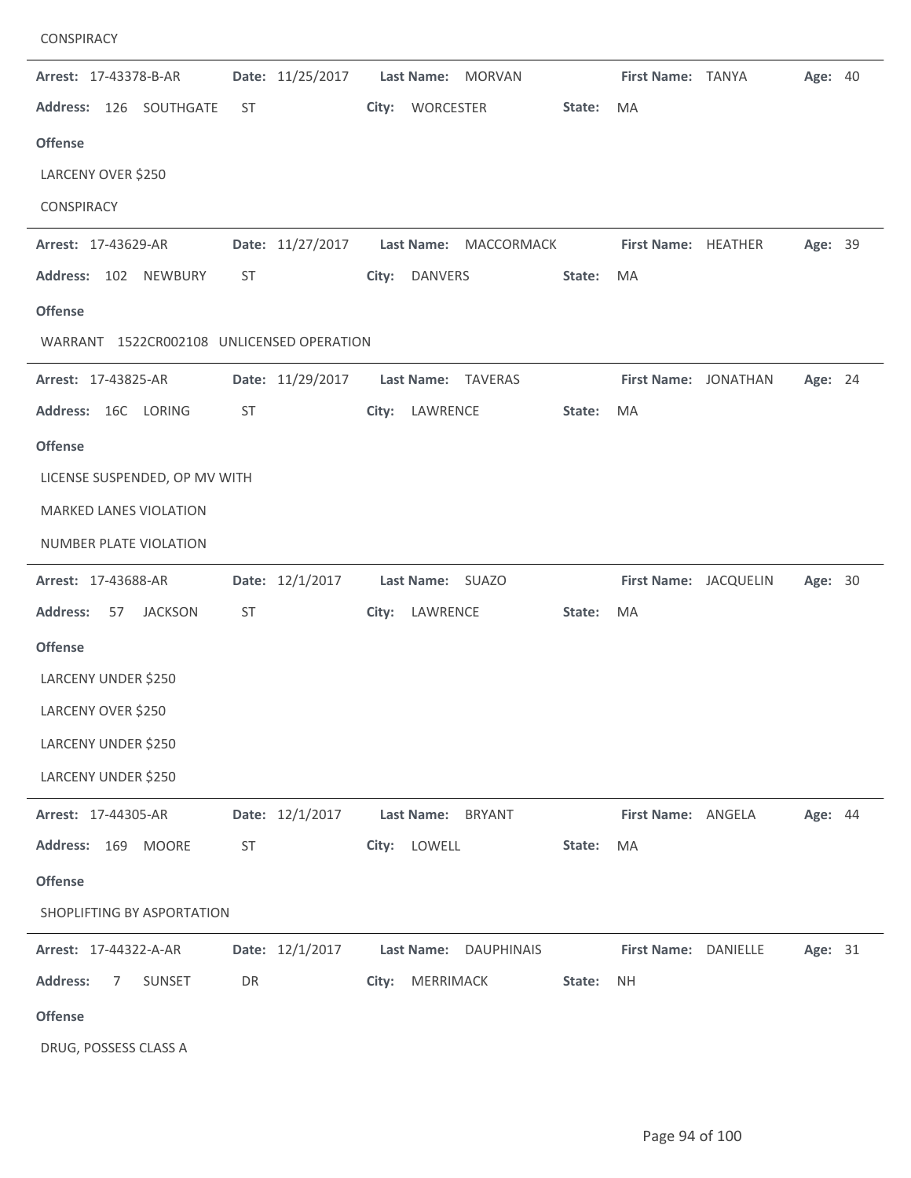CONSPIRACY

---

**Arrest:** 17-43378-B-AR **Date:** 11/25/2017 **Last Name:** MORVAN **First Name:** TANYA **Age:** 40

**Address:** 126 SOUTHGATE ST **City:** WORCESTER **State:** MA

**Offense**

LARCENY OVER $250

CONSPIRACY

---

**Arrest:** 17-43629-AR **Date:** 11/27/2017 **Last Name:** MACCORMACK **First Name:** HEATHER **Age:** 39

**Address:** 102 NEWBURY ST **City:** DANVERS **State:** MA

**Offense**

WARRANT 1522CR002108 UNLICENSED OPERATION

---

**Arrest:** 17-43825-AR **Date:** 11/29/2017 **Last Name:** TAVERAS **First Name:** JONATHAN **Age:** 24

**Address:** 16C LORING ST **City:** LAWRENCE **State:** MA

**Offense**

LICENSE SUSPENDED, OP MV WITH

MARKED LANES VIOLATION

NUMBER PLATE VIOLATION

---

**Arrest:** 17-43688-AR **Date:** 12/1/2017 **Last Name:** SUAZO **First Name:** JACQUELIN **Age:** 30

**Address:** 57 JACKSON ST **City:** LAWRENCE **State:** MA

**Offense**

LARCENY UNDER $250

LARCENY OVER $250

LARCENY UNDER $250

LARCENY UNDER $250

---

**Arrest:** 17-44305-AR **Date:** 12/1/2017 **Last Name:** BRYANT **First Name:** ANGELA **Age:** 44

**Address:** 169 MOORE ST **City:** LOWELL **State:** MA

**Offense**

SHOPLIFTING BY ASPORTATION

---

**Arrest:** 17-44322-A-AR **Date:** 12/1/2017 **Last Name:** DAUPHINAIS **First Name:** DANIELLE **Age:** 31

**Address:** 7 SUNSET DR **City:** MERRIMACK **State:** NH

**Offense**

DRUG, POSSESS CLASS A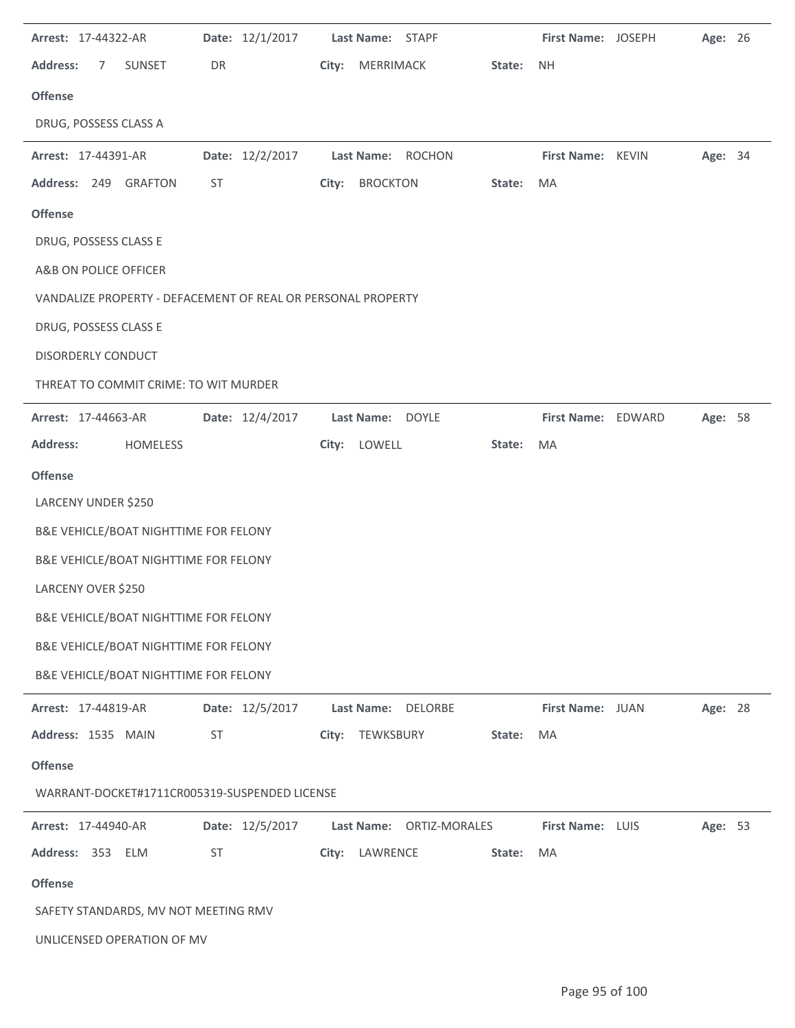**Arrest:** 17-44322-AR **Date:** 12/1/2017 **Last Name:** STAPF **First Name:** JOSEPH **Age:** 26

**Address:** 7 SUNSET DR **City:** MERRIMACK **State:** NH

**Offense**

DRUG, POSSESS CLASS A

---

**Arrest:** 17-44391-AR **Date:** 12/2/2017 **Last Name:** ROCHON **First Name:** KEVIN **Age:** 34

**Address:** 249 GRAFTON ST **City:** BROCKTON **State:** MA

**Offense**

DRUG, POSSESS CLASS E

A&B ON POLICE OFFICER

VANDALIZE PROPERTY - DEFACEMENT OF REAL OR PERSONAL PROPERTY

DRUG, POSSESS CLASS E

DISORDERLY CONDUCT

THREAT TO COMMIT CRIME: TO WIT MURDER

---

**Arrest:** 17-44663-AR **Date:** 12/4/2017 **Last Name:** DOYLE **First Name:** EDWARD **Age:** 58

**Address:** HOMELESS **City:** LOWELL **State:** MA

**Offense**

LARCENY UNDER $250

B&E VEHICLE/BOAT NIGHTTIME FOR FELONY

B&E VEHICLE/BOAT NIGHTTIME FOR FELONY

LARCENY OVER $250

B&E VEHICLE/BOAT NIGHTTIME FOR FELONY

B&E VEHICLE/BOAT NIGHTTIME FOR FELONY

B&E VEHICLE/BOAT NIGHTTIME FOR FELONY

---

**Arrest:** 17-44819-AR **Date:** 12/5/2017 **Last Name:** DELORBE **First Name:** JUAN **Age:** 28

**Address:** 1535 MAIN ST **City:** TEWKSBURY **State:** MA

**Offense**

WARRANT-DOCKET#1711CR005319-SUSPENDED LICENSE

---

**Arrest:** 17-44940-AR **Date:** 12/5/2017 **Last Name:** ORTIZ-MORALES **First Name:** LUIS **Age:** 53

**Address:** 353 ELM ST **City:** LAWRENCE **State:** MA

**Offense**

SAFETY STANDARDS, MV NOT MEETING RMV

UNLICENSED OPERATION OF MV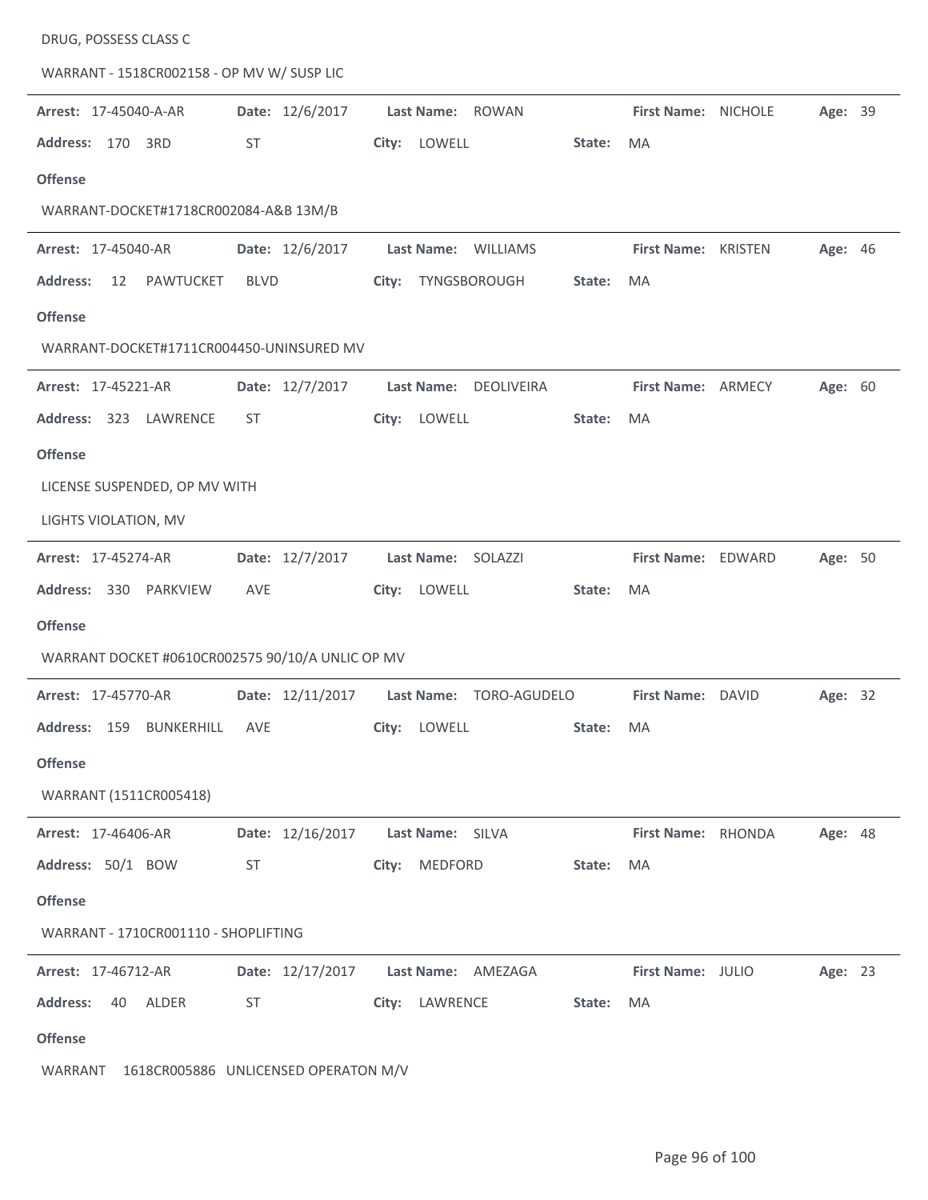DRUG, POSSESS CLASS C

WARRANT - 1518CR002158 - OP MV W/ SUSP LIC

---

**Arrest:** 17-45040-A-AR **Date:** 12/6/2017 **Last Name:** ROWAN **First Name:** NICHOLE **Age:** 39

**Address:** 170 3RD ST **City:** LOWELL **State:** MA

**Offense**

WARRANT-DOCKET#1718CR002084-A&B 13M/B

---

**Arrest:** 17-45040-AR **Date:** 12/6/2017 **Last Name:** WILLIAMS **First Name:** KRISTEN **Age:** 46

**Address:** 12 PAWTUCKET BLVD **City:** TYNGSBOROUGH **State:** MA

**Offense**

WARRANT-DOCKET#1711CR004450-UNINSURED MV

---

**Arrest:** 17-45221-AR **Date:** 12/7/2017 **Last Name:** DEOLIVEIRA **First Name:** ARMECY **Age:** 60

**Address:** 323 LAWRENCE ST **City:** LOWELL **State:** MA

**Offense**

LICENSE SUSPENDED, OP MV WITH

LIGHTS VIOLATION, MV

---

**Arrest:** 17-45274-AR **Date:** 12/7/2017 **Last Name:** SOLAZZI **First Name:** EDWARD **Age:** 50

**Address:** 330 PARKVIEW AVE **City:** LOWELL **State:** MA

**Offense**

WARRANT DOCKET #0610CR002575 90/10/A UNLIC OP MV

---

**Arrest:** 17-45770-AR **Date:** 12/11/2017 **Last Name:** TORO-AGUDELO **First Name:** DAVID **Age:** 32

**Address:** 159 BUNKERHILL AVE **City:** LOWELL **State:** MA

**Offense**

WARRANT (1511CR005418)

---

**Arrest:** 17-46406-AR **Date:** 12/16/2017 **Last Name:** SILVA **First Name:** RHONDA **Age:** 48

**Address:** 50/1 BOW ST **City:** MEDFORD **State:** MA

**Offense**

WARRANT - 1710CR001110 - SHOPLIFTING

---

**Arrest:** 17-46712-AR **Date:** 12/17/2017 **Last Name:** AMEZAGA **First Name:** JULIO **Age:** 23

**Address:** 40 ALDER ST **City:** LAWRENCE **State:** MA

**Offense**

WARRANT 1618CR005886 UNLICENSED OPERATON M/V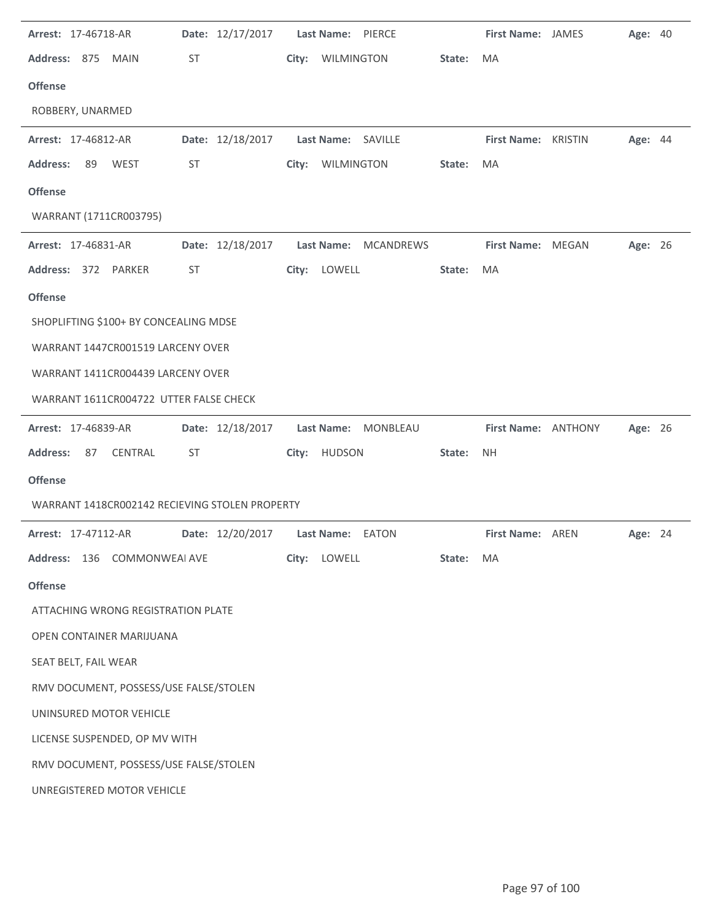**Arrest:** 17-46718-AR **Date:** 12/17/2017 **Last Name:** PIERCE **First Name:** JAMES **Age:** 40

**Address:** 875 MAIN ST **City:** WILMINGTON **State:** MA

**Offense**

ROBBERY, UNARMED

---

**Arrest:** 17-46812-AR **Date:** 12/18/2017 **Last Name:** SAVILLE **First Name:** KRISTIN **Age:** 44

**Address:** 89 WEST ST **City:** WILMINGTON **State:** MA

**Offense**

WARRANT (1711CR003795)

---

**Arrest:** 17-46831-AR **Date:** 12/18/2017 **Last Name:** MCANDREWS **First Name:** MEGAN **Age:** 26

**Address:** 372 PARKER ST **City:** LOWELL **State:** MA

**Offense**

SHOPLIFTING $100+ BY CONCEALING MDSE

WARRANT 1447CR001519 LARCENY OVER

WARRANT 1411CR004439 LARCENY OVER

WARRANT 1611CR004722 UTTER FALSE CHECK

---

**Arrest:** 17-46839-AR **Date:** 12/18/2017 **Last Name:** MONBLEAU **First Name:** ANTHONY **Age:** 26

**Address:** 87 CENTRAL ST **City:** HUDSON **State:** NH

**Offense**

WARRANT 1418CR002142 RECIEVING STOLEN PROPERTY

---

**Arrest:** 17-47112-AR **Date:** 12/20/2017 **Last Name:** EATON **First Name:** AREN **Age:** 24

**Address:** 136 COMMONWEAI AVE **City:** LOWELL **State:** MA

**Offense**

ATTACHING WRONG REGISTRATION PLATE

OPEN CONTAINER MARIJUANA

SEAT BELT, FAIL WEAR

RMV DOCUMENT, POSSESS/USE FALSE/STOLEN

UNINSURED MOTOR VEHICLE

LICENSE SUSPENDED, OP MV WITH

RMV DOCUMENT, POSSESS/USE FALSE/STOLEN

UNREGISTERED MOTOR VEHICLE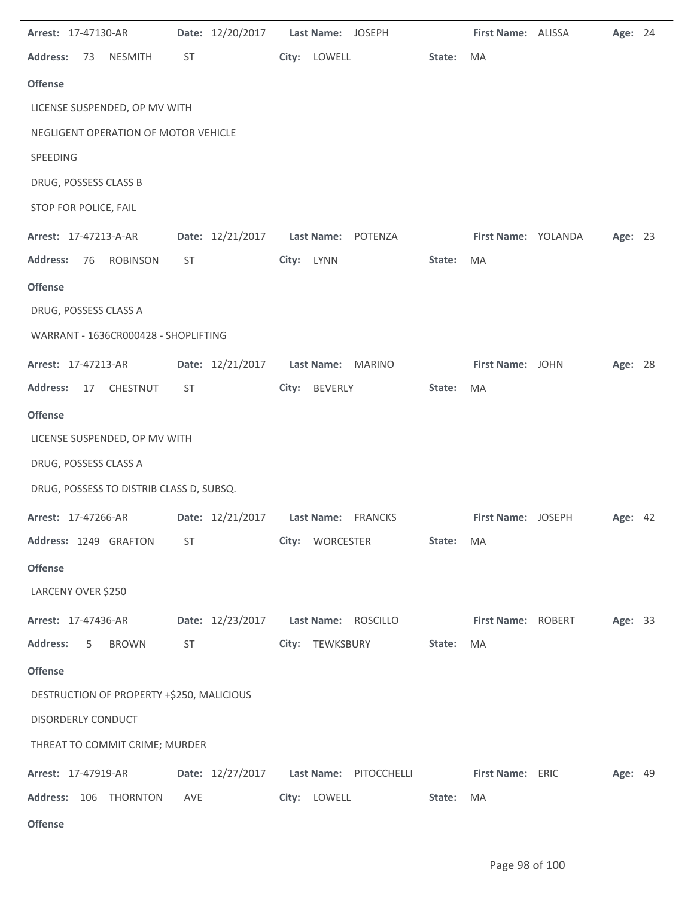**Arrest:** 17-47130-AR **Date:** 12/20/2017 **Last Name:** JOSEPH **First Name:** ALISSA **Age:** 24

**Address:** 73 NESMITH ST **City:** LOWELL **State:** MA

**Offense**

LICENSE SUSPENDED, OP MV WITH

NEGLIGENT OPERATION OF MOTOR VEHICLE

SPEEDING

DRUG, POSSESS CLASS B

STOP FOR POLICE, FAIL

---

**Arrest:** 17-47213-A-AR **Date:** 12/21/2017 **Last Name:** POTENZA **First Name:** YOLANDA **Age:** 23

**Address:** 76 ROBINSON ST **City:** LYNN **State:** MA

**Offense**

DRUG, POSSESS CLASS A

WARRANT - 1636CR000428 - SHOPLIFTING

---

**Arrest:** 17-47213-AR **Date:** 12/21/2017 **Last Name:** MARINO **First Name:** JOHN **Age:** 28

**Address:** 17 CHESTNUT ST **City:** BEVERLY **State:** MA

**Offense**

LICENSE SUSPENDED, OP MV WITH

DRUG, POSSESS CLASS A

DRUG, POSSESS TO DISTRIB CLASS D, SUBSQ.

---

**Arrest:** 17-47266-AR **Date:** 12/21/2017 **Last Name:** FRANCKS **First Name:** JOSEPH **Age:** 42

**Address:** 1249 GRAFTON ST **City:** WORCESTER **State:** MA

**Offense**

LARCENY OVER $250

---

**Arrest:** 17-47436-AR **Date:** 12/23/2017 **Last Name:** ROSCILLO **First Name:** ROBERT **Age:** 33

**Address:** 5 BROWN ST **City:** TEWKSBURY **State:** MA

**Offense**

DESTRUCTION OF PROPERTY +$250, MALICIOUS

DISORDERLY CONDUCT

THREAT TO COMMIT CRIME; MURDER

---

**Arrest:** 17-47919-AR **Date:** 12/27/2017 **Last Name:** PITOCCHELLI **First Name:** ERIC **Age:** 49

**Address:** 106 THORNTON AVE **City:** LOWELL **State:** MA

**Offense**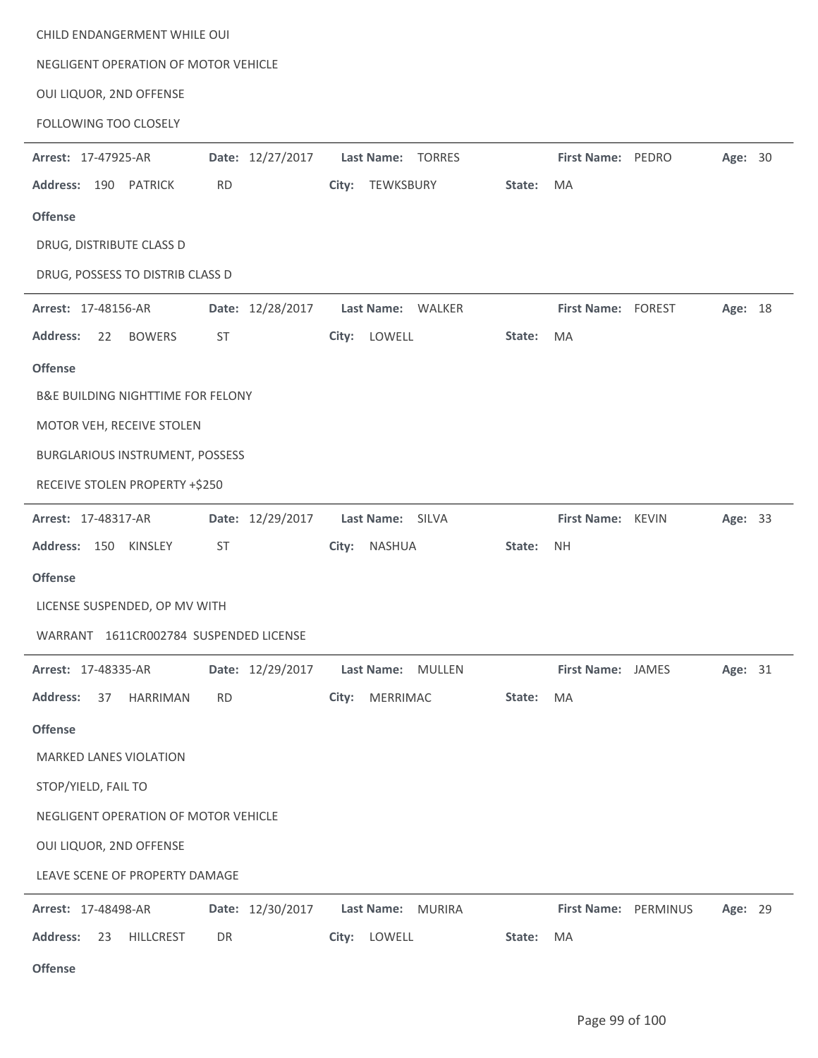CHILD ENDANGERMENT WHILE OUI

NEGLIGENT OPERATION OF MOTOR VEHICLE

OUI LIQUOR, 2ND OFFENSE

FOLLOWING TOO CLOSELY

---

**Arrest:** 17-47925-AR **Date:** 12/27/2017 **Last Name:** TORRES **First Name:** PEDRO **Age:** 30

**Address:** 190 PATRICK RD **City:** TEWKSBURY **State:** MA

**Offense**

DRUG, DISTRIBUTE CLASS D

DRUG, POSSESS TO DISTRIB CLASS D

---

**Arrest:** 17-48156-AR **Date:** 12/28/2017 **Last Name:** WALKER **First Name:** FOREST **Age:** 18

**Address:** 22 BOWERS ST **City:** LOWELL **State:** MA

**Offense**

B&E BUILDING NIGHTTIME FOR FELONY

MOTOR VEH, RECEIVE STOLEN

BURGLARIOUS INSTRUMENT, POSSESS

RECEIVE STOLEN PROPERTY +$250

---

**Arrest:** 17-48317-AR **Date:** 12/29/2017 **Last Name:** SILVA **First Name:** KEVIN **Age:** 33

**Address:** 150 KINSLEY ST **City:** NASHUA **State:** NH

**Offense**

LICENSE SUSPENDED, OP MV WITH

WARRANT 1611CR002784 SUSPENDED LICENSE

---

**Arrest:** 17-48335-AR **Date:** 12/29/2017 **Last Name:** MULLEN **First Name:** JAMES **Age:** 31

**Address:** 37 HARRIMAN RD **City:** MERRIMAC **State:** MA

**Offense**

MARKED LANES VIOLATION

STOP/YIELD, FAIL TO

NEGLIGENT OPERATION OF MOTOR VEHICLE

OUI LIQUOR, 2ND OFFENSE

LEAVE SCENE OF PROPERTY DAMAGE

---

**Arrest:** 17-48498-AR **Date:** 12/30/2017 **Last Name:** MURIRA **First Name:** PERMINUS **Age:** 29

**Address:** 23 HILLCREST DR **City:** LOWELL **State:** MA

**Offense**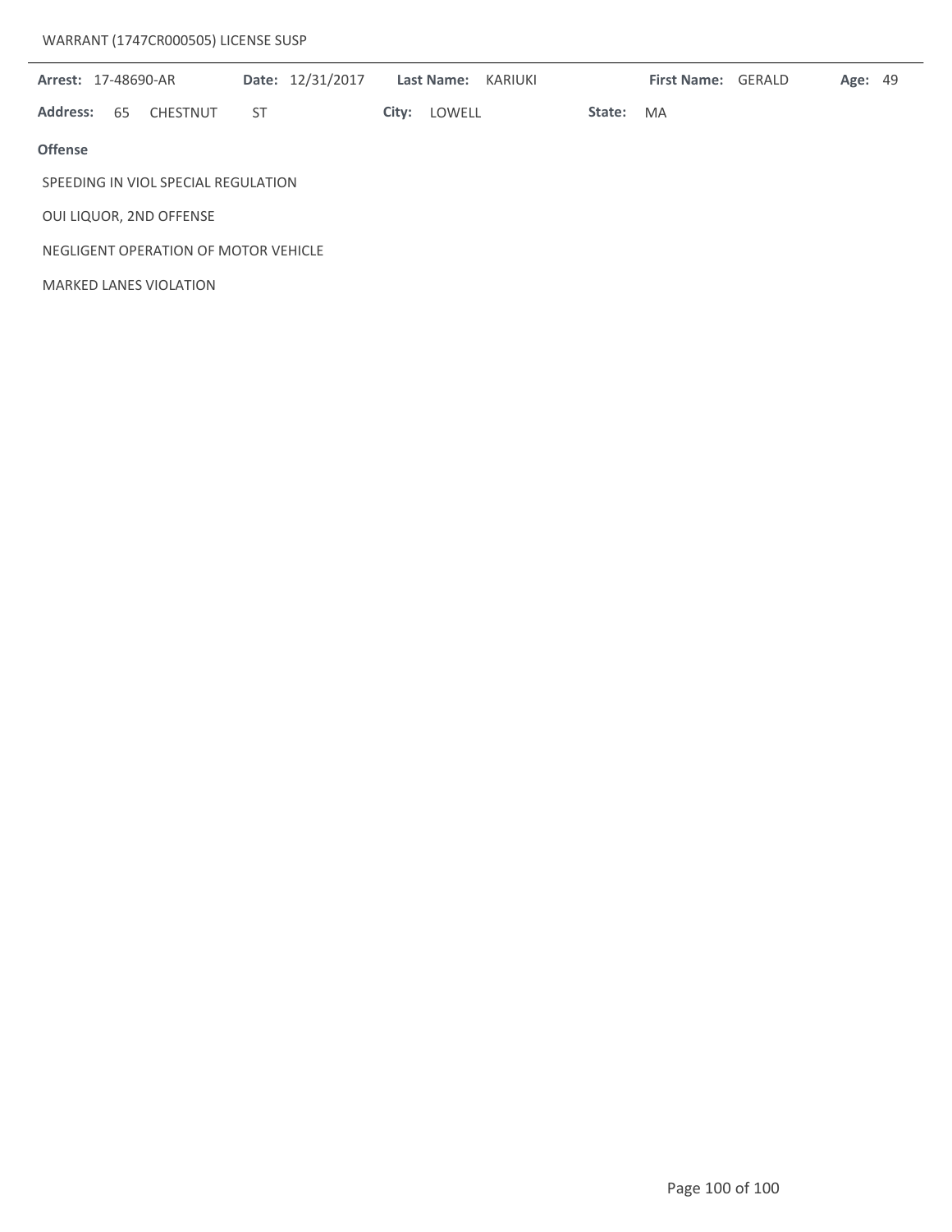WARRANT (1747CR000505) LICENSE SUSP

**Arrest:** 17-48690-AR **Date:** 12/31/2017 **Last Name:** KARIUKI **First Name:** GERALD **Age:** 49

**Address:** 65 CHESTNUT ST **City:** LOWELL **State:** MA

**Offense**

SPEEDING IN VIOL SPECIAL REGULATION

OUI LIQUOR, 2ND OFFENSE

NEGLIGENT OPERATION OF MOTOR VEHICLE

MARKED LANES VIOLATION